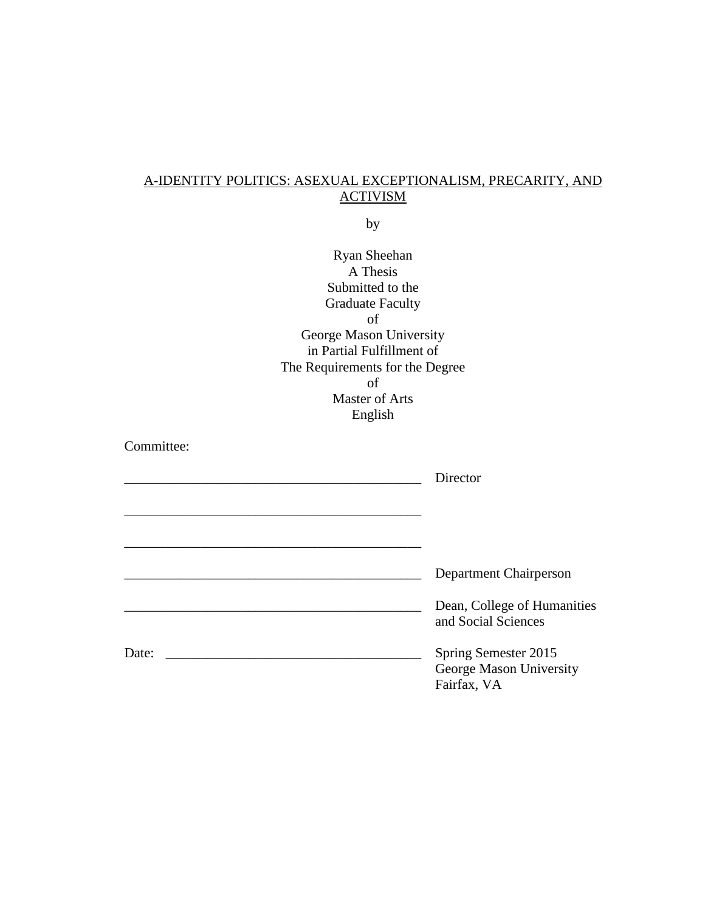A-IDENTITY POLITICS: ASEXUAL EXCEPTIONALISM, PRECARITY, AND ACTIVISM

by

Ryan Sheehan
A Thesis
Submitted to the
Graduate Faculty
of
George Mason University
in Partial Fulfillment of
The Requirements for the Degree
of
Master of Arts
English

Committee:

_____________________________________________ Director

_____________________________________________

_____________________________________________

_____________________________________________ Department Chairperson

_____________________________________________ Dean, College of Humanities and Social Sciences

Date: _____________________________________ Spring Semester 2015
George Mason University
Fairfax, VA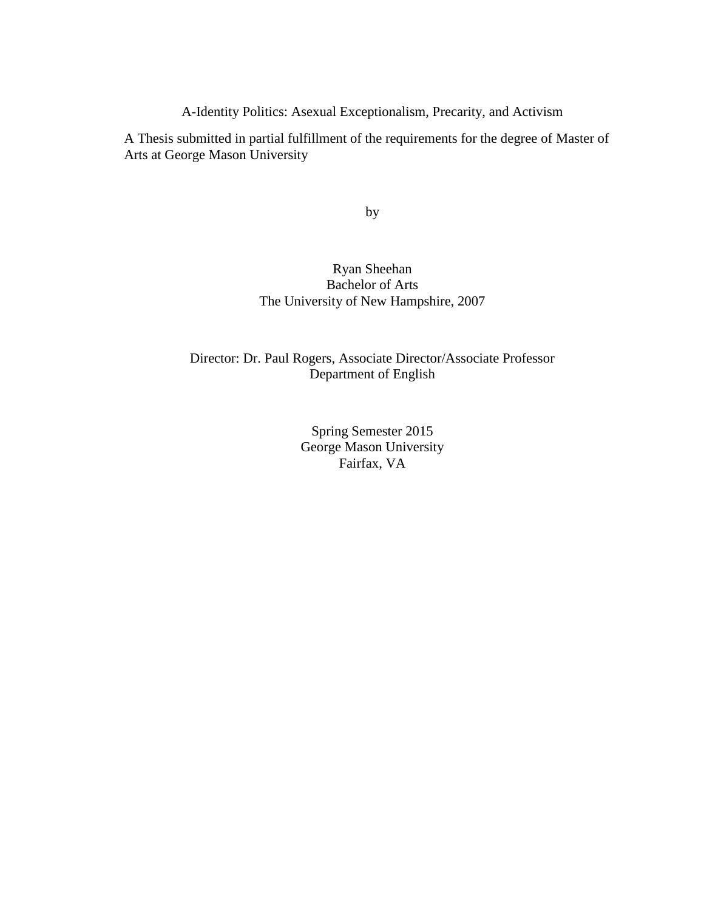# A-Identity Politics: Asexual Exceptionalism, Precarity, and Activism

A Thesis submitted in partial fulfillment of the requirements for the degree of Master of Arts at George Mason University

by

Ryan Sheehan
Bachelor of Arts
The University of New Hampshire, 2007

Director: Dr. Paul Rogers, Associate Director/Associate Professor
Department of English

Spring Semester 2015
George Mason University
Fairfax, VA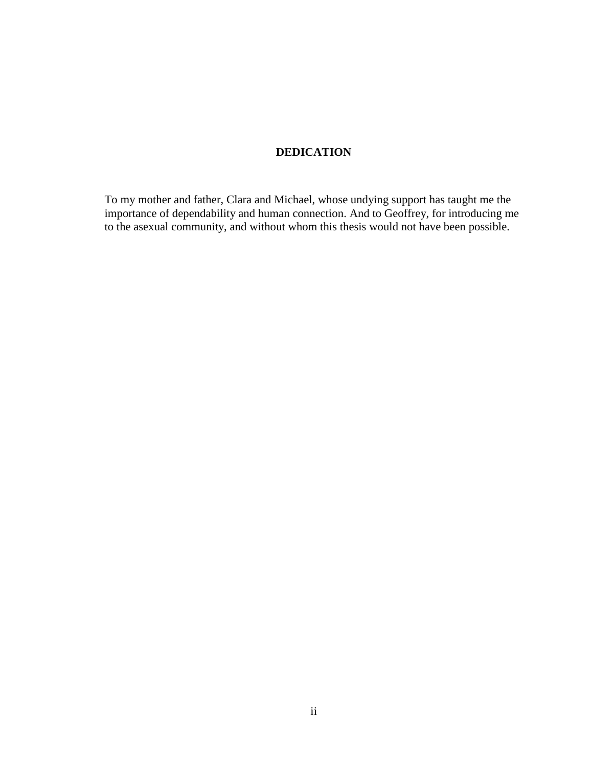# DEDICATION

To my mother and father, Clara and Michael, whose undying support has taught me the importance of dependability and human connection. And to Geoffrey, for introducing me to the asexual community, and without whom this thesis would not have been possible.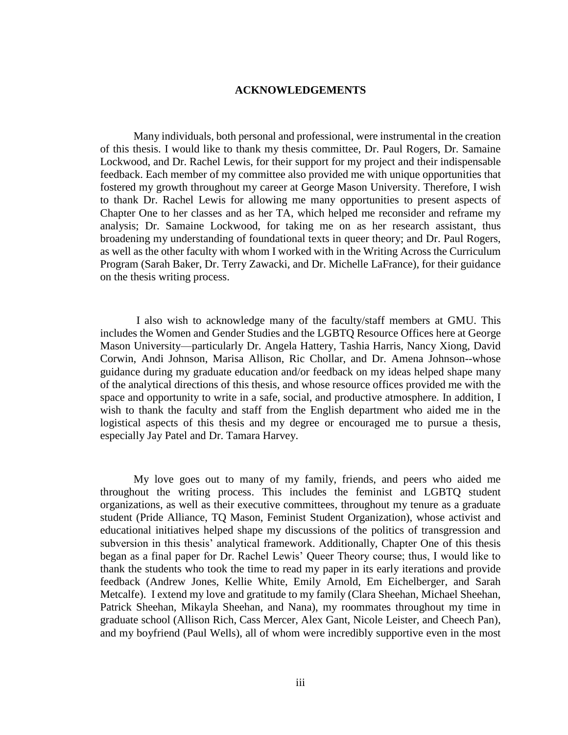# ACKNOWLEDGEMENTS

Many individuals, both personal and professional, were instrumental in the creation of this thesis. I would like to thank my thesis committee, Dr. Paul Rogers, Dr. Samaine Lockwood, and Dr. Rachel Lewis, for their support for my project and their indispensable feedback. Each member of my committee also provided me with unique opportunities that fostered my growth throughout my career at George Mason University. Therefore, I wish to thank Dr. Rachel Lewis for allowing me many opportunities to present aspects of Chapter One to her classes and as her TA, which helped me reconsider and reframe my analysis; Dr. Samaine Lockwood, for taking me on as her research assistant, thus broadening my understanding of foundational texts in queer theory; and Dr. Paul Rogers, as well as the other faculty with whom I worked with in the Writing Across the Curriculum Program (Sarah Baker, Dr. Terry Zawacki, and Dr. Michelle LaFrance), for their guidance on the thesis writing process.

I also wish to acknowledge many of the faculty/staff members at GMU. This includes the Women and Gender Studies and the LGBTQ Resource Offices here at George Mason University—particularly Dr. Angela Hattery, Tashia Harris, Nancy Xiong, David Corwin, Andi Johnson, Marisa Allison, Ric Chollar, and Dr. Amena Johnson--whose guidance during my graduate education and/or feedback on my ideas helped shape many of the analytical directions of this thesis, and whose resource offices provided me with the space and opportunity to write in a safe, social, and productive atmosphere. In addition, I wish to thank the faculty and staff from the English department who aided me in the logistical aspects of this thesis and my degree or encouraged me to pursue a thesis, especially Jay Patel and Dr. Tamara Harvey.

My love goes out to many of my family, friends, and peers who aided me throughout the writing process. This includes the feminist and LGBTQ student organizations, as well as their executive committees, throughout my tenure as a graduate student (Pride Alliance, TQ Mason, Feminist Student Organization), whose activist and educational initiatives helped shape my discussions of the politics of transgression and subversion in this thesis' analytical framework. Additionally, Chapter One of this thesis began as a final paper for Dr. Rachel Lewis' Queer Theory course; thus, I would like to thank the students who took the time to read my paper in its early iterations and provide feedback (Andrew Jones, Kellie White, Emily Arnold, Em Eichelberger, and Sarah Metcalfe). I extend my love and gratitude to my family (Clara Sheehan, Michael Sheehan, Patrick Sheehan, Mikayla Sheehan, and Nana), my roommates throughout my time in graduate school (Allison Rich, Cass Mercer, Alex Gant, Nicole Leister, and Cheech Pan), and my boyfriend (Paul Wells), all of whom were incredibly supportive even in the most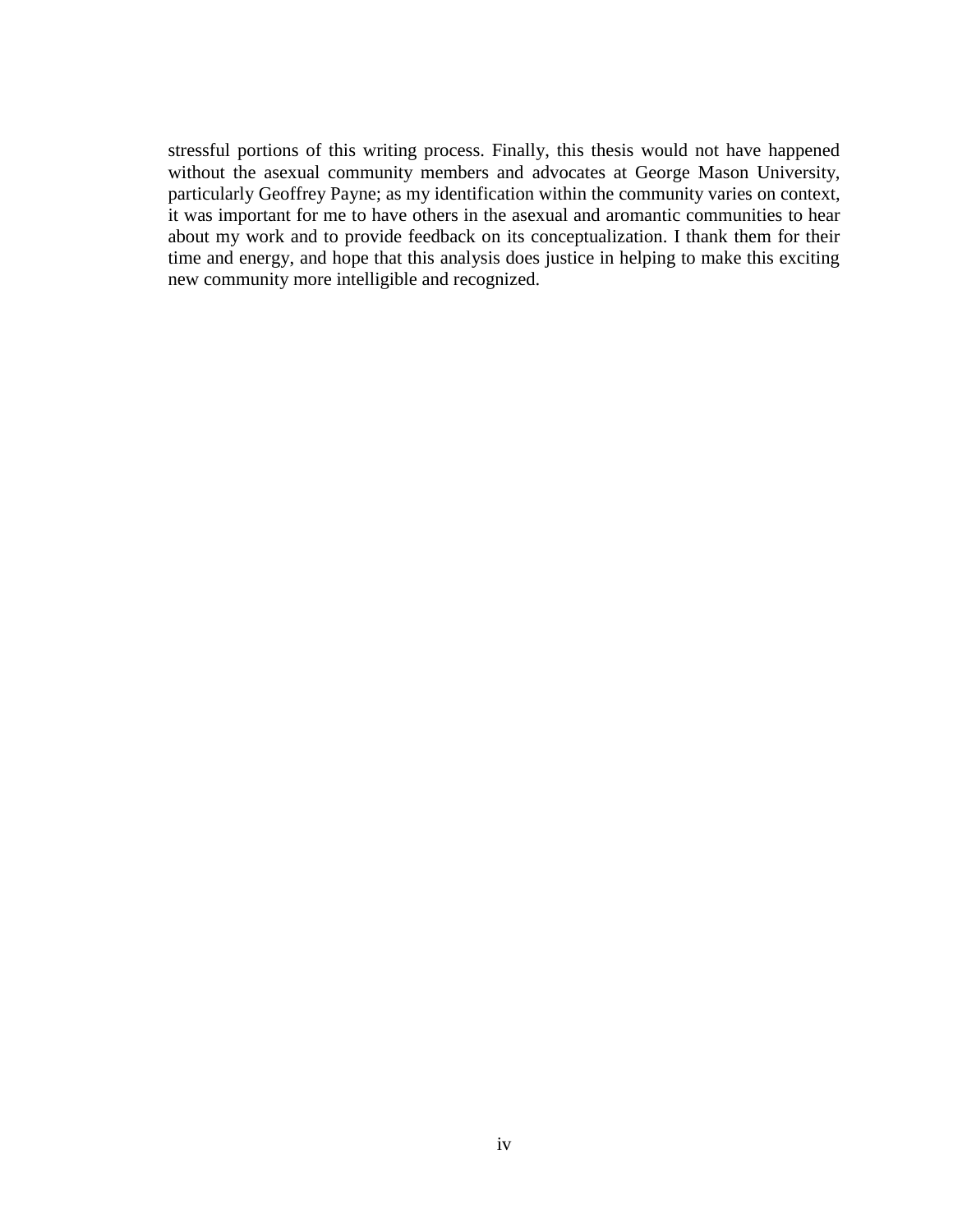stressful portions of this writing process. Finally, this thesis would not have happened without the asexual community members and advocates at George Mason University, particularly Geoffrey Payne; as my identification within the community varies on context, it was important for me to have others in the asexual and aromantic communities to hear about my work and to provide feedback on its conceptualization. I thank them for their time and energy, and hope that this analysis does justice in helping to make this exciting new community more intelligible and recognized.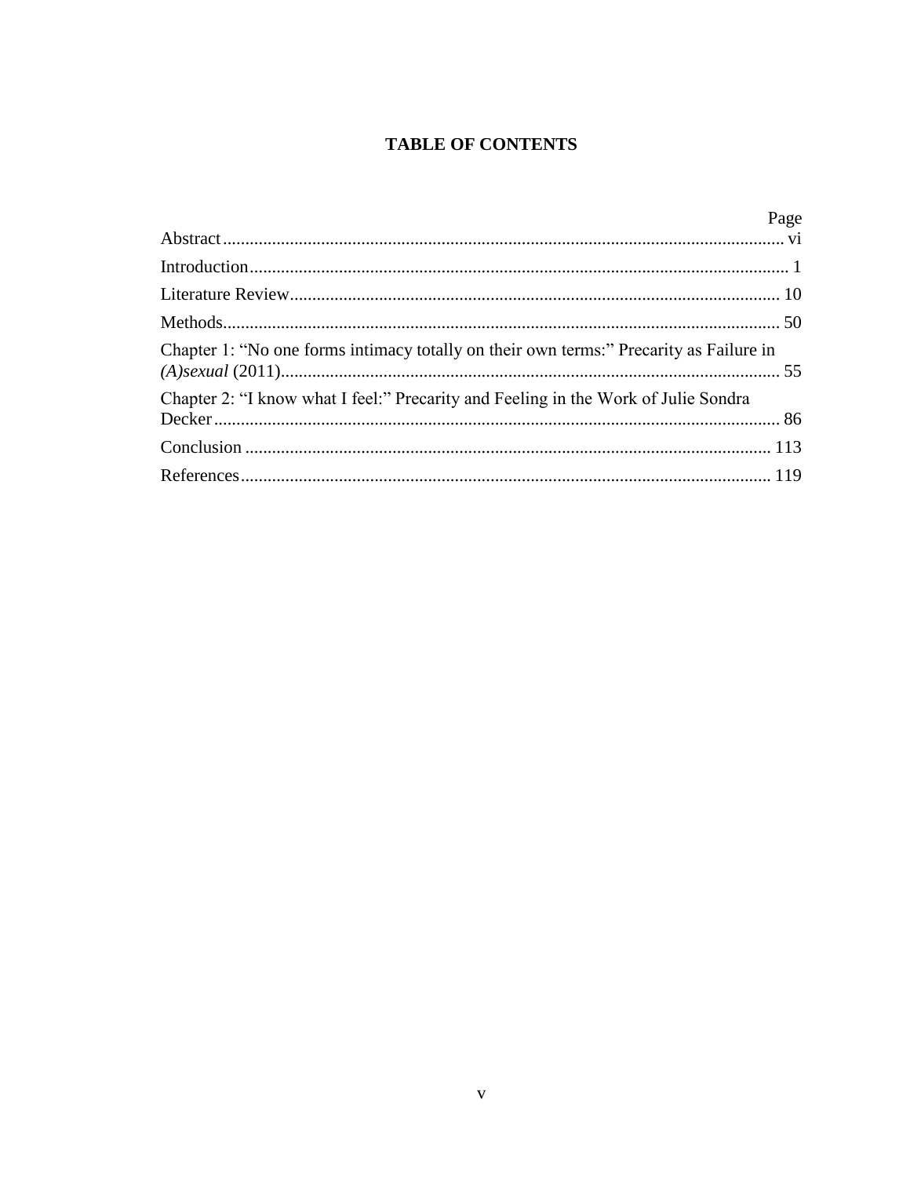# TABLE OF CONTENTS

| | Page |
|---|---|
| Abstract | vi |
| Introduction | 1 |
| Literature Review | 10 |
| Methods | 50 |
| Chapter 1: "No one forms intimacy totally on their own terms:" Precarity as Failure in *(A)sexual* (2011) | 55 |
| Chapter 2: "I know what I feel:" Precarity and Feeling in the Work of Julie Sondra Decker | 86 |
| Conclusion | 113 |
| References | 119 |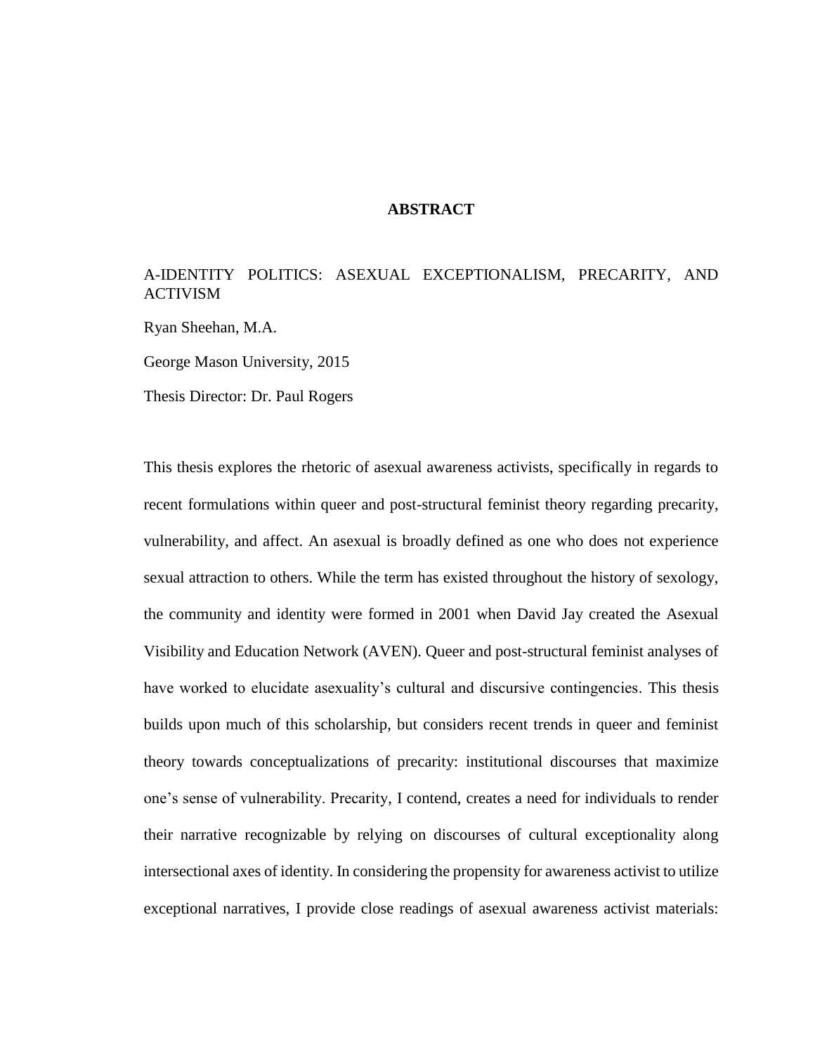# ABSTRACT

A-IDENTITY POLITICS: ASEXUAL EXCEPTIONALISM, PRECARITY, AND ACTIVISM

Ryan Sheehan, M.A.

George Mason University, 2015

Thesis Director: Dr. Paul Rogers

This thesis explores the rhetoric of asexual awareness activists, specifically in regards to recent formulations within queer and post-structural feminist theory regarding precarity, vulnerability, and affect. An asexual is broadly defined as one who does not experience sexual attraction to others. While the term has existed throughout the history of sexology, the community and identity were formed in 2001 when David Jay created the Asexual Visibility and Education Network (AVEN). Queer and post-structural feminist analyses of have worked to elucidate asexuality's cultural and discursive contingencies. This thesis builds upon much of this scholarship, but considers recent trends in queer and feminist theory towards conceptualizations of precarity: institutional discourses that maximize one's sense of vulnerability. Precarity, I contend, creates a need for individuals to render their narrative recognizable by relying on discourses of cultural exceptionality along intersectional axes of identity. In considering the propensity for awareness activist to utilize exceptional narratives, I provide close readings of asexual awareness activist materials: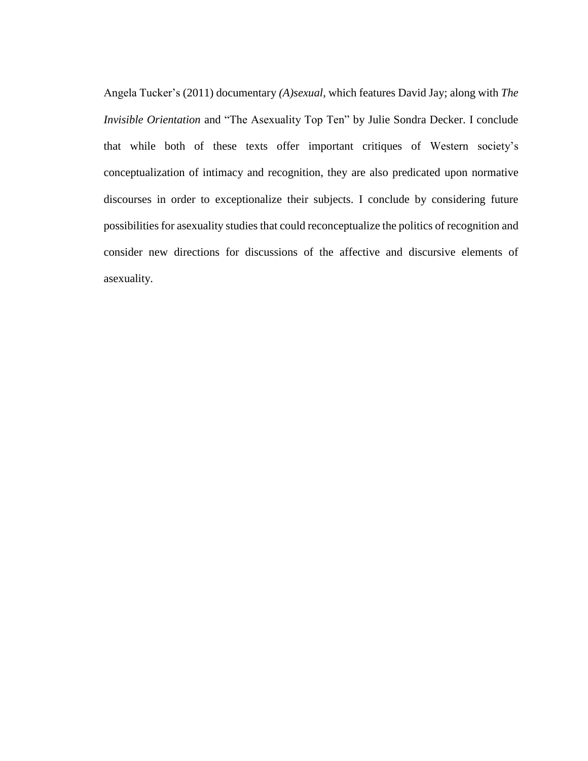Angela Tucker's (2011) documentary *(A)sexual*, which features David Jay; along with *The Invisible Orientation* and "The Asexuality Top Ten" by Julie Sondra Decker. I conclude that while both of these texts offer important critiques of Western society's conceptualization of intimacy and recognition, they are also predicated upon normative discourses in order to exceptionalize their subjects. I conclude by considering future possibilities for asexuality studies that could reconceptualize the politics of recognition and consider new directions for discussions of the affective and discursive elements of asexuality.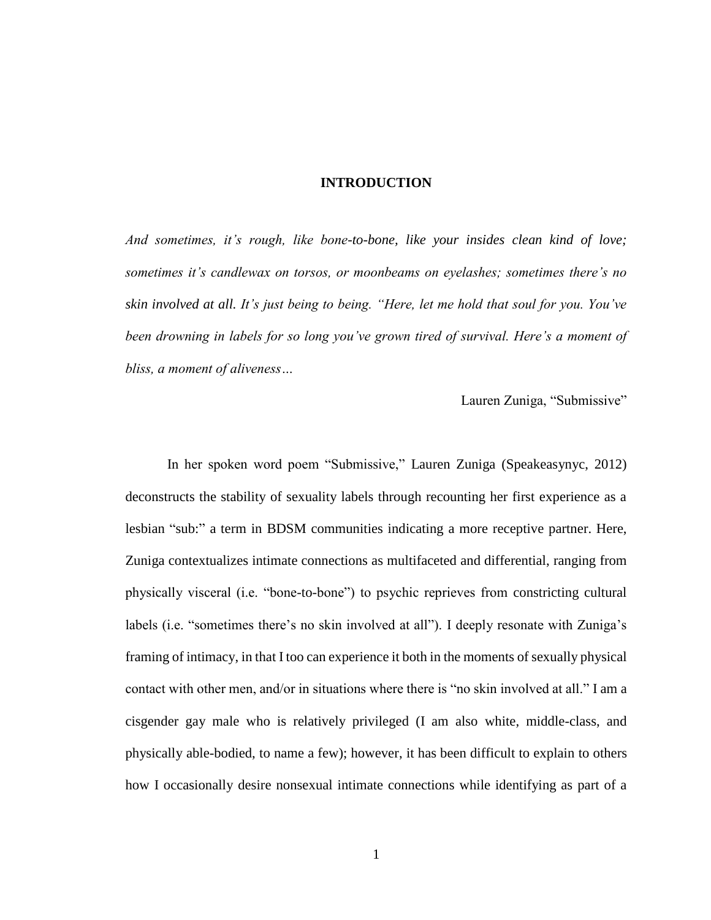# INTRODUCTION

*And sometimes, it's rough, like bone-to-bone, like your insides clean kind of love; sometimes it's candlewax on torsos, or moonbeams on eyelashes; sometimes there's no skin involved at all. It's just being to being. "Here, let me hold that soul for you. You've been drowning in labels for so long you've grown tired of survival. Here's a moment of bliss, a moment of aliveness…*

Lauren Zuniga, "Submissive"

In her spoken word poem "Submissive," Lauren Zuniga (Speakeasynyc, 2012) deconstructs the stability of sexuality labels through recounting her first experience as a lesbian "sub:" a term in BDSM communities indicating a more receptive partner. Here, Zuniga contextualizes intimate connections as multifaceted and differential, ranging from physically visceral (i.e. "bone-to-bone") to psychic reprieves from constricting cultural labels (i.e. "sometimes there's no skin involved at all"). I deeply resonate with Zuniga's framing of intimacy, in that I too can experience it both in the moments of sexually physical contact with other men, and/or in situations where there is "no skin involved at all." I am a cisgender gay male who is relatively privileged (I am also white, middle-class, and physically able-bodied, to name a few); however, it has been difficult to explain to others how I occasionally desire nonsexual intimate connections while identifying as part of a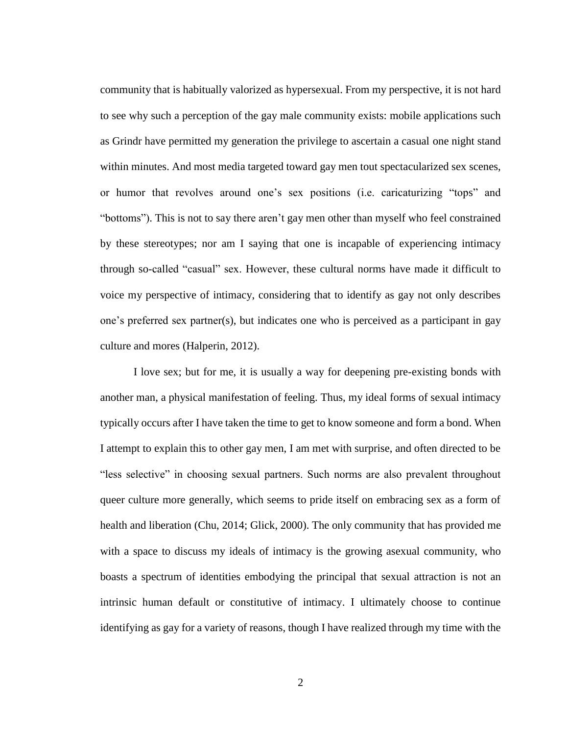community that is habitually valorized as hypersexual. From my perspective, it is not hard to see why such a perception of the gay male community exists: mobile applications such as Grindr have permitted my generation the privilege to ascertain a casual one night stand within minutes. And most media targeted toward gay men tout spectacularized sex scenes, or humor that revolves around one's sex positions (i.e. caricaturizing "tops" and "bottoms"). This is not to say there aren't gay men other than myself who feel constrained by these stereotypes; nor am I saying that one is incapable of experiencing intimacy through so-called "casual" sex. However, these cultural norms have made it difficult to voice my perspective of intimacy, considering that to identify as gay not only describes one's preferred sex partner(s), but indicates one who is perceived as a participant in gay culture and mores (Halperin, 2012).

I love sex; but for me, it is usually a way for deepening pre-existing bonds with another man, a physical manifestation of feeling. Thus, my ideal forms of sexual intimacy typically occurs after I have taken the time to get to know someone and form a bond. When I attempt to explain this to other gay men, I am met with surprise, and often directed to be "less selective" in choosing sexual partners. Such norms are also prevalent throughout queer culture more generally, which seems to pride itself on embracing sex as a form of health and liberation (Chu, 2014; Glick, 2000). The only community that has provided me with a space to discuss my ideals of intimacy is the growing asexual community, who boasts a spectrum of identities embodying the principal that sexual attraction is not an intrinsic human default or constitutive of intimacy. I ultimately choose to continue identifying as gay for a variety of reasons, though I have realized through my time with the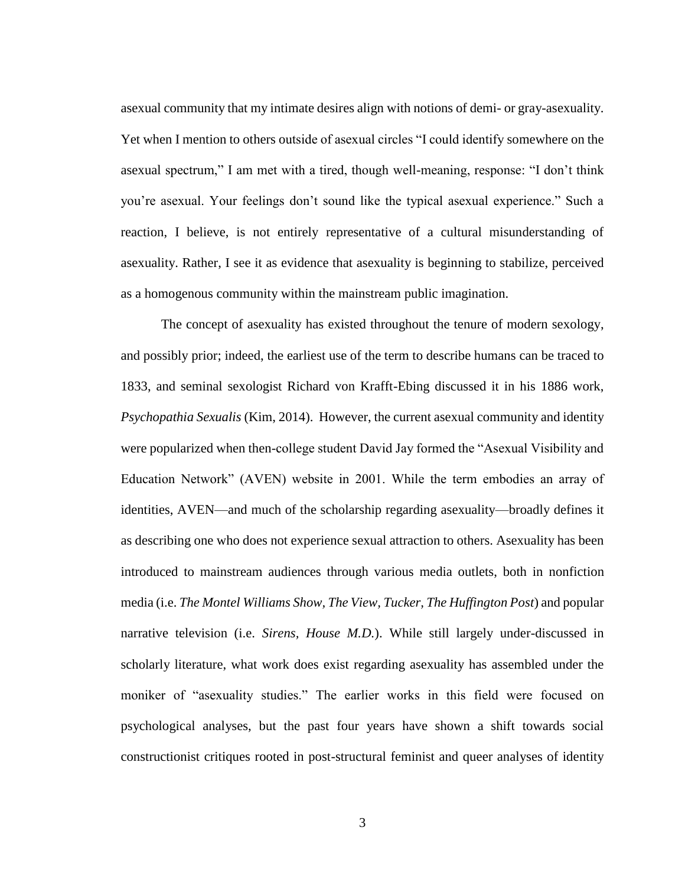asexual community that my intimate desires align with notions of demi- or gray-asexuality. Yet when I mention to others outside of asexual circles "I could identify somewhere on the asexual spectrum," I am met with a tired, though well-meaning, response: "I don't think you're asexual. Your feelings don't sound like the typical asexual experience." Such a reaction, I believe, is not entirely representative of a cultural misunderstanding of asexuality. Rather, I see it as evidence that asexuality is beginning to stabilize, perceived as a homogenous community within the mainstream public imagination.

The concept of asexuality has existed throughout the tenure of modern sexology, and possibly prior; indeed, the earliest use of the term to describe humans can be traced to 1833, and seminal sexologist Richard von Krafft-Ebing discussed it in his 1886 work, *Psychopathia Sexualis* (Kim, 2014). However, the current asexual community and identity were popularized when then-college student David Jay formed the "Asexual Visibility and Education Network" (AVEN) website in 2001. While the term embodies an array of identities, AVEN—and much of the scholarship regarding asexuality—broadly defines it as describing one who does not experience sexual attraction to others. Asexuality has been introduced to mainstream audiences through various media outlets, both in nonfiction media (i.e. *The Montel Williams Show, The View, Tucker, The Huffington Post*) and popular narrative television (i.e. *Sirens*, *House M.D.*). While still largely under-discussed in scholarly literature, what work does exist regarding asexuality has assembled under the moniker of "asexuality studies." The earlier works in this field were focused on psychological analyses, but the past four years have shown a shift towards social constructionist critiques rooted in post-structural feminist and queer analyses of identity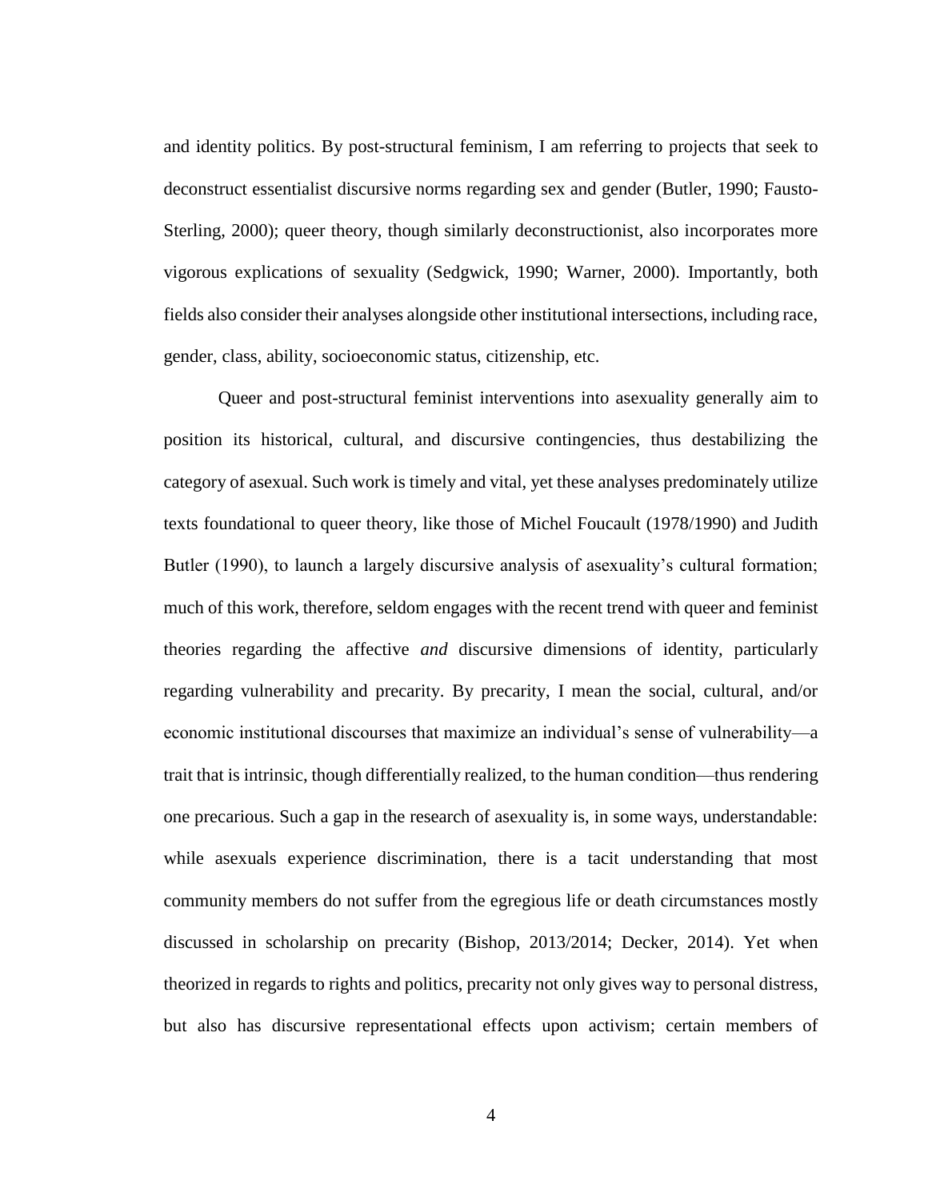and identity politics. By post-structural feminism, I am referring to projects that seek to deconstruct essentialist discursive norms regarding sex and gender (Butler, 1990; Fausto-Sterling, 2000); queer theory, though similarly deconstructionist, also incorporates more vigorous explications of sexuality (Sedgwick, 1990; Warner, 2000). Importantly, both fields also consider their analyses alongside other institutional intersections, including race, gender, class, ability, socioeconomic status, citizenship, etc.

Queer and post-structural feminist interventions into asexuality generally aim to position its historical, cultural, and discursive contingencies, thus destabilizing the category of asexual. Such work is timely and vital, yet these analyses predominately utilize texts foundational to queer theory, like those of Michel Foucault (1978/1990) and Judith Butler (1990), to launch a largely discursive analysis of asexuality's cultural formation; much of this work, therefore, seldom engages with the recent trend with queer and feminist theories regarding the affective *and* discursive dimensions of identity, particularly regarding vulnerability and precarity. By precarity, I mean the social, cultural, and/or economic institutional discourses that maximize an individual's sense of vulnerability—a trait that is intrinsic, though differentially realized, to the human condition—thus rendering one precarious. Such a gap in the research of asexuality is, in some ways, understandable: while asexuals experience discrimination, there is a tacit understanding that most community members do not suffer from the egregious life or death circumstances mostly discussed in scholarship on precarity (Bishop, 2013/2014; Decker, 2014). Yet when theorized in regards to rights and politics, precarity not only gives way to personal distress, but also has discursive representational effects upon activism; certain members of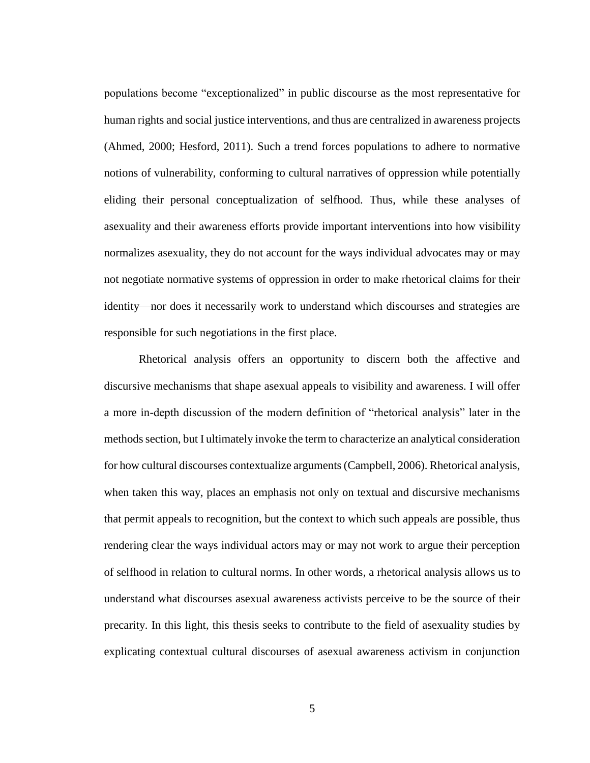populations become "exceptionalized" in public discourse as the most representative for human rights and social justice interventions, and thus are centralized in awareness projects (Ahmed, 2000; Hesford, 2011). Such a trend forces populations to adhere to normative notions of vulnerability, conforming to cultural narratives of oppression while potentially eliding their personal conceptualization of selfhood. Thus, while these analyses of asexuality and their awareness efforts provide important interventions into how visibility normalizes asexuality, they do not account for the ways individual advocates may or may not negotiate normative systems of oppression in order to make rhetorical claims for their identity—nor does it necessarily work to understand which discourses and strategies are responsible for such negotiations in the first place.

Rhetorical analysis offers an opportunity to discern both the affective and discursive mechanisms that shape asexual appeals to visibility and awareness. I will offer a more in-depth discussion of the modern definition of "rhetorical analysis" later in the methods section, but I ultimately invoke the term to characterize an analytical consideration for how cultural discourses contextualize arguments (Campbell, 2006). Rhetorical analysis, when taken this way, places an emphasis not only on textual and discursive mechanisms that permit appeals to recognition, but the context to which such appeals are possible, thus rendering clear the ways individual actors may or may not work to argue their perception of selfhood in relation to cultural norms. In other words, a rhetorical analysis allows us to understand what discourses asexual awareness activists perceive to be the source of their precarity. In this light, this thesis seeks to contribute to the field of asexuality studies by explicating contextual cultural discourses of asexual awareness activism in conjunction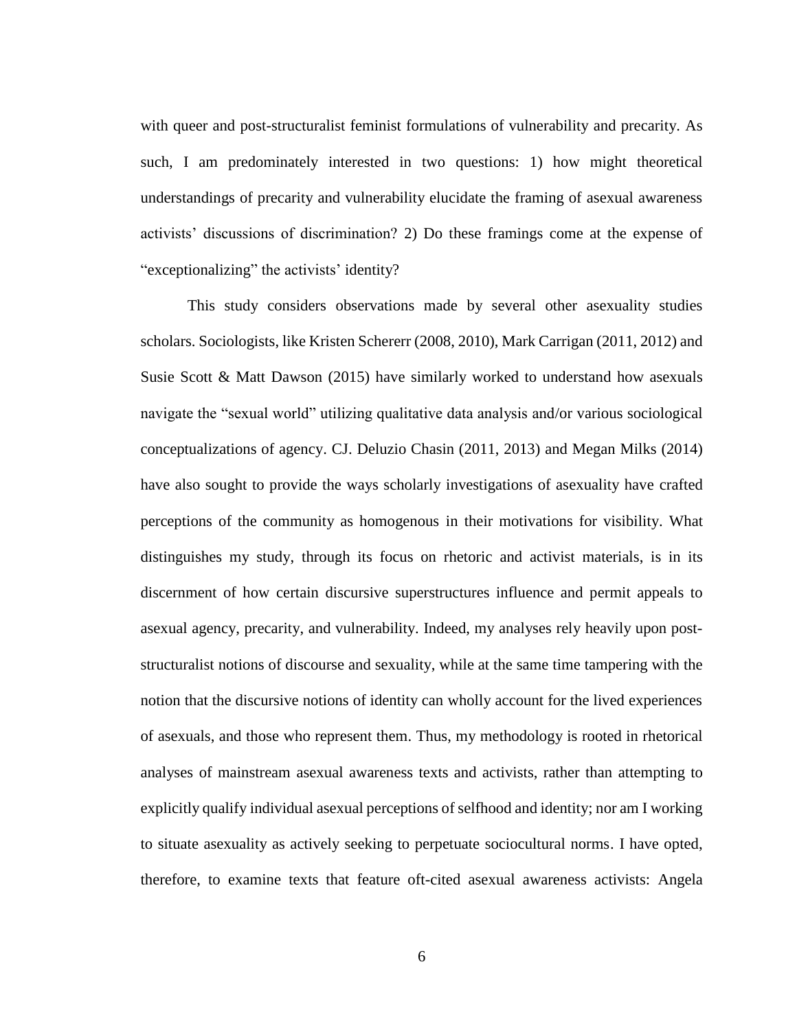with queer and post-structuralist feminist formulations of vulnerability and precarity. As such, I am predominately interested in two questions: 1) how might theoretical understandings of precarity and vulnerability elucidate the framing of asexual awareness activists' discussions of discrimination? 2) Do these framings come at the expense of "exceptionalizing" the activists' identity?

This study considers observations made by several other asexuality studies scholars. Sociologists, like Kristen Scherer (2008, 2010), Mark Carrigan (2011, 2012) and Susie Scott & Matt Dawson (2015) have similarly worked to understand how asexuals navigate the "sexual world" utilizing qualitative data analysis and/or various sociological conceptualizations of agency. CJ. Deluzio Chasin (2011, 2013) and Megan Milks (2014) have also sought to provide the ways scholarly investigations of asexuality have crafted perceptions of the community as homogenous in their motivations for visibility. What distinguishes my study, through its focus on rhetoric and activist materials, is in its discernment of how certain discursive superstructures influence and permit appeals to asexual agency, precarity, and vulnerability. Indeed, my analyses rely heavily upon post-structuralist notions of discourse and sexuality, while at the same time tampering with the notion that the discursive notions of identity can wholly account for the lived experiences of asexuals, and those who represent them. Thus, my methodology is rooted in rhetorical analyses of mainstream asexual awareness texts and activists, rather than attempting to explicitly qualify individual asexual perceptions of selfhood and identity; nor am I working to situate asexuality as actively seeking to perpetuate sociocultural norms. I have opted, therefore, to examine texts that feature oft-cited asexual awareness activists: Angela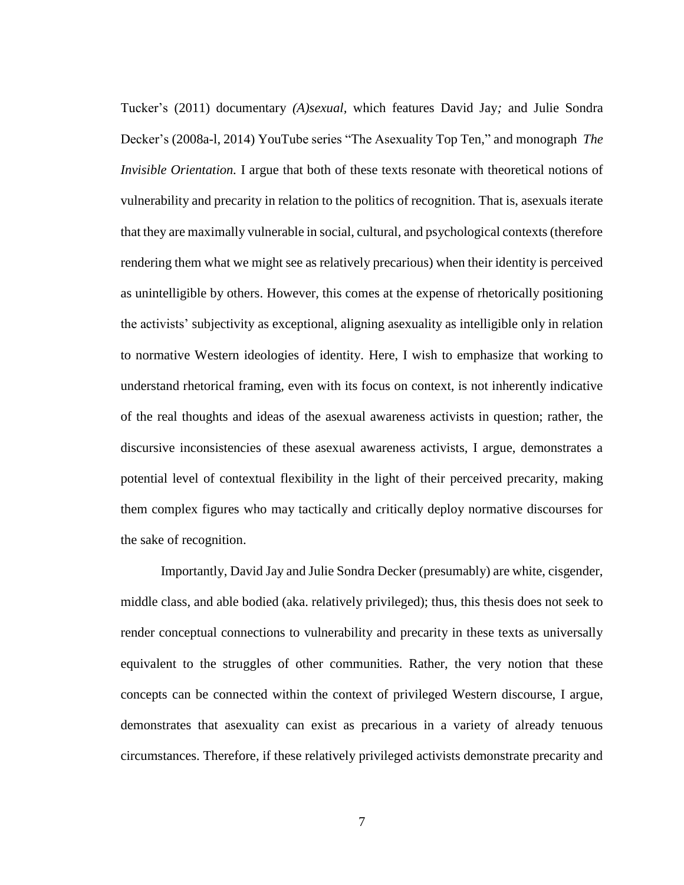Tucker's (2011) documentary *(A)sexual,* which features David Jay*;* and Julie Sondra Decker's (2008a-l, 2014) YouTube series "The Asexuality Top Ten," and monograph *The Invisible Orientation.* I argue that both of these texts resonate with theoretical notions of vulnerability and precarity in relation to the politics of recognition. That is, asexuals iterate that they are maximally vulnerable in social, cultural, and psychological contexts (therefore rendering them what we might see as relatively precarious) when their identity is perceived as unintelligible by others. However, this comes at the expense of rhetorically positioning the activists' subjectivity as exceptional, aligning asexuality as intelligible only in relation to normative Western ideologies of identity. Here, I wish to emphasize that working to understand rhetorical framing, even with its focus on context, is not inherently indicative of the real thoughts and ideas of the asexual awareness activists in question; rather, the discursive inconsistencies of these asexual awareness activists, I argue, demonstrates a potential level of contextual flexibility in the light of their perceived precarity, making them complex figures who may tactically and critically deploy normative discourses for the sake of recognition.

Importantly, David Jay and Julie Sondra Decker (presumably) are white, cisgender, middle class, and able bodied (aka. relatively privileged); thus, this thesis does not seek to render conceptual connections to vulnerability and precarity in these texts as universally equivalent to the struggles of other communities. Rather, the very notion that these concepts can be connected within the context of privileged Western discourse, I argue, demonstrates that asexuality can exist as precarious in a variety of already tenuous circumstances. Therefore, if these relatively privileged activists demonstrate precarity and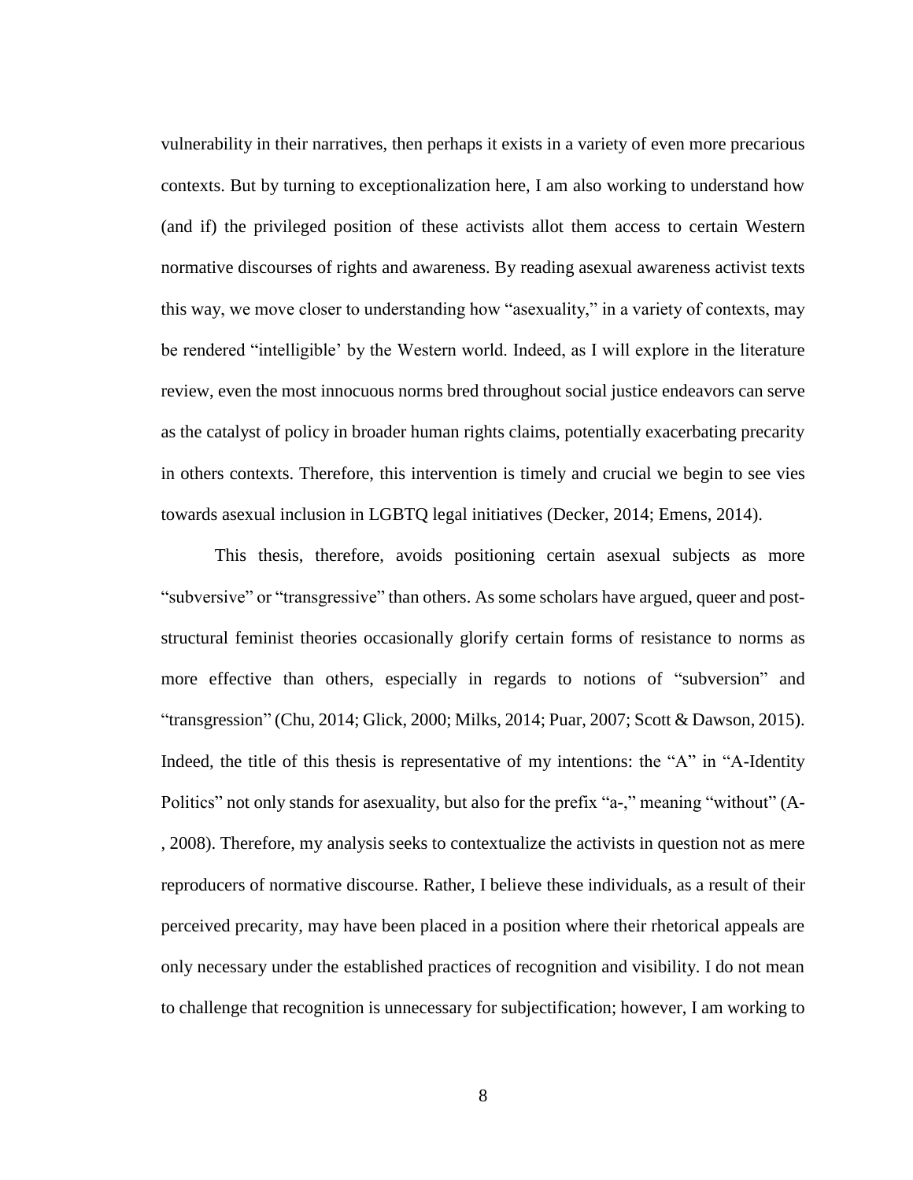vulnerability in their narratives, then perhaps it exists in a variety of even more precarious contexts. But by turning to exceptionalization here, I am also working to understand how (and if) the privileged position of these activists allot them access to certain Western normative discourses of rights and awareness. By reading asexual awareness activist texts this way, we move closer to understanding how "asexuality," in a variety of contexts, may be rendered "intelligible' by the Western world. Indeed, as I will explore in the literature review, even the most innocuous norms bred throughout social justice endeavors can serve as the catalyst of policy in broader human rights claims, potentially exacerbating precarity in others contexts. Therefore, this intervention is timely and crucial we begin to see vies towards asexual inclusion in LGBTQ legal initiatives (Decker, 2014; Emens, 2014).

This thesis, therefore, avoids positioning certain asexual subjects as more "subversive" or "transgressive" than others. As some scholars have argued, queer and post-structural feminist theories occasionally glorify certain forms of resistance to norms as more effective than others, especially in regards to notions of "subversion" and "transgression" (Chu, 2014; Glick, 2000; Milks, 2014; Puar, 2007; Scott & Dawson, 2015). Indeed, the title of this thesis is representative of my intentions: the "A" in "A-Identity Politics" not only stands for asexuality, but also for the prefix "a-," meaning "without" (A-, 2008). Therefore, my analysis seeks to contextualize the activists in question not as mere reproducers of normative discourse. Rather, I believe these individuals, as a result of their perceived precarity, may have been placed in a position where their rhetorical appeals are only necessary under the established practices of recognition and visibility. I do not mean to challenge that recognition is unnecessary for subjectification; however, I am working to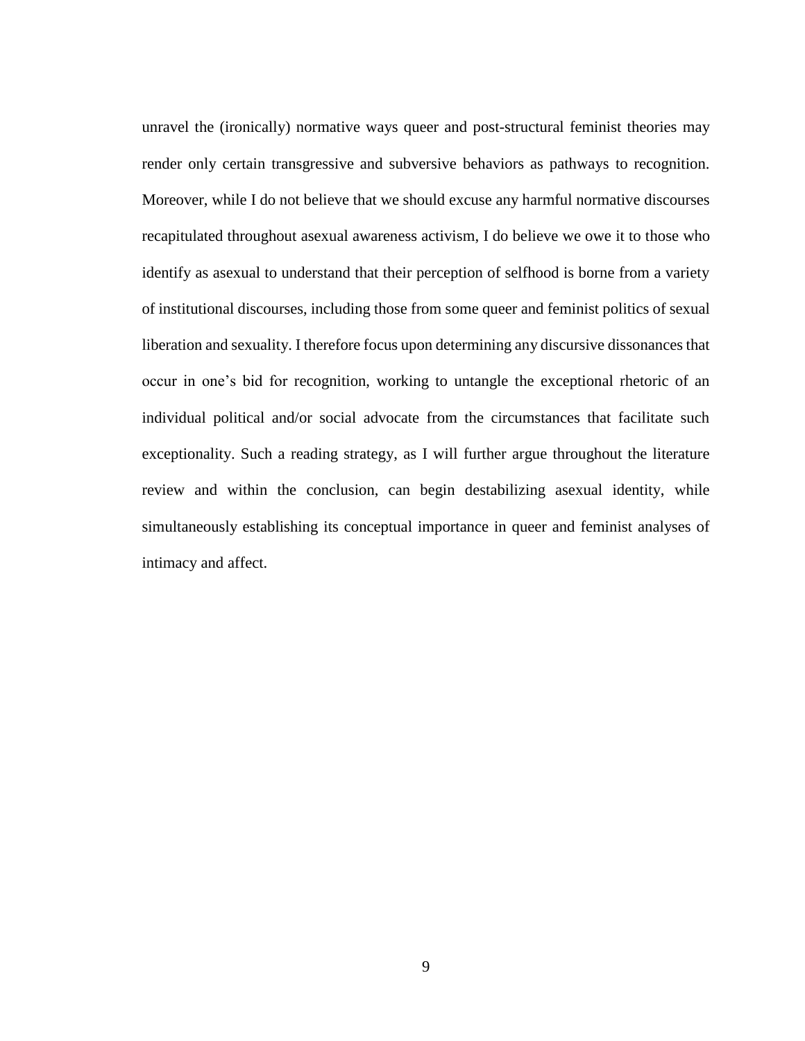unravel the (ironically) normative ways queer and post-structural feminist theories may render only certain transgressive and subversive behaviors as pathways to recognition. Moreover, while I do not believe that we should excuse any harmful normative discourses recapitulated throughout asexual awareness activism, I do believe we owe it to those who identify as asexual to understand that their perception of selfhood is borne from a variety of institutional discourses, including those from some queer and feminist politics of sexual liberation and sexuality. I therefore focus upon determining any discursive dissonances that occur in one's bid for recognition, working to untangle the exceptional rhetoric of an individual political and/or social advocate from the circumstances that facilitate such exceptionality. Such a reading strategy, as I will further argue throughout the literature review and within the conclusion, can begin destabilizing asexual identity, while simultaneously establishing its conceptual importance in queer and feminist analyses of intimacy and affect.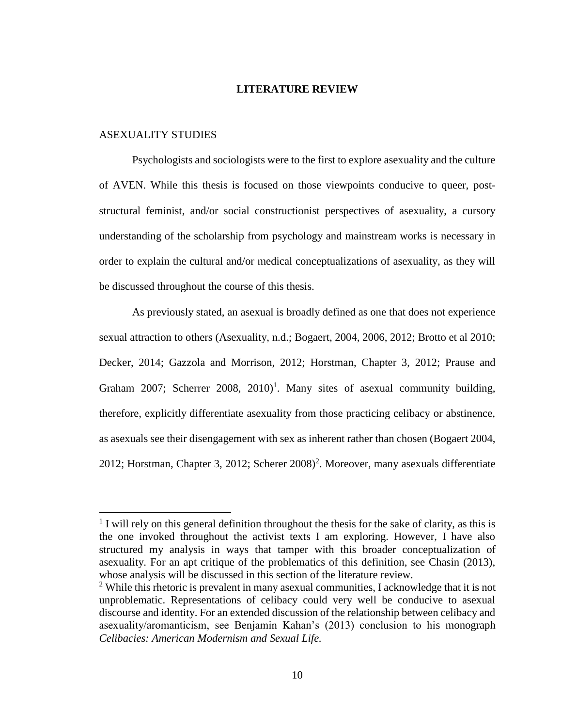# LITERATURE REVIEW

## ASEXUALITY STUDIES

Psychologists and sociologists were to the first to explore asexuality and the culture of AVEN. While this thesis is focused on those viewpoints conducive to queer, post-structural feminist, and/or social constructionist perspectives of asexuality, a cursory understanding of the scholarship from psychology and mainstream works is necessary in order to explain the cultural and/or medical conceptualizations of asexuality, as they will be discussed throughout the course of this thesis.

As previously stated, an asexual is broadly defined as one that does not experience sexual attraction to others (Asexuality, n.d.; Bogaert, 2004, 2006, 2012; Brotto et al 2010; Decker, 2014; Gazzola and Morrison, 2012; Horstman, Chapter 3, 2012; Prause and Graham 2007; Scherrer 2008, 2010)[1]. Many sites of asexual community building, therefore, explicitly differentiate asexuality from those practicing celibacy or abstinence, as asexuals see their disengagement with sex as inherent rather than chosen (Bogaert 2004, 2012; Horstman, Chapter 3, 2012; Scherer 2008)[2]. Moreover, many asexuals differentiate

---

[1] I will rely on this general definition throughout the thesis for the sake of clarity, as this is the one invoked throughout the activist texts I am exploring. However, I have also structured my analysis in ways that tamper with this broader conceptualization of asexuality. For an apt critique of the problematics of this definition, see Chasin (2013), whose analysis will be discussed in this section of the literature review.

[2] While this rhetoric is prevalent in many asexual communities, I acknowledge that it is not unproblematic. Representations of celibacy could very well be conducive to asexual discourse and identity. For an extended discussion of the relationship between celibacy and asexuality/aromanticism, see Benjamin Kahan's (2013) conclusion to his monograph *Celibacies: American Modernism and Sexual Life.*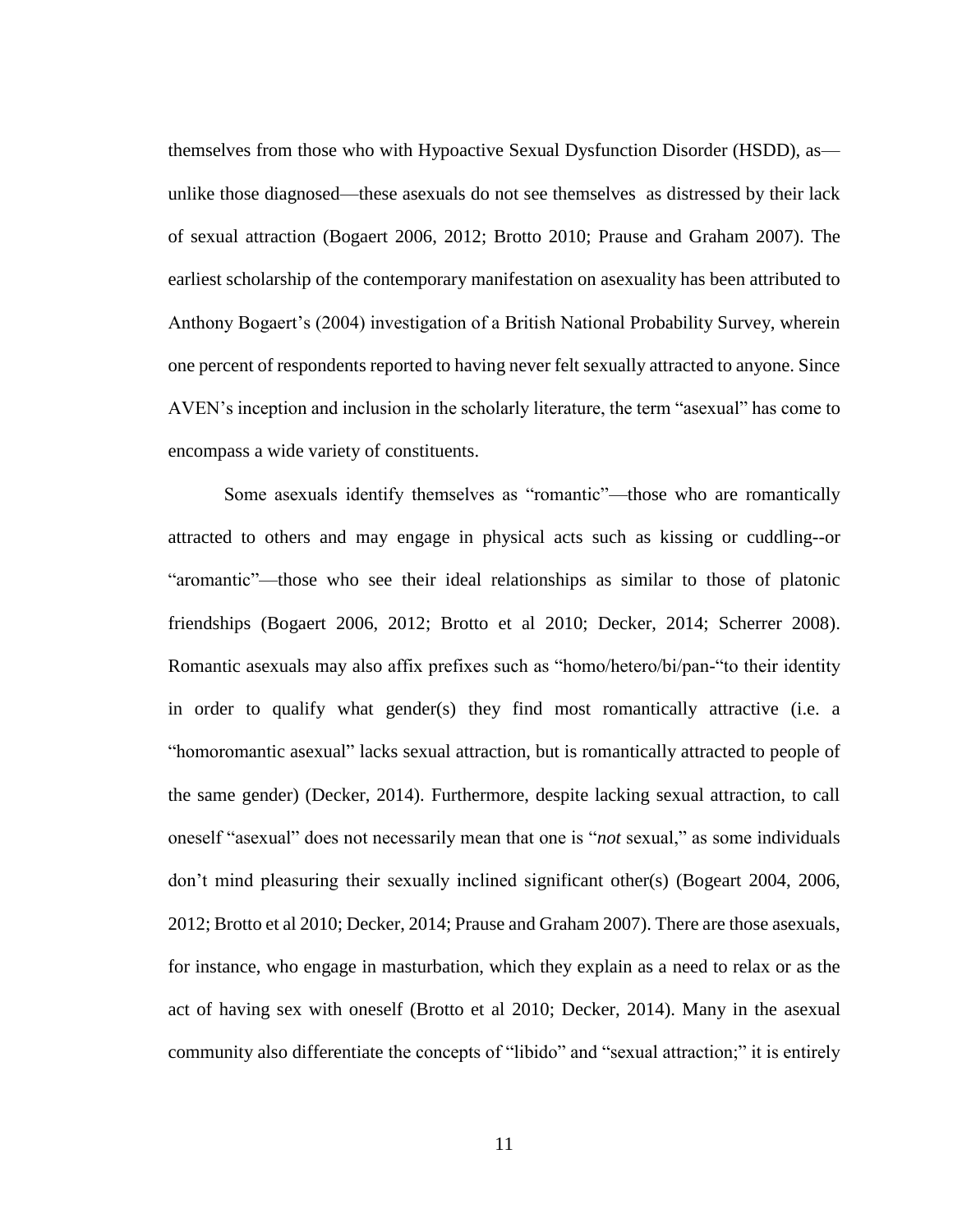themselves from those who with Hypoactive Sexual Dysfunction Disorder (HSDD), as—unlike those diagnosed—these asexuals do not see themselves as distressed by their lack of sexual attraction (Bogaert 2006, 2012; Brotto 2010; Prause and Graham 2007). The earliest scholarship of the contemporary manifestation on asexuality has been attributed to Anthony Bogaert's (2004) investigation of a British National Probability Survey, wherein one percent of respondents reported to having never felt sexually attracted to anyone. Since AVEN's inception and inclusion in the scholarly literature, the term "asexual" has come to encompass a wide variety of constituents.

Some asexuals identify themselves as "romantic"—those who are romantically attracted to others and may engage in physical acts such as kissing or cuddling--or "aromantic"—those who see their ideal relationships as similar to those of platonic friendships (Bogaert 2006, 2012; Brotto et al 2010; Decker, 2014; Scherrer 2008). Romantic asexuals may also affix prefixes such as "homo/hetero/bi/pan-"to their identity in order to qualify what gender(s) they find most romantically attractive (i.e. a "homoromantic asexual" lacks sexual attraction, but is romantically attracted to people of the same gender) (Decker, 2014). Furthermore, despite lacking sexual attraction, to call oneself "asexual" does not necessarily mean that one is "*not* sexual," as some individuals don't mind pleasuring their sexually inclined significant other(s) (Bogeart 2004, 2006, 2012; Brotto et al 2010; Decker, 2014; Prause and Graham 2007). There are those asexuals, for instance, who engage in masturbation, which they explain as a need to relax or as the act of having sex with oneself (Brotto et al 2010; Decker, 2014). Many in the asexual community also differentiate the concepts of "libido" and "sexual attraction;" it is entirely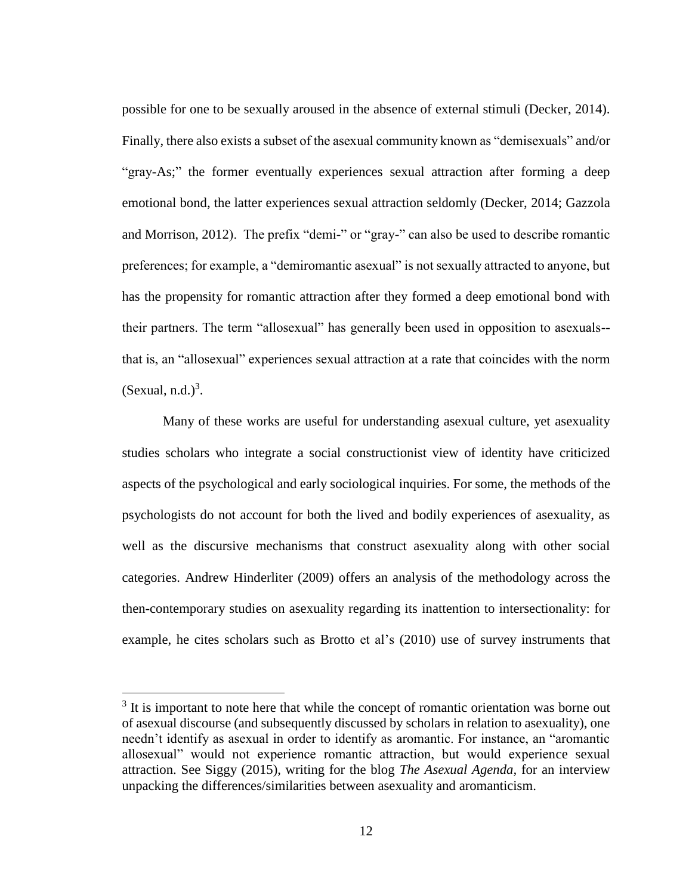possible for one to be sexually aroused in the absence of external stimuli (Decker, 2014). Finally, there also exists a subset of the asexual community known as "demisexuals" and/or "gray-As;" the former eventually experiences sexual attraction after forming a deep emotional bond, the latter experiences sexual attraction seldomly (Decker, 2014; Gazzola and Morrison, 2012). The prefix "demi-" or "gray-" can also be used to describe romantic preferences; for example, a "demiromantic asexual" is not sexually attracted to anyone, but has the propensity for romantic attraction after they formed a deep emotional bond with their partners. The term "allosexual" has generally been used in opposition to asexuals--that is, an "allosexual" experiences sexual attraction at a rate that coincides with the norm (Sexual, n.d.)[3].

Many of these works are useful for understanding asexual culture, yet asexuality studies scholars who integrate a social constructionist view of identity have criticized aspects of the psychological and early sociological inquiries. For some, the methods of the psychologists do not account for both the lived and bodily experiences of asexuality, as well as the discursive mechanisms that construct asexuality along with other social categories. Andrew Hinderliter (2009) offers an analysis of the methodology across the then-contemporary studies on asexuality regarding its inattention to intersectionality: for example, he cites scholars such as Brotto et al's (2010) use of survey instruments that

[3] It is important to note here that while the concept of romantic orientation was borne out of asexual discourse (and subsequently discussed by scholars in relation to asexuality), one needn't identify as asexual in order to identify as aromantic. For instance, an "aromantic allosexual" would not experience romantic attraction, but would experience sexual attraction. See Siggy (2015), writing for the blog *The Asexual Agenda*, for an interview unpacking the differences/similarities between asexuality and aromanticism.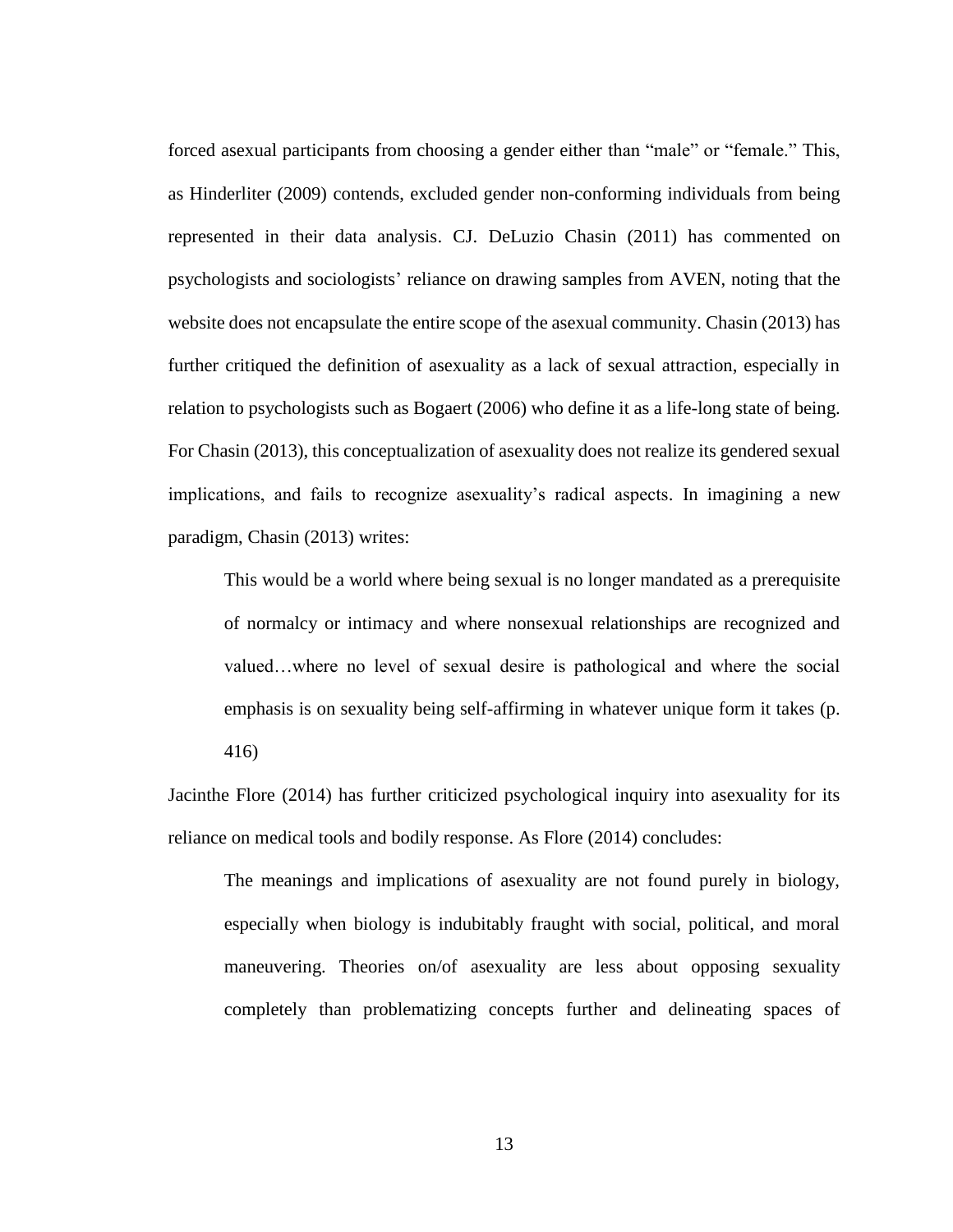forced asexual participants from choosing a gender either than "male" or "female." This, as Hinderliter (2009) contends, excluded gender non-conforming individuals from being represented in their data analysis. CJ. DeLuzio Chasin (2011) has commented on psychologists and sociologists' reliance on drawing samples from AVEN, noting that the website does not encapsulate the entire scope of the asexual community. Chasin (2013) has further critiqued the definition of asexuality as a lack of sexual attraction, especially in relation to psychologists such as Bogaert (2006) who define it as a life-long state of being. For Chasin (2013), this conceptualization of asexuality does not realize its gendered sexual implications, and fails to recognize asexuality's radical aspects. In imagining a new paradigm, Chasin (2013) writes:

> This would be a world where being sexual is no longer mandated as a prerequisite of normalcy or intimacy and where nonsexual relationships are recognized and valued…where no level of sexual desire is pathological and where the social emphasis is on sexuality being self-affirming in whatever unique form it takes (p. 416)

Jacinthe Flore (2014) has further criticized psychological inquiry into asexuality for its reliance on medical tools and bodily response. As Flore (2014) concludes:

> The meanings and implications of asexuality are not found purely in biology, especially when biology is indubitably fraught with social, political, and moral maneuvering. Theories on/of asexuality are less about opposing sexuality completely than problematizing concepts further and delineating spaces of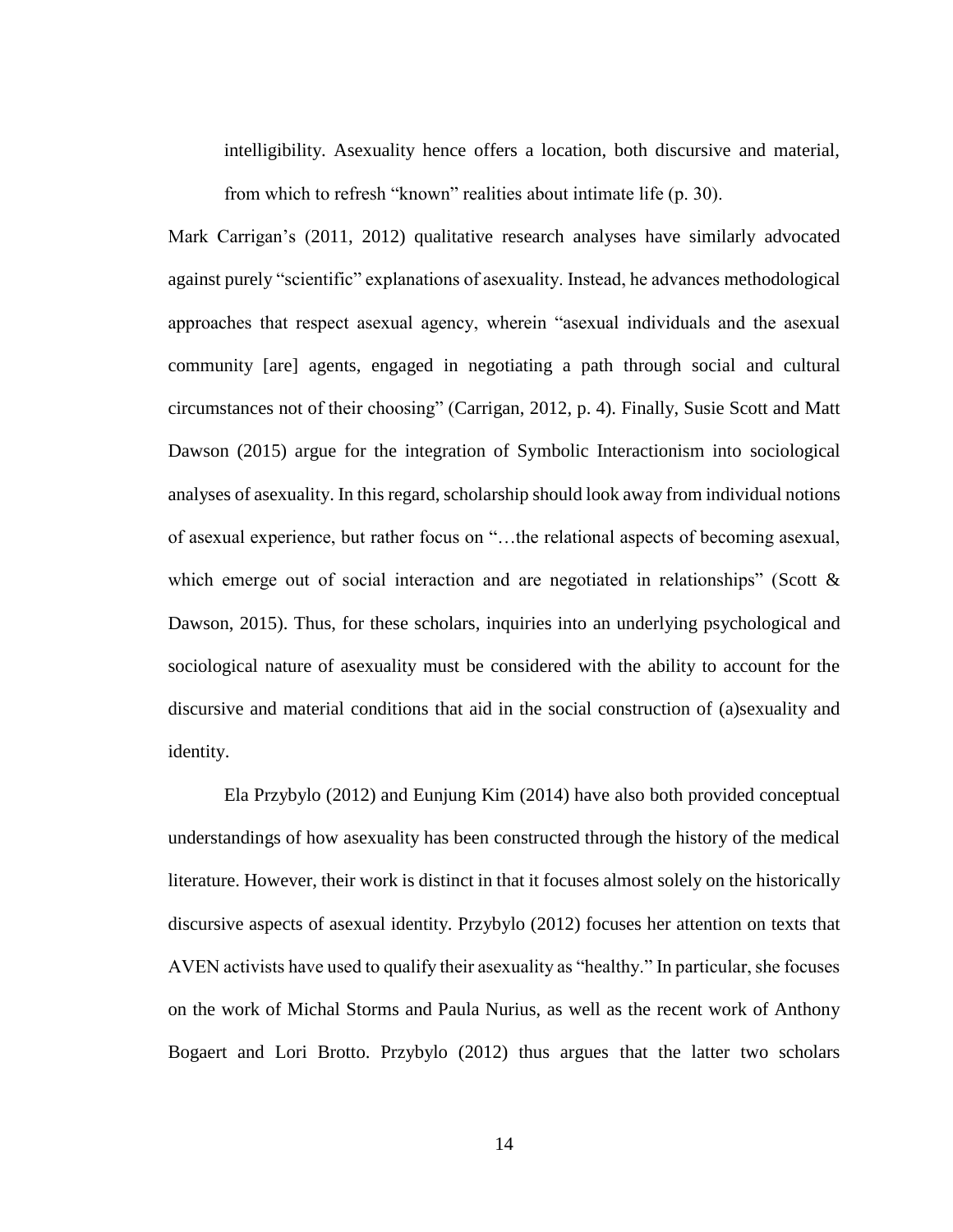> intelligibility. Asexuality hence offers a location, both discursive and material, from which to refresh "known" realities about intimate life (p. 30).

Mark Carrigan's (2011, 2012) qualitative research analyses have similarly advocated against purely "scientific" explanations of asexuality. Instead, he advances methodological approaches that respect asexual agency, wherein "asexual individuals and the asexual community [are] agents, engaged in negotiating a path through social and cultural circumstances not of their choosing" (Carrigan, 2012, p. 4). Finally, Susie Scott and Matt Dawson (2015) argue for the integration of Symbolic Interactionism into sociological analyses of asexuality. In this regard, scholarship should look away from individual notions of asexual experience, but rather focus on "…the relational aspects of becoming asexual, which emerge out of social interaction and are negotiated in relationships" (Scott & Dawson, 2015). Thus, for these scholars, inquiries into an underlying psychological and sociological nature of asexuality must be considered with the ability to account for the discursive and material conditions that aid in the social construction of (a)sexuality and identity.

Ela Przybylo (2012) and Eunjung Kim (2014) have also both provided conceptual understandings of how asexuality has been constructed through the history of the medical literature. However, their work is distinct in that it focuses almost solely on the historically discursive aspects of asexual identity. Przybylo (2012) focuses her attention on texts that AVEN activists have used to qualify their asexuality as "healthy." In particular, she focuses on the work of Michal Storms and Paula Nurius, as well as the recent work of Anthony Bogaert and Lori Brotto. Przybylo (2012) thus argues that the latter two scholars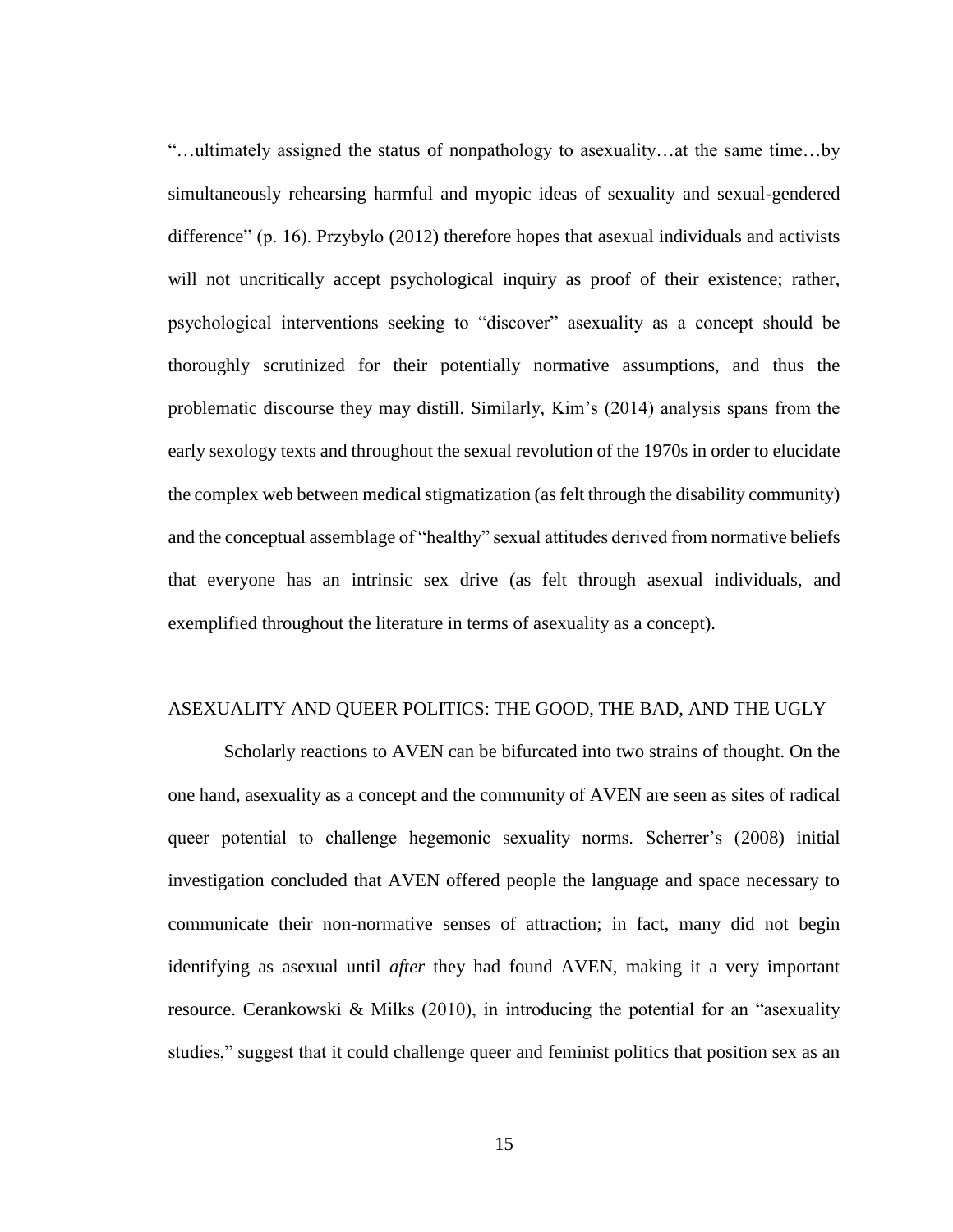"…ultimately assigned the status of nonpathology to asexuality…at the same time…by simultaneously rehearsing harmful and myopic ideas of sexuality and sexual-gendered difference" (p. 16). Przybylo (2012) therefore hopes that asexual individuals and activists will not uncritically accept psychological inquiry as proof of their existence; rather, psychological interventions seeking to "discover" asexuality as a concept should be thoroughly scrutinized for their potentially normative assumptions, and thus the problematic discourse they may distill. Similarly, Kim's (2014) analysis spans from the early sexology texts and throughout the sexual revolution of the 1970s in order to elucidate the complex web between medical stigmatization (as felt through the disability community) and the conceptual assemblage of "healthy" sexual attitudes derived from normative beliefs that everyone has an intrinsic sex drive (as felt through asexual individuals, and exemplified throughout the literature in terms of asexuality as a concept).

## ASEXUALITY AND QUEER POLITICS: THE GOOD, THE BAD, AND THE UGLY

Scholarly reactions to AVEN can be bifurcated into two strains of thought. On the one hand, asexuality as a concept and the community of AVEN are seen as sites of radical queer potential to challenge hegemonic sexuality norms. Scherrer's (2008) initial investigation concluded that AVEN offered people the language and space necessary to communicate their non-normative senses of attraction; in fact, many did not begin identifying as asexual until *after* they had found AVEN, making it a very important resource. Cerankowski & Milks (2010), in introducing the potential for an "asexuality studies," suggest that it could challenge queer and feminist politics that position sex as an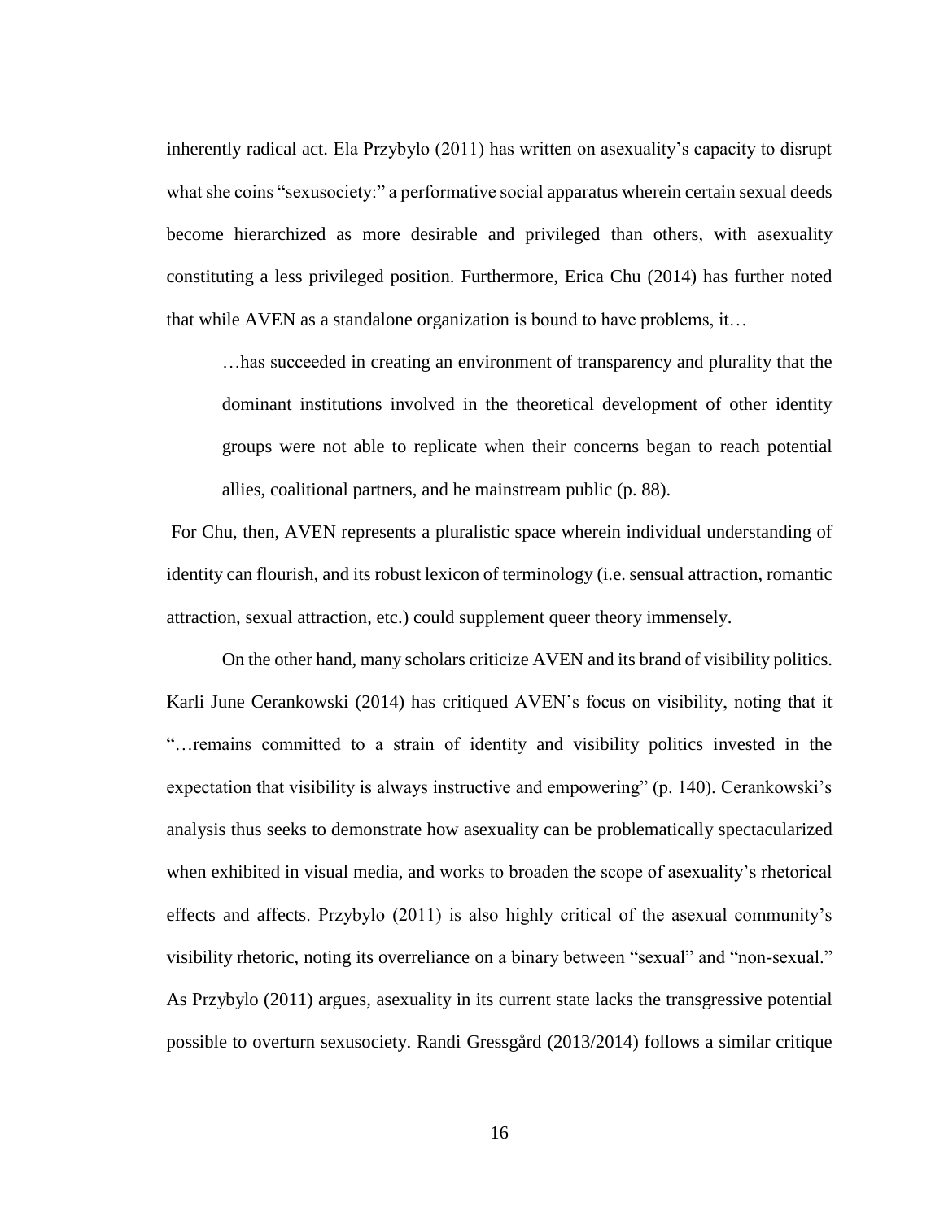inherently radical act. Ela Przybylo (2011) has written on asexuality's capacity to disrupt what she coins "sexusociety:" a performative social apparatus wherein certain sexual deeds become hierarchized as more desirable and privileged than others, with asexuality constituting a less privileged position. Furthermore, Erica Chu (2014) has further noted that while AVEN as a standalone organization is bound to have problems, it…

> …has succeeded in creating an environment of transparency and plurality that the dominant institutions involved in the theoretical development of other identity groups were not able to replicate when their concerns began to reach potential allies, coalitional partners, and he mainstream public (p. 88).

For Chu, then, AVEN represents a pluralistic space wherein individual understanding of identity can flourish, and its robust lexicon of terminology (i.e. sensual attraction, romantic attraction, sexual attraction, etc.) could supplement queer theory immensely.

On the other hand, many scholars criticize AVEN and its brand of visibility politics. Karli June Cerankowski (2014) has critiqued AVEN's focus on visibility, noting that it "…remains committed to a strain of identity and visibility politics invested in the expectation that visibility is always instructive and empowering" (p. 140). Cerankowski's analysis thus seeks to demonstrate how asexuality can be problematically spectacularized when exhibited in visual media, and works to broaden the scope of asexuality's rhetorical effects and affects. Przybylo (2011) is also highly critical of the asexual community's visibility rhetoric, noting its overreliance on a binary between "sexual" and "non-sexual." As Przybylo (2011) argues, asexuality in its current state lacks the transgressive potential possible to overturn sexusociety. Randi Gressgård (2013/2014) follows a similar critique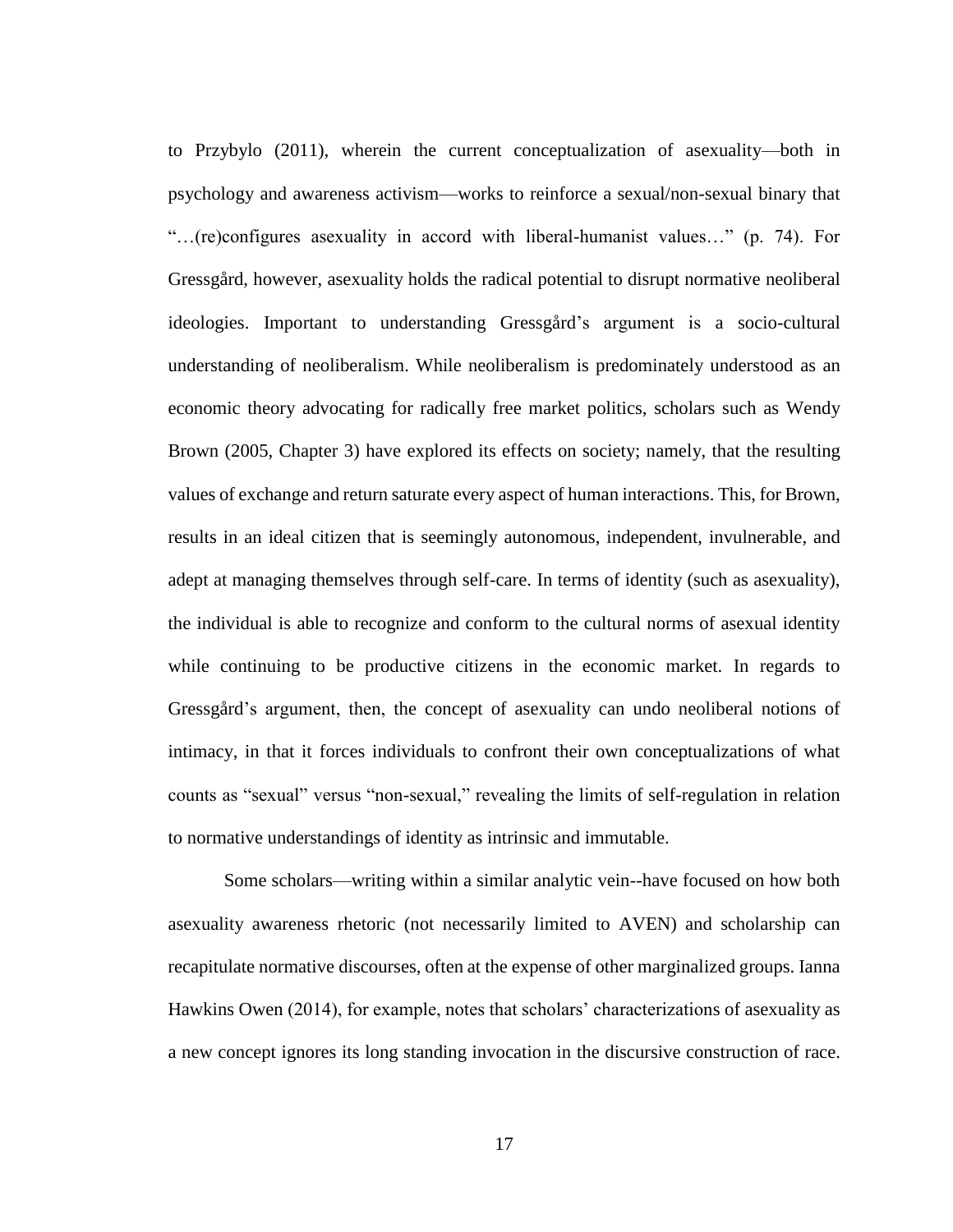to Przybylo (2011), wherein the current conceptualization of asexuality—both in psychology and awareness activism—works to reinforce a sexual/non-sexual binary that "…(re)configures asexuality in accord with liberal-humanist values…" (p. 74). For Gressgård, however, asexuality holds the radical potential to disrupt normative neoliberal ideologies. Important to understanding Gressgård's argument is a socio-cultural understanding of neoliberalism. While neoliberalism is predominately understood as an economic theory advocating for radically free market politics, scholars such as Wendy Brown (2005, Chapter 3) have explored its effects on society; namely, that the resulting values of exchange and return saturate every aspect of human interactions. This, for Brown, results in an ideal citizen that is seemingly autonomous, independent, invulnerable, and adept at managing themselves through self-care. In terms of identity (such as asexuality), the individual is able to recognize and conform to the cultural norms of asexual identity while continuing to be productive citizens in the economic market. In regards to Gressgård's argument, then, the concept of asexuality can undo neoliberal notions of intimacy, in that it forces individuals to confront their own conceptualizations of what counts as "sexual" versus "non-sexual," revealing the limits of self-regulation in relation to normative understandings of identity as intrinsic and immutable.

Some scholars—writing within a similar analytic vein--have focused on how both asexuality awareness rhetoric (not necessarily limited to AVEN) and scholarship can recapitulate normative discourses, often at the expense of other marginalized groups. Ianna Hawkins Owen (2014), for example, notes that scholars' characterizations of asexuality as a new concept ignores its long standing invocation in the discursive construction of race.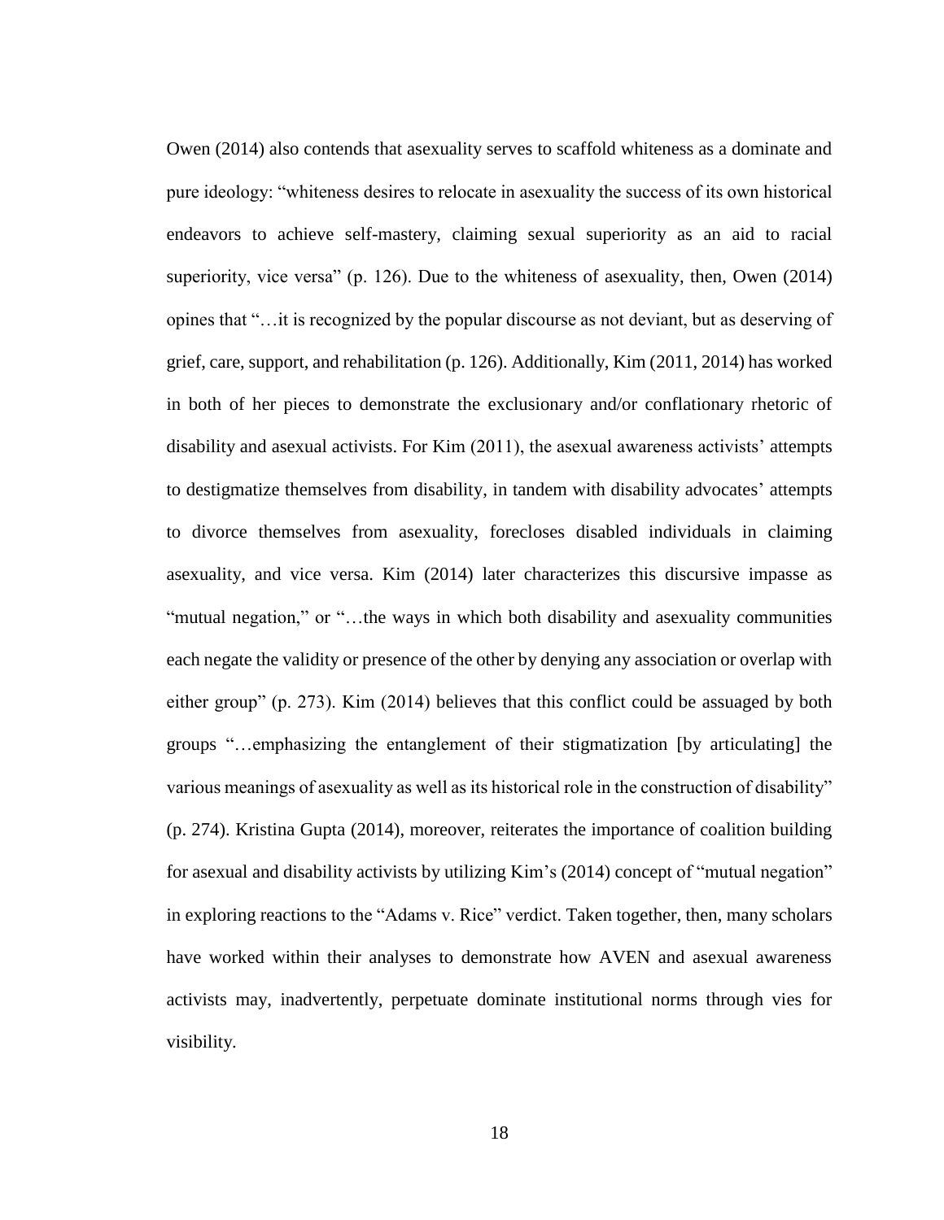Owen (2014) also contends that asexuality serves to scaffold whiteness as a dominate and pure ideology: "whiteness desires to relocate in asexuality the success of its own historical endeavors to achieve self-mastery, claiming sexual superiority as an aid to racial superiority, vice versa" (p. 126). Due to the whiteness of asexuality, then, Owen (2014) opines that "…it is recognized by the popular discourse as not deviant, but as deserving of grief, care, support, and rehabilitation (p. 126). Additionally, Kim (2011, 2014) has worked in both of her pieces to demonstrate the exclusionary and/or conflationary rhetoric of disability and asexual activists. For Kim (2011), the asexual awareness activists' attempts to destigmatize themselves from disability, in tandem with disability advocates' attempts to divorce themselves from asexuality, forecloses disabled individuals in claiming asexuality, and vice versa. Kim (2014) later characterizes this discursive impasse as "mutual negation," or "…the ways in which both disability and asexuality communities each negate the validity or presence of the other by denying any association or overlap with either group" (p. 273). Kim (2014) believes that this conflict could be assuaged by both groups "…emphasizing the entanglement of their stigmatization [by articulating] the various meanings of asexuality as well as its historical role in the construction of disability" (p. 274). Kristina Gupta (2014), moreover, reiterates the importance of coalition building for asexual and disability activists by utilizing Kim's (2014) concept of "mutual negation" in exploring reactions to the "Adams v. Rice" verdict. Taken together, then, many scholars have worked within their analyses to demonstrate how AVEN and asexual awareness activists may, inadvertently, perpetuate dominate institutional norms through vies for visibility.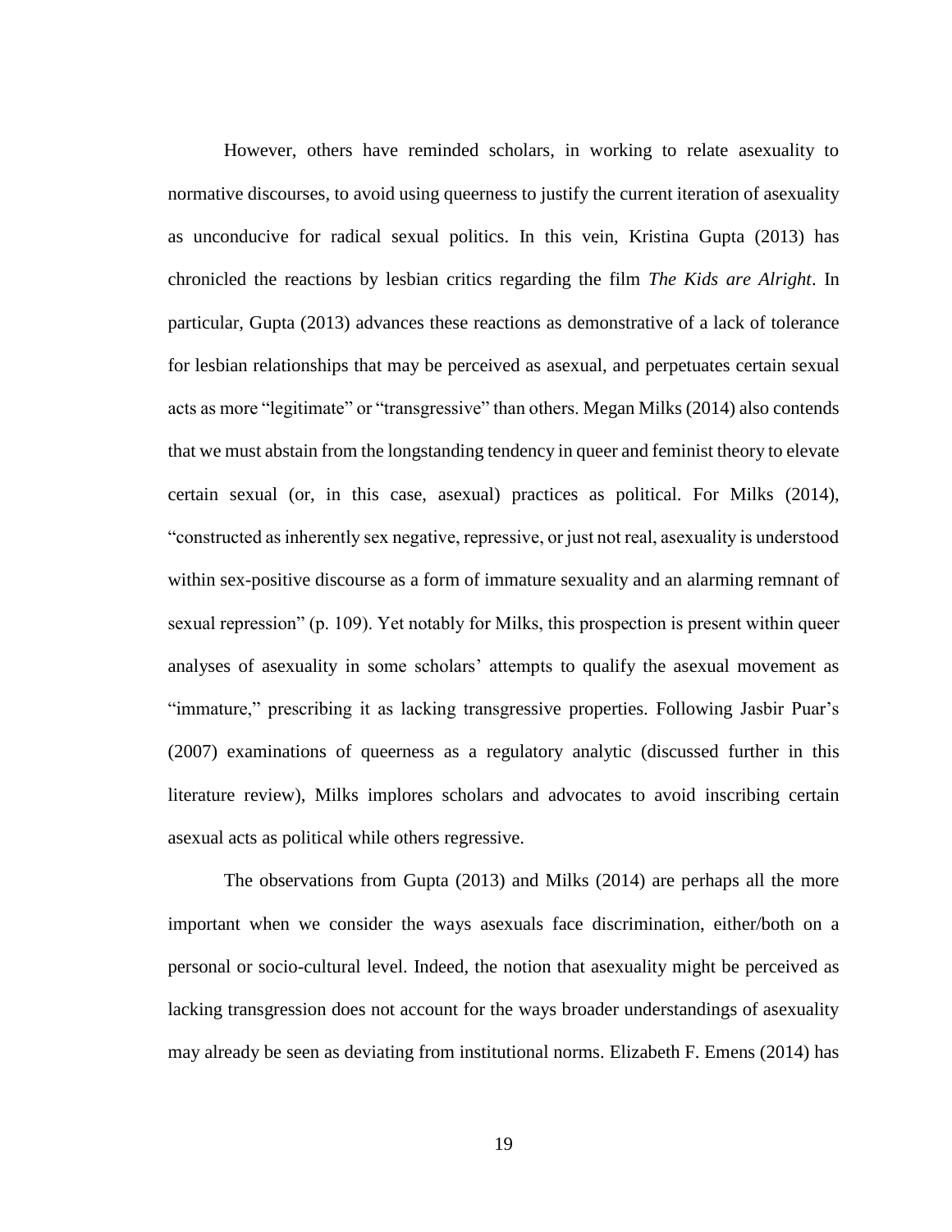However, others have reminded scholars, in working to relate asexuality to normative discourses, to avoid using queerness to justify the current iteration of asexuality as unconducive for radical sexual politics. In this vein, Kristina Gupta (2013) has chronicled the reactions by lesbian critics regarding the film *The Kids are Alright*. In particular, Gupta (2013) advances these reactions as demonstrative of a lack of tolerance for lesbian relationships that may be perceived as asexual, and perpetuates certain sexual acts as more "legitimate" or "transgressive" than others. Megan Milks (2014) also contends that we must abstain from the longstanding tendency in queer and feminist theory to elevate certain sexual (or, in this case, asexual) practices as political. For Milks (2014), "constructed as inherently sex negative, repressive, or just not real, asexuality is understood within sex-positive discourse as a form of immature sexuality and an alarming remnant of sexual repression" (p. 109). Yet notably for Milks, this prospection is present within queer analyses of asexuality in some scholars' attempts to qualify the asexual movement as "immature," prescribing it as lacking transgressive properties. Following Jasbir Puar's (2007) examinations of queerness as a regulatory analytic (discussed further in this literature review), Milks implores scholars and advocates to avoid inscribing certain asexual acts as political while others regressive.

The observations from Gupta (2013) and Milks (2014) are perhaps all the more important when we consider the ways asexuals face discrimination, either/both on a personal or socio-cultural level. Indeed, the notion that asexuality might be perceived as lacking transgression does not account for the ways broader understandings of asexuality may already be seen as deviating from institutional norms. Elizabeth F. Emens (2014) has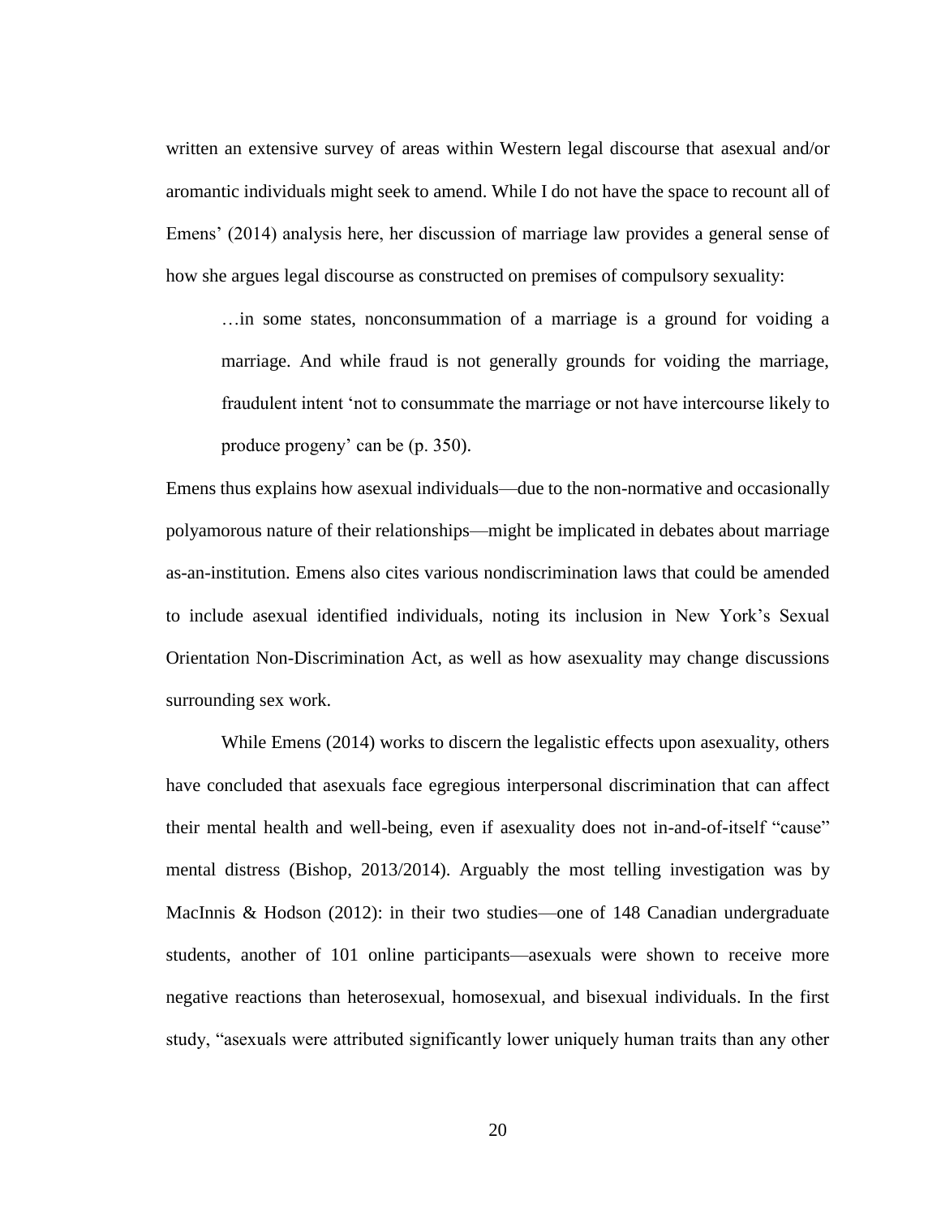written an extensive survey of areas within Western legal discourse that asexual and/or aromantic individuals might seek to amend. While I do not have the space to recount all of Emens' (2014) analysis here, her discussion of marriage law provides a general sense of how she argues legal discourse as constructed on premises of compulsory sexuality:

> …in some states, nonconsummation of a marriage is a ground for voiding a marriage. And while fraud is not generally grounds for voiding the marriage, fraudulent intent 'not to consummate the marriage or not have intercourse likely to produce progeny' can be (p. 350).

Emens thus explains how asexual individuals—due to the non-normative and occasionally polyamorous nature of their relationships—might be implicated in debates about marriage as-an-institution. Emens also cites various nondiscrimination laws that could be amended to include asexual identified individuals, noting its inclusion in New York's Sexual Orientation Non-Discrimination Act, as well as how asexuality may change discussions surrounding sex work.

While Emens (2014) works to discern the legalistic effects upon asexuality, others have concluded that asexuals face egregious interpersonal discrimination that can affect their mental health and well-being, even if asexuality does not in-and-of-itself "cause" mental distress (Bishop, 2013/2014). Arguably the most telling investigation was by MacInnis & Hodson (2012): in their two studies—one of 148 Canadian undergraduate students, another of 101 online participants—asexuals were shown to receive more negative reactions than heterosexual, homosexual, and bisexual individuals. In the first study, "asexuals were attributed significantly lower uniquely human traits than any other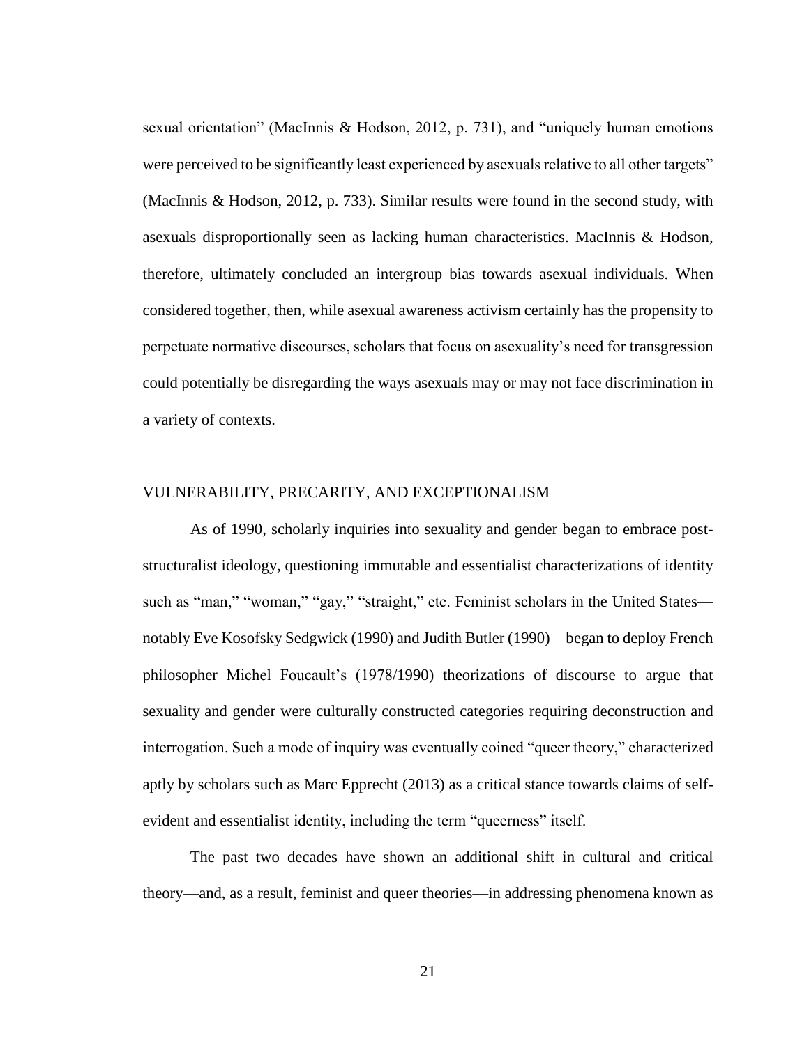sexual orientation" (MacInnis & Hodson, 2012, p. 731), and "uniquely human emotions were perceived to be significantly least experienced by asexuals relative to all other targets" (MacInnis & Hodson, 2012, p. 733). Similar results were found in the second study, with asexuals disproportionally seen as lacking human characteristics. MacInnis & Hodson, therefore, ultimately concluded an intergroup bias towards asexual individuals. When considered together, then, while asexual awareness activism certainly has the propensity to perpetuate normative discourses, scholars that focus on asexuality's need for transgression could potentially be disregarding the ways asexuals may or may not face discrimination in a variety of contexts.

## VULNERABILITY, PRECARITY, AND EXCEPTIONALISM

As of 1990, scholarly inquiries into sexuality and gender began to embrace post-structuralist ideology, questioning immutable and essentialist characterizations of identity such as "man," "woman," "gay," "straight," etc. Feminist scholars in the United States—notably Eve Kosofsky Sedgwick (1990) and Judith Butler (1990)—began to deploy French philosopher Michel Foucault's (1978/1990) theorizations of discourse to argue that sexuality and gender were culturally constructed categories requiring deconstruction and interrogation. Such a mode of inquiry was eventually coined "queer theory," characterized aptly by scholars such as Marc Epprecht (2013) as a critical stance towards claims of self-evident and essentialist identity, including the term "queerness" itself.

The past two decades have shown an additional shift in cultural and critical theory—and, as a result, feminist and queer theories—in addressing phenomena known as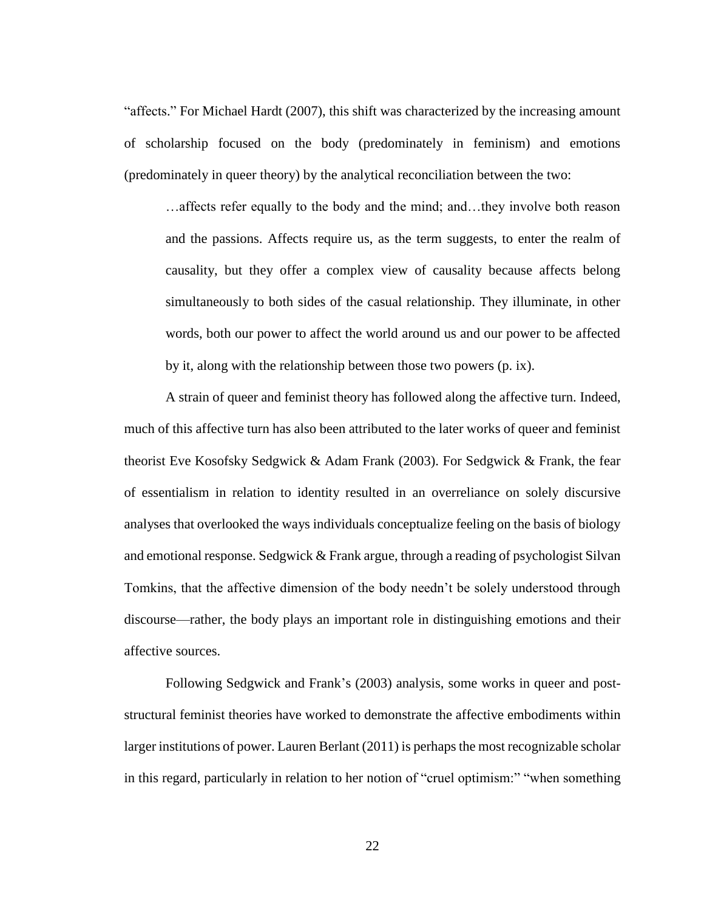"affects." For Michael Hardt (2007), this shift was characterized by the increasing amount of scholarship focused on the body (predominately in feminism) and emotions (predominately in queer theory) by the analytical reconciliation between the two:

> …affects refer equally to the body and the mind; and…they involve both reason and the passions. Affects require us, as the term suggests, to enter the realm of causality, but they offer a complex view of causality because affects belong simultaneously to both sides of the casual relationship. They illuminate, in other words, both our power to affect the world around us and our power to be affected by it, along with the relationship between those two powers (p. ix).

A strain of queer and feminist theory has followed along the affective turn. Indeed, much of this affective turn has also been attributed to the later works of queer and feminist theorist Eve Kosofsky Sedgwick & Adam Frank (2003). For Sedgwick & Frank, the fear of essentialism in relation to identity resulted in an overreliance on solely discursive analyses that overlooked the ways individuals conceptualize feeling on the basis of biology and emotional response. Sedgwick & Frank argue, through a reading of psychologist Silvan Tomkins, that the affective dimension of the body needn't be solely understood through discourse—rather, the body plays an important role in distinguishing emotions and their affective sources.

Following Sedgwick and Frank's (2003) analysis, some works in queer and post-structural feminist theories have worked to demonstrate the affective embodiments within larger institutions of power. Lauren Berlant (2011) is perhaps the most recognizable scholar in this regard, particularly in relation to her notion of "cruel optimism:" "when something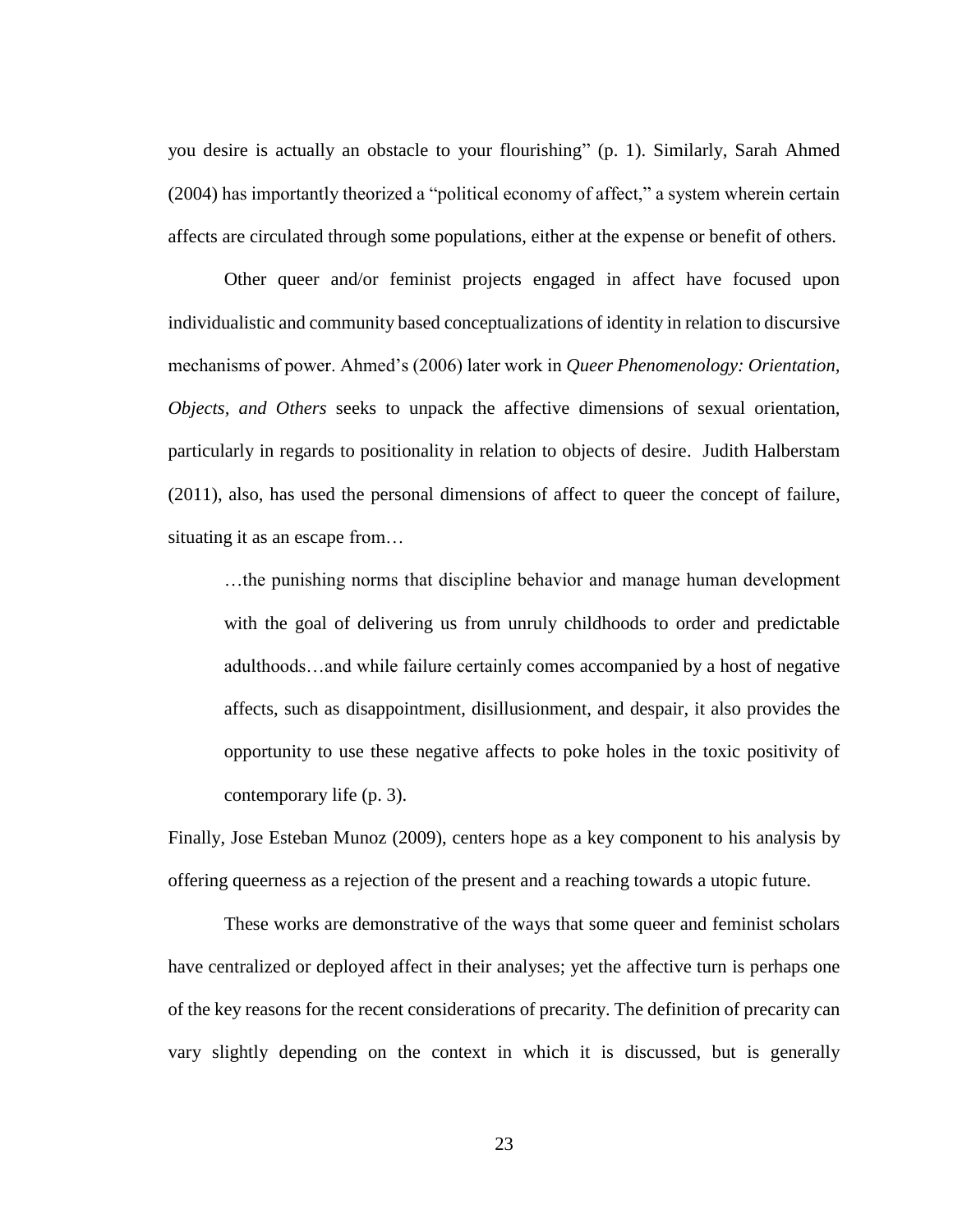you desire is actually an obstacle to your flourishing" (p. 1). Similarly, Sarah Ahmed (2004) has importantly theorized a "political economy of affect," a system wherein certain affects are circulated through some populations, either at the expense or benefit of others.

Other queer and/or feminist projects engaged in affect have focused upon individualistic and community based conceptualizations of identity in relation to discursive mechanisms of power. Ahmed's (2006) later work in *Queer Phenomenology: Orientation, Objects, and Others* seeks to unpack the affective dimensions of sexual orientation, particularly in regards to positionality in relation to objects of desire. Judith Halberstam (2011), also, has used the personal dimensions of affect to queer the concept of failure, situating it as an escape from…

> …the punishing norms that discipline behavior and manage human development with the goal of delivering us from unruly childhoods to order and predictable adulthoods…and while failure certainly comes accompanied by a host of negative affects, such as disappointment, disillusionment, and despair, it also provides the opportunity to use these negative affects to poke holes in the toxic positivity of contemporary life (p. 3).

Finally, Jose Esteban Munoz (2009), centers hope as a key component to his analysis by offering queerness as a rejection of the present and a reaching towards a utopic future.

These works are demonstrative of the ways that some queer and feminist scholars have centralized or deployed affect in their analyses; yet the affective turn is perhaps one of the key reasons for the recent considerations of precarity. The definition of precarity can vary slightly depending on the context in which it is discussed, but is generally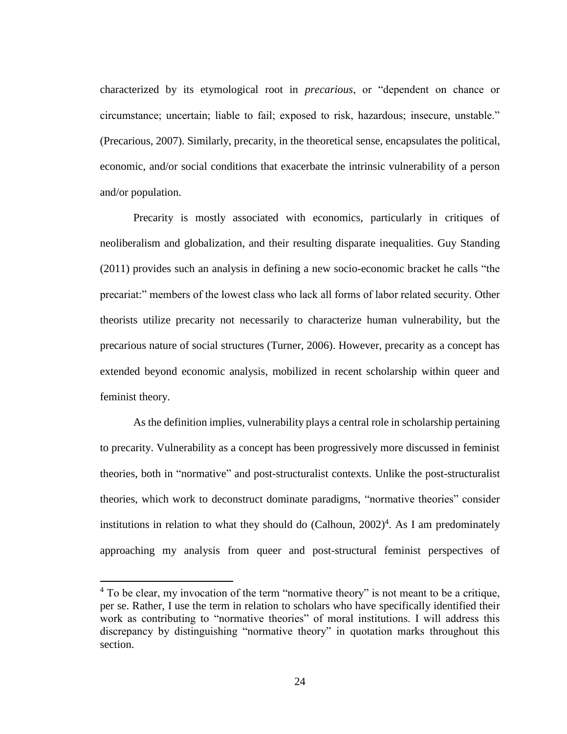characterized by its etymological root in *precarious*, or "dependent on chance or circumstance; uncertain; liable to fail; exposed to risk, hazardous; insecure, unstable." (Precarious, 2007). Similarly, precarity, in the theoretical sense, encapsulates the political, economic, and/or social conditions that exacerbate the intrinsic vulnerability of a person and/or population.

Precarity is mostly associated with economics, particularly in critiques of neoliberalism and globalization, and their resulting disparate inequalities. Guy Standing (2011) provides such an analysis in defining a new socio-economic bracket he calls "the precariat:" members of the lowest class who lack all forms of labor related security. Other theorists utilize precarity not necessarily to characterize human vulnerability, but the precarious nature of social structures (Turner, 2006). However, precarity as a concept has extended beyond economic analysis, mobilized in recent scholarship within queer and feminist theory.

As the definition implies, vulnerability plays a central role in scholarship pertaining to precarity. Vulnerability as a concept has been progressively more discussed in feminist theories, both in "normative" and post-structuralist contexts. Unlike the post-structuralist theories, which work to deconstruct dominate paradigms, "normative theories" consider institutions in relation to what they should do (Calhoun, 2002)[4]. As I am predominately approaching my analysis from queer and post-structural feminist perspectives of

[4] To be clear, my invocation of the term "normative theory" is not meant to be a critique, per se. Rather, I use the term in relation to scholars who have specifically identified their work as contributing to "normative theories" of moral institutions. I will address this discrepancy by distinguishing "normative theory" in quotation marks throughout this section.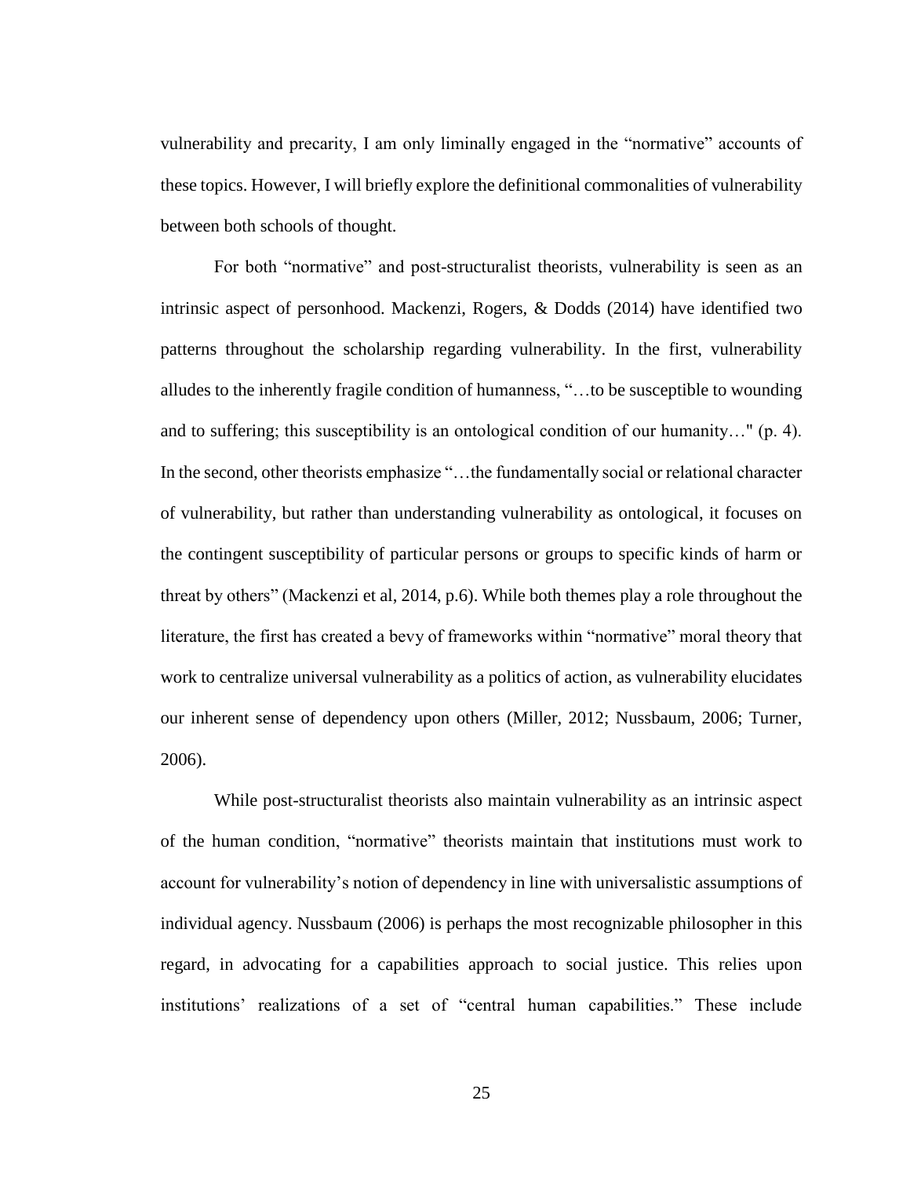vulnerability and precarity, I am only liminally engaged in the "normative" accounts of these topics. However, I will briefly explore the definitional commonalities of vulnerability between both schools of thought.

For both "normative" and post-structuralist theorists, vulnerability is seen as an intrinsic aspect of personhood. Mackenzi, Rogers, & Dodds (2014) have identified two patterns throughout the scholarship regarding vulnerability. In the first, vulnerability alludes to the inherently fragile condition of humanness, "…to be susceptible to wounding and to suffering; this susceptibility is an ontological condition of our humanity…" (p. 4). In the second, other theorists emphasize "…the fundamentally social or relational character of vulnerability, but rather than understanding vulnerability as ontological, it focuses on the contingent susceptibility of particular persons or groups to specific kinds of harm or threat by others" (Mackenzi et al, 2014, p.6). While both themes play a role throughout the literature, the first has created a bevy of frameworks within "normative" moral theory that work to centralize universal vulnerability as a politics of action, as vulnerability elucidates our inherent sense of dependency upon others (Miller, 2012; Nussbaum, 2006; Turner, 2006).

While post-structuralist theorists also maintain vulnerability as an intrinsic aspect of the human condition, "normative" theorists maintain that institutions must work to account for vulnerability's notion of dependency in line with universalistic assumptions of individual agency. Nussbaum (2006) is perhaps the most recognizable philosopher in this regard, in advocating for a capabilities approach to social justice. This relies upon institutions' realizations of a set of "central human capabilities." These include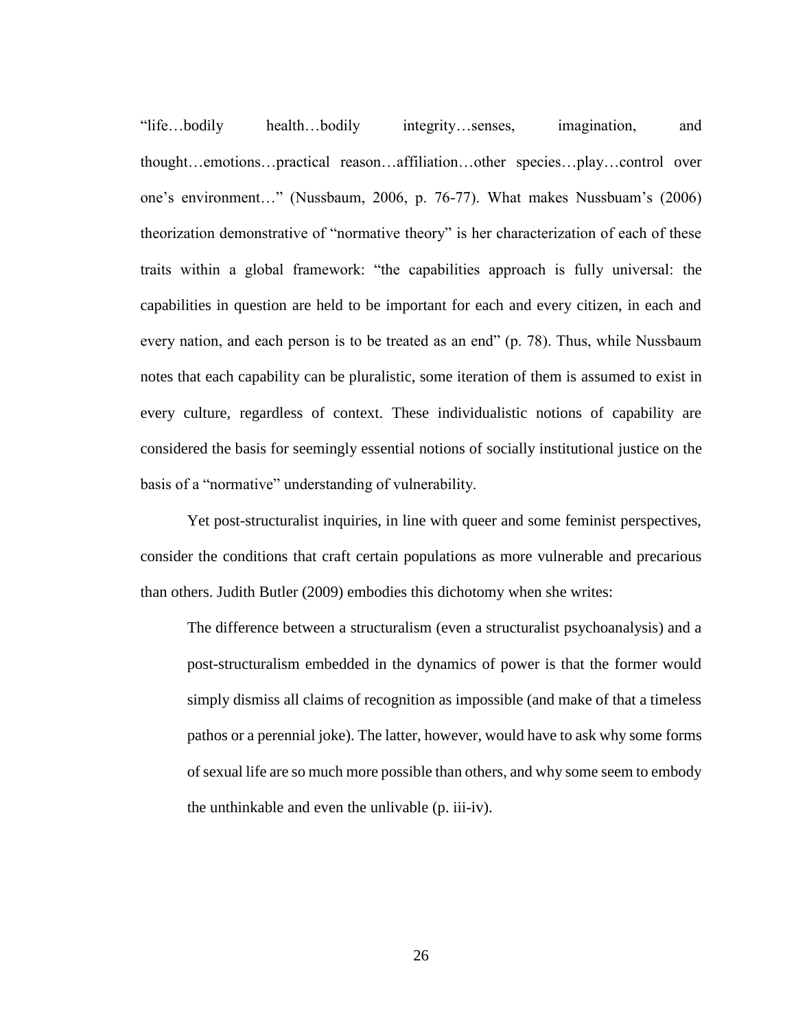"life…bodily health…bodily integrity…senses, imagination, and thought…emotions…practical reason…affiliation…other species…play…control over one's environment…" (Nussbaum, 2006, p. 76-77). What makes Nussbuam's (2006) theorization demonstrative of "normative theory" is her characterization of each of these traits within a global framework: "the capabilities approach is fully universal: the capabilities in question are held to be important for each and every citizen, in each and every nation, and each person is to be treated as an end" (p. 78). Thus, while Nussbaum notes that each capability can be pluralistic, some iteration of them is assumed to exist in every culture, regardless of context. These individualistic notions of capability are considered the basis for seemingly essential notions of socially institutional justice on the basis of a "normative" understanding of vulnerability.

Yet post-structuralist inquiries, in line with queer and some feminist perspectives, consider the conditions that craft certain populations as more vulnerable and precarious than others. Judith Butler (2009) embodies this dichotomy when she writes:

> The difference between a structuralism (even a structuralist psychoanalysis) and a post-structuralism embedded in the dynamics of power is that the former would simply dismiss all claims of recognition as impossible (and make of that a timeless pathos or a perennial joke). The latter, however, would have to ask why some forms of sexual life are so much more possible than others, and why some seem to embody the unthinkable and even the unlivable (p. iii-iv).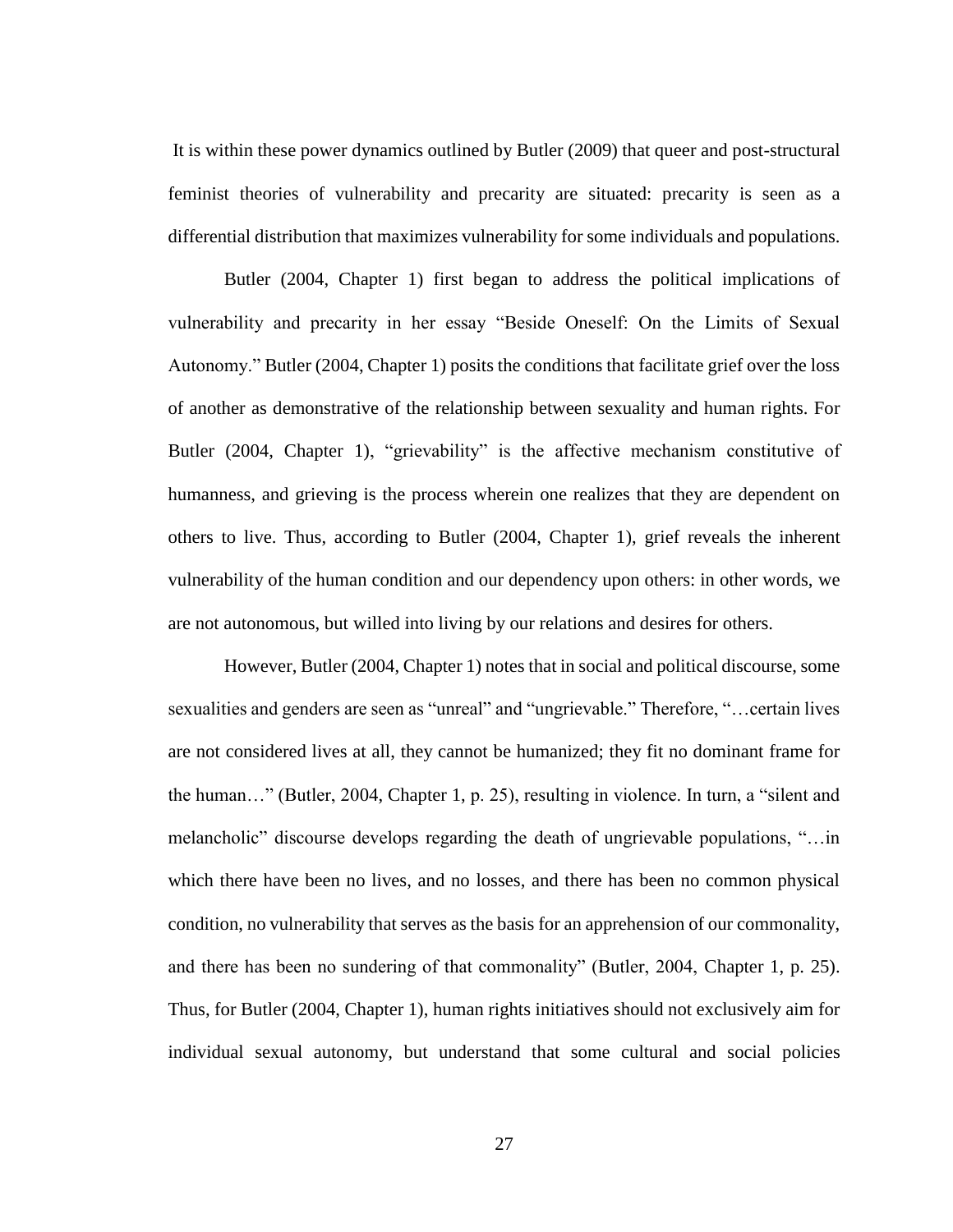It is within these power dynamics outlined by Butler (2009) that queer and post-structural feminist theories of vulnerability and precarity are situated: precarity is seen as a differential distribution that maximizes vulnerability for some individuals and populations.

Butler (2004, Chapter 1) first began to address the political implications of vulnerability and precarity in her essay "Beside Oneself: On the Limits of Sexual Autonomy." Butler (2004, Chapter 1) posits the conditions that facilitate grief over the loss of another as demonstrative of the relationship between sexuality and human rights. For Butler (2004, Chapter 1), "grievability" is the affective mechanism constitutive of humanness, and grieving is the process wherein one realizes that they are dependent on others to live. Thus, according to Butler (2004, Chapter 1), grief reveals the inherent vulnerability of the human condition and our dependency upon others: in other words, we are not autonomous, but willed into living by our relations and desires for others.

However, Butler (2004, Chapter 1) notes that in social and political discourse, some sexualities and genders are seen as "unreal" and "ungrievable." Therefore, "…certain lives are not considered lives at all, they cannot be humanized; they fit no dominant frame for the human…" (Butler, 2004, Chapter 1, p. 25), resulting in violence. In turn, a "silent and melancholic" discourse develops regarding the death of ungrievable populations, "…in which there have been no lives, and no losses, and there has been no common physical condition, no vulnerability that serves as the basis for an apprehension of our commonality, and there has been no sundering of that commonality" (Butler, 2004, Chapter 1, p. 25). Thus, for Butler (2004, Chapter 1), human rights initiatives should not exclusively aim for individual sexual autonomy, but understand that some cultural and social policies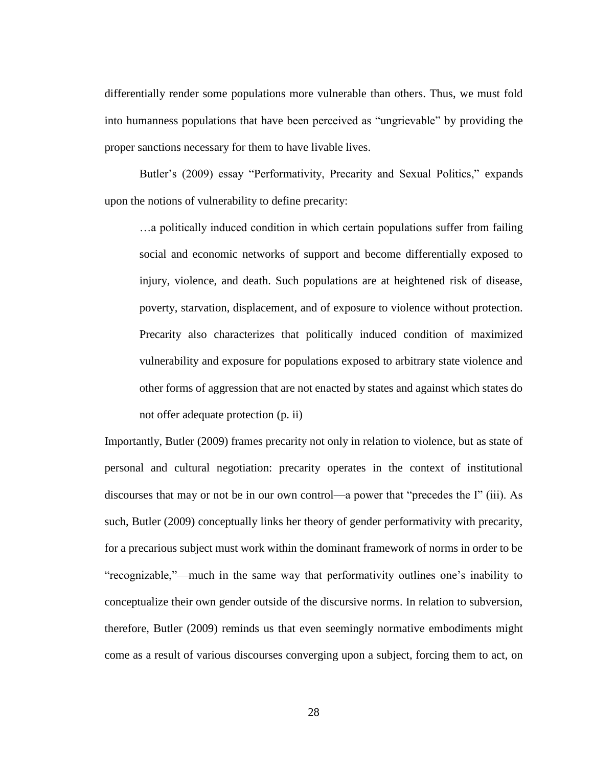differentially render some populations more vulnerable than others. Thus, we must fold into humanness populations that have been perceived as "ungrievable" by providing the proper sanctions necessary for them to have livable lives.

Butler's (2009) essay "Performativity, Precarity and Sexual Politics," expands upon the notions of vulnerability to define precarity:

> …a politically induced condition in which certain populations suffer from failing social and economic networks of support and become differentially exposed to injury, violence, and death. Such populations are at heightened risk of disease, poverty, starvation, displacement, and of exposure to violence without protection. Precarity also characterizes that politically induced condition of maximized vulnerability and exposure for populations exposed to arbitrary state violence and other forms of aggression that are not enacted by states and against which states do not offer adequate protection (p. ii)

Importantly, Butler (2009) frames precarity not only in relation to violence, but as state of personal and cultural negotiation: precarity operates in the context of institutional discourses that may or not be in our own control—a power that "precedes the I" (iii). As such, Butler (2009) conceptually links her theory of gender performativity with precarity, for a precarious subject must work within the dominant framework of norms in order to be "recognizable,"—much in the same way that performativity outlines one's inability to conceptualize their own gender outside of the discursive norms. In relation to subversion, therefore, Butler (2009) reminds us that even seemingly normative embodiments might come as a result of various discourses converging upon a subject, forcing them to act, on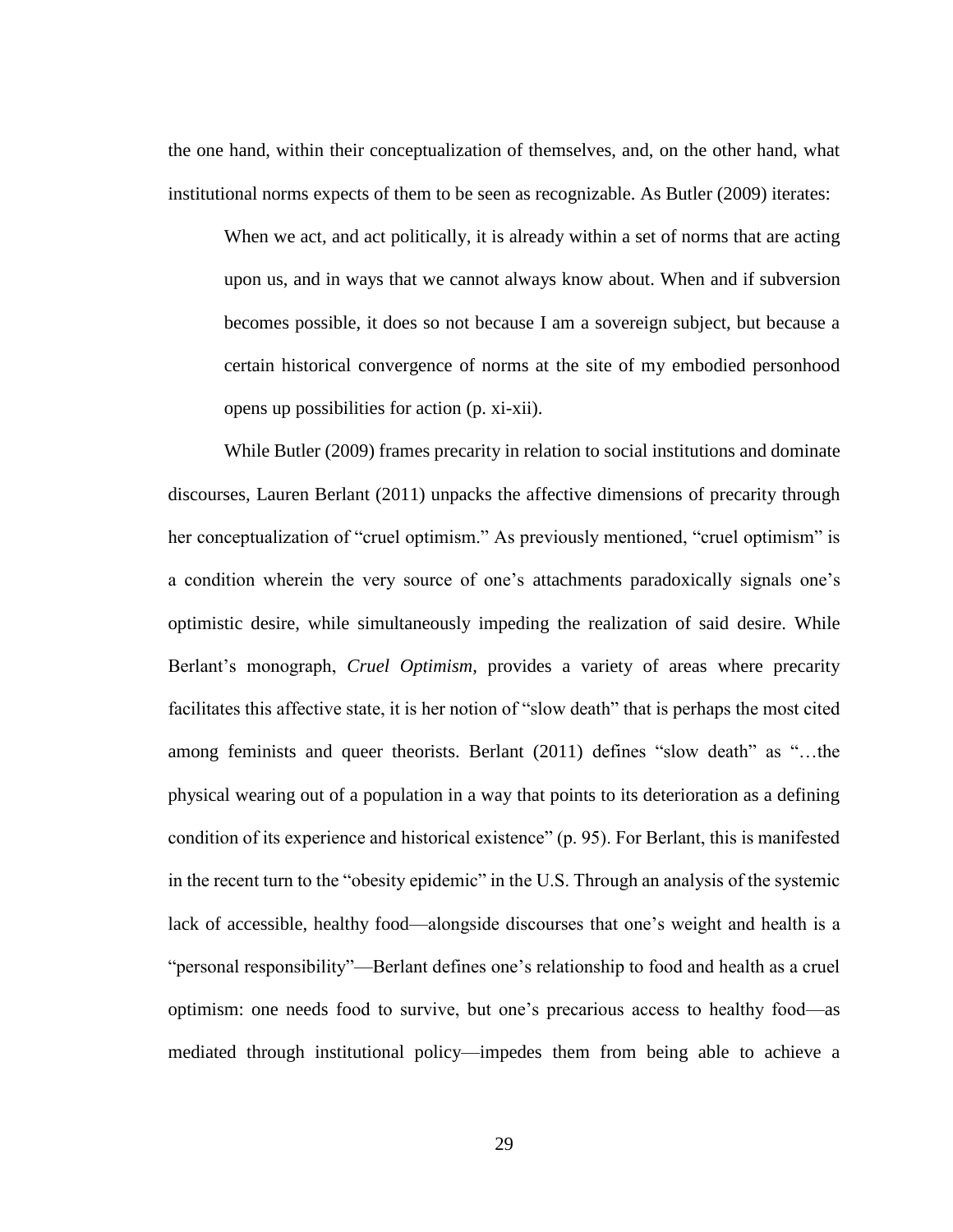the one hand, within their conceptualization of themselves, and, on the other hand, what institutional norms expects of them to be seen as recognizable. As Butler (2009) iterates:

> When we act, and act politically, it is already within a set of norms that are acting upon us, and in ways that we cannot always know about. When and if subversion becomes possible, it does so not because I am a sovereign subject, but because a certain historical convergence of norms at the site of my embodied personhood opens up possibilities for action (p. xi-xii).

While Butler (2009) frames precarity in relation to social institutions and dominate discourses, Lauren Berlant (2011) unpacks the affective dimensions of precarity through her conceptualization of "cruel optimism." As previously mentioned, "cruel optimism" is a condition wherein the very source of one's attachments paradoxically signals one's optimistic desire, while simultaneously impeding the realization of said desire. While Berlant's monograph, *Cruel Optimism,* provides a variety of areas where precarity facilitates this affective state, it is her notion of "slow death" that is perhaps the most cited among feminists and queer theorists. Berlant (2011) defines "slow death" as "…the physical wearing out of a population in a way that points to its deterioration as a defining condition of its experience and historical existence" (p. 95). For Berlant, this is manifested in the recent turn to the "obesity epidemic" in the U.S. Through an analysis of the systemic lack of accessible, healthy food—alongside discourses that one's weight and health is a "personal responsibility"—Berlant defines one's relationship to food and health as a cruel optimism: one needs food to survive, but one's precarious access to healthy food—as mediated through institutional policy—impedes them from being able to achieve a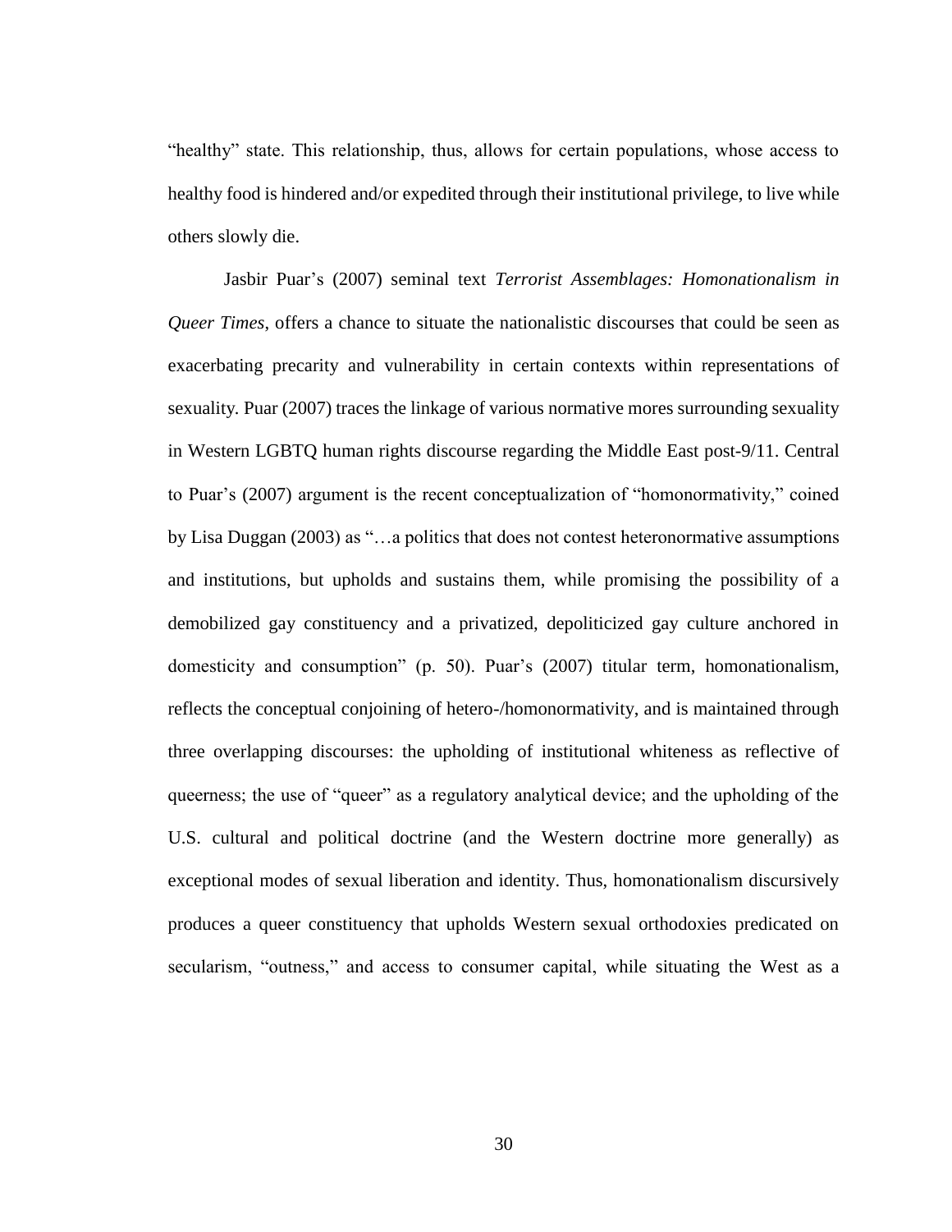“healthy” state. This relationship, thus, allows for certain populations, whose access to healthy food is hindered and/or expedited through their institutional privilege, to live while others slowly die.

Jasbir Puar’s (2007) seminal text *Terrorist Assemblages: Homonationalism in Queer Times*, offers a chance to situate the nationalistic discourses that could be seen as exacerbating precarity and vulnerability in certain contexts within representations of sexuality. Puar (2007) traces the linkage of various normative mores surrounding sexuality in Western LGBTQ human rights discourse regarding the Middle East post-9/11. Central to Puar’s (2007) argument is the recent conceptualization of “homonormativity,” coined by Lisa Duggan (2003) as “…a politics that does not contest heteronormative assumptions and institutions, but upholds and sustains them, while promising the possibility of a demobilized gay constituency and a privatized, depoliticized gay culture anchored in domesticity and consumption” (p. 50). Puar’s (2007) titular term, homonationalism, reflects the conceptual conjoining of hetero-/homonormativity, and is maintained through three overlapping discourses: the upholding of institutional whiteness as reflective of queerness; the use of “queer” as a regulatory analytical device; and the upholding of the U.S. cultural and political doctrine (and the Western doctrine more generally) as exceptional modes of sexual liberation and identity. Thus, homonationalism discursively produces a queer constituency that upholds Western sexual orthodoxies predicated on secularism, “outness,” and access to consumer capital, while situating the West as a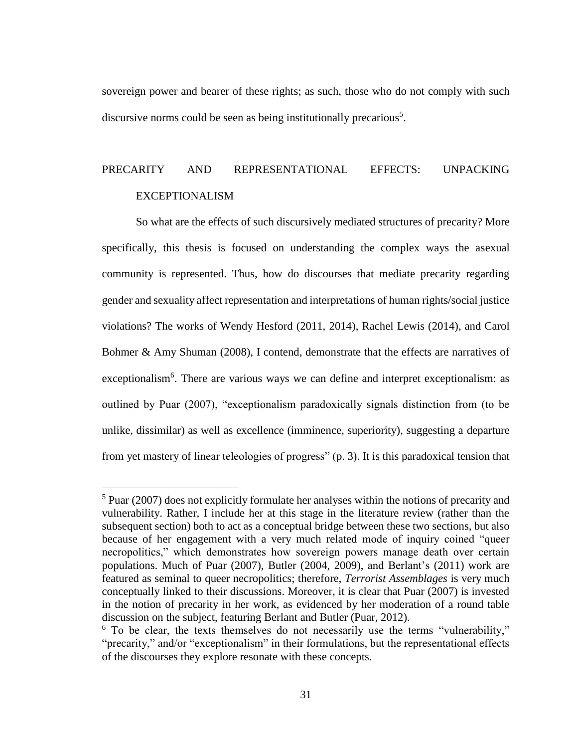sovereign power and bearer of these rights; as such, those who do not comply with such discursive norms could be seen as being institutionally precarious[5].

## PRECARITY AND REPRESENTATIONAL EFFECTS: UNPACKING EXCEPTIONALISM

So what are the effects of such discursively mediated structures of precarity? More specifically, this thesis is focused on understanding the complex ways the asexual community is represented. Thus, how do discourses that mediate precarity regarding gender and sexuality affect representation and interpretations of human rights/social justice violations? The works of Wendy Hesford (2011, 2014), Rachel Lewis (2014), and Carol Bohmer & Amy Shuman (2008), I contend, demonstrate that the effects are narratives of exceptionalism[6]. There are various ways we can define and interpret exceptionalism: as outlined by Puar (2007), "exceptionalism paradoxically signals distinction from (to be unlike, dissimilar) as well as excellence (imminence, superiority), suggesting a departure from yet mastery of linear teleologies of progress" (p. 3). It is this paradoxical tension that

---

[5] Puar (2007) does not explicitly formulate her analyses within the notions of precarity and vulnerability. Rather, I include her at this stage in the literature review (rather than the subsequent section) both to act as a conceptual bridge between these two sections, but also because of her engagement with a very much related mode of inquiry coined "queer necropolitics," which demonstrates how sovereign powers manage death over certain populations. Much of Puar (2007), Butler (2004, 2009), and Berlant's (2011) work are featured as seminal to queer necropolitics; therefore, *Terrorist Assemblages* is very much conceptually linked to their discussions. Moreover, it is clear that Puar (2007) is invested in the notion of precarity in her work, as evidenced by her moderation of a round table discussion on the subject, featuring Berlant and Butler (Puar, 2012).

[6] To be clear, the texts themselves do not necessarily use the terms "vulnerability," "precarity," and/or "exceptionalism" in their formulations, but the representational effects of the discourses they explore resonate with these concepts.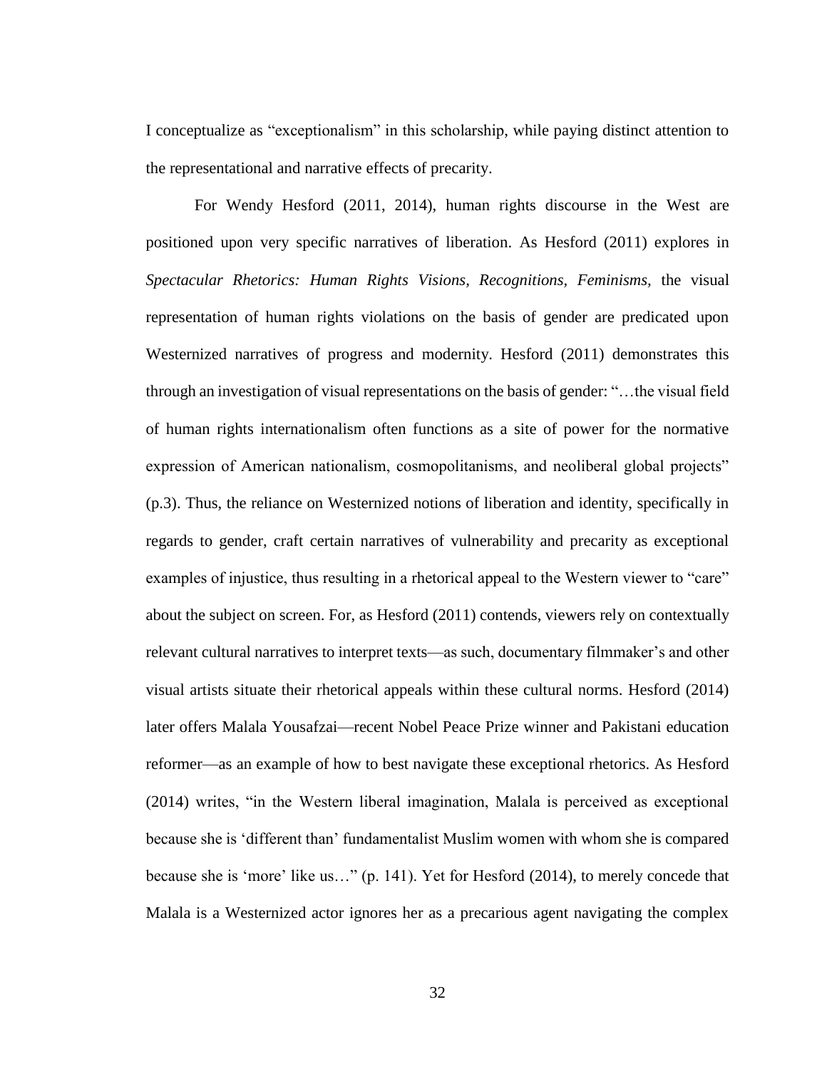I conceptualize as "exceptionalism" in this scholarship, while paying distinct attention to the representational and narrative effects of precarity.

For Wendy Hesford (2011, 2014), human rights discourse in the West are positioned upon very specific narratives of liberation. As Hesford (2011) explores in *Spectacular Rhetorics: Human Rights Visions, Recognitions, Feminisms,* the visual representation of human rights violations on the basis of gender are predicated upon Westernized narratives of progress and modernity. Hesford (2011) demonstrates this through an investigation of visual representations on the basis of gender: "…the visual field of human rights internationalism often functions as a site of power for the normative expression of American nationalism, cosmopolitanisms, and neoliberal global projects" (p.3). Thus, the reliance on Westernized notions of liberation and identity, specifically in regards to gender, craft certain narratives of vulnerability and precarity as exceptional examples of injustice, thus resulting in a rhetorical appeal to the Western viewer to "care" about the subject on screen. For, as Hesford (2011) contends, viewers rely on contextually relevant cultural narratives to interpret texts—as such, documentary filmmaker's and other visual artists situate their rhetorical appeals within these cultural norms. Hesford (2014) later offers Malala Yousafzai—recent Nobel Peace Prize winner and Pakistani education reformer—as an example of how to best navigate these exceptional rhetorics. As Hesford (2014) writes, "in the Western liberal imagination, Malala is perceived as exceptional because she is 'different than' fundamentalist Muslim women with whom she is compared because she is 'more' like us…" (p. 141). Yet for Hesford (2014), to merely concede that Malala is a Westernized actor ignores her as a precarious agent navigating the complex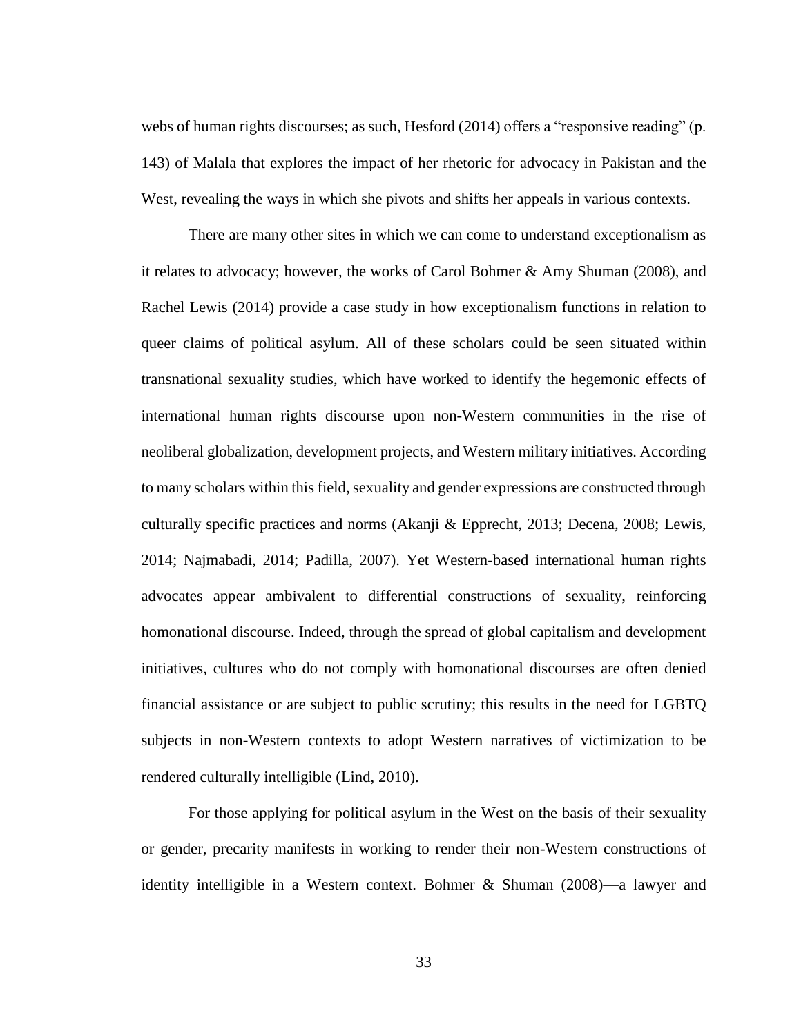webs of human rights discourses; as such, Hesford (2014) offers a "responsive reading" (p. 143) of Malala that explores the impact of her rhetoric for advocacy in Pakistan and the West, revealing the ways in which she pivots and shifts her appeals in various contexts.

There are many other sites in which we can come to understand exceptionalism as it relates to advocacy; however, the works of Carol Bohmer & Amy Shuman (2008), and Rachel Lewis (2014) provide a case study in how exceptionalism functions in relation to queer claims of political asylum. All of these scholars could be seen situated within transnational sexuality studies, which have worked to identify the hegemonic effects of international human rights discourse upon non-Western communities in the rise of neoliberal globalization, development projects, and Western military initiatives. According to many scholars within this field, sexuality and gender expressions are constructed through culturally specific practices and norms (Akanji & Epprecht, 2013; Decena, 2008; Lewis, 2014; Najmabadi, 2014; Padilla, 2007). Yet Western-based international human rights advocates appear ambivalent to differential constructions of sexuality, reinforcing homonational discourse. Indeed, through the spread of global capitalism and development initiatives, cultures who do not comply with homonational discourses are often denied financial assistance or are subject to public scrutiny; this results in the need for LGBTQ subjects in non-Western contexts to adopt Western narratives of victimization to be rendered culturally intelligible (Lind, 2010).

For those applying for political asylum in the West on the basis of their sexuality or gender, precarity manifests in working to render their non-Western constructions of identity intelligible in a Western context. Bohmer & Shuman (2008)—a lawyer and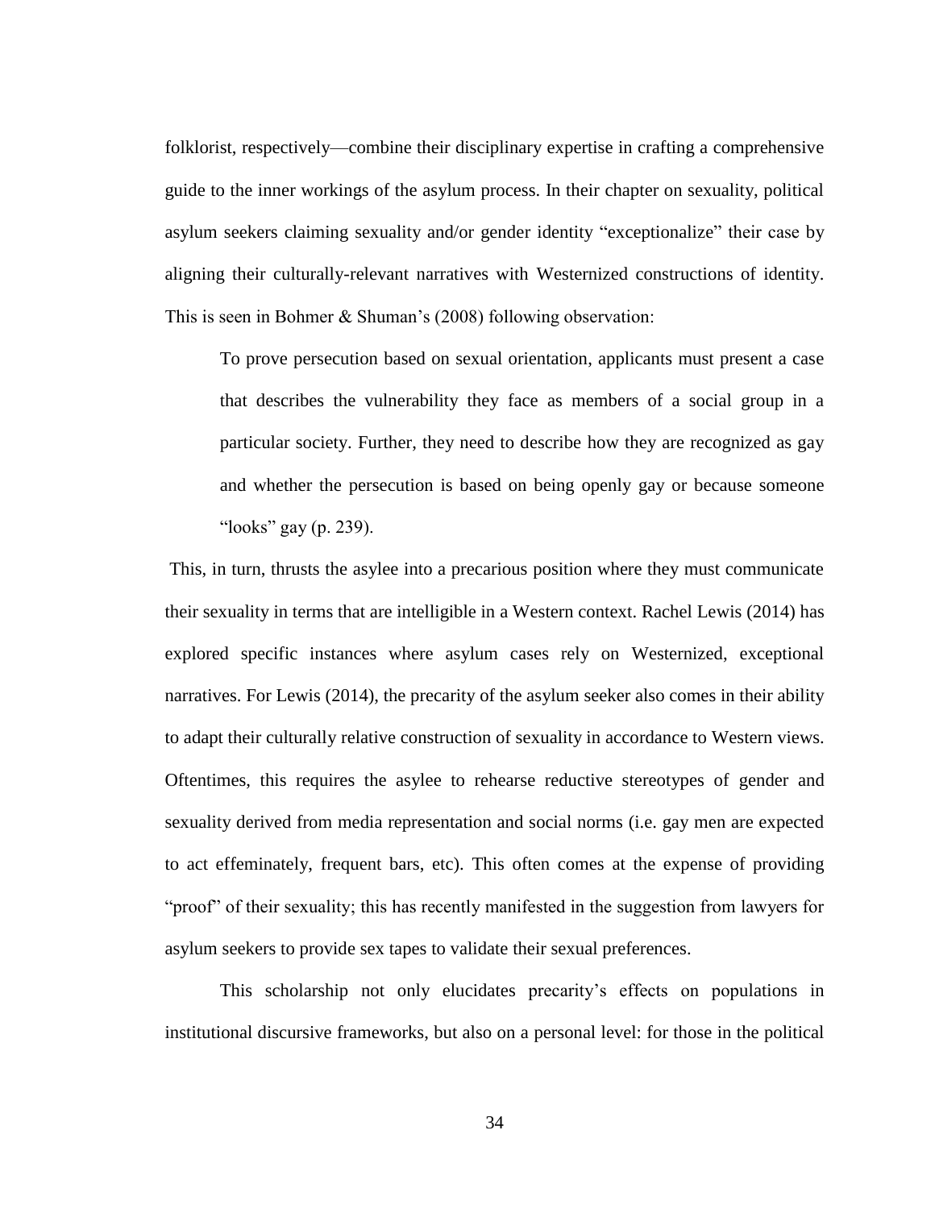folklorist, respectively—combine their disciplinary expertise in crafting a comprehensive guide to the inner workings of the asylum process. In their chapter on sexuality, political asylum seekers claiming sexuality and/or gender identity "exceptionalize" their case by aligning their culturally-relevant narratives with Westernized constructions of identity. This is seen in Bohmer & Shuman's (2008) following observation:

> To prove persecution based on sexual orientation, applicants must present a case that describes the vulnerability they face as members of a social group in a particular society. Further, they need to describe how they are recognized as gay and whether the persecution is based on being openly gay or because someone "looks" gay (p. 239).

This, in turn, thrusts the asylee into a precarious position where they must communicate their sexuality in terms that are intelligible in a Western context. Rachel Lewis (2014) has explored specific instances where asylum cases rely on Westernized, exceptional narratives. For Lewis (2014), the precarity of the asylum seeker also comes in their ability to adapt their culturally relative construction of sexuality in accordance to Western views. Oftentimes, this requires the asylee to rehearse reductive stereotypes of gender and sexuality derived from media representation and social norms (i.e. gay men are expected to act effeminately, frequent bars, etc). This often comes at the expense of providing "proof" of their sexuality; this has recently manifested in the suggestion from lawyers for asylum seekers to provide sex tapes to validate their sexual preferences.

This scholarship not only elucidates precarity's effects on populations in institutional discursive frameworks, but also on a personal level: for those in the political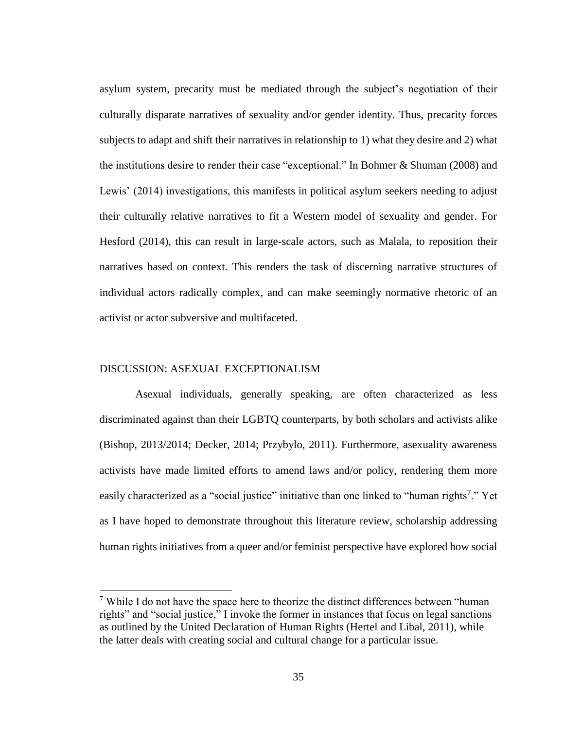asylum system, precarity must be mediated through the subject's negotiation of their culturally disparate narratives of sexuality and/or gender identity. Thus, precarity forces subjects to adapt and shift their narratives in relationship to 1) what they desire and 2) what the institutions desire to render their case "exceptional." In Bohmer & Shuman (2008) and Lewis' (2014) investigations, this manifests in political asylum seekers needing to adjust their culturally relative narratives to fit a Western model of sexuality and gender. For Hesford (2014), this can result in large-scale actors, such as Malala, to reposition their narratives based on context. This renders the task of discerning narrative structures of individual actors radically complex, and can make seemingly normative rhetoric of an activist or actor subversive and multifaceted.

## DISCUSSION: ASEXUAL EXCEPTIONALISM

Asexual individuals, generally speaking, are often characterized as less discriminated against than their LGBTQ counterparts, by both scholars and activists alike (Bishop, 2013/2014; Decker, 2014; Przybylo, 2011). Furthermore, asexuality awareness activists have made limited efforts to amend laws and/or policy, rendering them more easily characterized as a "social justice" initiative than one linked to "human rights[7]." Yet as I have hoped to demonstrate throughout this literature review, scholarship addressing human rights initiatives from a queer and/or feminist perspective have explored how social

[7] While I do not have the space here to theorize the distinct differences between "human rights" and "social justice," I invoke the former in instances that focus on legal sanctions as outlined by the United Declaration of Human Rights (Hertel and Libal, 2011), while the latter deals with creating social and cultural change for a particular issue.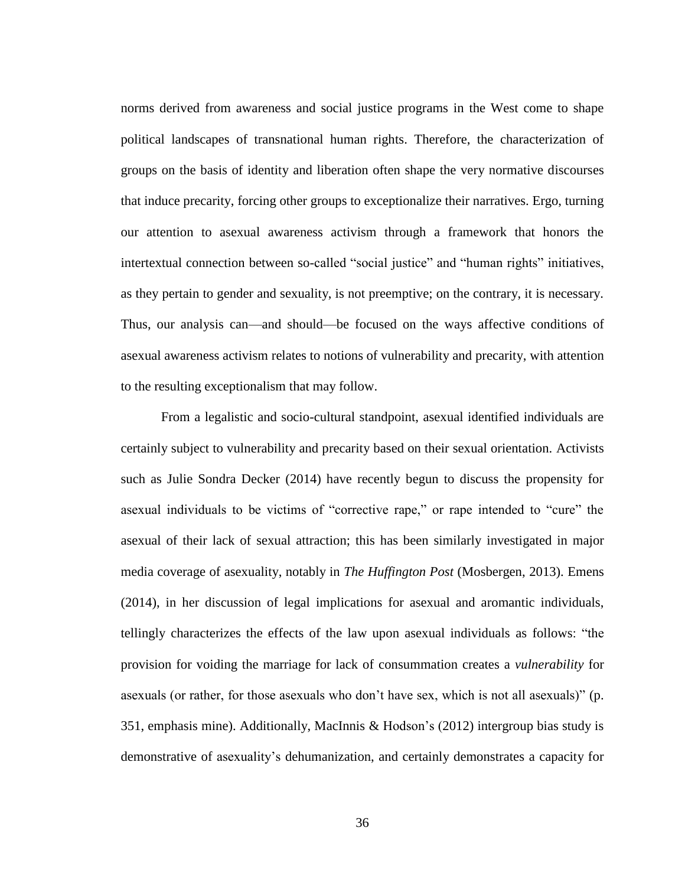norms derived from awareness and social justice programs in the West come to shape political landscapes of transnational human rights. Therefore, the characterization of groups on the basis of identity and liberation often shape the very normative discourses that induce precarity, forcing other groups to exceptionalize their narratives. Ergo, turning our attention to asexual awareness activism through a framework that honors the intertextual connection between so-called "social justice" and "human rights" initiatives, as they pertain to gender and sexuality, is not preemptive; on the contrary, it is necessary. Thus, our analysis can—and should—be focused on the ways affective conditions of asexual awareness activism relates to notions of vulnerability and precarity, with attention to the resulting exceptionalism that may follow.

From a legalistic and socio-cultural standpoint, asexual identified individuals are certainly subject to vulnerability and precarity based on their sexual orientation. Activists such as Julie Sondra Decker (2014) have recently begun to discuss the propensity for asexual individuals to be victims of "corrective rape," or rape intended to "cure" the asexual of their lack of sexual attraction; this has been similarly investigated in major media coverage of asexuality, notably in *The Huffington Post* (Mosbergen, 2013). Emens (2014), in her discussion of legal implications for asexual and aromantic individuals, tellingly characterizes the effects of the law upon asexual individuals as follows: "the provision for voiding the marriage for lack of consummation creates a *vulnerability* for asexuals (or rather, for those asexuals who don't have sex, which is not all asexuals)" (p. 351, emphasis mine). Additionally, MacInnis & Hodson's (2012) intergroup bias study is demonstrative of asexuality's dehumanization, and certainly demonstrates a capacity for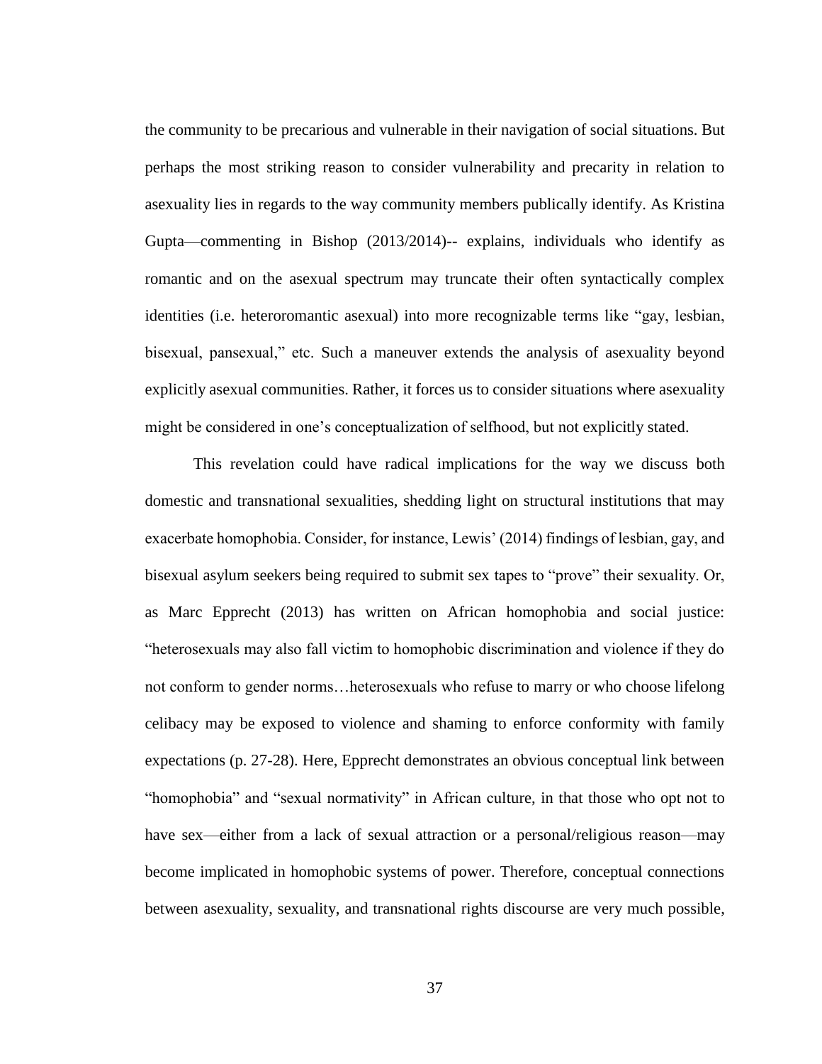the community to be precarious and vulnerable in their navigation of social situations. But perhaps the most striking reason to consider vulnerability and precarity in relation to asexuality lies in regards to the way community members publically identify. As Kristina Gupta—commenting in Bishop (2013/2014)-- explains, individuals who identify as romantic and on the asexual spectrum may truncate their often syntactically complex identities (i.e. heteroromantic asexual) into more recognizable terms like "gay, lesbian, bisexual, pansexual," etc. Such a maneuver extends the analysis of asexuality beyond explicitly asexual communities. Rather, it forces us to consider situations where asexuality might be considered in one's conceptualization of selfhood, but not explicitly stated.

This revelation could have radical implications for the way we discuss both domestic and transnational sexualities, shedding light on structural institutions that may exacerbate homophobia. Consider, for instance, Lewis' (2014) findings of lesbian, gay, and bisexual asylum seekers being required to submit sex tapes to "prove" their sexuality. Or, as Marc Epprecht (2013) has written on African homophobia and social justice: "heterosexuals may also fall victim to homophobic discrimination and violence if they do not conform to gender norms…heterosexuals who refuse to marry or who choose lifelong celibacy may be exposed to violence and shaming to enforce conformity with family expectations (p. 27-28). Here, Epprecht demonstrates an obvious conceptual link between "homophobia" and "sexual normativity" in African culture, in that those who opt not to have sex—either from a lack of sexual attraction or a personal/religious reason—may become implicated in homophobic systems of power. Therefore, conceptual connections between asexuality, sexuality, and transnational rights discourse are very much possible,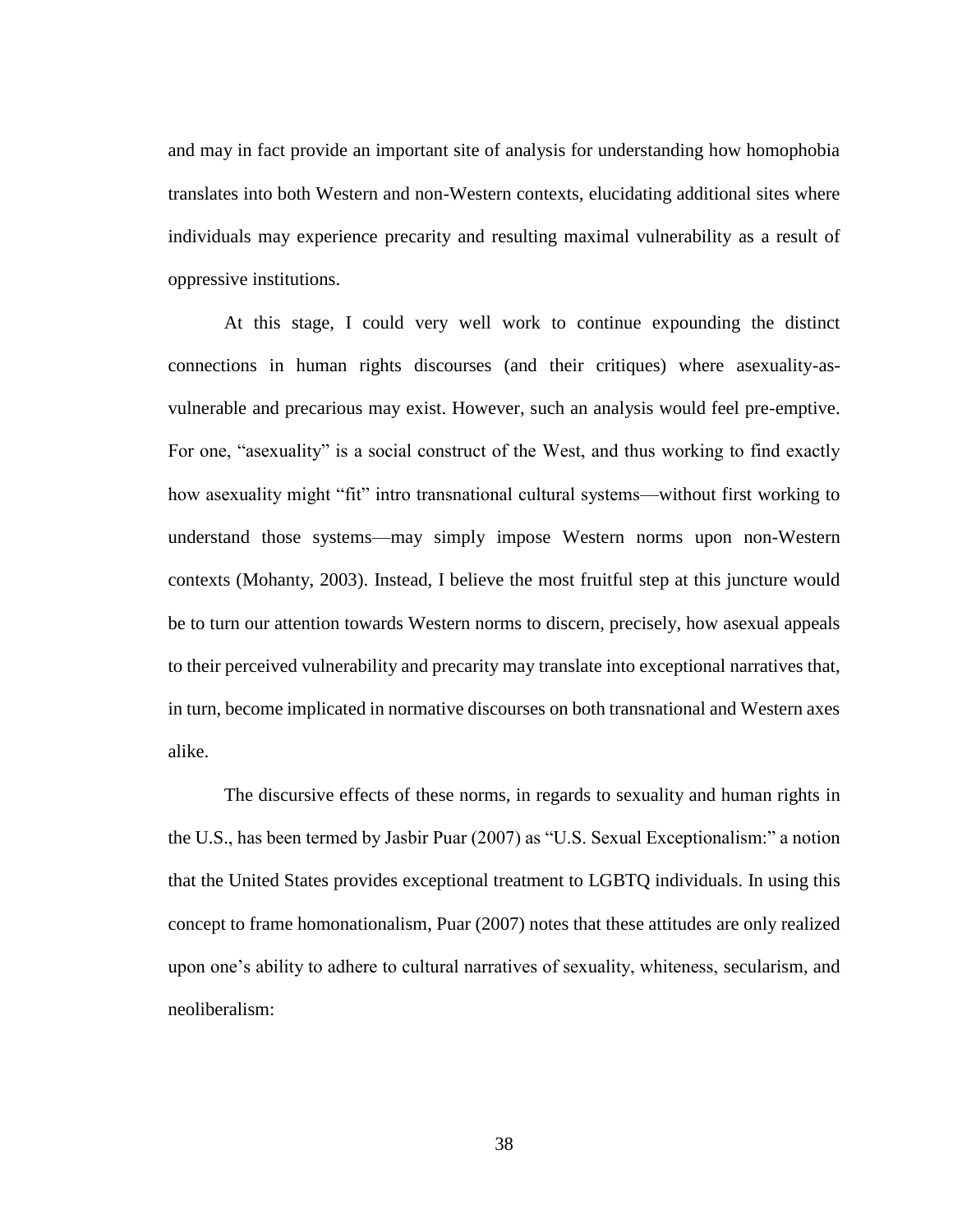and may in fact provide an important site of analysis for understanding how homophobia translates into both Western and non-Western contexts, elucidating additional sites where individuals may experience precarity and resulting maximal vulnerability as a result of oppressive institutions.

At this stage, I could very well work to continue expounding the distinct connections in human rights discourses (and their critiques) where asexuality-as-vulnerable and precarious may exist. However, such an analysis would feel pre-emptive. For one, "asexuality" is a social construct of the West, and thus working to find exactly how asexuality might "fit" intro transnational cultural systems—without first working to understand those systems—may simply impose Western norms upon non-Western contexts (Mohanty, 2003). Instead, I believe the most fruitful step at this juncture would be to turn our attention towards Western norms to discern, precisely, how asexual appeals to their perceived vulnerability and precarity may translate into exceptional narratives that, in turn, become implicated in normative discourses on both transnational and Western axes alike.

The discursive effects of these norms, in regards to sexuality and human rights in the U.S., has been termed by Jasbir Puar (2007) as "U.S. Sexual Exceptionalism:" a notion that the United States provides exceptional treatment to LGBTQ individuals. In using this concept to frame homonationalism, Puar (2007) notes that these attitudes are only realized upon one's ability to adhere to cultural narratives of sexuality, whiteness, secularism, and neoliberalism: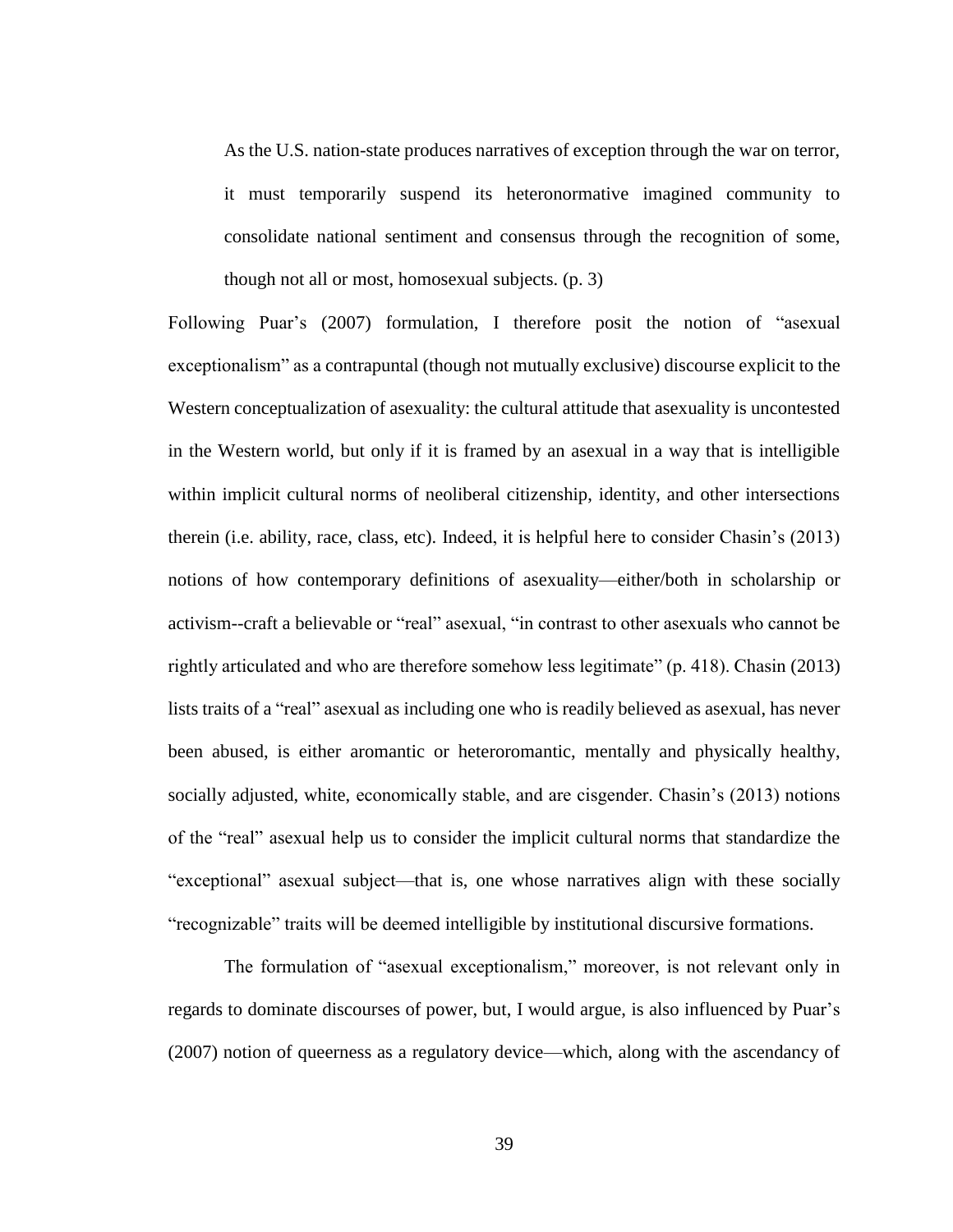> As the U.S. nation-state produces narratives of exception through the war on terror, it must temporarily suspend its heteronormative imagined community to consolidate national sentiment and consensus through the recognition of some, though not all or most, homosexual subjects. (p. 3)

Following Puar's (2007) formulation, I therefore posit the notion of "asexual exceptionalism" as a contrapuntal (though not mutually exclusive) discourse explicit to the Western conceptualization of asexuality: the cultural attitude that asexuality is uncontested in the Western world, but only if it is framed by an asexual in a way that is intelligible within implicit cultural norms of neoliberal citizenship, identity, and other intersections therein (i.e. ability, race, class, etc). Indeed, it is helpful here to consider Chasin's (2013) notions of how contemporary definitions of asexuality—either/both in scholarship or activism--craft a believable or "real" asexual, "in contrast to other asexuals who cannot be rightly articulated and who are therefore somehow less legitimate" (p. 418). Chasin (2013) lists traits of a "real" asexual as including one who is readily believed as asexual, has never been abused, is either aromantic or heteroromantic, mentally and physically healthy, socially adjusted, white, economically stable, and are cisgender. Chasin's (2013) notions of the "real" asexual help us to consider the implicit cultural norms that standardize the "exceptional" asexual subject—that is, one whose narratives align with these socially "recognizable" traits will be deemed intelligible by institutional discursive formations.

The formulation of "asexual exceptionalism," moreover, is not relevant only in regards to dominate discourses of power, but, I would argue, is also influenced by Puar's (2007) notion of queerness as a regulatory device—which, along with the ascendancy of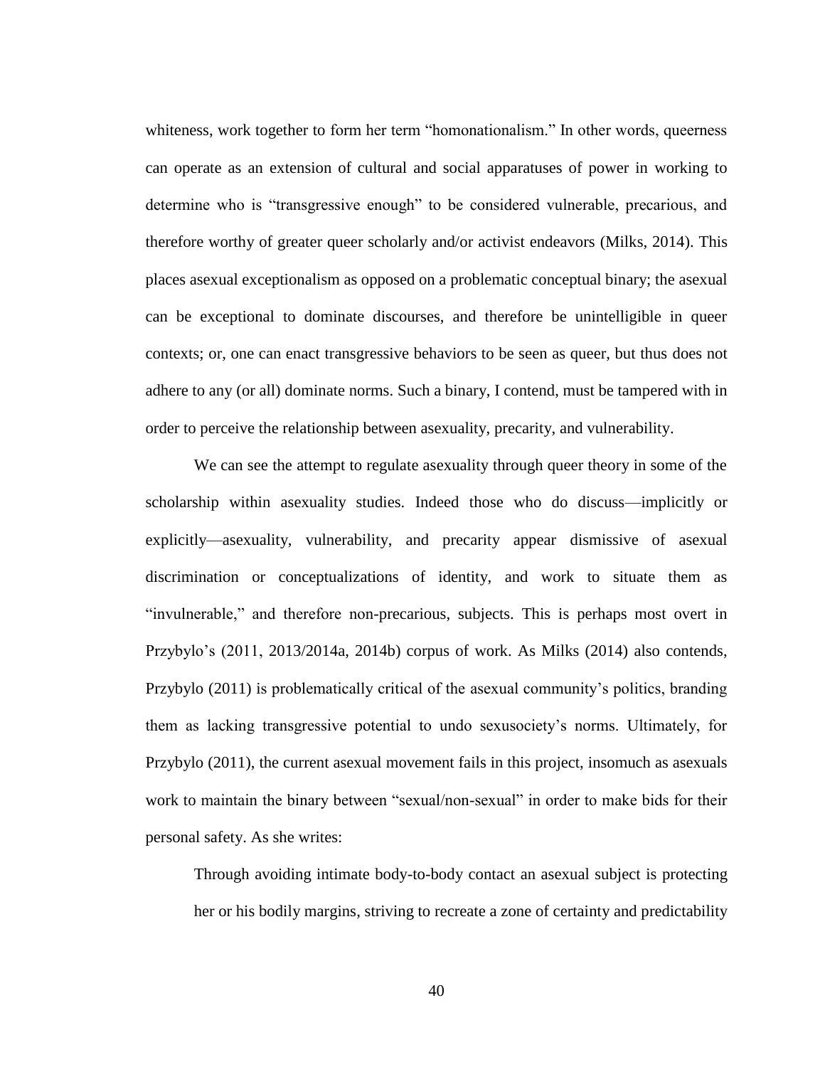whiteness, work together to form her term "homonationalism." In other words, queerness can operate as an extension of cultural and social apparatuses of power in working to determine who is "transgressive enough" to be considered vulnerable, precarious, and therefore worthy of greater queer scholarly and/or activist endeavors (Milks, 2014). This places asexual exceptionalism as opposed on a problematic conceptual binary; the asexual can be exceptional to dominate discourses, and therefore be unintelligible in queer contexts; or, one can enact transgressive behaviors to be seen as queer, but thus does not adhere to any (or all) dominate norms. Such a binary, I contend, must be tampered with in order to perceive the relationship between asexuality, precarity, and vulnerability.

We can see the attempt to regulate asexuality through queer theory in some of the scholarship within asexuality studies. Indeed those who do discuss—implicitly or explicitly—asexuality, vulnerability, and precarity appear dismissive of asexual discrimination or conceptualizations of identity, and work to situate them as "invulnerable," and therefore non-precarious, subjects. This is perhaps most overt in Przybylo's (2011, 2013/2014a, 2014b) corpus of work. As Milks (2014) also contends, Przybylo (2011) is problematically critical of the asexual community's politics, branding them as lacking transgressive potential to undo sexusociety's norms. Ultimately, for Przybylo (2011), the current asexual movement fails in this project, insomuch as asexuals work to maintain the binary between "sexual/non-sexual" in order to make bids for their personal safety. As she writes:

> Through avoiding intimate body-to-body contact an asexual subject is protecting her or his bodily margins, striving to recreate a zone of certainty and predictability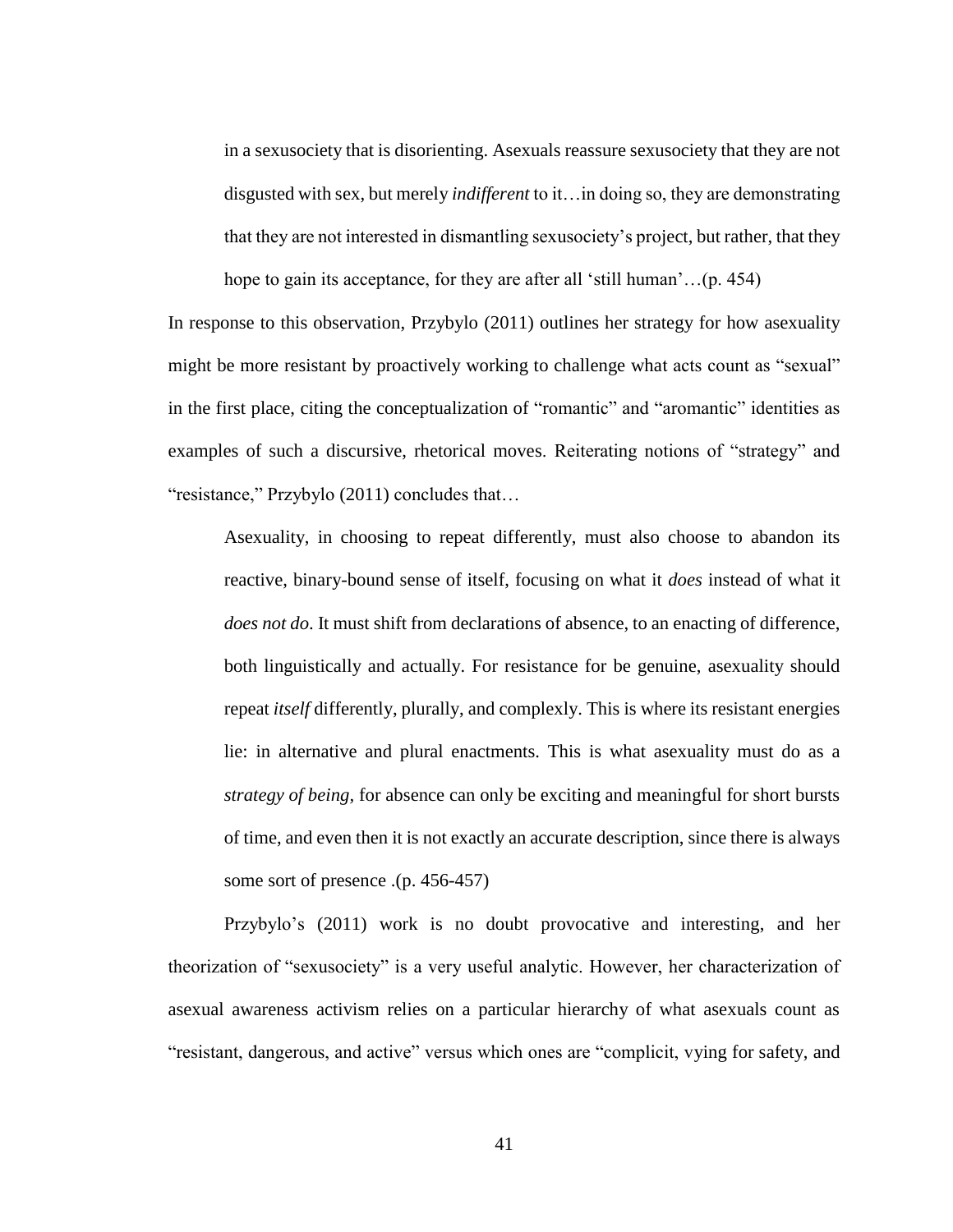> in a sexusociety that is disorienting. Asexuals reassure sexusociety that they are not disgusted with sex, but merely *indifferent* to it…in doing so, they are demonstrating that they are not interested in dismantling sexusociety's project, but rather, that they hope to gain its acceptance, for they are after all 'still human'…(p. 454)

In response to this observation, Przybylo (2011) outlines her strategy for how asexuality might be more resistant by proactively working to challenge what acts count as "sexual" in the first place, citing the conceptualization of "romantic" and "aromantic" identities as examples of such a discursive, rhetorical moves. Reiterating notions of "strategy" and "resistance," Przybylo (2011) concludes that…

> Asexuality, in choosing to repeat differently, must also choose to abandon its reactive, binary-bound sense of itself, focusing on what it *does* instead of what it *does not do*. It must shift from declarations of absence, to an enacting of difference, both linguistically and actually. For resistance for be genuine, asexuality should repeat *itself* differently, plurally, and complexly. This is where its resistant energies lie: in alternative and plural enactments. This is what asexuality must do as a *strategy of being*, for absence can only be exciting and meaningful for short bursts of time, and even then it is not exactly an accurate description, since there is always some sort of presence .(p. 456-457)

Przybylo's (2011) work is no doubt provocative and interesting, and her theorization of "sexusociety" is a very useful analytic. However, her characterization of asexual awareness activism relies on a particular hierarchy of what asexuals count as "resistant, dangerous, and active" versus which ones are "complicit, vying for safety, and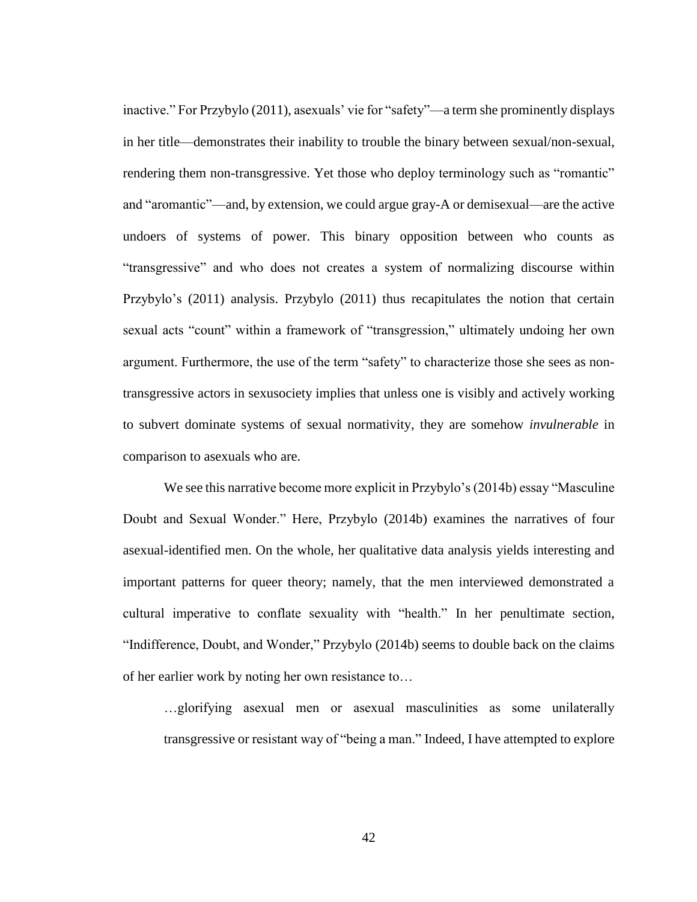inactive." For Przybylo (2011), asexuals' vie for "safety"—a term she prominently displays in her title—demonstrates their inability to trouble the binary between sexual/non-sexual, rendering them non-transgressive. Yet those who deploy terminology such as "romantic" and "aromantic"—and, by extension, we could argue gray-A or demisexual—are the active undoers of systems of power. This binary opposition between who counts as "transgressive" and who does not creates a system of normalizing discourse within Przybylo's (2011) analysis. Przybylo (2011) thus recapitulates the notion that certain sexual acts "count" within a framework of "transgression," ultimately undoing her own argument. Furthermore, the use of the term "safety" to characterize those she sees as non-transgressive actors in sexusociety implies that unless one is visibly and actively working to subvert dominate systems of sexual normativity, they are somehow *invulnerable* in comparison to asexuals who are.

We see this narrative become more explicit in Przybylo's (2014b) essay "Masculine Doubt and Sexual Wonder." Here, Przybylo (2014b) examines the narratives of four asexual-identified men. On the whole, her qualitative data analysis yields interesting and important patterns for queer theory; namely, that the men interviewed demonstrated a cultural imperative to conflate sexuality with "health." In her penultimate section, "Indifference, Doubt, and Wonder," Przybylo (2014b) seems to double back on the claims of her earlier work by noting her own resistance to…

> …glorifying asexual men or asexual masculinities as some unilaterally transgressive or resistant way of "being a man." Indeed, I have attempted to explore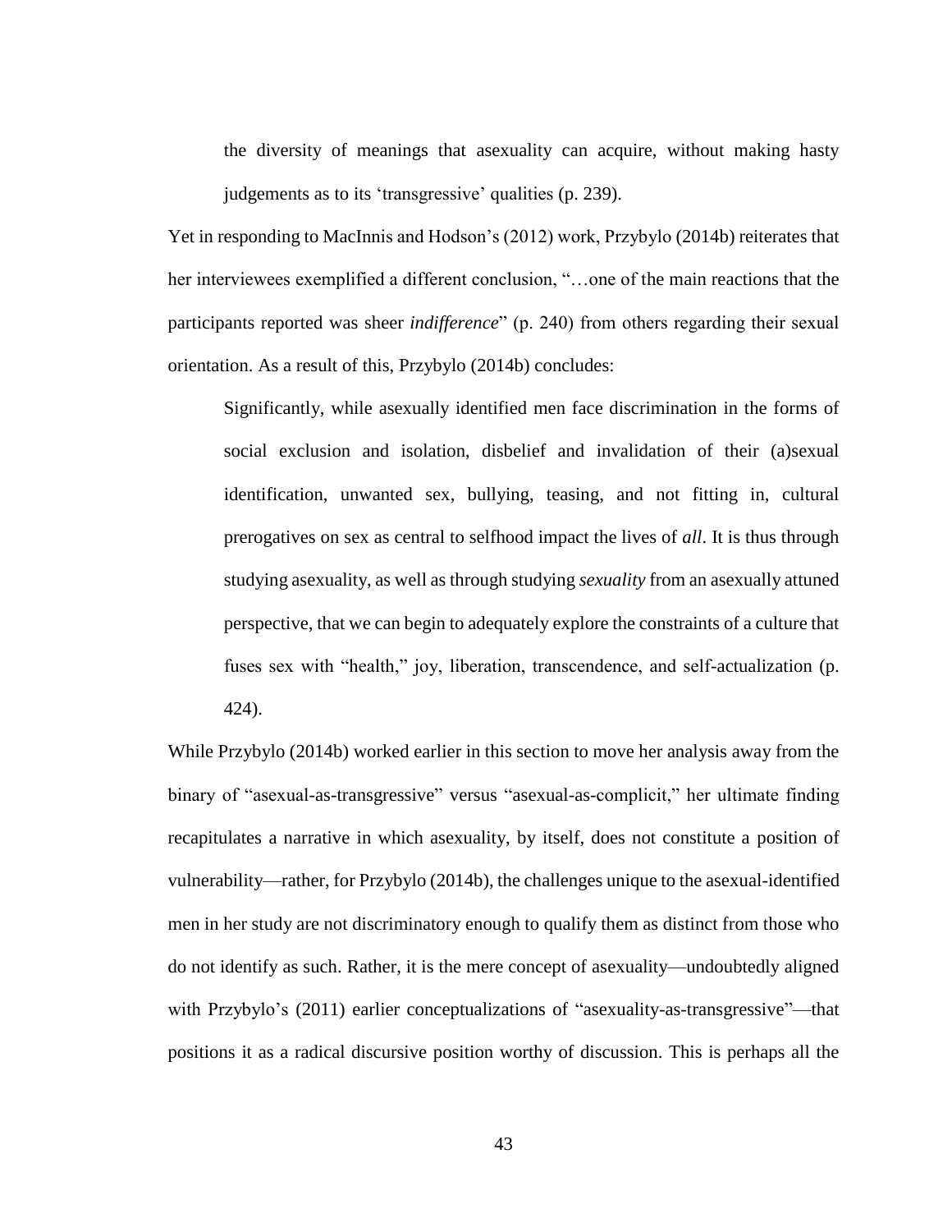the diversity of meanings that asexuality can acquire, without making hasty judgements as to its 'transgressive' qualities (p. 239).

Yet in responding to MacInnis and Hodson's (2012) work, Przybylo (2014b) reiterates that her interviewees exemplified a different conclusion, "…one of the main reactions that the participants reported was sheer *indifference*" (p. 240) from others regarding their sexual orientation. As a result of this, Przybylo (2014b) concludes:

> Significantly, while asexually identified men face discrimination in the forms of social exclusion and isolation, disbelief and invalidation of their (a)sexual identification, unwanted sex, bullying, teasing, and not fitting in, cultural prerogatives on sex as central to selfhood impact the lives of *all*. It is thus through studying asexuality, as well as through studying *sexuality* from an asexually attuned perspective, that we can begin to adequately explore the constraints of a culture that fuses sex with "health," joy, liberation, transcendence, and self-actualization (p. 424).

While Przybylo (2014b) worked earlier in this section to move her analysis away from the binary of "asexual-as-transgressive" versus "asexual-as-complicit," her ultimate finding recapitulates a narrative in which asexuality, by itself, does not constitute a position of vulnerability—rather, for Przybylo (2014b), the challenges unique to the asexual-identified men in her study are not discriminatory enough to qualify them as distinct from those who do not identify as such. Rather, it is the mere concept of asexuality—undoubtedly aligned with Przybylo's (2011) earlier conceptualizations of "asexuality-as-transgressive"—that positions it as a radical discursive position worthy of discussion. This is perhaps all the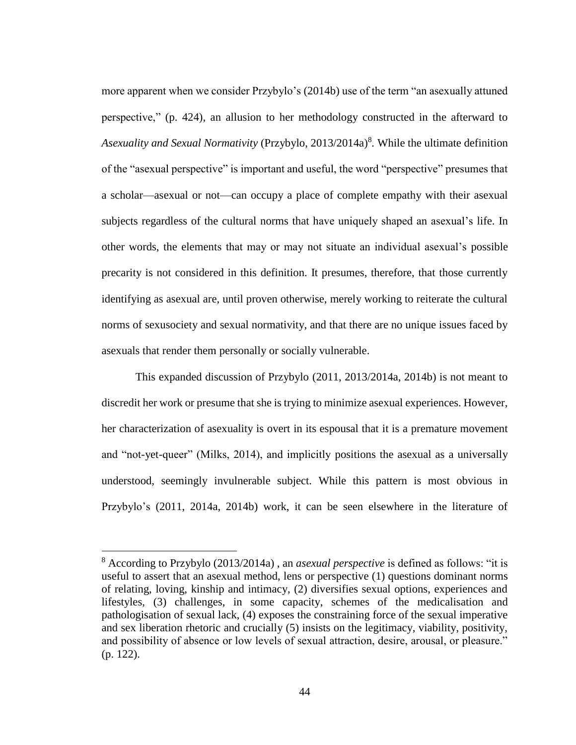more apparent when we consider Przybylo's (2014b) use of the term "an asexually attuned perspective," (p. 424), an allusion to her methodology constructed in the afterward to *Asexuality and Sexual Normativity* (Przybylo, 2013/2014a)[8]. While the ultimate definition of the "asexual perspective" is important and useful, the word "perspective" presumes that a scholar—asexual or not—can occupy a place of complete empathy with their asexual subjects regardless of the cultural norms that have uniquely shaped an asexual's life. In other words, the elements that may or may not situate an individual asexual's possible precarity is not considered in this definition. It presumes, therefore, that those currently identifying as asexual are, until proven otherwise, merely working to reiterate the cultural norms of sexusociety and sexual normativity, and that there are no unique issues faced by asexuals that render them personally or socially vulnerable.

This expanded discussion of Przybylo (2011, 2013/2014a, 2014b) is not meant to discredit her work or presume that she is trying to minimize asexual experiences. However, her characterization of asexuality is overt in its espousal that it is a premature movement and "not-yet-queer" (Milks, 2014), and implicitly positions the asexual as a universally understood, seemingly invulnerable subject. While this pattern is most obvious in Przybylo's (2011, 2014a, 2014b) work, it can be seen elsewhere in the literature of

---

[8] According to Przybylo (2013/2014a) , an *asexual perspective* is defined as follows: "it is useful to assert that an asexual method, lens or perspective (1) questions dominant norms of relating, loving, kinship and intimacy, (2) diversifies sexual options, experiences and lifestyles, (3) challenges, in some capacity, schemes of the medicalisation and pathologisation of sexual lack, (4) exposes the constraining force of the sexual imperative and sex liberation rhetoric and crucially (5) insists on the legitimacy, viability, positivity, and possibility of absence or low levels of sexual attraction, desire, arousal, or pleasure." (p. 122).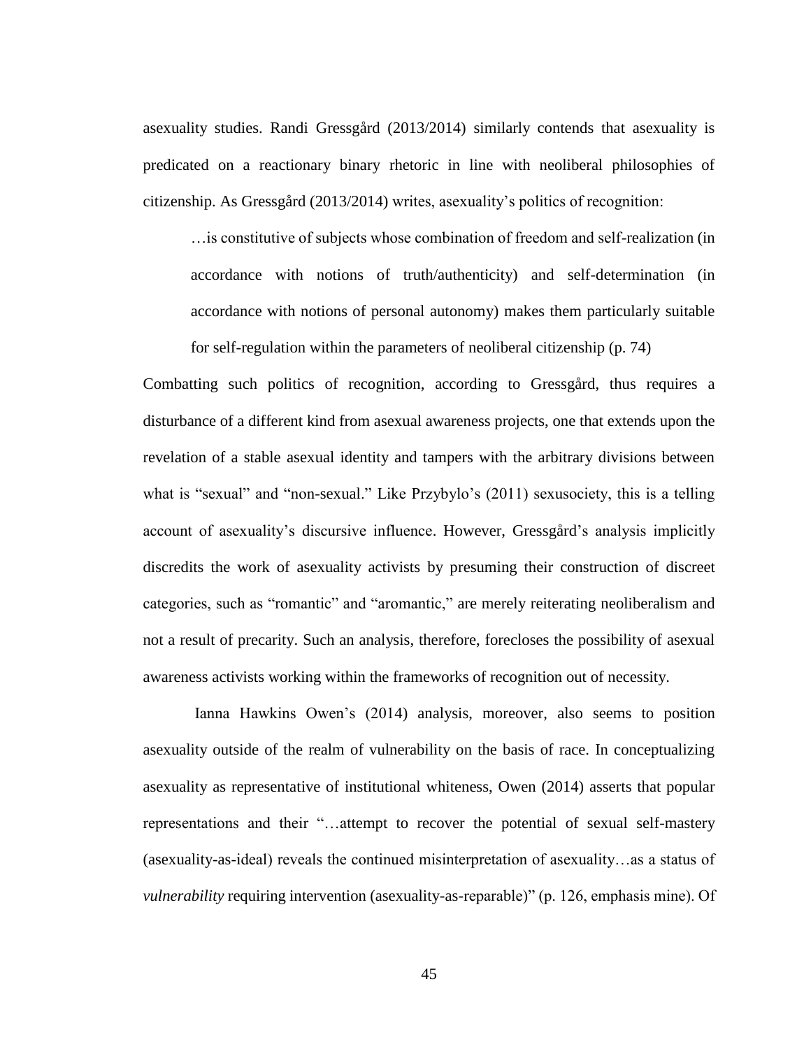asexuality studies. Randi Gressgård (2013/2014) similarly contends that asexuality is predicated on a reactionary binary rhetoric in line with neoliberal philosophies of citizenship. As Gressgård (2013/2014) writes, asexuality's politics of recognition:

> …is constitutive of subjects whose combination of freedom and self-realization (in accordance with notions of truth/authenticity) and self-determination (in accordance with notions of personal autonomy) makes them particularly suitable for self-regulation within the parameters of neoliberal citizenship (p. 74)

Combatting such politics of recognition, according to Gressgård, thus requires a disturbance of a different kind from asexual awareness projects, one that extends upon the revelation of a stable asexual identity and tampers with the arbitrary divisions between what is "sexual" and "non-sexual." Like Przybylo's (2011) sexusociety, this is a telling account of asexuality's discursive influence. However, Gressgård's analysis implicitly discredits the work of asexuality activists by presuming their construction of discreet categories, such as "romantic" and "aromantic," are merely reiterating neoliberalism and not a result of precarity. Such an analysis, therefore, forecloses the possibility of asexual awareness activists working within the frameworks of recognition out of necessity.

Ianna Hawkins Owen's (2014) analysis, moreover, also seems to position asexuality outside of the realm of vulnerability on the basis of race. In conceptualizing asexuality as representative of institutional whiteness, Owen (2014) asserts that popular representations and their "…attempt to recover the potential of sexual self-mastery (asexuality-as-ideal) reveals the continued misinterpretation of asexuality…as a status of *vulnerability* requiring intervention (asexuality-as-reparable)" (p. 126, emphasis mine). Of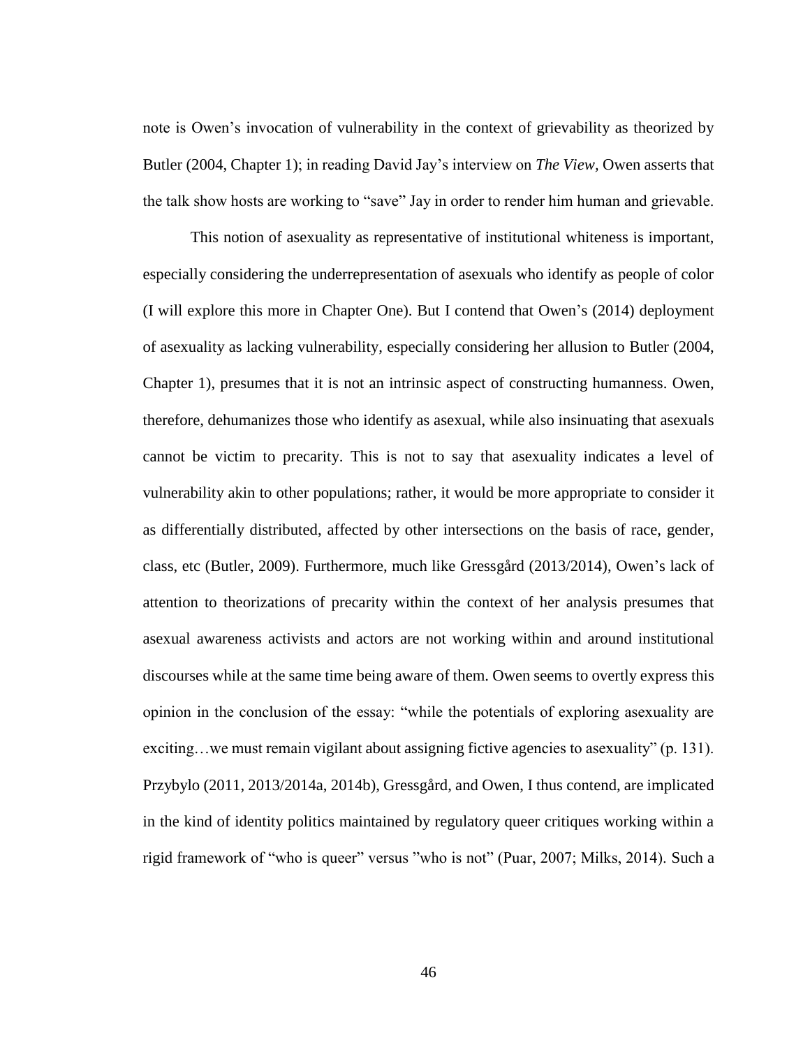note is Owen's invocation of vulnerability in the context of grievability as theorized by Butler (2004, Chapter 1); in reading David Jay's interview on *The View*, Owen asserts that the talk show hosts are working to "save" Jay in order to render him human and grievable.

This notion of asexuality as representative of institutional whiteness is important, especially considering the underrepresentation of asexuals who identify as people of color (I will explore this more in Chapter One). But I contend that Owen's (2014) deployment of asexuality as lacking vulnerability, especially considering her allusion to Butler (2004, Chapter 1), presumes that it is not an intrinsic aspect of constructing humanness. Owen, therefore, dehumanizes those who identify as asexual, while also insinuating that asexuals cannot be victim to precarity. This is not to say that asexuality indicates a level of vulnerability akin to other populations; rather, it would be more appropriate to consider it as differentially distributed, affected by other intersections on the basis of race, gender, class, etc (Butler, 2009). Furthermore, much like Gressgård (2013/2014), Owen's lack of attention to theorizations of precarity within the context of her analysis presumes that asexual awareness activists and actors are not working within and around institutional discourses while at the same time being aware of them. Owen seems to overtly express this opinion in the conclusion of the essay: "while the potentials of exploring asexuality are exciting…we must remain vigilant about assigning fictive agencies to asexuality" (p. 131). Przybylo (2011, 2013/2014a, 2014b), Gressgård, and Owen, I thus contend, are implicated in the kind of identity politics maintained by regulatory queer critiques working within a rigid framework of "who is queer" versus "who is not" (Puar, 2007; Milks, 2014). Such a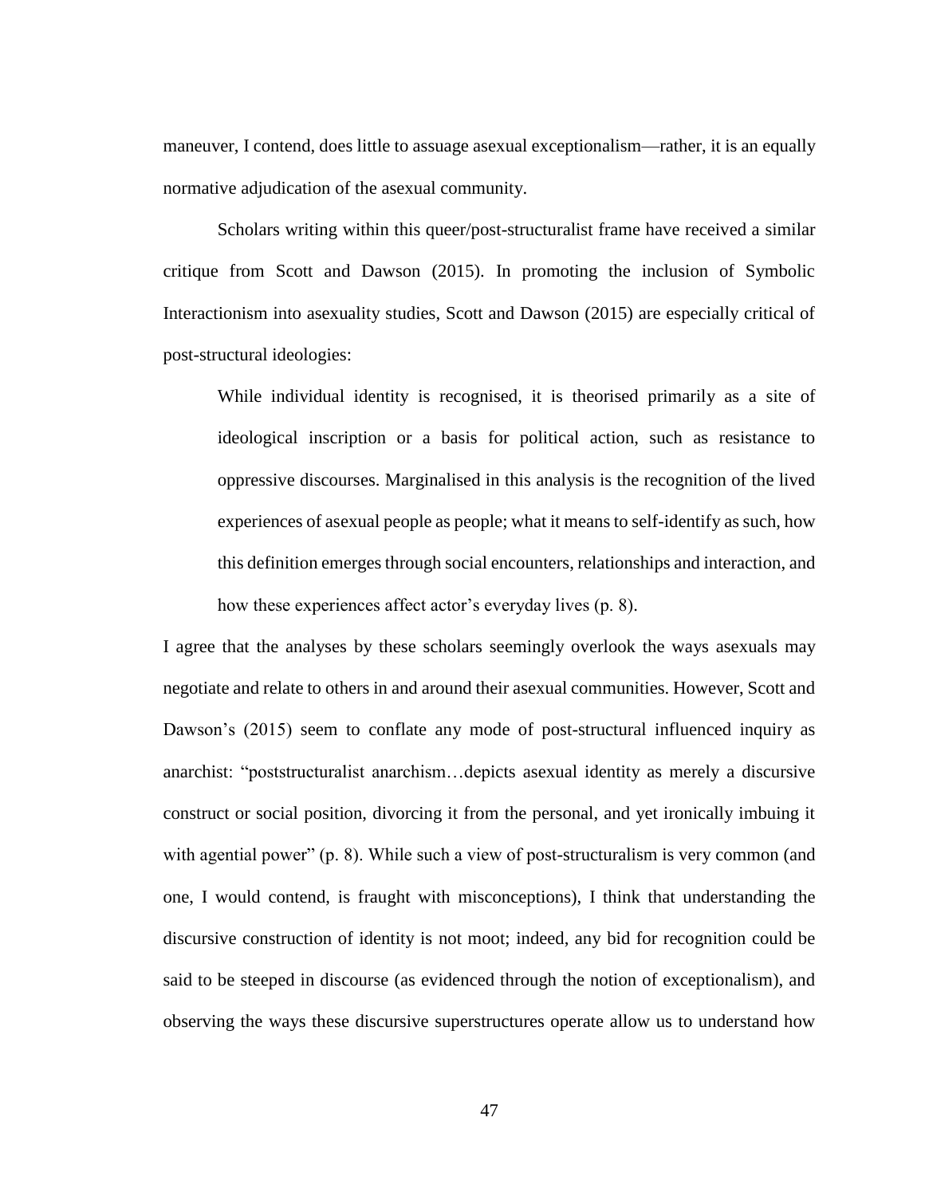maneuver, I contend, does little to assuage asexual exceptionalism—rather, it is an equally normative adjudication of the asexual community.

Scholars writing within this queer/post-structuralist frame have received a similar critique from Scott and Dawson (2015). In promoting the inclusion of Symbolic Interactionism into asexuality studies, Scott and Dawson (2015) are especially critical of post-structural ideologies:

> While individual identity is recognised, it is theorised primarily as a site of ideological inscription or a basis for political action, such as resistance to oppressive discourses. Marginalised in this analysis is the recognition of the lived experiences of asexual people as people; what it means to self-identify as such, how this definition emerges through social encounters, relationships and interaction, and how these experiences affect actor's everyday lives (p. 8).

I agree that the analyses by these scholars seemingly overlook the ways asexuals may negotiate and relate to others in and around their asexual communities. However, Scott and Dawson's (2015) seem to conflate any mode of post-structural influenced inquiry as anarchist: "poststructuralist anarchism…depicts asexual identity as merely a discursive construct or social position, divorcing it from the personal, and yet ironically imbuing it with agential power" (p. 8). While such a view of post-structuralism is very common (and one, I would contend, is fraught with misconceptions), I think that understanding the discursive construction of identity is not moot; indeed, any bid for recognition could be said to be steeped in discourse (as evidenced through the notion of exceptionalism), and observing the ways these discursive superstructures operate allow us to understand how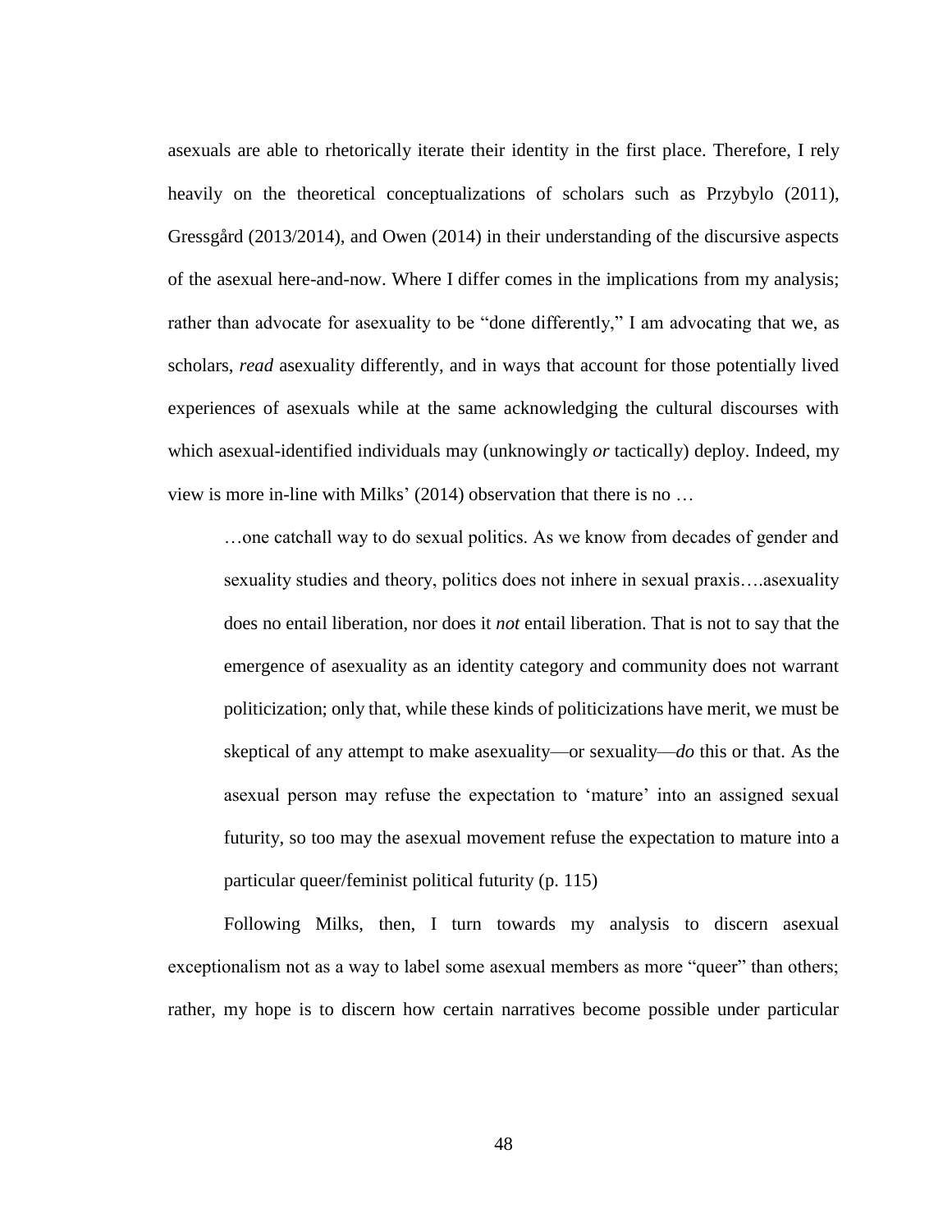asexuals are able to rhetorically iterate their identity in the first place. Therefore, I rely heavily on the theoretical conceptualizations of scholars such as Przybylo (2011), Gressgård (2013/2014), and Owen (2014) in their understanding of the discursive aspects of the asexual here-and-now. Where I differ comes in the implications from my analysis; rather than advocate for asexuality to be "done differently," I am advocating that we, as scholars, *read* asexuality differently, and in ways that account for those potentially lived experiences of asexuals while at the same acknowledging the cultural discourses with which asexual-identified individuals may (unknowingly *or* tactically) deploy. Indeed, my view is more in-line with Milks' (2014) observation that there is no …

> …one catchall way to do sexual politics. As we know from decades of gender and sexuality studies and theory, politics does not inhere in sexual praxis….asexuality does no entail liberation, nor does it *not* entail liberation. That is not to say that the emergence of asexuality as an identity category and community does not warrant politicization; only that, while these kinds of politicizations have merit, we must be skeptical of any attempt to make asexuality—or sexuality—*do* this or that. As the asexual person may refuse the expectation to 'mature' into an assigned sexual futurity, so too may the asexual movement refuse the expectation to mature into a particular queer/feminist political futurity (p. 115)

Following Milks, then, I turn towards my analysis to discern asexual exceptionalism not as a way to label some asexual members as more "queer" than others; rather, my hope is to discern how certain narratives become possible under particular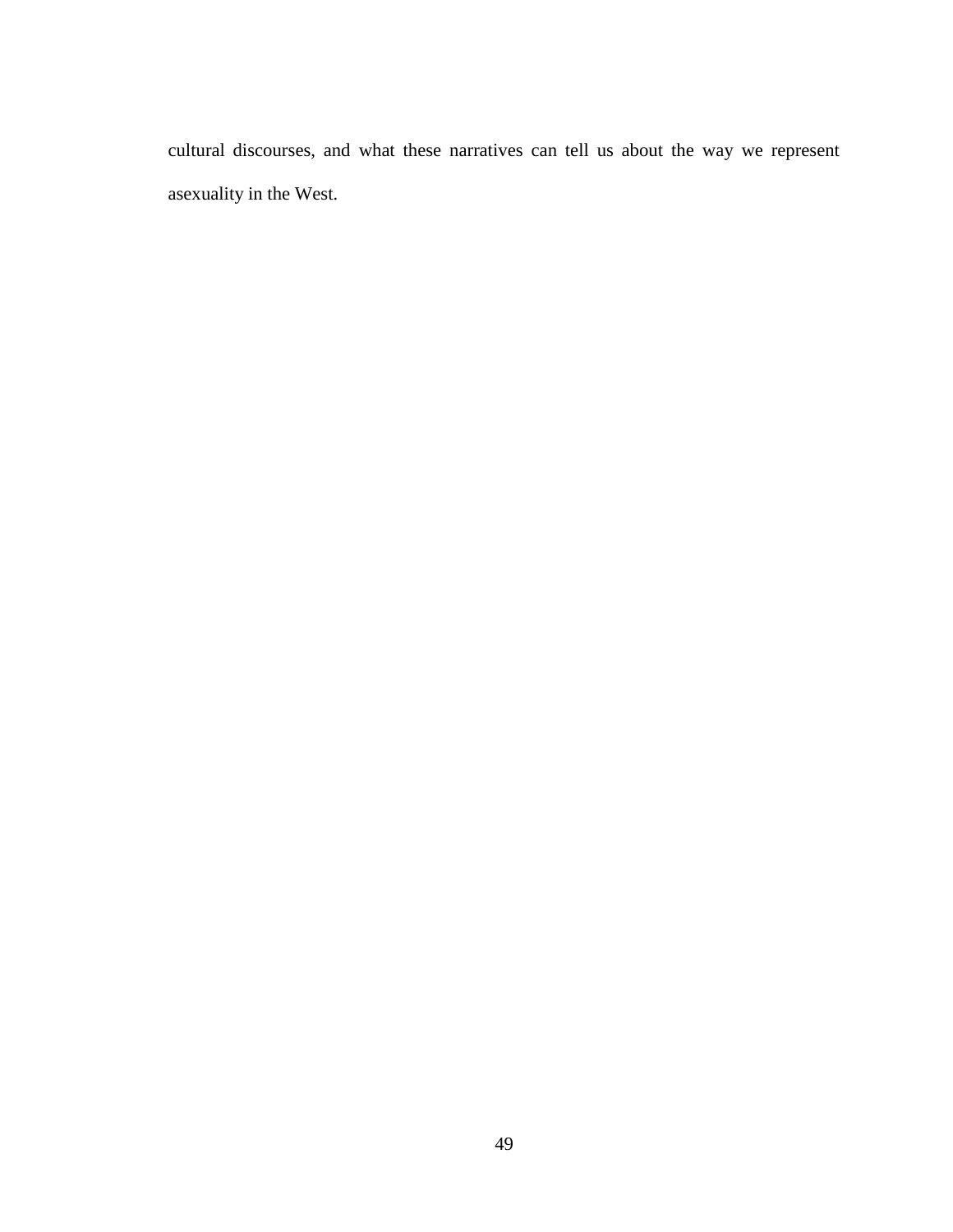cultural discourses, and what these narratives can tell us about the way we represent asexuality in the West.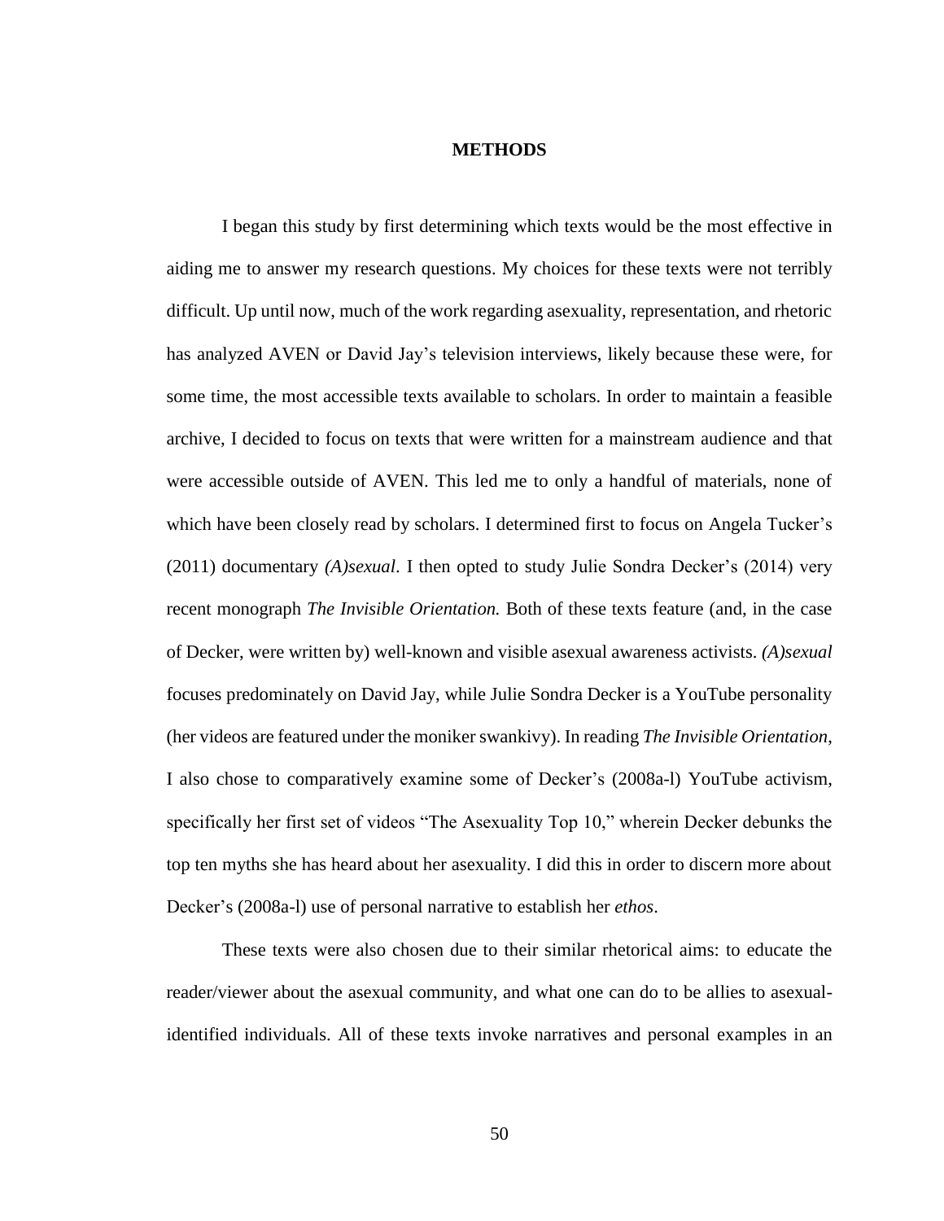# METHODS

I began this study by first determining which texts would be the most effective in aiding me to answer my research questions. My choices for these texts were not terribly difficult. Up until now, much of the work regarding asexuality, representation, and rhetoric has analyzed AVEN or David Jay's television interviews, likely because these were, for some time, the most accessible texts available to scholars. In order to maintain a feasible archive, I decided to focus on texts that were written for a mainstream audience and that were accessible outside of AVEN. This led me to only a handful of materials, none of which have been closely read by scholars. I determined first to focus on Angela Tucker's (2011) documentary *(A)sexual*. I then opted to study Julie Sondra Decker's (2014) very recent monograph *The Invisible Orientation.* Both of these texts feature (and, in the case of Decker, were written by) well-known and visible asexual awareness activists. *(A)sexual* focuses predominately on David Jay, while Julie Sondra Decker is a YouTube personality (her videos are featured under the moniker swankivy). In reading *The Invisible Orientation*, I also chose to comparatively examine some of Decker's (2008a-l) YouTube activism, specifically her first set of videos "The Asexuality Top 10," wherein Decker debunks the top ten myths she has heard about her asexuality. I did this in order to discern more about Decker's (2008a-l) use of personal narrative to establish her *ethos*.

These texts were also chosen due to their similar rhetorical aims: to educate the reader/viewer about the asexual community, and what one can do to be allies to asexual-identified individuals. All of these texts invoke narratives and personal examples in an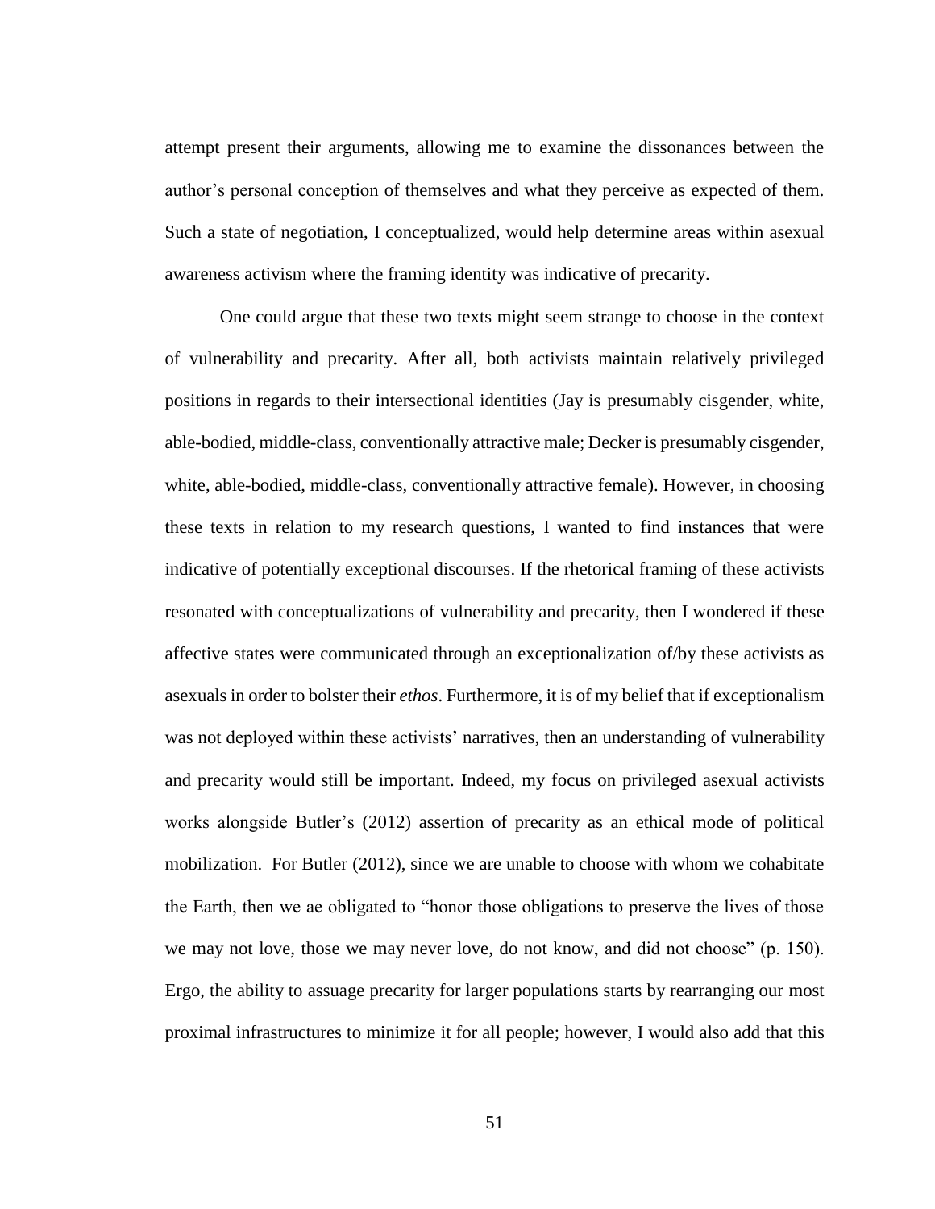attempt present their arguments, allowing me to examine the dissonances between the author's personal conception of themselves and what they perceive as expected of them. Such a state of negotiation, I conceptualized, would help determine areas within asexual awareness activism where the framing identity was indicative of precarity.

One could argue that these two texts might seem strange to choose in the context of vulnerability and precarity. After all, both activists maintain relatively privileged positions in regards to their intersectional identities (Jay is presumably cisgender, white, able-bodied, middle-class, conventionally attractive male; Decker is presumably cisgender, white, able-bodied, middle-class, conventionally attractive female). However, in choosing these texts in relation to my research questions, I wanted to find instances that were indicative of potentially exceptional discourses. If the rhetorical framing of these activists resonated with conceptualizations of vulnerability and precarity, then I wondered if these affective states were communicated through an exceptionalization of/by these activists as asexuals in order to bolster their *ethos*. Furthermore, it is of my belief that if exceptionalism was not deployed within these activists' narratives, then an understanding of vulnerability and precarity would still be important. Indeed, my focus on privileged asexual activists works alongside Butler's (2012) assertion of precarity as an ethical mode of political mobilization. For Butler (2012), since we are unable to choose with whom we cohabitate the Earth, then we ae obligated to "honor those obligations to preserve the lives of those we may not love, those we may never love, do not know, and did not choose" (p. 150). Ergo, the ability to assuage precarity for larger populations starts by rearranging our most proximal infrastructures to minimize it for all people; however, I would also add that this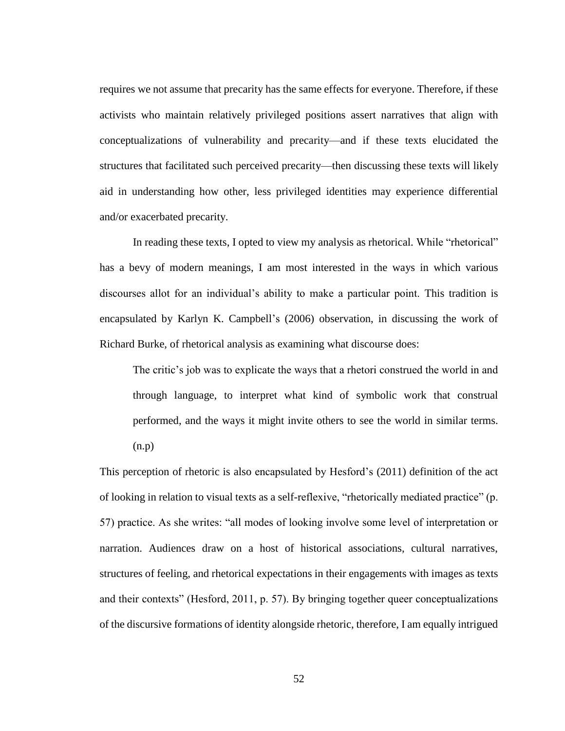requires we not assume that precarity has the same effects for everyone. Therefore, if these activists who maintain relatively privileged positions assert narratives that align with conceptualizations of vulnerability and precarity—and if these texts elucidated the structures that facilitated such perceived precarity—then discussing these texts will likely aid in understanding how other, less privileged identities may experience differential and/or exacerbated precarity.

In reading these texts, I opted to view my analysis as rhetorical. While "rhetorical" has a bevy of modern meanings, I am most interested in the ways in which various discourses allot for an individual's ability to make a particular point. This tradition is encapsulated by Karlyn K. Campbell's (2006) observation, in discussing the work of Richard Burke, of rhetorical analysis as examining what discourse does:

> The critic's job was to explicate the ways that a rhetori construed the world in and through language, to interpret what kind of symbolic work that construal performed, and the ways it might invite others to see the world in similar terms. (n.p)

This perception of rhetoric is also encapsulated by Hesford's (2011) definition of the act of looking in relation to visual texts as a self-reflexive, "rhetorically mediated practice" (p. 57) practice. As she writes: "all modes of looking involve some level of interpretation or narration. Audiences draw on a host of historical associations, cultural narratives, structures of feeling, and rhetorical expectations in their engagements with images as texts and their contexts" (Hesford, 2011, p. 57). By bringing together queer conceptualizations of the discursive formations of identity alongside rhetoric, therefore, I am equally intrigued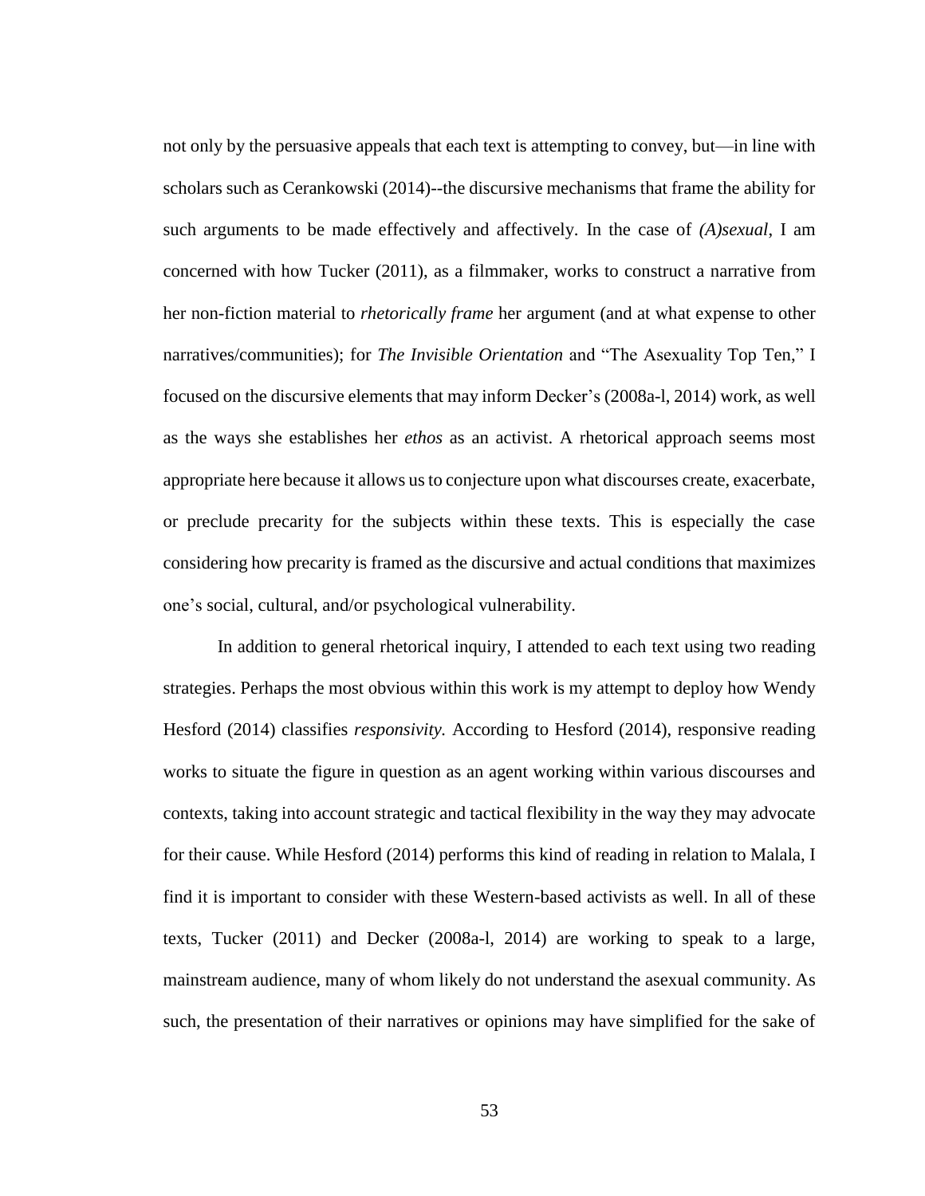not only by the persuasive appeals that each text is attempting to convey, but—in line with scholars such as Cerankowski (2014)--the discursive mechanisms that frame the ability for such arguments to be made effectively and affectively. In the case of *(A)sexual*, I am concerned with how Tucker (2011), as a filmmaker, works to construct a narrative from her non-fiction material to *rhetorically frame* her argument (and at what expense to other narratives/communities); for *The Invisible Orientation* and "The Asexuality Top Ten," I focused on the discursive elements that may inform Decker's (2008a-l, 2014) work, as well as the ways she establishes her *ethos* as an activist. A rhetorical approach seems most appropriate here because it allows us to conjecture upon what discourses create, exacerbate, or preclude precarity for the subjects within these texts. This is especially the case considering how precarity is framed as the discursive and actual conditions that maximizes one's social, cultural, and/or psychological vulnerability.

In addition to general rhetorical inquiry, I attended to each text using two reading strategies. Perhaps the most obvious within this work is my attempt to deploy how Wendy Hesford (2014) classifies *responsivity.* According to Hesford (2014), responsive reading works to situate the figure in question as an agent working within various discourses and contexts, taking into account strategic and tactical flexibility in the way they may advocate for their cause. While Hesford (2014) performs this kind of reading in relation to Malala, I find it is important to consider with these Western-based activists as well. In all of these texts, Tucker (2011) and Decker (2008a-l, 2014) are working to speak to a large, mainstream audience, many of whom likely do not understand the asexual community. As such, the presentation of their narratives or opinions may have simplified for the sake of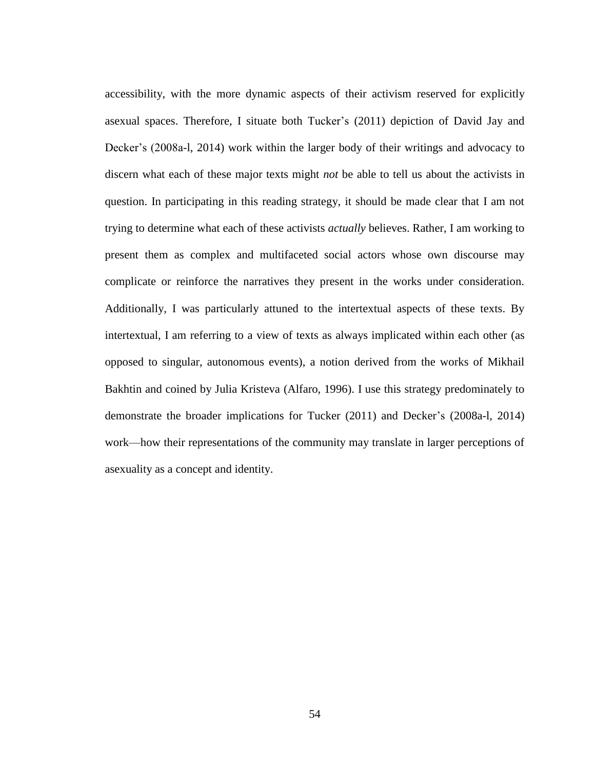accessibility, with the more dynamic aspects of their activism reserved for explicitly asexual spaces. Therefore, I situate both Tucker's (2011) depiction of David Jay and Decker's (2008a-l, 2014) work within the larger body of their writings and advocacy to discern what each of these major texts might *not* be able to tell us about the activists in question. In participating in this reading strategy, it should be made clear that I am not trying to determine what each of these activists *actually* believes. Rather, I am working to present them as complex and multifaceted social actors whose own discourse may complicate or reinforce the narratives they present in the works under consideration. Additionally, I was particularly attuned to the intertextual aspects of these texts. By intertextual, I am referring to a view of texts as always implicated within each other (as opposed to singular, autonomous events), a notion derived from the works of Mikhail Bakhtin and coined by Julia Kristeva (Alfaro, 1996). I use this strategy predominately to demonstrate the broader implications for Tucker (2011) and Decker's (2008a-l, 2014) work—how their representations of the community may translate in larger perceptions of asexuality as a concept and identity.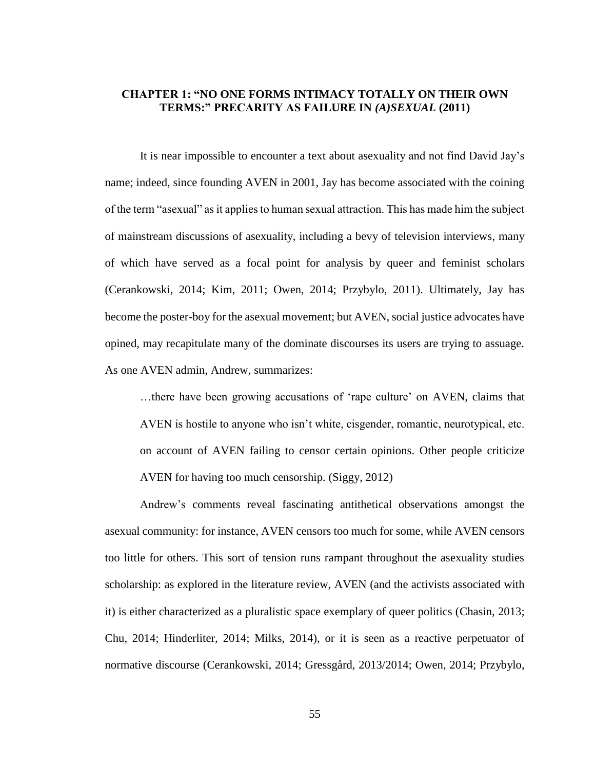## CHAPTER 1: "NO ONE FORMS INTIMACY TOTALLY ON THEIR OWN TERMS:" PRECARITY AS FAILURE IN *(A)SEXUAL* (2011)

It is near impossible to encounter a text about asexuality and not find David Jay's name; indeed, since founding AVEN in 2001, Jay has become associated with the coining of the term "asexual" as it applies to human sexual attraction. This has made him the subject of mainstream discussions of asexuality, including a bevy of television interviews, many of which have served as a focal point for analysis by queer and feminist scholars (Cerankowski, 2014; Kim, 2011; Owen, 2014; Przybylo, 2011). Ultimately, Jay has become the poster-boy for the asexual movement; but AVEN, social justice advocates have opined, may recapitulate many of the dominate discourses its users are trying to assuage. As one AVEN admin, Andrew, summarizes:

> …there have been growing accusations of 'rape culture' on AVEN, claims that AVEN is hostile to anyone who isn't white, cisgender, romantic, neurotypical, etc. on account of AVEN failing to censor certain opinions. Other people criticize AVEN for having too much censorship. (Siggy, 2012)

Andrew's comments reveal fascinating antithetical observations amongst the asexual community: for instance, AVEN censors too much for some, while AVEN censors too little for others. This sort of tension runs rampant throughout the asexuality studies scholarship: as explored in the literature review, AVEN (and the activists associated with it) is either characterized as a pluralistic space exemplary of queer politics (Chasin, 2013; Chu, 2014; Hinderliter, 2014; Milks, 2014), or it is seen as a reactive perpetuator of normative discourse (Cerankowski, 2014; Gressgård, 2013/2014; Owen, 2014; Przybylo,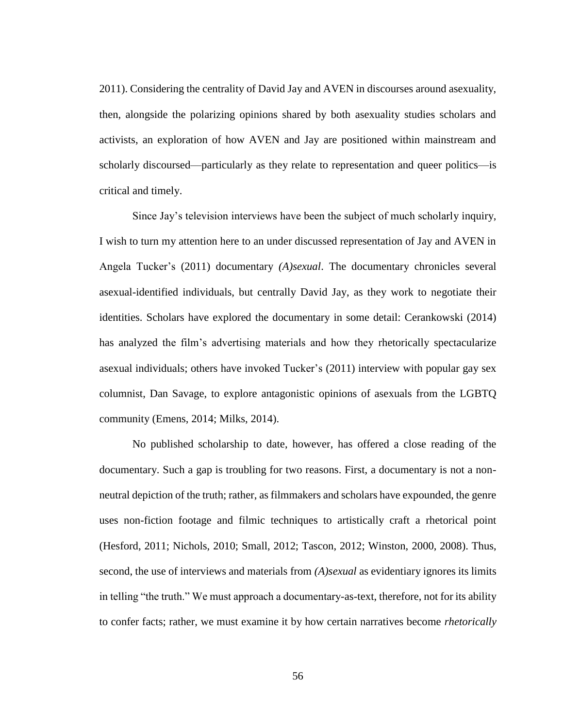2011). Considering the centrality of David Jay and AVEN in discourses around asexuality, then, alongside the polarizing opinions shared by both asexuality studies scholars and activists, an exploration of how AVEN and Jay are positioned within mainstream and scholarly discoursed—particularly as they relate to representation and queer politics—is critical and timely.

Since Jay's television interviews have been the subject of much scholarly inquiry, I wish to turn my attention here to an under discussed representation of Jay and AVEN in Angela Tucker's (2011) documentary *(A)sexual*. The documentary chronicles several asexual-identified individuals, but centrally David Jay, as they work to negotiate their identities. Scholars have explored the documentary in some detail: Cerankowski (2014) has analyzed the film's advertising materials and how they rhetorically spectacularize asexual individuals; others have invoked Tucker's (2011) interview with popular gay sex columnist, Dan Savage, to explore antagonistic opinions of asexuals from the LGBTQ community (Emens, 2014; Milks, 2014).

No published scholarship to date, however, has offered a close reading of the documentary. Such a gap is troubling for two reasons. First, a documentary is not a non-neutral depiction of the truth; rather, as filmmakers and scholars have expounded, the genre uses non-fiction footage and filmic techniques to artistically craft a rhetorical point (Hesford, 2011; Nichols, 2010; Small, 2012; Tascon, 2012; Winston, 2000, 2008). Thus, second, the use of interviews and materials from *(A)sexual* as evidentiary ignores its limits in telling "the truth." We must approach a documentary-as-text, therefore, not for its ability to confer facts; rather, we must examine it by how certain narratives become *rhetorically*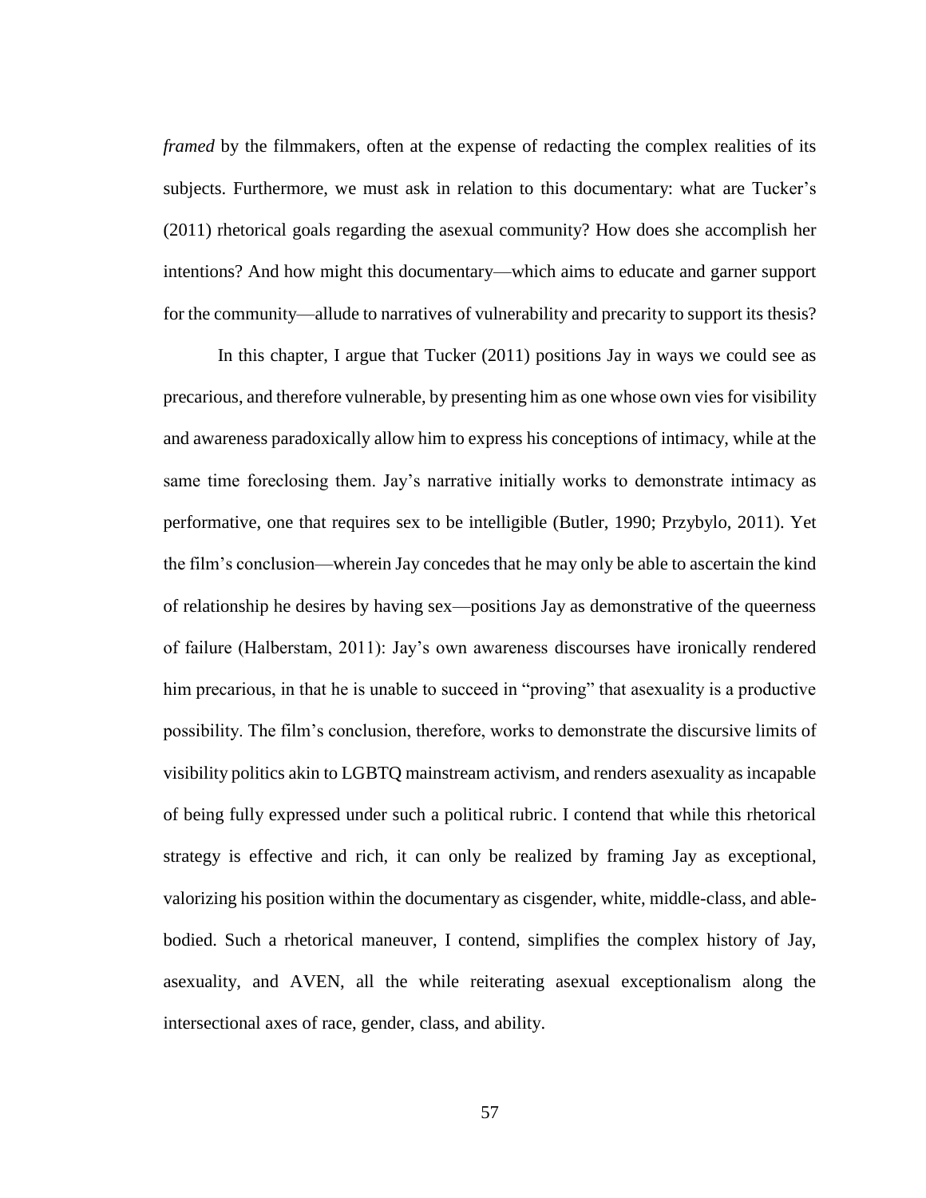*framed* by the filmmakers, often at the expense of redacting the complex realities of its subjects. Furthermore, we must ask in relation to this documentary: what are Tucker's (2011) rhetorical goals regarding the asexual community? How does she accomplish her intentions? And how might this documentary—which aims to educate and garner support for the community—allude to narratives of vulnerability and precarity to support its thesis?

In this chapter, I argue that Tucker (2011) positions Jay in ways we could see as precarious, and therefore vulnerable, by presenting him as one whose own vies for visibility and awareness paradoxically allow him to express his conceptions of intimacy, while at the same time foreclosing them. Jay's narrative initially works to demonstrate intimacy as performative, one that requires sex to be intelligible (Butler, 1990; Przybylo, 2011). Yet the film's conclusion—wherein Jay concedes that he may only be able to ascertain the kind of relationship he desires by having sex—positions Jay as demonstrative of the queerness of failure (Halberstam, 2011): Jay's own awareness discourses have ironically rendered him precarious, in that he is unable to succeed in "proving" that asexuality is a productive possibility. The film's conclusion, therefore, works to demonstrate the discursive limits of visibility politics akin to LGBTQ mainstream activism, and renders asexuality as incapable of being fully expressed under such a political rubric. I contend that while this rhetorical strategy is effective and rich, it can only be realized by framing Jay as exceptional, valorizing his position within the documentary as cisgender, white, middle-class, and able-bodied. Such a rhetorical maneuver, I contend, simplifies the complex history of Jay, asexuality, and AVEN, all the while reiterating asexual exceptionalism along the intersectional axes of race, gender, class, and ability.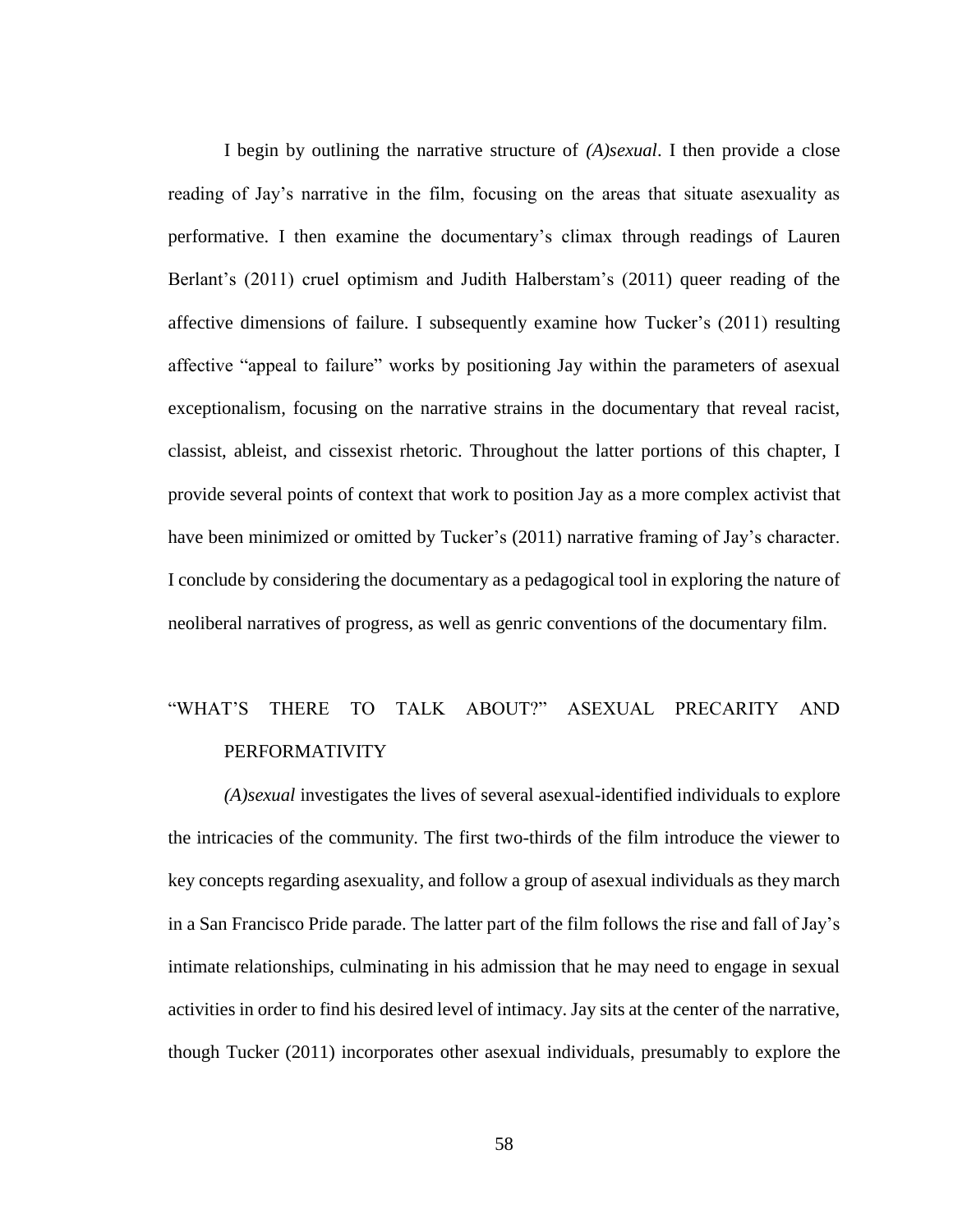I begin by outlining the narrative structure of *(A)sexual*. I then provide a close reading of Jay's narrative in the film, focusing on the areas that situate asexuality as performative. I then examine the documentary's climax through readings of Lauren Berlant's (2011) cruel optimism and Judith Halberstam's (2011) queer reading of the affective dimensions of failure. I subsequently examine how Tucker's (2011) resulting affective "appeal to failure" works by positioning Jay within the parameters of asexual exceptionalism, focusing on the narrative strains in the documentary that reveal racist, classist, ableist, and cissexist rhetoric. Throughout the latter portions of this chapter, I provide several points of context that work to position Jay as a more complex activist that have been minimized or omitted by Tucker's (2011) narrative framing of Jay's character. I conclude by considering the documentary as a pedagogical tool in exploring the nature of neoliberal narratives of progress, as well as genric conventions of the documentary film.

## "WHAT'S THERE TO TALK ABOUT?" ASEXUAL PRECARITY AND PERFORMATIVITY

*(A)sexual* investigates the lives of several asexual-identified individuals to explore the intricacies of the community. The first two-thirds of the film introduce the viewer to key concepts regarding asexuality, and follow a group of asexual individuals as they march in a San Francisco Pride parade. The latter part of the film follows the rise and fall of Jay's intimate relationships, culminating in his admission that he may need to engage in sexual activities in order to find his desired level of intimacy. Jay sits at the center of the narrative, though Tucker (2011) incorporates other asexual individuals, presumably to explore the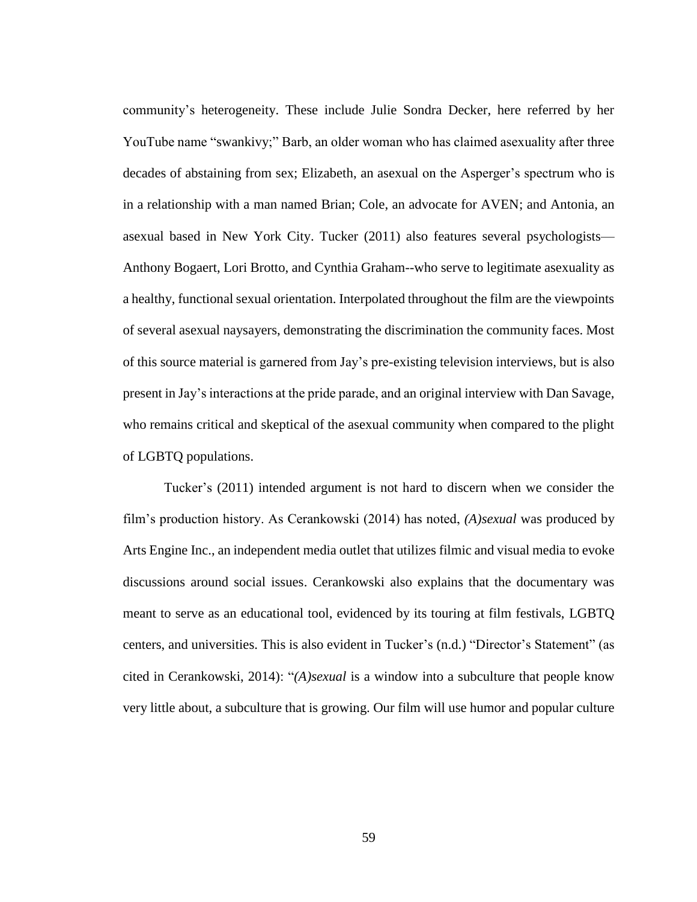community's heterogeneity. These include Julie Sondra Decker, here referred by her YouTube name "swankivy;" Barb, an older woman who has claimed asexuality after three decades of abstaining from sex; Elizabeth, an asexual on the Asperger's spectrum who is in a relationship with a man named Brian; Cole, an advocate for AVEN; and Antonia, an asexual based in New York City. Tucker (2011) also features several psychologists—Anthony Bogaert, Lori Brotto, and Cynthia Graham--who serve to legitimate asexuality as a healthy, functional sexual orientation. Interpolated throughout the film are the viewpoints of several asexual naysayers, demonstrating the discrimination the community faces. Most of this source material is garnered from Jay's pre-existing television interviews, but is also present in Jay's interactions at the pride parade, and an original interview with Dan Savage, who remains critical and skeptical of the asexual community when compared to the plight of LGBTQ populations.

Tucker's (2011) intended argument is not hard to discern when we consider the film's production history. As Cerankowski (2014) has noted, *(A)sexual* was produced by Arts Engine Inc., an independent media outlet that utilizes filmic and visual media to evoke discussions around social issues. Cerankowski also explains that the documentary was meant to serve as an educational tool, evidenced by its touring at film festivals, LGBTQ centers, and universities. This is also evident in Tucker's (n.d.) "Director's Statement" (as cited in Cerankowski, 2014): "*(A)sexual* is a window into a subculture that people know very little about, a subculture that is growing. Our film will use humor and popular culture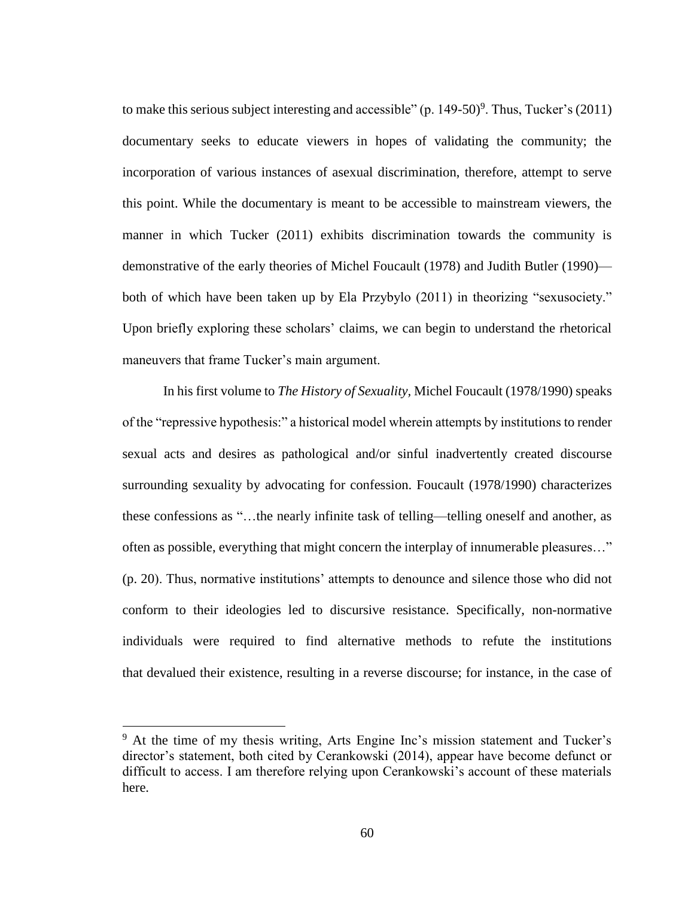to make this serious subject interesting and accessible" (p. 149-50)[9]. Thus, Tucker's (2011) documentary seeks to educate viewers in hopes of validating the community; the incorporation of various instances of asexual discrimination, therefore, attempt to serve this point. While the documentary is meant to be accessible to mainstream viewers, the manner in which Tucker (2011) exhibits discrimination towards the community is demonstrative of the early theories of Michel Foucault (1978) and Judith Butler (1990)—both of which have been taken up by Ela Przybylo (2011) in theorizing "sexusociety." Upon briefly exploring these scholars' claims, we can begin to understand the rhetorical maneuvers that frame Tucker's main argument.

In his first volume to *The History of Sexuality,* Michel Foucault (1978/1990) speaks of the "repressive hypothesis:" a historical model wherein attempts by institutions to render sexual acts and desires as pathological and/or sinful inadvertently created discourse surrounding sexuality by advocating for confession. Foucault (1978/1990) characterizes these confessions as "…the nearly infinite task of telling—telling oneself and another, as often as possible, everything that might concern the interplay of innumerable pleasures…" (p. 20). Thus, normative institutions' attempts to denounce and silence those who did not conform to their ideologies led to discursive resistance. Specifically, non-normative individuals were required to find alternative methods to refute the institutions that devalued their existence, resulting in a reverse discourse; for instance, in the case of

[9] At the time of my thesis writing, Arts Engine Inc's mission statement and Tucker's director's statement, both cited by Cerankowski (2014), appear have become defunct or difficult to access. I am therefore relying upon Cerankowski's account of these materials here.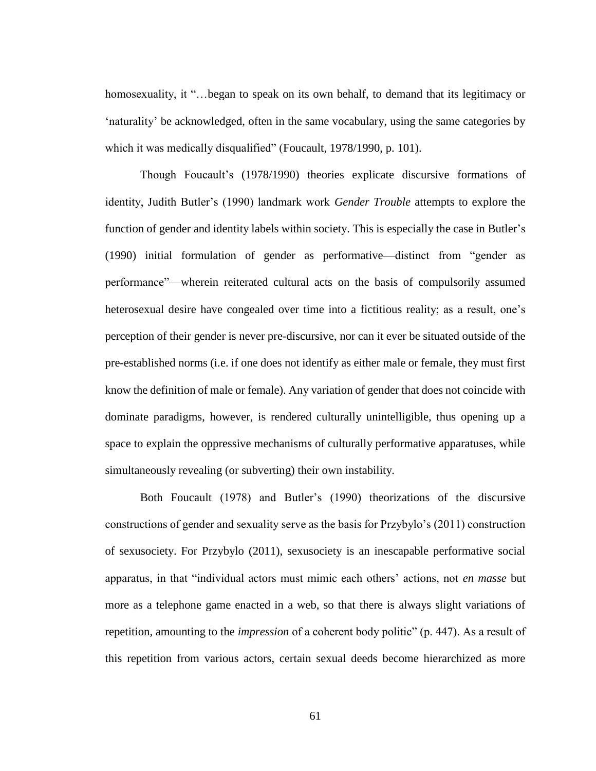homosexuality, it "…began to speak on its own behalf, to demand that its legitimacy or 'naturality' be acknowledged, often in the same vocabulary, using the same categories by which it was medically disqualified" (Foucault, 1978/1990, p. 101).

Though Foucault's (1978/1990) theories explicate discursive formations of identity, Judith Butler's (1990) landmark work *Gender Trouble* attempts to explore the function of gender and identity labels within society. This is especially the case in Butler's (1990) initial formulation of gender as performative—distinct from "gender as performance"—wherein reiterated cultural acts on the basis of compulsorily assumed heterosexual desire have congealed over time into a fictitious reality; as a result, one's perception of their gender is never pre-discursive, nor can it ever be situated outside of the pre-established norms (i.e. if one does not identify as either male or female, they must first know the definition of male or female). Any variation of gender that does not coincide with dominate paradigms, however, is rendered culturally unintelligible, thus opening up a space to explain the oppressive mechanisms of culturally performative apparatuses, while simultaneously revealing (or subverting) their own instability.

Both Foucault (1978) and Butler's (1990) theorizations of the discursive constructions of gender and sexuality serve as the basis for Przybylo's (2011) construction of sexusociety. For Przybylo (2011), sexusociety is an inescapable performative social apparatus, in that "individual actors must mimic each others' actions, not *en masse* but more as a telephone game enacted in a web, so that there is always slight variations of repetition, amounting to the *impression* of a coherent body politic" (p. 447). As a result of this repetition from various actors, certain sexual deeds become hierarchized as more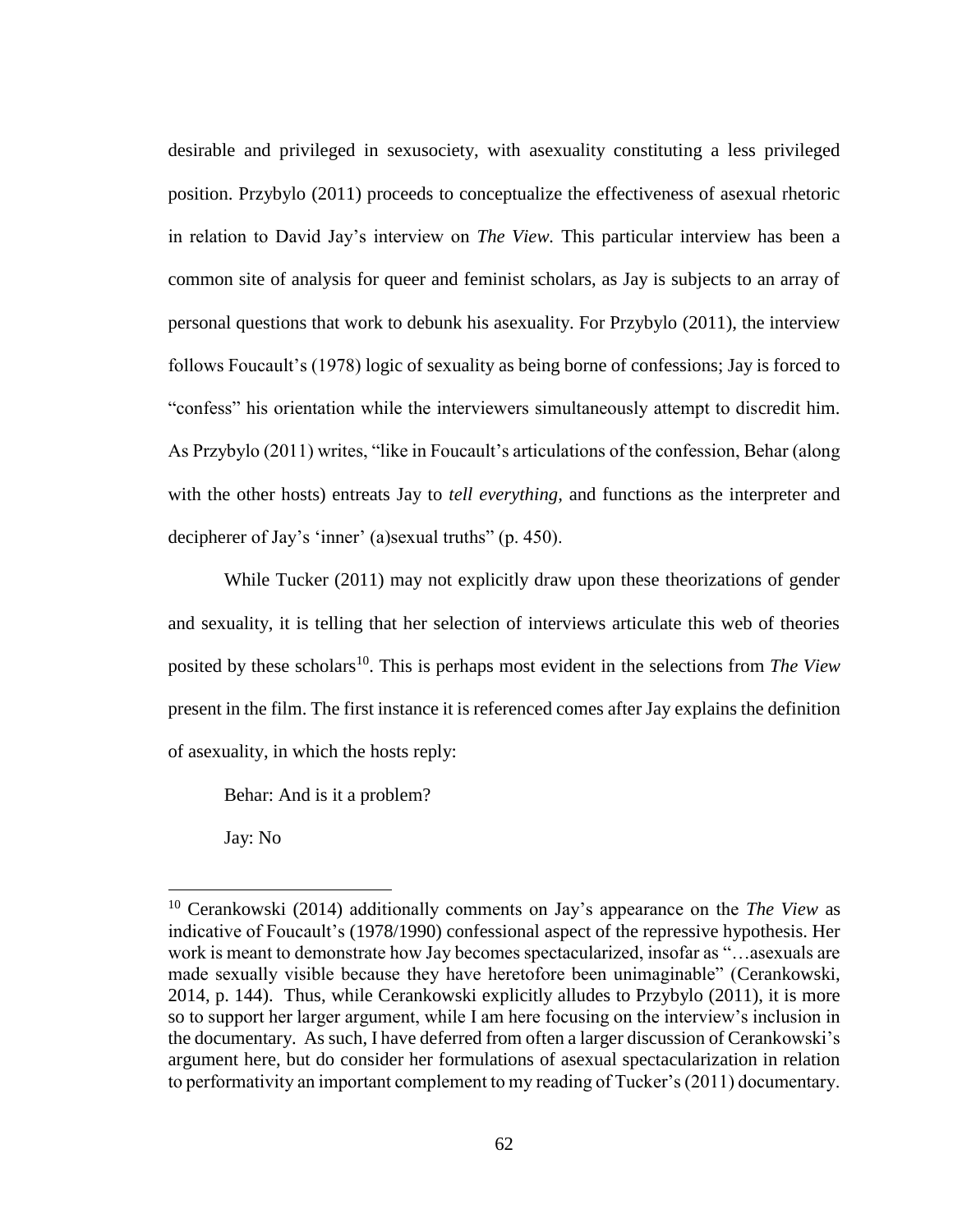desirable and privileged in sexusociety, with asexuality constituting a less privileged position. Przybylo (2011) proceeds to conceptualize the effectiveness of asexual rhetoric in relation to David Jay's interview on *The View*. This particular interview has been a common site of analysis for queer and feminist scholars, as Jay is subjects to an array of personal questions that work to debunk his asexuality. For Przybylo (2011), the interview follows Foucault's (1978) logic of sexuality as being borne of confessions; Jay is forced to "confess" his orientation while the interviewers simultaneously attempt to discredit him. As Przybylo (2011) writes, "like in Foucault's articulations of the confession, Behar (along with the other hosts) entreats Jay to *tell everything*, and functions as the interpreter and decipherer of Jay's 'inner' (a)sexual truths" (p. 450).

While Tucker (2011) may not explicitly draw upon these theorizations of gender and sexuality, it is telling that her selection of interviews articulate this web of theories posited by these scholars[10]. This is perhaps most evident in the selections from *The View* present in the film. The first instance it is referenced comes after Jay explains the definition of asexuality, in which the hosts reply:

Behar: And is it a problem?

Jay: No

[10] Cerankowski (2014) additionally comments on Jay's appearance on the *The View* as indicative of Foucault's (1978/1990) confessional aspect of the repressive hypothesis. Her work is meant to demonstrate how Jay becomes spectacularized, insofar as "…asexuals are made sexually visible because they have heretofore been unimaginable" (Cerankowski, 2014, p. 144). Thus, while Cerankowski explicitly alludes to Przybylo (2011), it is more so to support her larger argument, while I am here focusing on the interview's inclusion in the documentary. As such, I have deferred from often a larger discussion of Cerankowski's argument here, but do consider her formulations of asexual spectacularization in relation to performativity an important complement to my reading of Tucker's (2011) documentary.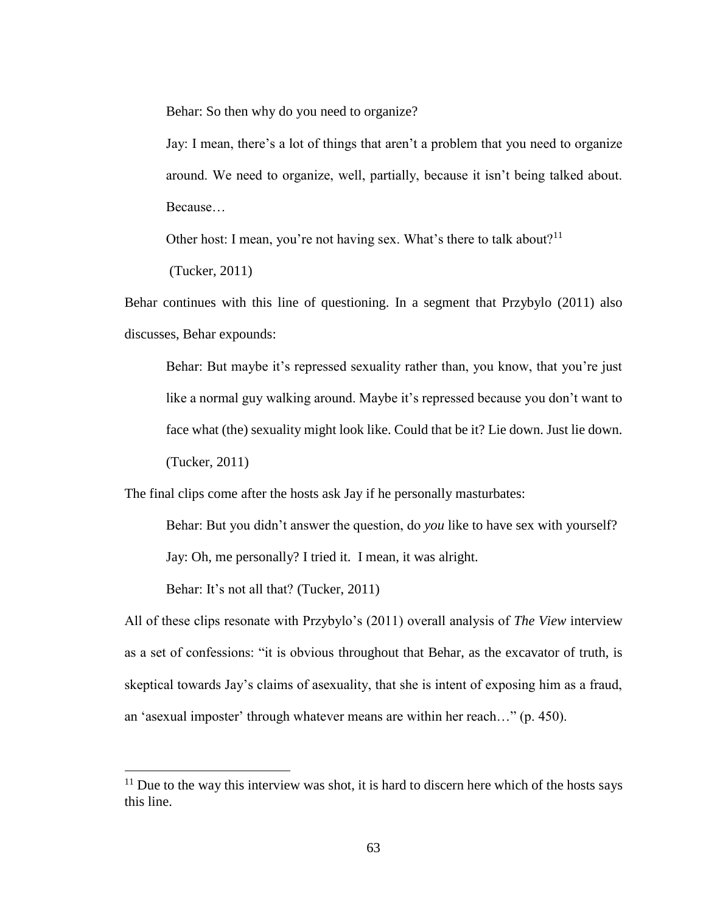> Behar: So then why do you need to organize?
>
> Jay: I mean, there's a lot of things that aren't a problem that you need to organize around. We need to organize, well, partially, because it isn't being talked about. Because…
>
> Other host: I mean, you're not having sex. What's there to talk about?[11]
>
> (Tucker, 2011)

Behar continues with this line of questioning. In a segment that Przybylo (2011) also discusses, Behar expounds:

> Behar: But maybe it's repressed sexuality rather than, you know, that you're just like a normal guy walking around. Maybe it's repressed because you don't want to face what (the) sexuality might look like. Could that be it? Lie down. Just lie down. (Tucker, 2011)

The final clips come after the hosts ask Jay if he personally masturbates:

> Behar: But you didn't answer the question, do *you* like to have sex with yourself?
>
> Jay: Oh, me personally? I tried it. I mean, it was alright.
>
> Behar: It's not all that? (Tucker, 2011)

All of these clips resonate with Przybylo's (2011) overall analysis of *The View* interview as a set of confessions: "it is obvious throughout that Behar, as the excavator of truth, is skeptical towards Jay's claims of asexuality, that she is intent of exposing him as a fraud, an 'asexual imposter' through whatever means are within her reach…" (p. 450).

[11] Due to the way this interview was shot, it is hard to discern here which of the hosts says this line.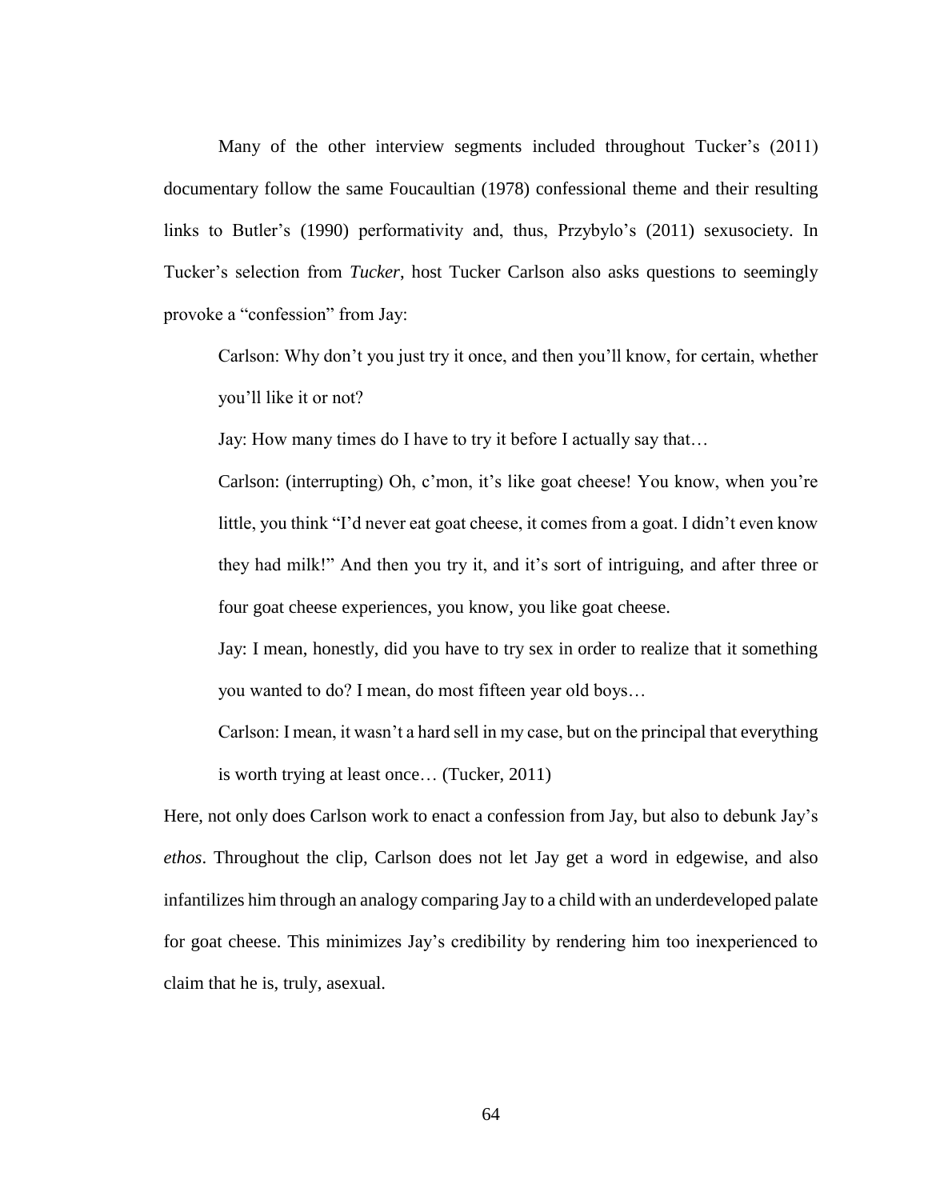Many of the other interview segments included throughout Tucker's (2011) documentary follow the same Foucaultian (1978) confessional theme and their resulting links to Butler's (1990) performativity and, thus, Przybylo's (2011) sexusociety. In Tucker's selection from *Tucker*, host Tucker Carlson also asks questions to seemingly provoke a "confession" from Jay:

> Carlson: Why don't you just try it once, and then you'll know, for certain, whether you'll like it or not?
>
> Jay: How many times do I have to try it before I actually say that…
>
> Carlson: (interrupting) Oh, c'mon, it's like goat cheese! You know, when you're little, you think "I'd never eat goat cheese, it comes from a goat. I didn't even know they had milk!" And then you try it, and it's sort of intriguing, and after three or four goat cheese experiences, you know, you like goat cheese.
>
> Jay: I mean, honestly, did you have to try sex in order to realize that it something you wanted to do? I mean, do most fifteen year old boys…
>
> Carlson: I mean, it wasn't a hard sell in my case, but on the principal that everything is worth trying at least once… (Tucker, 2011)

Here, not only does Carlson work to enact a confession from Jay, but also to debunk Jay's *ethos*. Throughout the clip, Carlson does not let Jay get a word in edgewise, and also infantilizes him through an analogy comparing Jay to a child with an underdeveloped palate for goat cheese. This minimizes Jay's credibility by rendering him too inexperienced to claim that he is, truly, asexual.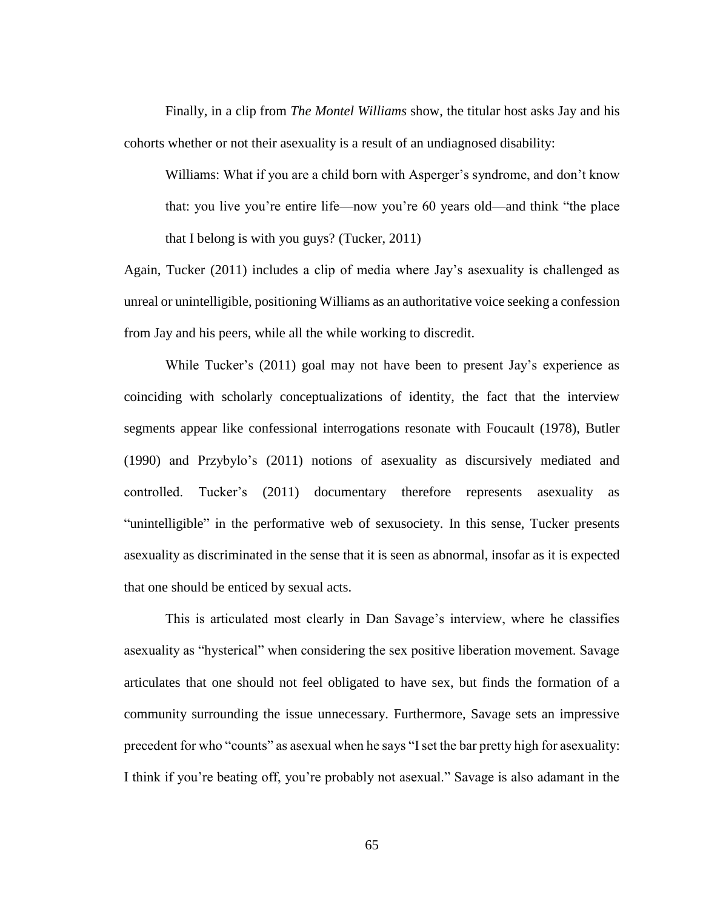Finally, in a clip from *The Montel Williams* show, the titular host asks Jay and his cohorts whether or not their asexuality is a result of an undiagnosed disability:

> Williams: What if you are a child born with Asperger's syndrome, and don't know that: you live you're entire life—now you're 60 years old—and think "the place that I belong is with you guys? (Tucker, 2011)

Again, Tucker (2011) includes a clip of media where Jay's asexuality is challenged as unreal or unintelligible, positioning Williams as an authoritative voice seeking a confession from Jay and his peers, while all the while working to discredit.

While Tucker's (2011) goal may not have been to present Jay's experience as coinciding with scholarly conceptualizations of identity, the fact that the interview segments appear like confessional interrogations resonate with Foucault (1978), Butler (1990) and Przybylo's (2011) notions of asexuality as discursively mediated and controlled. Tucker's (2011) documentary therefore represents asexuality as "unintelligible" in the performative web of sexusociety. In this sense, Tucker presents asexuality as discriminated in the sense that it is seen as abnormal, insofar as it is expected that one should be enticed by sexual acts.

This is articulated most clearly in Dan Savage's interview, where he classifies asexuality as "hysterical" when considering the sex positive liberation movement. Savage articulates that one should not feel obligated to have sex, but finds the formation of a community surrounding the issue unnecessary. Furthermore, Savage sets an impressive precedent for who "counts" as asexual when he says "I set the bar pretty high for asexuality: I think if you're beating off, you're probably not asexual." Savage is also adamant in the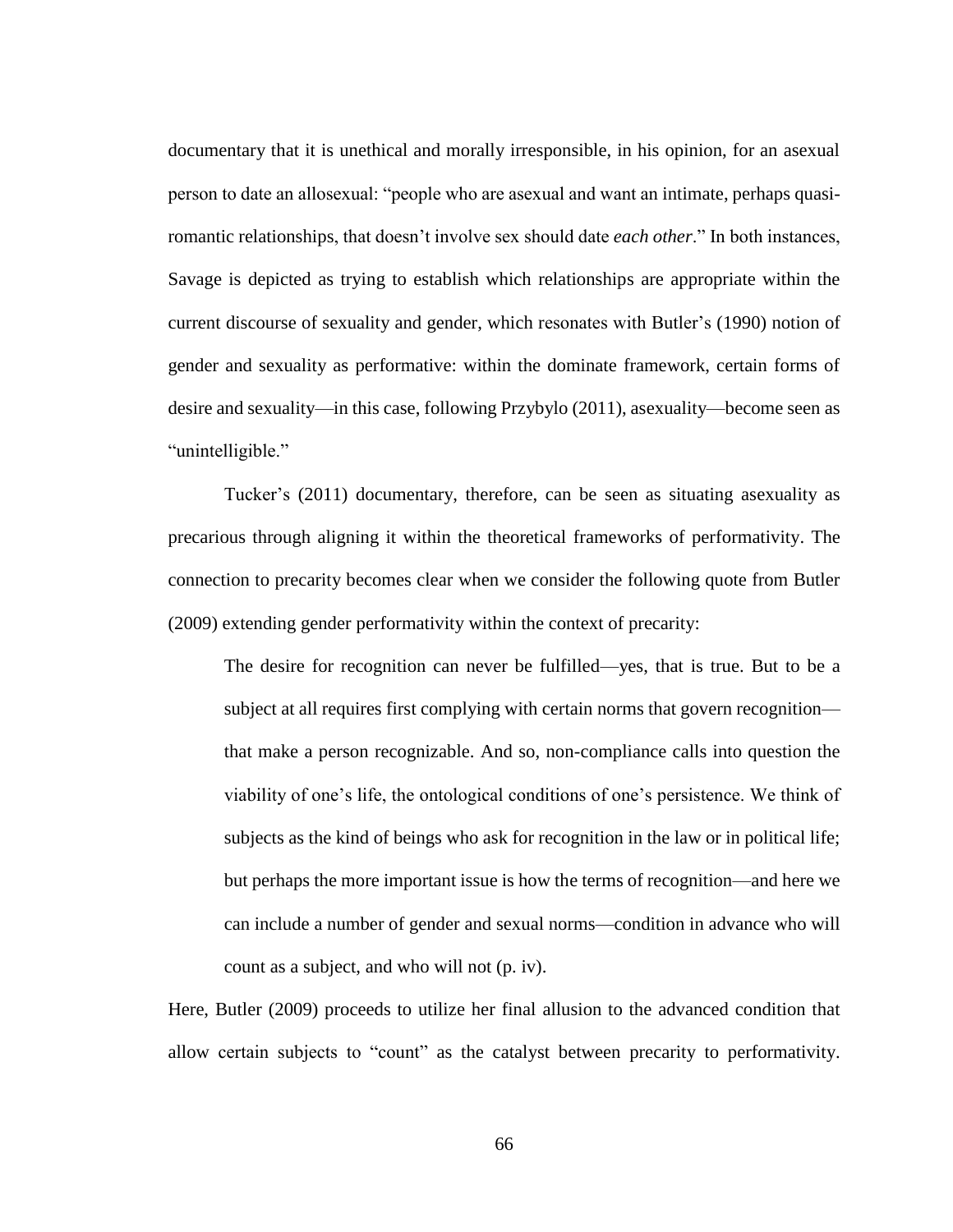documentary that it is unethical and morally irresponsible, in his opinion, for an asexual person to date an allosexual: "people who are asexual and want an intimate, perhaps quasi-romantic relationships, that doesn't involve sex should date *each other*." In both instances, Savage is depicted as trying to establish which relationships are appropriate within the current discourse of sexuality and gender, which resonates with Butler's (1990) notion of gender and sexuality as performative: within the dominate framework, certain forms of desire and sexuality—in this case, following Przybylo (2011), asexuality—become seen as "unintelligible."

Tucker's (2011) documentary, therefore, can be seen as situating asexuality as precarious through aligning it within the theoretical frameworks of performativity. The connection to precarity becomes clear when we consider the following quote from Butler (2009) extending gender performativity within the context of precarity:

> The desire for recognition can never be fulfilled—yes, that is true. But to be a subject at all requires first complying with certain norms that govern recognition—that make a person recognizable. And so, non-compliance calls into question the viability of one's life, the ontological conditions of one's persistence. We think of subjects as the kind of beings who ask for recognition in the law or in political life; but perhaps the more important issue is how the terms of recognition—and here we can include a number of gender and sexual norms—condition in advance who will count as a subject, and who will not (p. iv).

Here, Butler (2009) proceeds to utilize her final allusion to the advanced condition that allow certain subjects to "count" as the catalyst between precarity to performativity.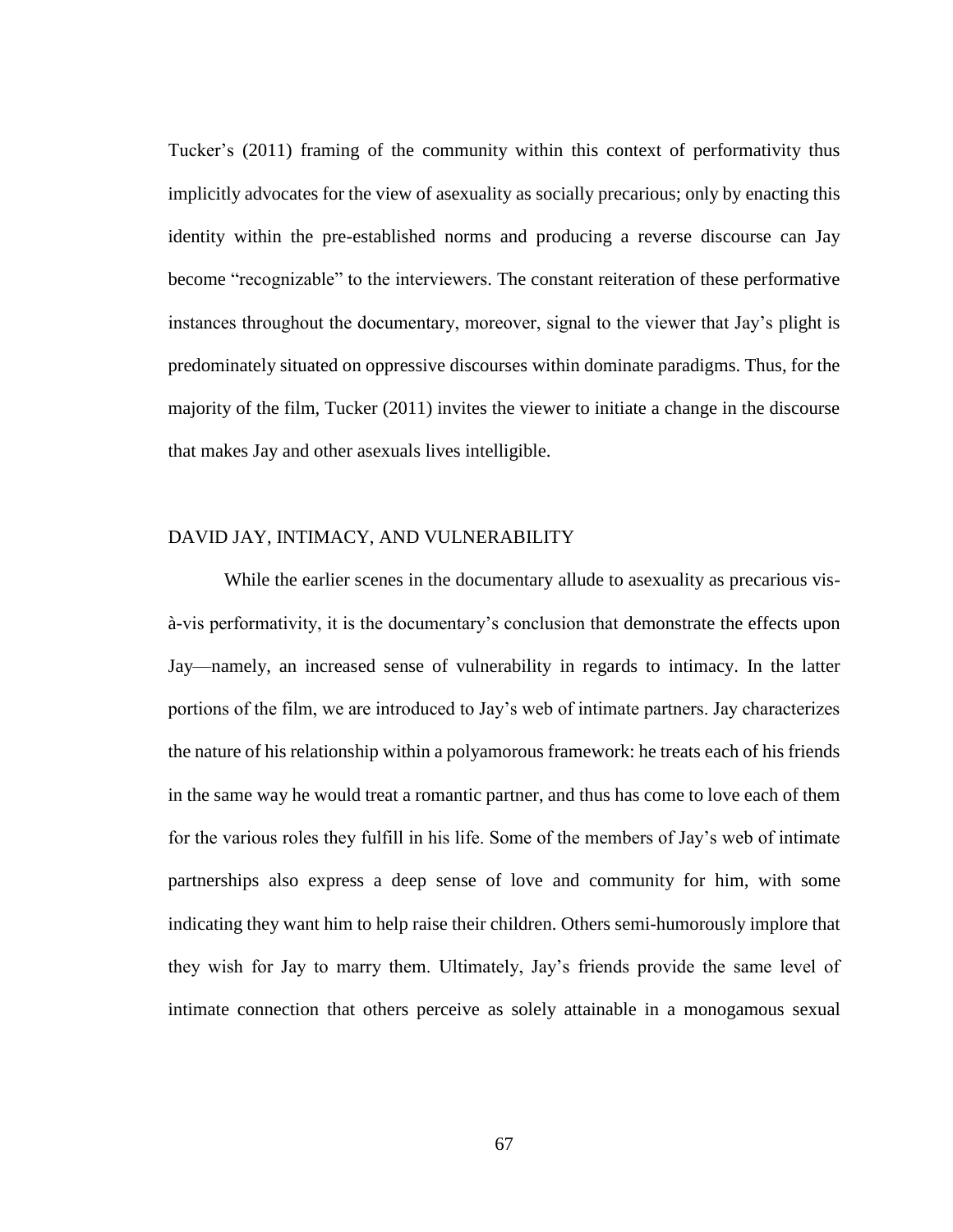Tucker's (2011) framing of the community within this context of performativity thus implicitly advocates for the view of asexuality as socially precarious; only by enacting this identity within the pre-established norms and producing a reverse discourse can Jay become "recognizable" to the interviewers. The constant reiteration of these performative instances throughout the documentary, moreover, signal to the viewer that Jay's plight is predominately situated on oppressive discourses within dominate paradigms. Thus, for the majority of the film, Tucker (2011) invites the viewer to initiate a change in the discourse that makes Jay and other asexuals lives intelligible.

## DAVID JAY, INTIMACY, AND VULNERABILITY

While the earlier scenes in the documentary allude to asexuality as precarious vis-à-vis performativity, it is the documentary's conclusion that demonstrate the effects upon Jay—namely, an increased sense of vulnerability in regards to intimacy. In the latter portions of the film, we are introduced to Jay's web of intimate partners. Jay characterizes the nature of his relationship within a polyamorous framework: he treats each of his friends in the same way he would treat a romantic partner, and thus has come to love each of them for the various roles they fulfill in his life. Some of the members of Jay's web of intimate partnerships also express a deep sense of love and community for him, with some indicating they want him to help raise their children. Others semi-humorously implore that they wish for Jay to marry them. Ultimately, Jay's friends provide the same level of intimate connection that others perceive as solely attainable in a monogamous sexual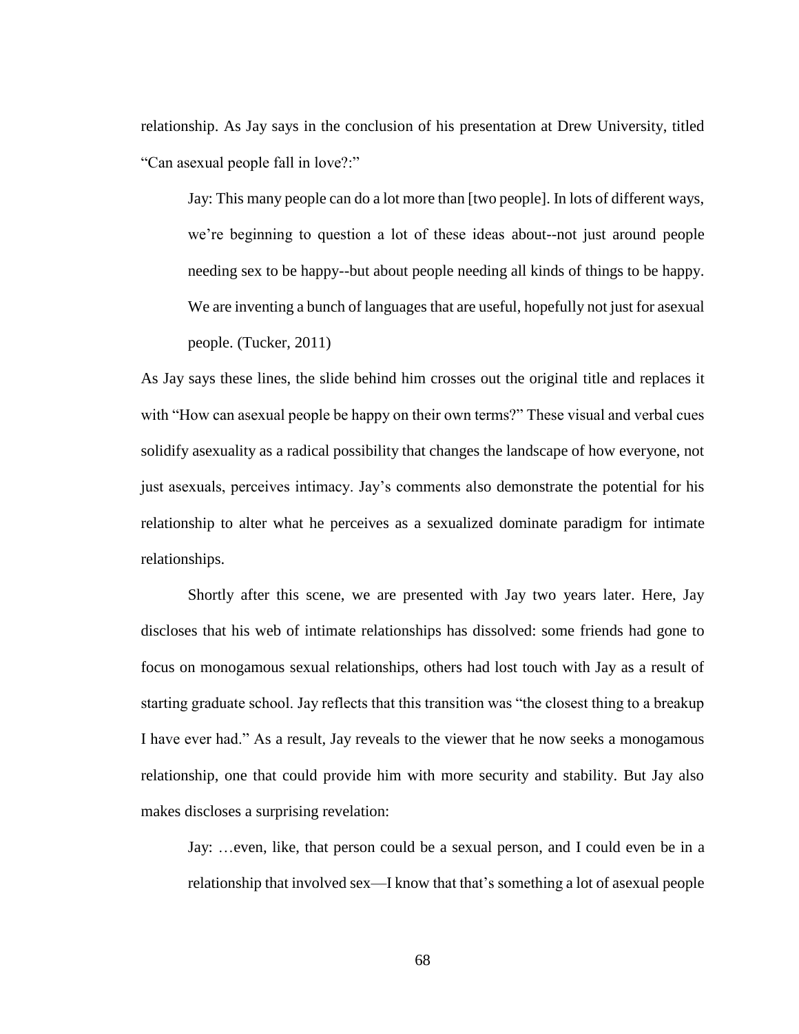relationship. As Jay says in the conclusion of his presentation at Drew University, titled "Can asexual people fall in love?:"

> Jay: This many people can do a lot more than [two people]. In lots of different ways, we're beginning to question a lot of these ideas about--not just around people needing sex to be happy--but about people needing all kinds of things to be happy. We are inventing a bunch of languages that are useful, hopefully not just for asexual people. (Tucker, 2011)

As Jay says these lines, the slide behind him crosses out the original title and replaces it with "How can asexual people be happy on their own terms?" These visual and verbal cues solidify asexuality as a radical possibility that changes the landscape of how everyone, not just asexuals, perceives intimacy. Jay's comments also demonstrate the potential for his relationship to alter what he perceives as a sexualized dominate paradigm for intimate relationships.

Shortly after this scene, we are presented with Jay two years later. Here, Jay discloses that his web of intimate relationships has dissolved: some friends had gone to focus on monogamous sexual relationships, others had lost touch with Jay as a result of starting graduate school. Jay reflects that this transition was "the closest thing to a breakup I have ever had." As a result, Jay reveals to the viewer that he now seeks a monogamous relationship, one that could provide him with more security and stability. But Jay also makes discloses a surprising revelation:

> Jay: …even, like, that person could be a sexual person, and I could even be in a relationship that involved sex—I know that that's something a lot of asexual people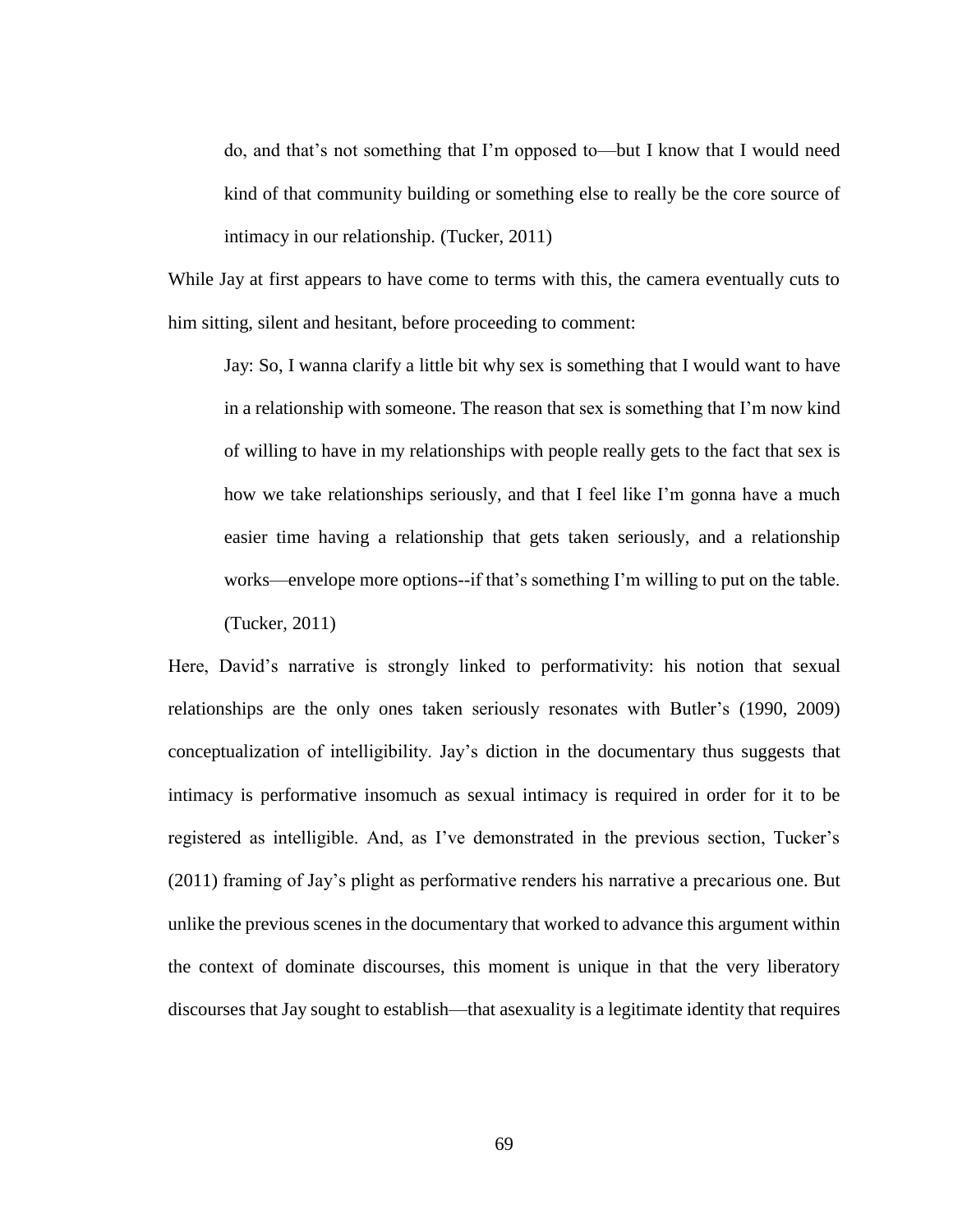> do, and that's not something that I'm opposed to—but I know that I would need kind of that community building or something else to really be the core source of intimacy in our relationship. (Tucker, 2011)

While Jay at first appears to have come to terms with this, the camera eventually cuts to him sitting, silent and hesitant, before proceeding to comment:

> Jay: So, I wanna clarify a little bit why sex is something that I would want to have in a relationship with someone. The reason that sex is something that I'm now kind of willing to have in my relationships with people really gets to the fact that sex is how we take relationships seriously, and that I feel like I'm gonna have a much easier time having a relationship that gets taken seriously, and a relationship works—envelope more options--if that's something I'm willing to put on the table. (Tucker, 2011)

Here, David's narrative is strongly linked to performativity: his notion that sexual relationships are the only ones taken seriously resonates with Butler's (1990, 2009) conceptualization of intelligibility. Jay's diction in the documentary thus suggests that intimacy is performative insomuch as sexual intimacy is required in order for it to be registered as intelligible. And, as I've demonstrated in the previous section, Tucker's (2011) framing of Jay's plight as performative renders his narrative a precarious one. But unlike the previous scenes in the documentary that worked to advance this argument within the context of dominate discourses, this moment is unique in that the very liberatory discourses that Jay sought to establish—that asexuality is a legitimate identity that requires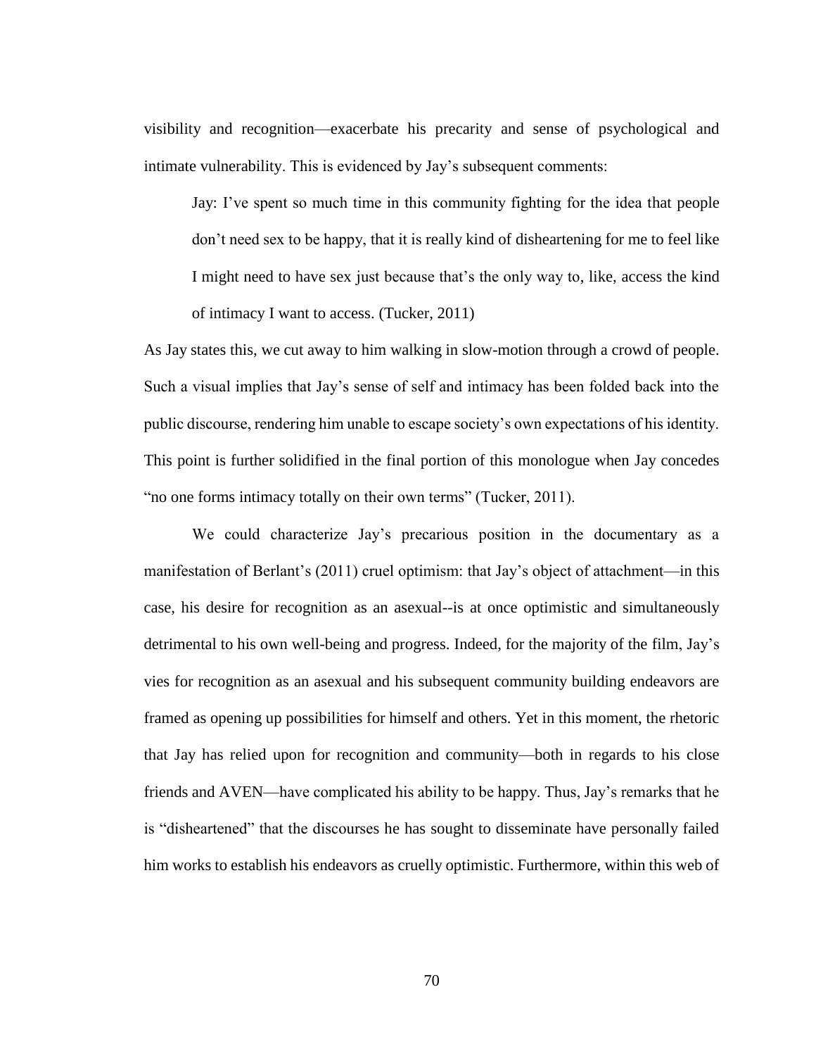visibility and recognition—exacerbate his precarity and sense of psychological and intimate vulnerability. This is evidenced by Jay's subsequent comments:

> Jay: I've spent so much time in this community fighting for the idea that people don't need sex to be happy, that it is really kind of disheartening for me to feel like I might need to have sex just because that's the only way to, like, access the kind of intimacy I want to access. (Tucker, 2011)

As Jay states this, we cut away to him walking in slow-motion through a crowd of people. Such a visual implies that Jay's sense of self and intimacy has been folded back into the public discourse, rendering him unable to escape society's own expectations of his identity. This point is further solidified in the final portion of this monologue when Jay concedes "no one forms intimacy totally on their own terms" (Tucker, 2011).

We could characterize Jay's precarious position in the documentary as a manifestation of Berlant's (2011) cruel optimism: that Jay's object of attachment—in this case, his desire for recognition as an asexual--is at once optimistic and simultaneously detrimental to his own well-being and progress. Indeed, for the majority of the film, Jay's vies for recognition as an asexual and his subsequent community building endeavors are framed as opening up possibilities for himself and others. Yet in this moment, the rhetoric that Jay has relied upon for recognition and community—both in regards to his close friends and AVEN—have complicated his ability to be happy. Thus, Jay's remarks that he is "disheartened" that the discourses he has sought to disseminate have personally failed him works to establish his endeavors as cruelly optimistic. Furthermore, within this web of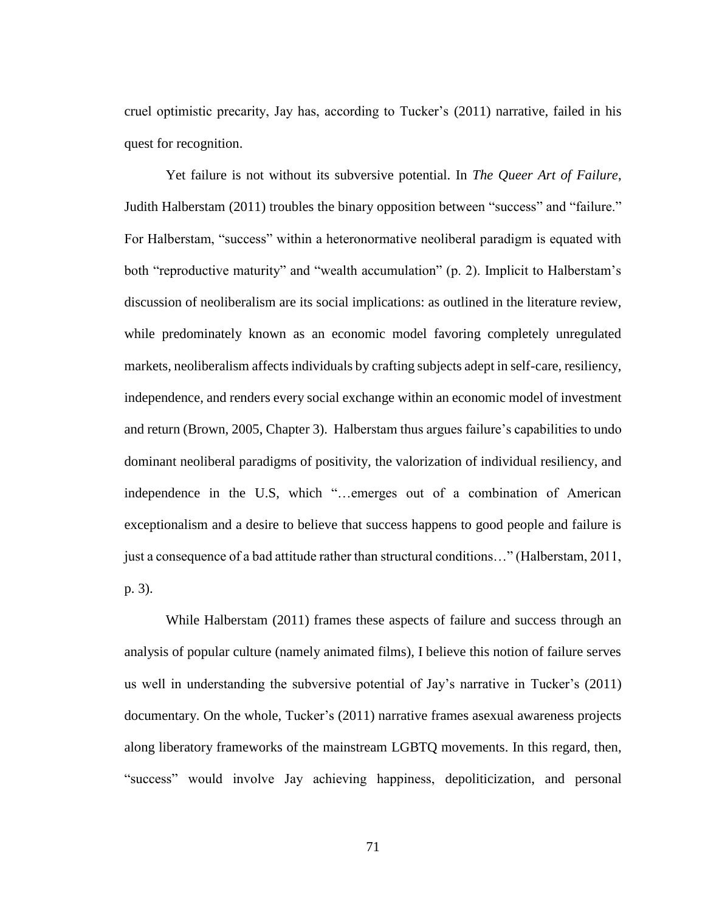cruel optimistic precarity, Jay has, according to Tucker's (2011) narrative, failed in his quest for recognition.

Yet failure is not without its subversive potential. In *The Queer Art of Failure*, Judith Halberstam (2011) troubles the binary opposition between "success" and "failure." For Halberstam, "success" within a heteronormative neoliberal paradigm is equated with both "reproductive maturity" and "wealth accumulation" (p. 2). Implicit to Halberstam's discussion of neoliberalism are its social implications: as outlined in the literature review, while predominately known as an economic model favoring completely unregulated markets, neoliberalism affects individuals by crafting subjects adept in self-care, resiliency, independence, and renders every social exchange within an economic model of investment and return (Brown, 2005, Chapter 3). Halberstam thus argues failure's capabilities to undo dominant neoliberal paradigms of positivity, the valorization of individual resiliency, and independence in the U.S, which "…emerges out of a combination of American exceptionalism and a desire to believe that success happens to good people and failure is just a consequence of a bad attitude rather than structural conditions…" (Halberstam, 2011, p. 3).

While Halberstam (2011) frames these aspects of failure and success through an analysis of popular culture (namely animated films), I believe this notion of failure serves us well in understanding the subversive potential of Jay's narrative in Tucker's (2011) documentary. On the whole, Tucker's (2011) narrative frames asexual awareness projects along liberatory frameworks of the mainstream LGBTQ movements. In this regard, then, "success" would involve Jay achieving happiness, depoliticization, and personal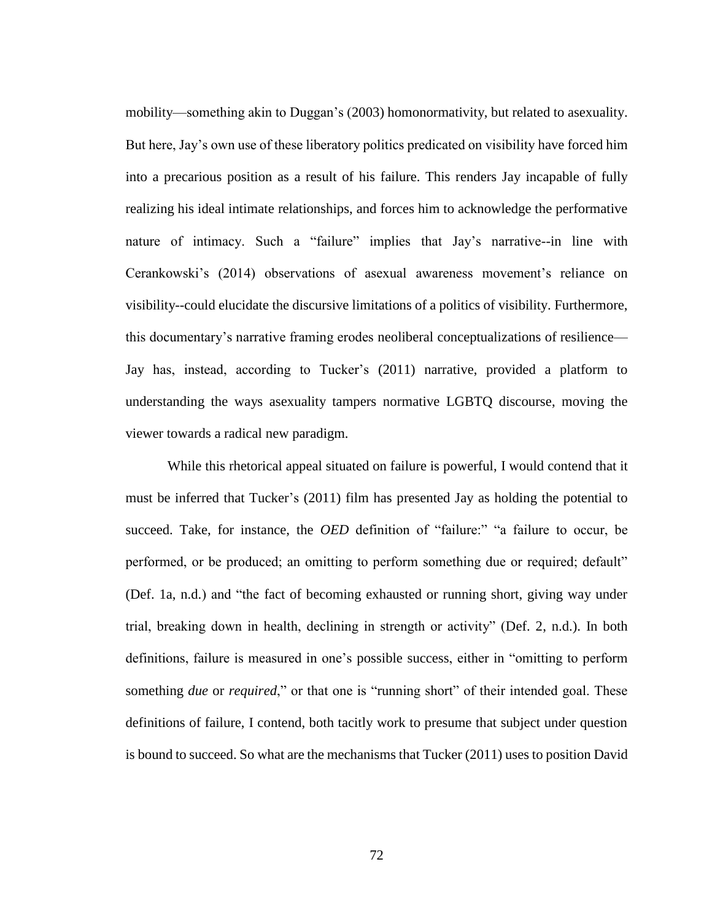mobility—something akin to Duggan's (2003) homonormativity, but related to asexuality. But here, Jay's own use of these liberatory politics predicated on visibility have forced him into a precarious position as a result of his failure. This renders Jay incapable of fully realizing his ideal intimate relationships, and forces him to acknowledge the performative nature of intimacy. Such a "failure" implies that Jay's narrative--in line with Cerankowski's (2014) observations of asexual awareness movement's reliance on visibility--could elucidate the discursive limitations of a politics of visibility. Furthermore, this documentary's narrative framing erodes neoliberal conceptualizations of resilience—Jay has, instead, according to Tucker's (2011) narrative, provided a platform to understanding the ways asexuality tampers normative LGBTQ discourse, moving the viewer towards a radical new paradigm.

While this rhetorical appeal situated on failure is powerful, I would contend that it must be inferred that Tucker's (2011) film has presented Jay as holding the potential to succeed. Take, for instance, the *OED* definition of "failure:" "a failure to occur, be performed, or be produced; an omitting to perform something due or required; default" (Def. 1a, n.d.) and "the fact of becoming exhausted or running short, giving way under trial, breaking down in health, declining in strength or activity" (Def. 2, n.d.). In both definitions, failure is measured in one's possible success, either in "omitting to perform something *due* or *required*," or that one is "running short" of their intended goal. These definitions of failure, I contend, both tacitly work to presume that subject under question is bound to succeed. So what are the mechanisms that Tucker (2011) uses to position David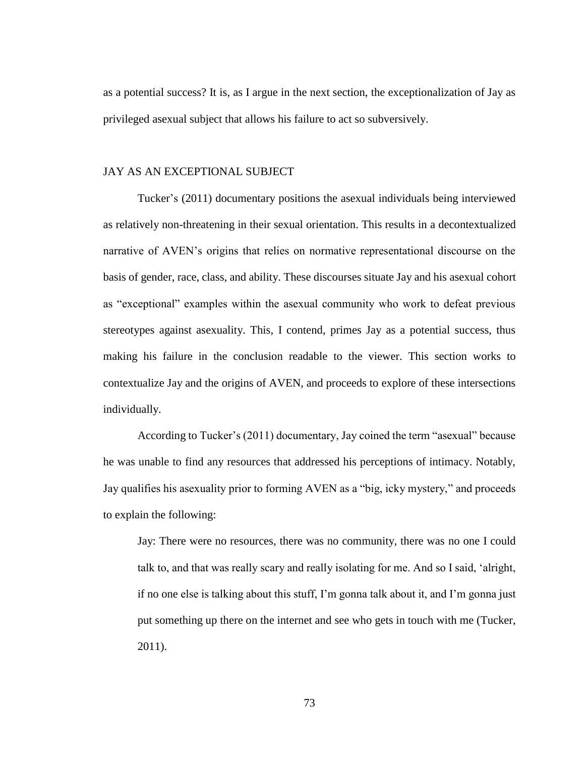as a potential success? It is, as I argue in the next section, the exceptionalization of Jay as privileged asexual subject that allows his failure to act so subversively.

## JAY AS AN EXCEPTIONAL SUBJECT

Tucker's (2011) documentary positions the asexual individuals being interviewed as relatively non-threatening in their sexual orientation. This results in a decontextualized narrative of AVEN's origins that relies on normative representational discourse on the basis of gender, race, class, and ability. These discourses situate Jay and his asexual cohort as "exceptional" examples within the asexual community who work to defeat previous stereotypes against asexuality. This, I contend, primes Jay as a potential success, thus making his failure in the conclusion readable to the viewer. This section works to contextualize Jay and the origins of AVEN, and proceeds to explore of these intersections individually.

According to Tucker's (2011) documentary, Jay coined the term "asexual" because he was unable to find any resources that addressed his perceptions of intimacy. Notably, Jay qualifies his asexuality prior to forming AVEN as a "big, icky mystery," and proceeds to explain the following:

> Jay: There were no resources, there was no community, there was no one I could talk to, and that was really scary and really isolating for me. And so I said, 'alright, if no one else is talking about this stuff, I'm gonna talk about it, and I'm gonna just put something up there on the internet and see who gets in touch with me (Tucker, 2011).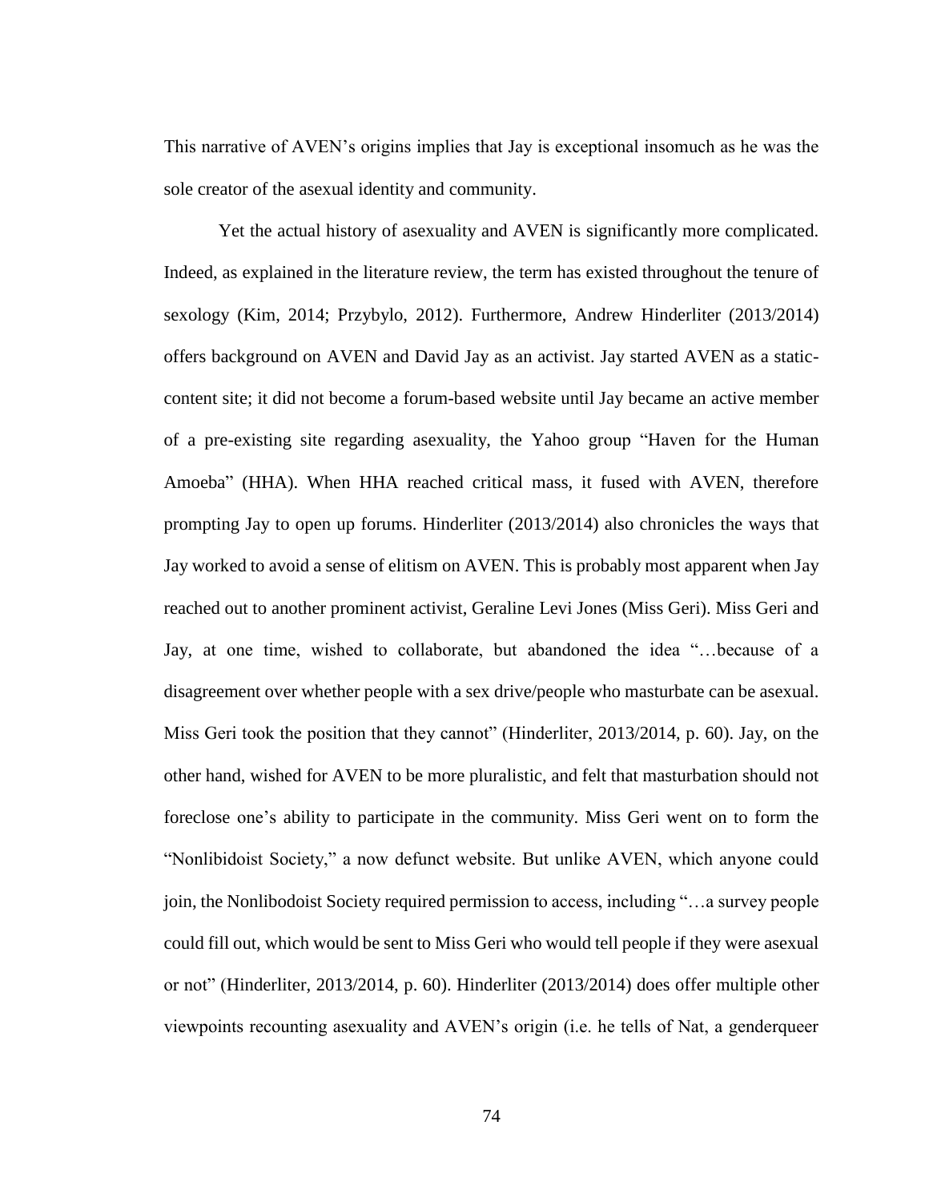This narrative of AVEN's origins implies that Jay is exceptional insomuch as he was the sole creator of the asexual identity and community.

Yet the actual history of asexuality and AVEN is significantly more complicated. Indeed, as explained in the literature review, the term has existed throughout the tenure of sexology (Kim, 2014; Przybylo, 2012). Furthermore, Andrew Hinderliter (2013/2014) offers background on AVEN and David Jay as an activist. Jay started AVEN as a static-content site; it did not become a forum-based website until Jay became an active member of a pre-existing site regarding asexuality, the Yahoo group "Haven for the Human Amoeba" (HHA). When HHA reached critical mass, it fused with AVEN, therefore prompting Jay to open up forums. Hinderliter (2013/2014) also chronicles the ways that Jay worked to avoid a sense of elitism on AVEN. This is probably most apparent when Jay reached out to another prominent activist, Geraline Levi Jones (Miss Geri). Miss Geri and Jay, at one time, wished to collaborate, but abandoned the idea "…because of a disagreement over whether people with a sex drive/people who masturbate can be asexual. Miss Geri took the position that they cannot" (Hinderliter, 2013/2014, p. 60). Jay, on the other hand, wished for AVEN to be more pluralistic, and felt that masturbation should not foreclose one's ability to participate in the community. Miss Geri went on to form the "Nonlibidoist Society," a now defunct website. But unlike AVEN, which anyone could join, the Nonlibodoist Society required permission to access, including "…a survey people could fill out, which would be sent to Miss Geri who would tell people if they were asexual or not" (Hinderliter, 2013/2014, p. 60). Hinderliter (2013/2014) does offer multiple other viewpoints recounting asexuality and AVEN's origin (i.e. he tells of Nat, a genderqueer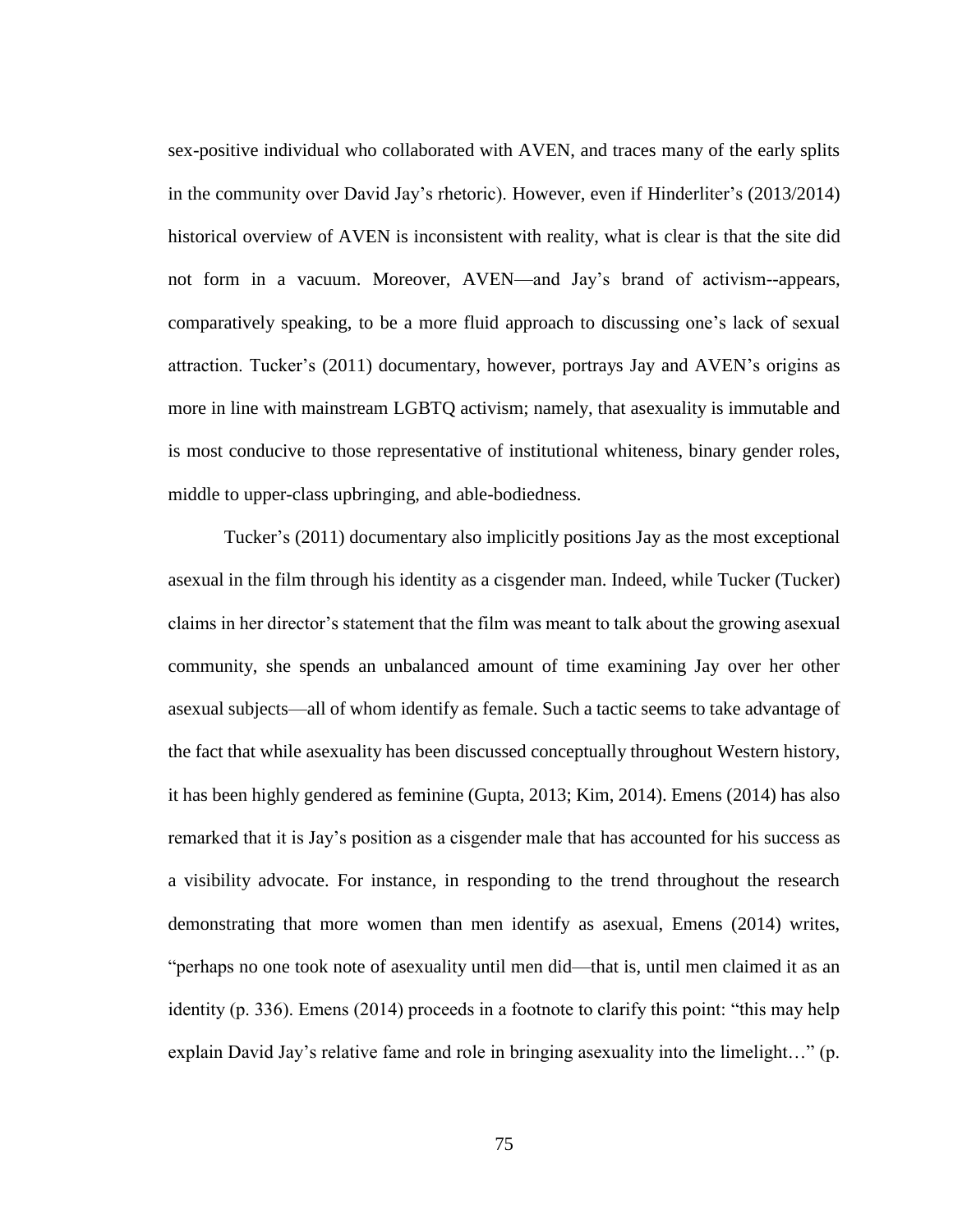sex-positive individual who collaborated with AVEN, and traces many of the early splits in the community over David Jay's rhetoric). However, even if Hinderliter's (2013/2014) historical overview of AVEN is inconsistent with reality, what is clear is that the site did not form in a vacuum. Moreover, AVEN—and Jay's brand of activism--appears, comparatively speaking, to be a more fluid approach to discussing one's lack of sexual attraction. Tucker's (2011) documentary, however, portrays Jay and AVEN's origins as more in line with mainstream LGBTQ activism; namely, that asexuality is immutable and is most conducive to those representative of institutional whiteness, binary gender roles, middle to upper-class upbringing, and able-bodiedness.

Tucker's (2011) documentary also implicitly positions Jay as the most exceptional asexual in the film through his identity as a cisgender man. Indeed, while Tucker (Tucker) claims in her director's statement that the film was meant to talk about the growing asexual community, she spends an unbalanced amount of time examining Jay over her other asexual subjects—all of whom identify as female. Such a tactic seems to take advantage of the fact that while asexuality has been discussed conceptually throughout Western history, it has been highly gendered as feminine (Gupta, 2013; Kim, 2014). Emens (2014) has also remarked that it is Jay's position as a cisgender male that has accounted for his success as a visibility advocate. For instance, in responding to the trend throughout the research demonstrating that more women than men identify as asexual, Emens (2014) writes, "perhaps no one took note of asexuality until men did—that is, until men claimed it as an identity (p. 336). Emens (2014) proceeds in a footnote to clarify this point: "this may help explain David Jay's relative fame and role in bringing asexuality into the limelight…" (p.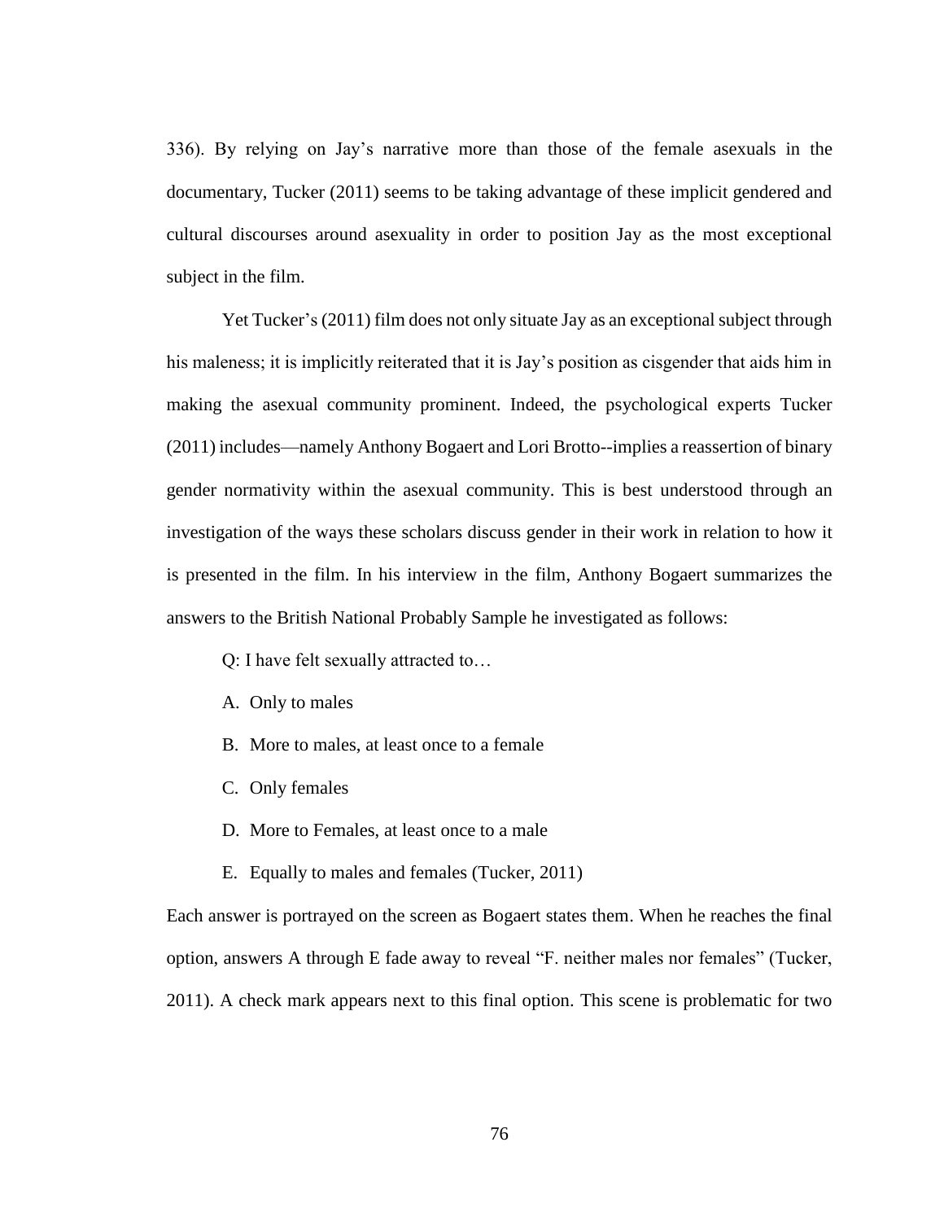336). By relying on Jay's narrative more than those of the female asexuals in the documentary, Tucker (2011) seems to be taking advantage of these implicit gendered and cultural discourses around asexuality in order to position Jay as the most exceptional subject in the film.

Yet Tucker's (2011) film does not only situate Jay as an exceptional subject through his maleness; it is implicitly reiterated that it is Jay's position as cisgender that aids him in making the asexual community prominent. Indeed, the psychological experts Tucker (2011) includes—namely Anthony Bogaert and Lori Brotto--implies a reassertion of binary gender normativity within the asexual community. This is best understood through an investigation of the ways these scholars discuss gender in their work in relation to how it is presented in the film. In his interview in the film, Anthony Bogaert summarizes the answers to the British National Probably Sample he investigated as follows:

Q: I have felt sexually attracted to…

A. Only to males

B. More to males, at least once to a female

C. Only females

D. More to Females, at least once to a male

E. Equally to males and females (Tucker, 2011)

Each answer is portrayed on the screen as Bogaert states them. When he reaches the final option, answers A through E fade away to reveal "F. neither males nor females" (Tucker, 2011). A check mark appears next to this final option. This scene is problematic for two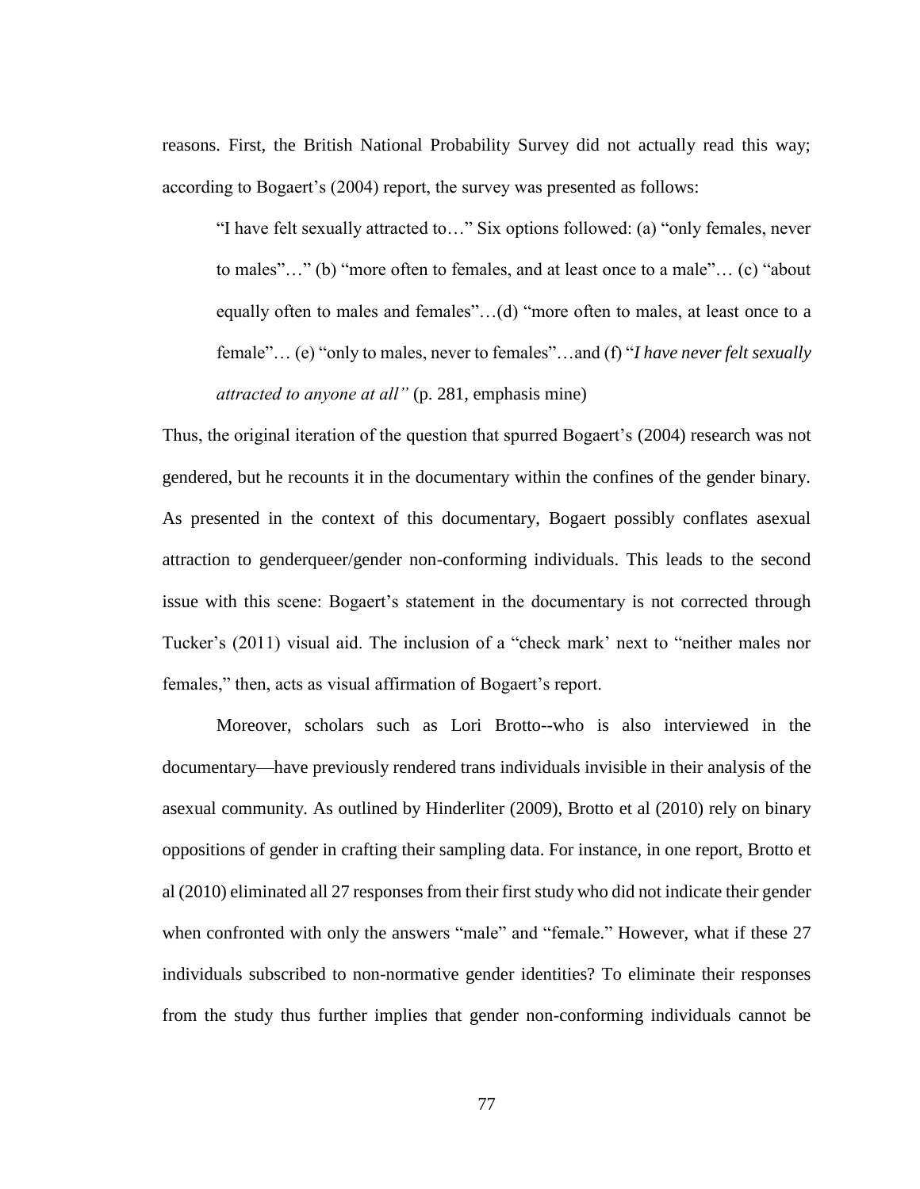reasons. First, the British National Probability Survey did not actually read this way; according to Bogaert's (2004) report, the survey was presented as follows:

> "I have felt sexually attracted to…" Six options followed: (a) "only females, never to males"…" (b) "more often to females, and at least once to a male"… (c) "about equally often to males and females"…(d) "more often to males, at least once to a female"… (e) "only to males, never to females"…and (f) "*I have never felt sexually attracted to anyone at all"* (p. 281, emphasis mine)

Thus, the original iteration of the question that spurred Bogaert's (2004) research was not gendered, but he recounts it in the documentary within the confines of the gender binary. As presented in the context of this documentary, Bogaert possibly conflates asexual attraction to genderqueer/gender non-conforming individuals. This leads to the second issue with this scene: Bogaert's statement in the documentary is not corrected through Tucker's (2011) visual aid. The inclusion of a "check mark' next to "neither males nor females," then, acts as visual affirmation of Bogaert's report.

Moreover, scholars such as Lori Brotto--who is also interviewed in the documentary—have previously rendered trans individuals invisible in their analysis of the asexual community. As outlined by Hinderliter (2009), Brotto et al (2010) rely on binary oppositions of gender in crafting their sampling data. For instance, in one report, Brotto et al (2010) eliminated all 27 responses from their first study who did not indicate their gender when confronted with only the answers "male" and "female." However, what if these 27 individuals subscribed to non-normative gender identities? To eliminate their responses from the study thus further implies that gender non-conforming individuals cannot be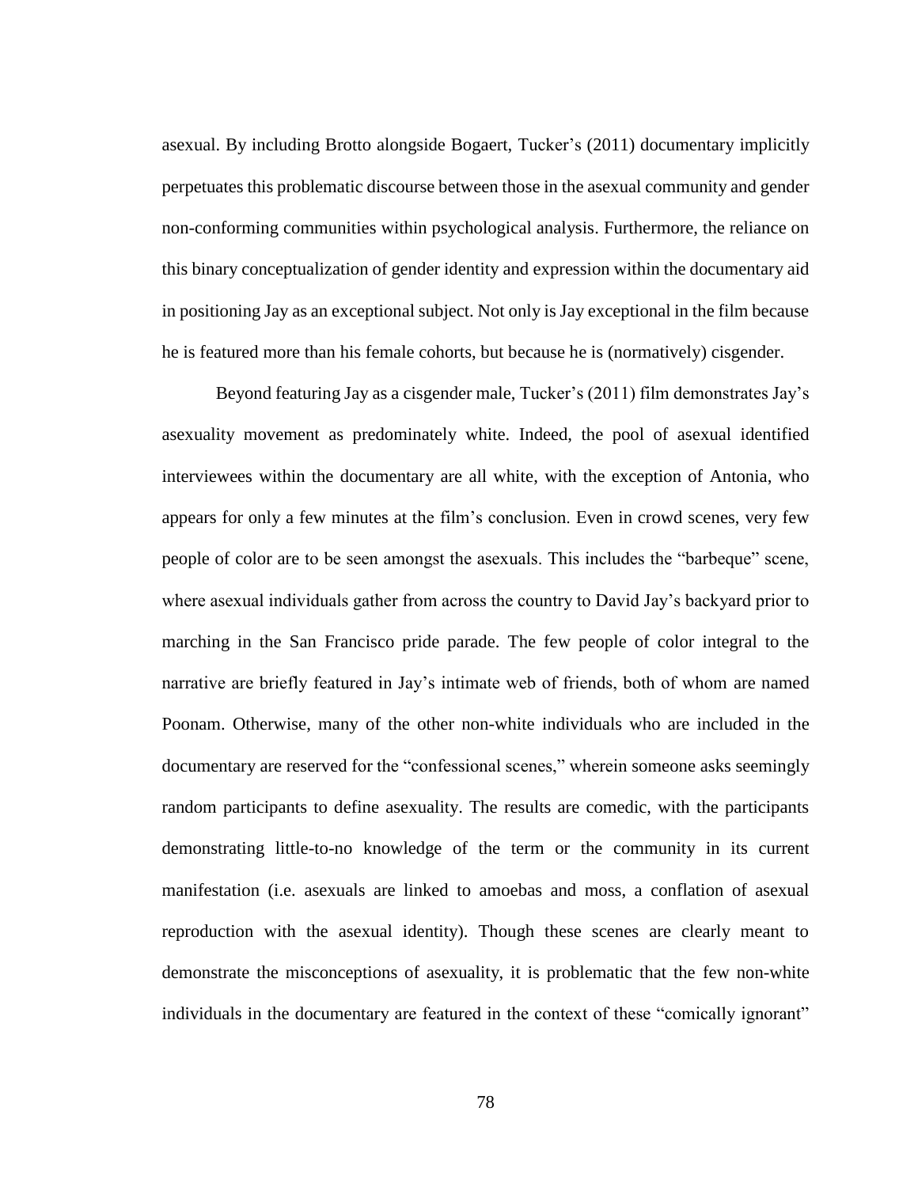asexual. By including Brotto alongside Bogaert, Tucker's (2011) documentary implicitly perpetuates this problematic discourse between those in the asexual community and gender non-conforming communities within psychological analysis. Furthermore, the reliance on this binary conceptualization of gender identity and expression within the documentary aid in positioning Jay as an exceptional subject. Not only is Jay exceptional in the film because he is featured more than his female cohorts, but because he is (normatively) cisgender.

Beyond featuring Jay as a cisgender male, Tucker's (2011) film demonstrates Jay's asexuality movement as predominately white. Indeed, the pool of asexual identified interviewees within the documentary are all white, with the exception of Antonia, who appears for only a few minutes at the film's conclusion. Even in crowd scenes, very few people of color are to be seen amongst the asexuals. This includes the "barbeque" scene, where asexual individuals gather from across the country to David Jay's backyard prior to marching in the San Francisco pride parade. The few people of color integral to the narrative are briefly featured in Jay's intimate web of friends, both of whom are named Poonam. Otherwise, many of the other non-white individuals who are included in the documentary are reserved for the "confessional scenes," wherein someone asks seemingly random participants to define asexuality. The results are comedic, with the participants demonstrating little-to-no knowledge of the term or the community in its current manifestation (i.e. asexuals are linked to amoebas and moss, a conflation of asexual reproduction with the asexual identity). Though these scenes are clearly meant to demonstrate the misconceptions of asexuality, it is problematic that the few non-white individuals in the documentary are featured in the context of these "comically ignorant"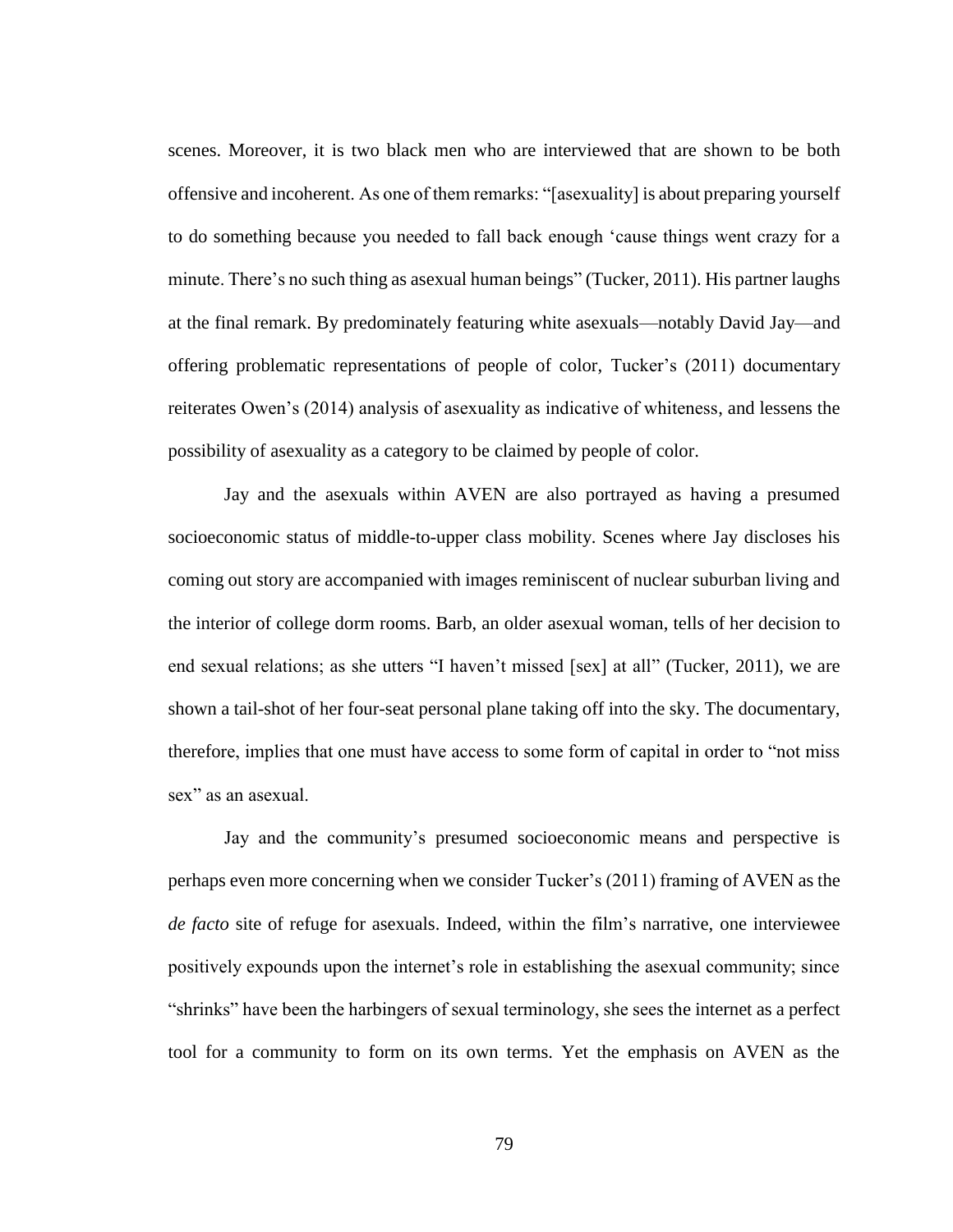scenes. Moreover, it is two black men who are interviewed that are shown to be both offensive and incoherent. As one of them remarks: "[asexuality] is about preparing yourself to do something because you needed to fall back enough 'cause things went crazy for a minute. There's no such thing as asexual human beings" (Tucker, 2011). His partner laughs at the final remark. By predominately featuring white asexuals—notably David Jay—and offering problematic representations of people of color, Tucker's (2011) documentary reiterates Owen's (2014) analysis of asexuality as indicative of whiteness, and lessens the possibility of asexuality as a category to be claimed by people of color.

Jay and the asexuals within AVEN are also portrayed as having a presumed socioeconomic status of middle-to-upper class mobility. Scenes where Jay discloses his coming out story are accompanied with images reminiscent of nuclear suburban living and the interior of college dorm rooms. Barb, an older asexual woman, tells of her decision to end sexual relations; as she utters "I haven't missed [sex] at all" (Tucker, 2011), we are shown a tail-shot of her four-seat personal plane taking off into the sky. The documentary, therefore, implies that one must have access to some form of capital in order to "not miss sex" as an asexual.

Jay and the community's presumed socioeconomic means and perspective is perhaps even more concerning when we consider Tucker's (2011) framing of AVEN as the *de facto* site of refuge for asexuals. Indeed, within the film's narrative, one interviewee positively expounds upon the internet's role in establishing the asexual community; since "shrinks" have been the harbingers of sexual terminology, she sees the internet as a perfect tool for a community to form on its own terms. Yet the emphasis on AVEN as the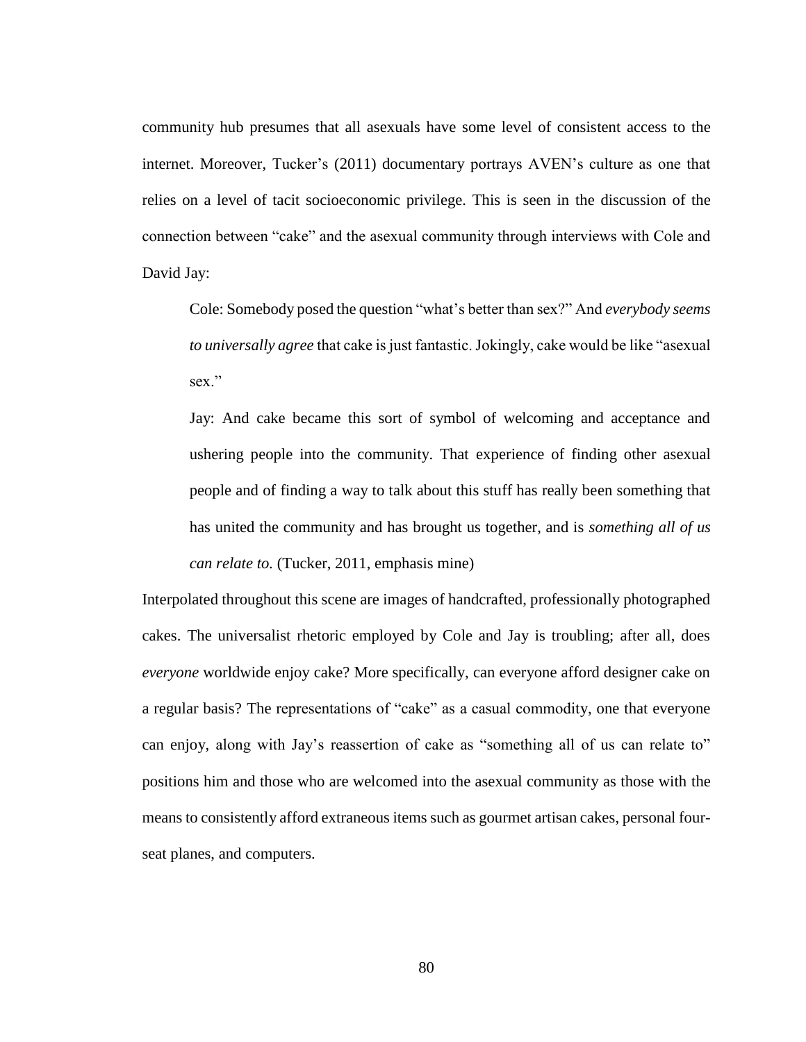community hub presumes that all asexuals have some level of consistent access to the internet. Moreover, Tucker's (2011) documentary portrays AVEN's culture as one that relies on a level of tacit socioeconomic privilege. This is seen in the discussion of the connection between "cake" and the asexual community through interviews with Cole and David Jay:

> Cole: Somebody posed the question "what's better than sex?" And *everybody seems to universally agree* that cake is just fantastic. Jokingly, cake would be like "asexual sex."
>
> Jay: And cake became this sort of symbol of welcoming and acceptance and ushering people into the community. That experience of finding other asexual people and of finding a way to talk about this stuff has really been something that has united the community and has brought us together, and is *something all of us can relate to.* (Tucker, 2011, emphasis mine)

Interpolated throughout this scene are images of handcrafted, professionally photographed cakes. The universalist rhetoric employed by Cole and Jay is troubling; after all, does *everyone* worldwide enjoy cake? More specifically, can everyone afford designer cake on a regular basis? The representations of "cake" as a casual commodity, one that everyone can enjoy, along with Jay's reassertion of cake as "something all of us can relate to" positions him and those who are welcomed into the asexual community as those with the means to consistently afford extraneous items such as gourmet artisan cakes, personal four-seat planes, and computers.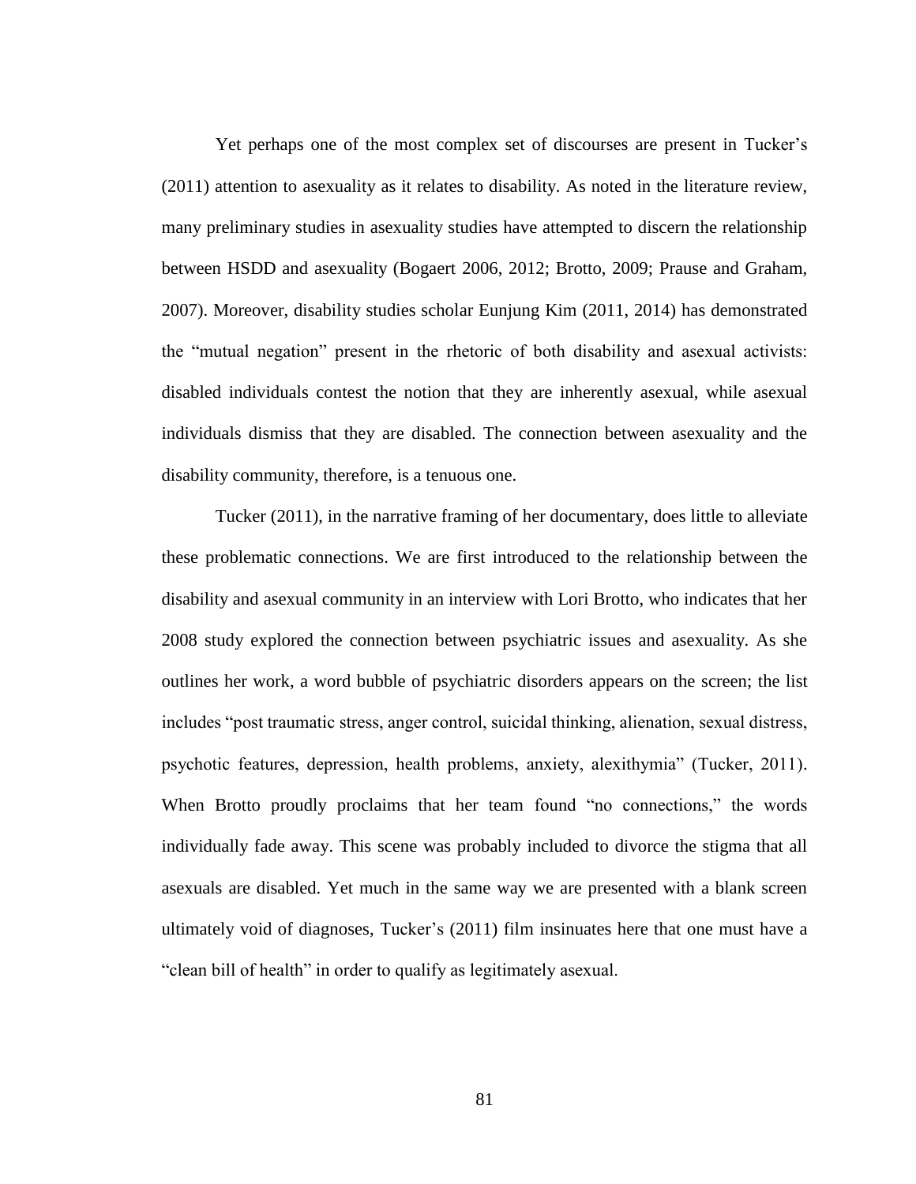Yet perhaps one of the most complex set of discourses are present in Tucker's (2011) attention to asexuality as it relates to disability. As noted in the literature review, many preliminary studies in asexuality studies have attempted to discern the relationship between HSDD and asexuality (Bogaert 2006, 2012; Brotto, 2009; Prause and Graham, 2007). Moreover, disability studies scholar Eunjung Kim (2011, 2014) has demonstrated the "mutual negation" present in the rhetoric of both disability and asexual activists: disabled individuals contest the notion that they are inherently asexual, while asexual individuals dismiss that they are disabled. The connection between asexuality and the disability community, therefore, is a tenuous one.

Tucker (2011), in the narrative framing of her documentary, does little to alleviate these problematic connections. We are first introduced to the relationship between the disability and asexual community in an interview with Lori Brotto, who indicates that her 2008 study explored the connection between psychiatric issues and asexuality. As she outlines her work, a word bubble of psychiatric disorders appears on the screen; the list includes "post traumatic stress, anger control, suicidal thinking, alienation, sexual distress, psychotic features, depression, health problems, anxiety, alexithymia" (Tucker, 2011). When Brotto proudly proclaims that her team found "no connections," the words individually fade away. This scene was probably included to divorce the stigma that all asexuals are disabled. Yet much in the same way we are presented with a blank screen ultimately void of diagnoses, Tucker's (2011) film insinuates here that one must have a "clean bill of health" in order to qualify as legitimately asexual.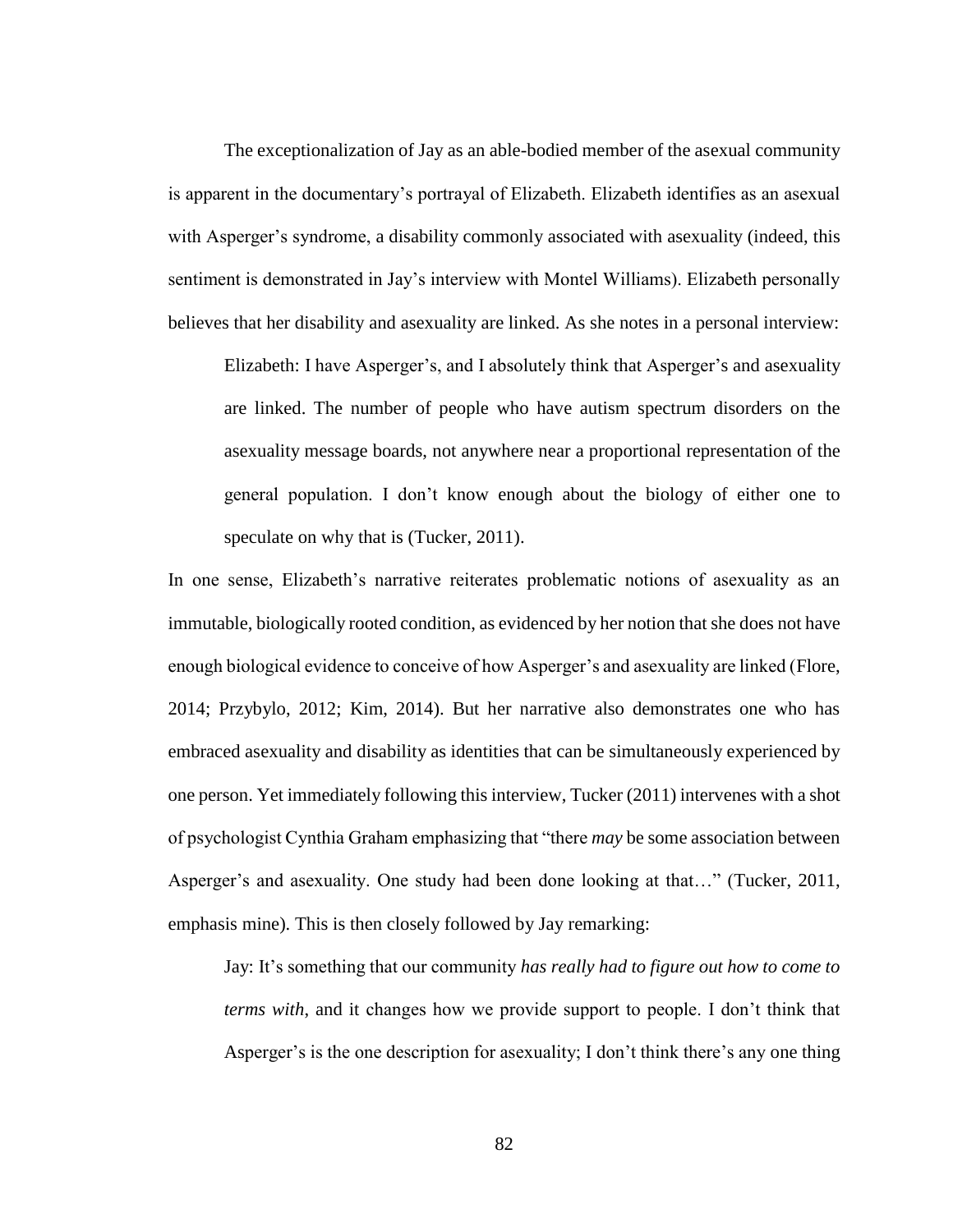The exceptionalization of Jay as an able-bodied member of the asexual community is apparent in the documentary's portrayal of Elizabeth. Elizabeth identifies as an asexual with Asperger's syndrome, a disability commonly associated with asexuality (indeed, this sentiment is demonstrated in Jay's interview with Montel Williams). Elizabeth personally believes that her disability and asexuality are linked. As she notes in a personal interview:

> Elizabeth: I have Asperger's, and I absolutely think that Asperger's and asexuality are linked. The number of people who have autism spectrum disorders on the asexuality message boards, not anywhere near a proportional representation of the general population. I don't know enough about the biology of either one to speculate on why that is (Tucker, 2011).

In one sense, Elizabeth's narrative reiterates problematic notions of asexuality as an immutable, biologically rooted condition, as evidenced by her notion that she does not have enough biological evidence to conceive of how Asperger's and asexuality are linked (Flore, 2014; Przybylo, 2012; Kim, 2014). But her narrative also demonstrates one who has embraced asexuality and disability as identities that can be simultaneously experienced by one person. Yet immediately following this interview, Tucker (2011) intervenes with a shot of psychologist Cynthia Graham emphasizing that "there *may* be some association between Asperger's and asexuality. One study had been done looking at that…" (Tucker, 2011, emphasis mine). This is then closely followed by Jay remarking:

> Jay: It's something that our community *has really had to figure out how to come to terms with*, and it changes how we provide support to people. I don't think that Asperger's is the one description for asexuality; I don't think there's any one thing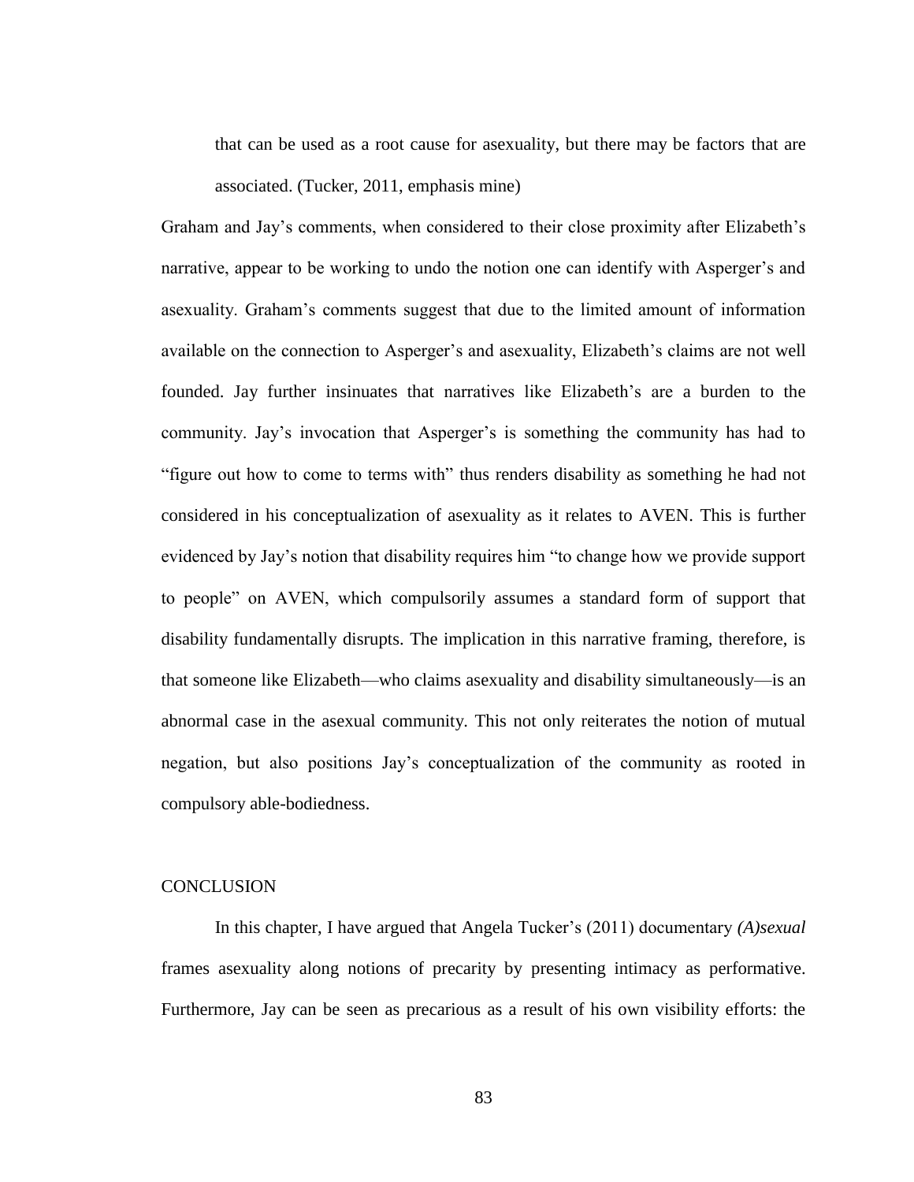> that can be used as a root cause for asexuality, but there may be factors that are associated. (Tucker, 2011, emphasis mine)

Graham and Jay's comments, when considered to their close proximity after Elizabeth's narrative, appear to be working to undo the notion one can identify with Asperger's and asexuality. Graham's comments suggest that due to the limited amount of information available on the connection to Asperger's and asexuality, Elizabeth's claims are not well founded. Jay further insinuates that narratives like Elizabeth's are a burden to the community. Jay's invocation that Asperger's is something the community has had to "figure out how to come to terms with" thus renders disability as something he had not considered in his conceptualization of asexuality as it relates to AVEN. This is further evidenced by Jay's notion that disability requires him "to change how we provide support to people" on AVEN, which compulsorily assumes a standard form of support that disability fundamentally disrupts. The implication in this narrative framing, therefore, is that someone like Elizabeth—who claims asexuality and disability simultaneously—is an abnormal case in the asexual community. This not only reiterates the notion of mutual negation, but also positions Jay's conceptualization of the community as rooted in compulsory able-bodiedness.

## CONCLUSION

In this chapter, I have argued that Angela Tucker's (2011) documentary *(A)sexual* frames asexuality along notions of precarity by presenting intimacy as performative. Furthermore, Jay can be seen as precarious as a result of his own visibility efforts: the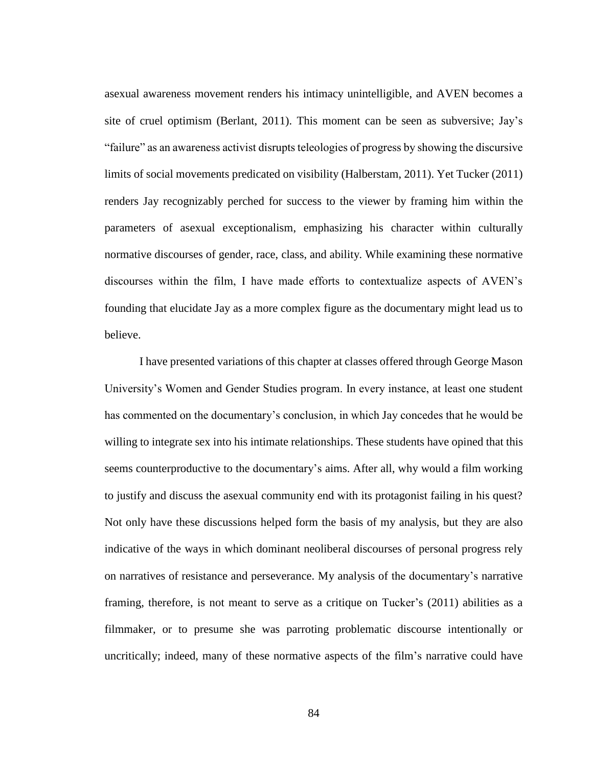asexual awareness movement renders his intimacy unintelligible, and AVEN becomes a site of cruel optimism (Berlant, 2011). This moment can be seen as subversive; Jay's "failure" as an awareness activist disrupts teleologies of progress by showing the discursive limits of social movements predicated on visibility (Halberstam, 2011). Yet Tucker (2011) renders Jay recognizably perched for success to the viewer by framing him within the parameters of asexual exceptionalism, emphasizing his character within culturally normative discourses of gender, race, class, and ability. While examining these normative discourses within the film, I have made efforts to contextualize aspects of AVEN's founding that elucidate Jay as a more complex figure as the documentary might lead us to believe.

I have presented variations of this chapter at classes offered through George Mason University's Women and Gender Studies program. In every instance, at least one student has commented on the documentary's conclusion, in which Jay concedes that he would be willing to integrate sex into his intimate relationships. These students have opined that this seems counterproductive to the documentary's aims. After all, why would a film working to justify and discuss the asexual community end with its protagonist failing in his quest? Not only have these discussions helped form the basis of my analysis, but they are also indicative of the ways in which dominant neoliberal discourses of personal progress rely on narratives of resistance and perseverance. My analysis of the documentary's narrative framing, therefore, is not meant to serve as a critique on Tucker's (2011) abilities as a filmmaker, or to presume she was parroting problematic discourse intentionally or uncritically; indeed, many of these normative aspects of the film's narrative could have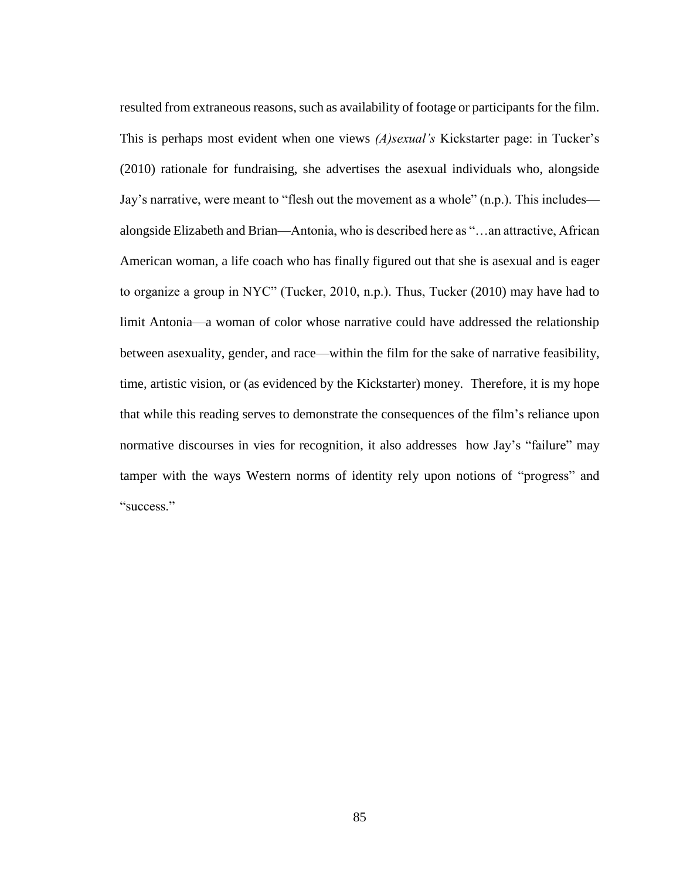resulted from extraneous reasons, such as availability of footage or participants for the film. This is perhaps most evident when one views *(A)sexual's* Kickstarter page: in Tucker's (2010) rationale for fundraising, she advertises the asexual individuals who, alongside Jay's narrative, were meant to "flesh out the movement as a whole" (n.p.). This includes—alongside Elizabeth and Brian—Antonia, who is described here as "…an attractive, African American woman, a life coach who has finally figured out that she is asexual and is eager to organize a group in NYC" (Tucker, 2010, n.p.). Thus, Tucker (2010) may have had to limit Antonia—a woman of color whose narrative could have addressed the relationship between asexuality, gender, and race—within the film for the sake of narrative feasibility, time, artistic vision, or (as evidenced by the Kickstarter) money. Therefore, it is my hope that while this reading serves to demonstrate the consequences of the film's reliance upon normative discourses in vies for recognition, it also addresses how Jay's "failure" may tamper with the ways Western norms of identity rely upon notions of "progress" and "success."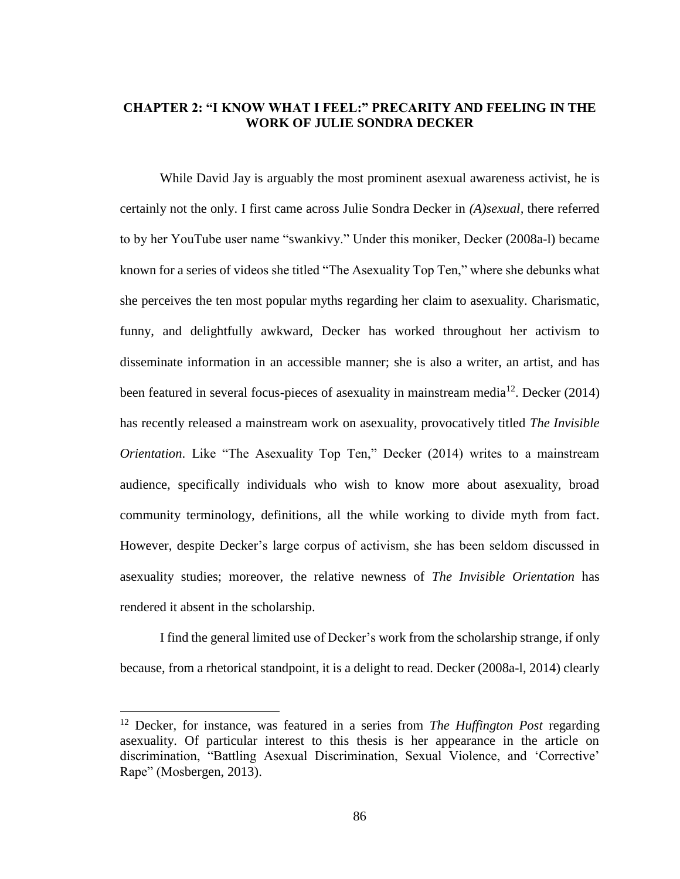## CHAPTER 2: "I KNOW WHAT I FEEL:" PRECARITY AND FEELING IN THE WORK OF JULIE SONDRA DECKER

While David Jay is arguably the most prominent asexual awareness activist, he is certainly not the only. I first came across Julie Sondra Decker in *(A)sexual*, there referred to by her YouTube user name "swankivy." Under this moniker, Decker (2008a-l) became known for a series of videos she titled "The Asexuality Top Ten," where she debunks what she perceives the ten most popular myths regarding her claim to asexuality. Charismatic, funny, and delightfully awkward, Decker has worked throughout her activism to disseminate information in an accessible manner; she is also a writer, an artist, and has been featured in several focus-pieces of asexuality in mainstream media[12]. Decker (2014) has recently released a mainstream work on asexuality, provocatively titled *The Invisible Orientation*. Like "The Asexuality Top Ten," Decker (2014) writes to a mainstream audience, specifically individuals who wish to know more about asexuality, broad community terminology, definitions, all the while working to divide myth from fact. However, despite Decker's large corpus of activism, she has been seldom discussed in asexuality studies; moreover, the relative newness of *The Invisible Orientation* has rendered it absent in the scholarship.

I find the general limited use of Decker's work from the scholarship strange, if only because, from a rhetorical standpoint, it is a delight to read. Decker (2008a-l, 2014) clearly

[12] Decker, for instance, was featured in a series from *The Huffington Post* regarding asexuality. Of particular interest to this thesis is her appearance in the article on discrimination, "Battling Asexual Discrimination, Sexual Violence, and 'Corrective' Rape" (Mosbergen, 2013).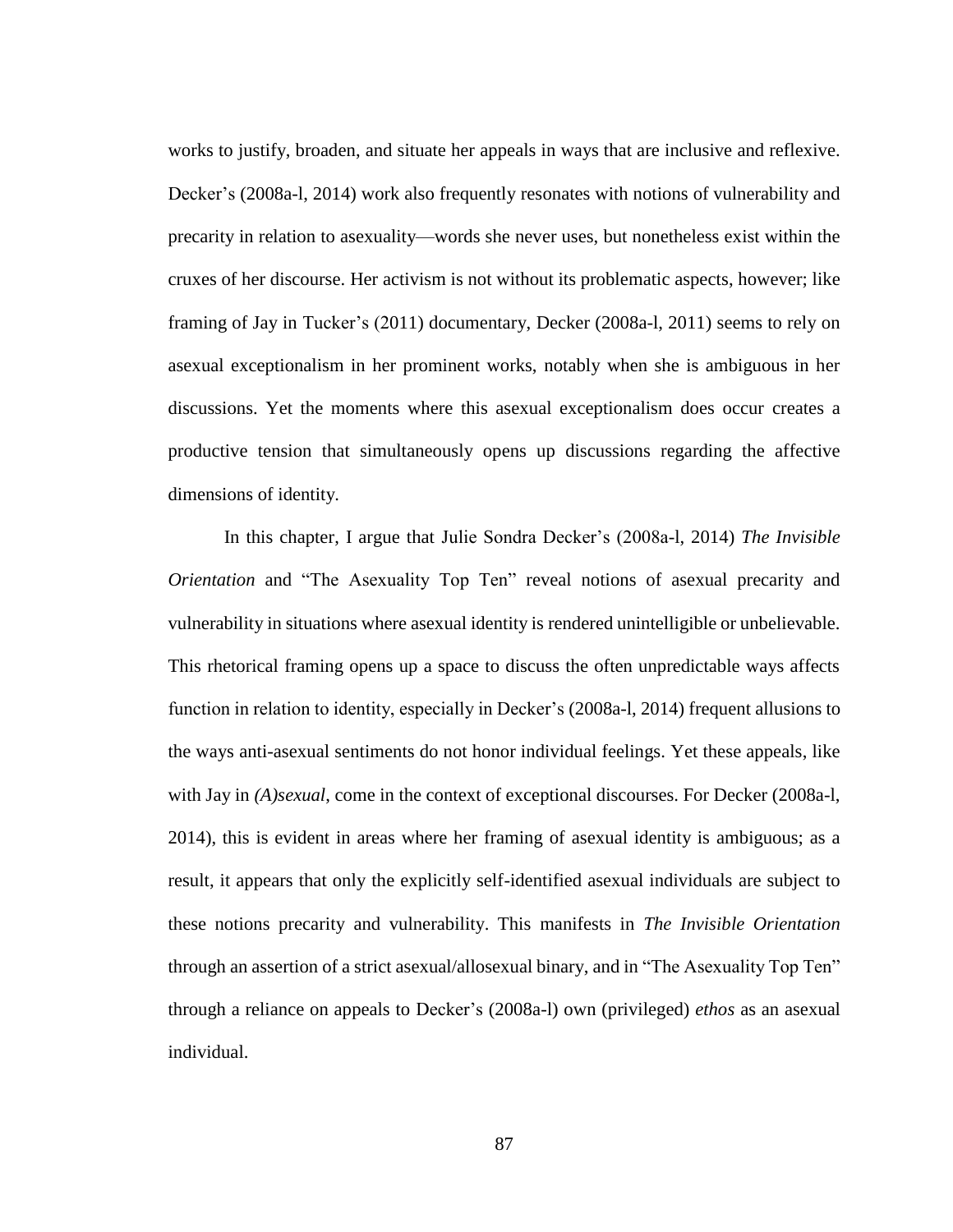works to justify, broaden, and situate her appeals in ways that are inclusive and reflexive. Decker's (2008a-l, 2014) work also frequently resonates with notions of vulnerability and precarity in relation to asexuality—words she never uses, but nonetheless exist within the cruxes of her discourse. Her activism is not without its problematic aspects, however; like framing of Jay in Tucker's (2011) documentary, Decker (2008a-l, 2011) seems to rely on asexual exceptionalism in her prominent works, notably when she is ambiguous in her discussions. Yet the moments where this asexual exceptionalism does occur creates a productive tension that simultaneously opens up discussions regarding the affective dimensions of identity.

In this chapter, I argue that Julie Sondra Decker's (2008a-l, 2014) *The Invisible Orientation* and "The Asexuality Top Ten" reveal notions of asexual precarity and vulnerability in situations where asexual identity is rendered unintelligible or unbelievable. This rhetorical framing opens up a space to discuss the often unpredictable ways affects function in relation to identity, especially in Decker's (2008a-l, 2014) frequent allusions to the ways anti-asexual sentiments do not honor individual feelings. Yet these appeals, like with Jay in *(A)sexual*, come in the context of exceptional discourses. For Decker (2008a-l, 2014), this is evident in areas where her framing of asexual identity is ambiguous; as a result, it appears that only the explicitly self-identified asexual individuals are subject to these notions precarity and vulnerability. This manifests in *The Invisible Orientation* through an assertion of a strict asexual/allosexual binary, and in "The Asexuality Top Ten" through a reliance on appeals to Decker's (2008a-l) own (privileged) *ethos* as an asexual individual.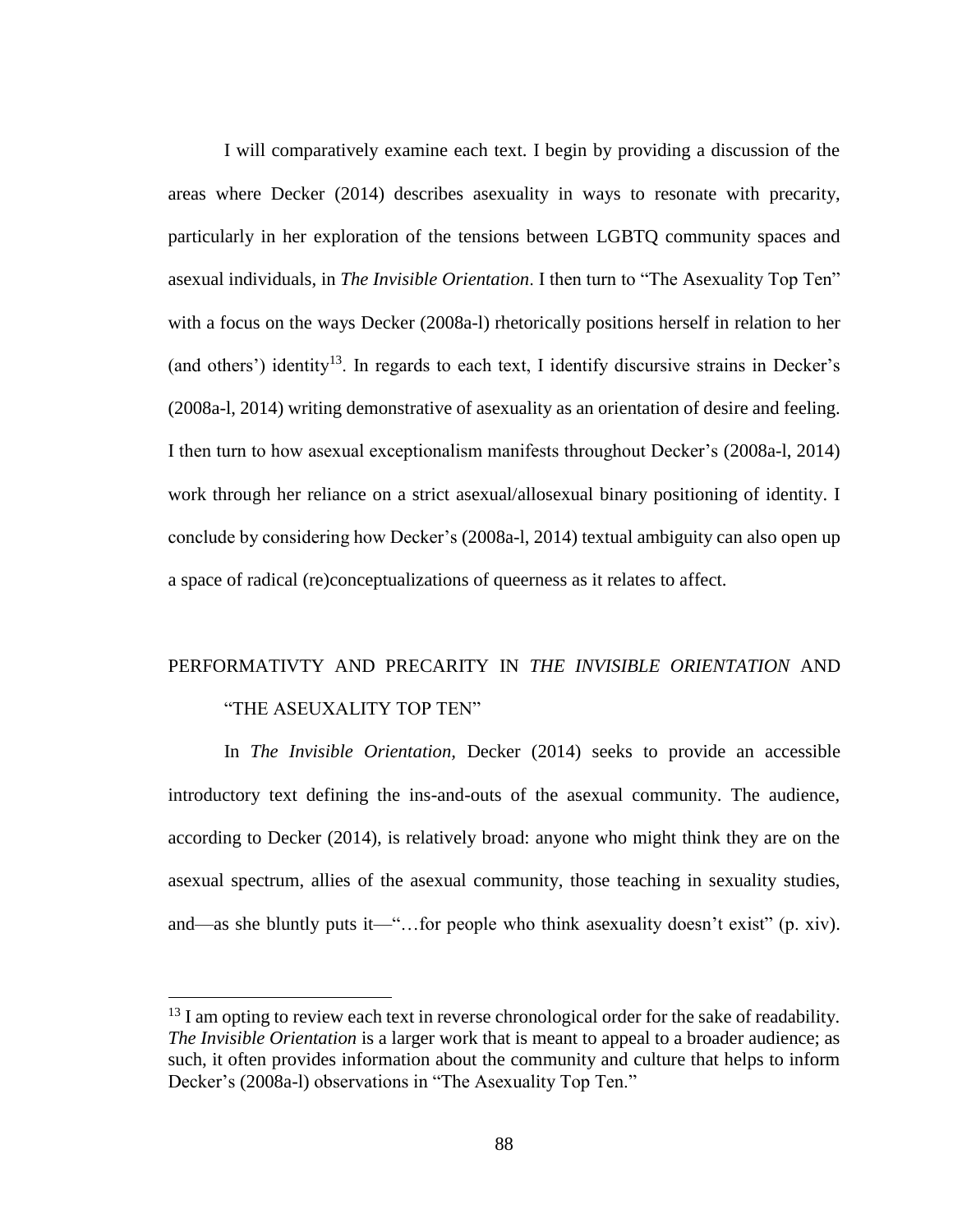I will comparatively examine each text. I begin by providing a discussion of the areas where Decker (2014) describes asexuality in ways to resonate with precarity, particularly in her exploration of the tensions between LGBTQ community spaces and asexual individuals, in *The Invisible Orientation*. I then turn to "The Asexuality Top Ten" with a focus on the ways Decker (2008a-l) rhetorically positions herself in relation to her (and others') identity[13]. In regards to each text, I identify discursive strains in Decker's (2008a-l, 2014) writing demonstrative of asexuality as an orientation of desire and feeling. I then turn to how asexual exceptionalism manifests throughout Decker's (2008a-l, 2014) work through her reliance on a strict asexual/allosexual binary positioning of identity. I conclude by considering how Decker's (2008a-l, 2014) textual ambiguity can also open up a space of radical (re)conceptualizations of queerness as it relates to affect.

## PERFORMATIVTY AND PRECARITY IN *THE INVISIBLE ORIENTATION* AND "THE ASEUXALITY TOP TEN"

In *The Invisible Orientation*, Decker (2014) seeks to provide an accessible introductory text defining the ins-and-outs of the asexual community. The audience, according to Decker (2014), is relatively broad: anyone who might think they are on the asexual spectrum, allies of the asexual community, those teaching in sexuality studies, and—as she bluntly puts it—"…for people who think asexuality doesn't exist" (p. xiv).

---

[13] I am opting to review each text in reverse chronological order for the sake of readability. *The Invisible Orientation* is a larger work that is meant to appeal to a broader audience; as such, it often provides information about the community and culture that helps to inform Decker's (2008a-l) observations in "The Asexuality Top Ten."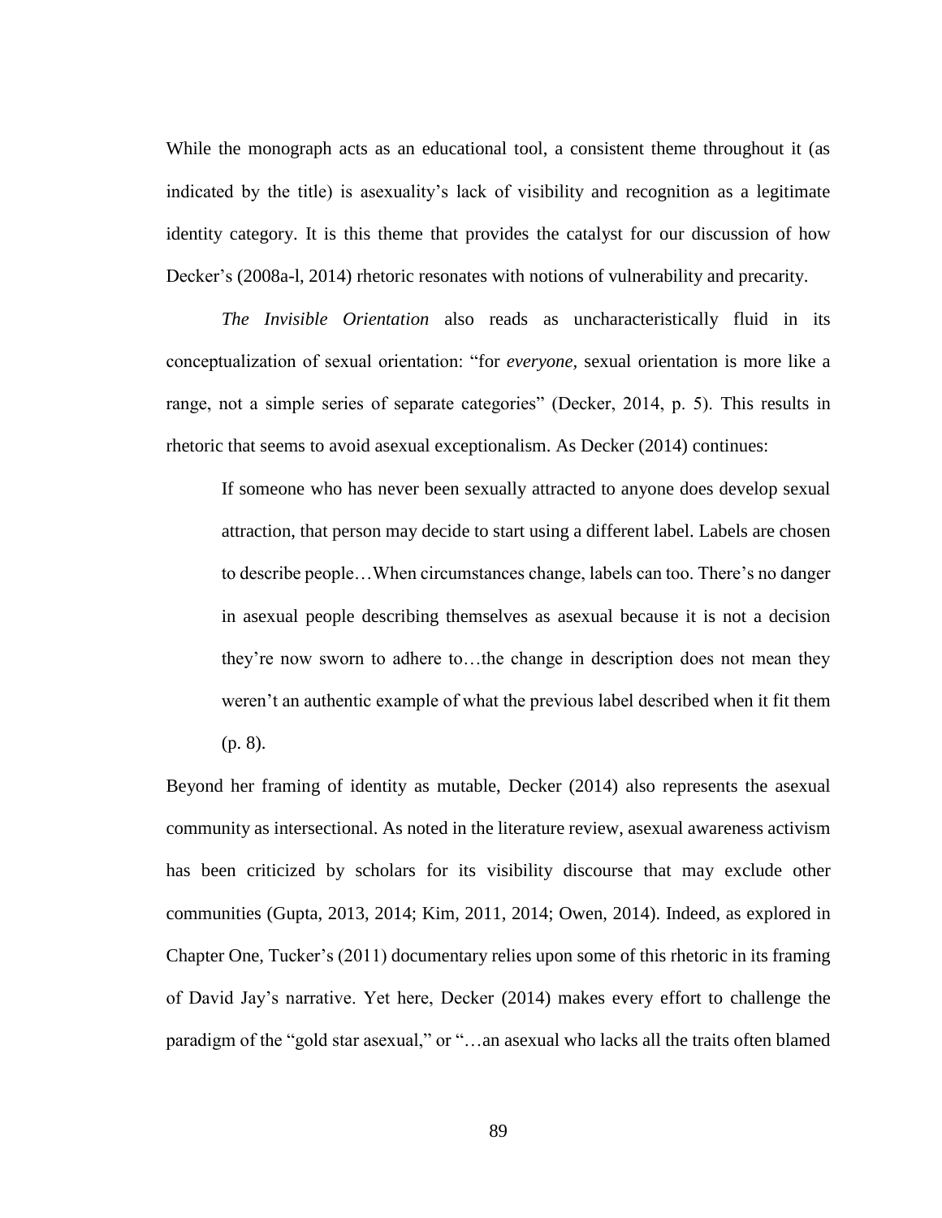While the monograph acts as an educational tool, a consistent theme throughout it (as indicated by the title) is asexuality's lack of visibility and recognition as a legitimate identity category. It is this theme that provides the catalyst for our discussion of how Decker's (2008a-l, 2014) rhetoric resonates with notions of vulnerability and precarity.

*The Invisible Orientation* also reads as uncharacteristically fluid in its conceptualization of sexual orientation: "for *everyone,* sexual orientation is more like a range, not a simple series of separate categories" (Decker, 2014, p. 5). This results in rhetoric that seems to avoid asexual exceptionalism. As Decker (2014) continues:

> If someone who has never been sexually attracted to anyone does develop sexual attraction, that person may decide to start using a different label. Labels are chosen to describe people…When circumstances change, labels can too. There's no danger in asexual people describing themselves as asexual because it is not a decision they're now sworn to adhere to…the change in description does not mean they weren't an authentic example of what the previous label described when it fit them (p. 8).

Beyond her framing of identity as mutable, Decker (2014) also represents the asexual community as intersectional. As noted in the literature review, asexual awareness activism has been criticized by scholars for its visibility discourse that may exclude other communities (Gupta, 2013, 2014; Kim, 2011, 2014; Owen, 2014). Indeed, as explored in Chapter One, Tucker's (2011) documentary relies upon some of this rhetoric in its framing of David Jay's narrative. Yet here, Decker (2014) makes every effort to challenge the paradigm of the "gold star asexual," or "…an asexual who lacks all the traits often blamed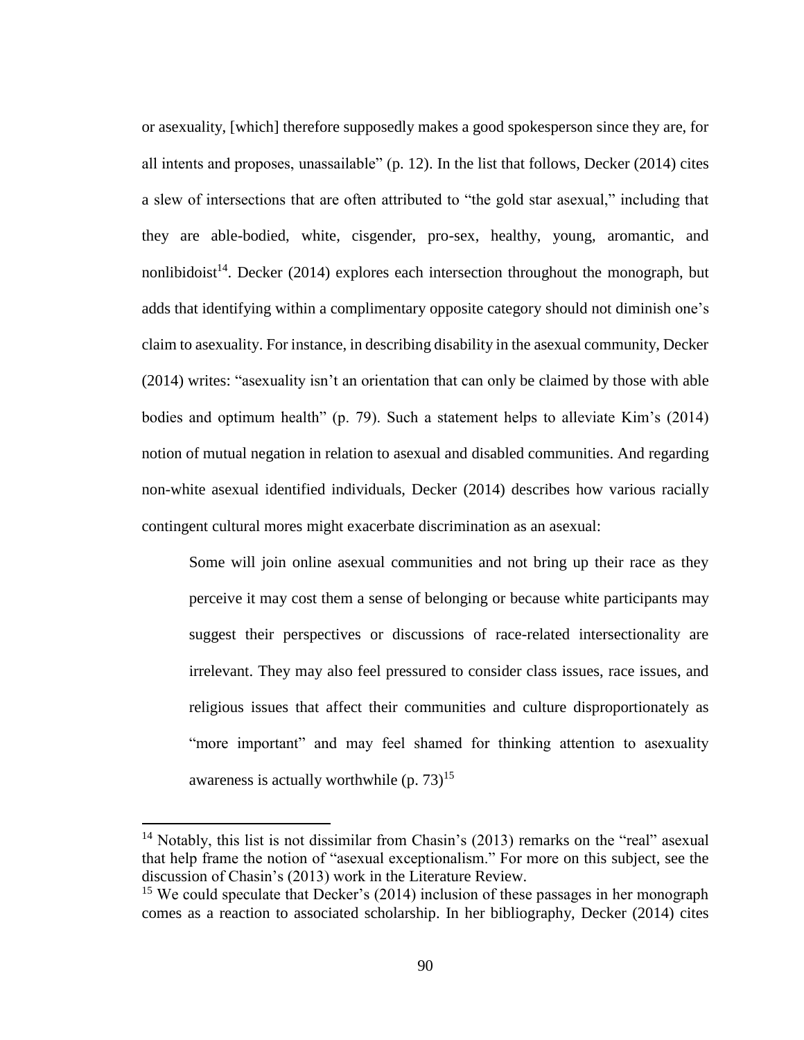or asexuality, [which] therefore supposedly makes a good spokesperson since they are, for all intents and proposes, unassailable" (p. 12). In the list that follows, Decker (2014) cites a slew of intersections that are often attributed to "the gold star asexual," including that they are able-bodied, white, cisgender, pro-sex, healthy, young, aromantic, and nonlibidoist[14]. Decker (2014) explores each intersection throughout the monograph, but adds that identifying within a complimentary opposite category should not diminish one's claim to asexuality. For instance, in describing disability in the asexual community, Decker (2014) writes: "asexuality isn't an orientation that can only be claimed by those with able bodies and optimum health" (p. 79). Such a statement helps to alleviate Kim's (2014) notion of mutual negation in relation to asexual and disabled communities. And regarding non-white asexual identified individuals, Decker (2014) describes how various racially contingent cultural mores might exacerbate discrimination as an asexual:

> Some will join online asexual communities and not bring up their race as they perceive it may cost them a sense of belonging or because white participants may suggest their perspectives or discussions of race-related intersectionality are irrelevant. They may also feel pressured to consider class issues, race issues, and religious issues that affect their communities and culture disproportionately as "more important" and may feel shamed for thinking attention to asexuality awareness is actually worthwhile (p. 73)[15]

---

[14] Notably, this list is not dissimilar from Chasin's (2013) remarks on the "real" asexual that help frame the notion of "asexual exceptionalism." For more on this subject, see the discussion of Chasin's (2013) work in the Literature Review.

[15] We could speculate that Decker's (2014) inclusion of these passages in her monograph comes as a reaction to associated scholarship. In her bibliography, Decker (2014) cites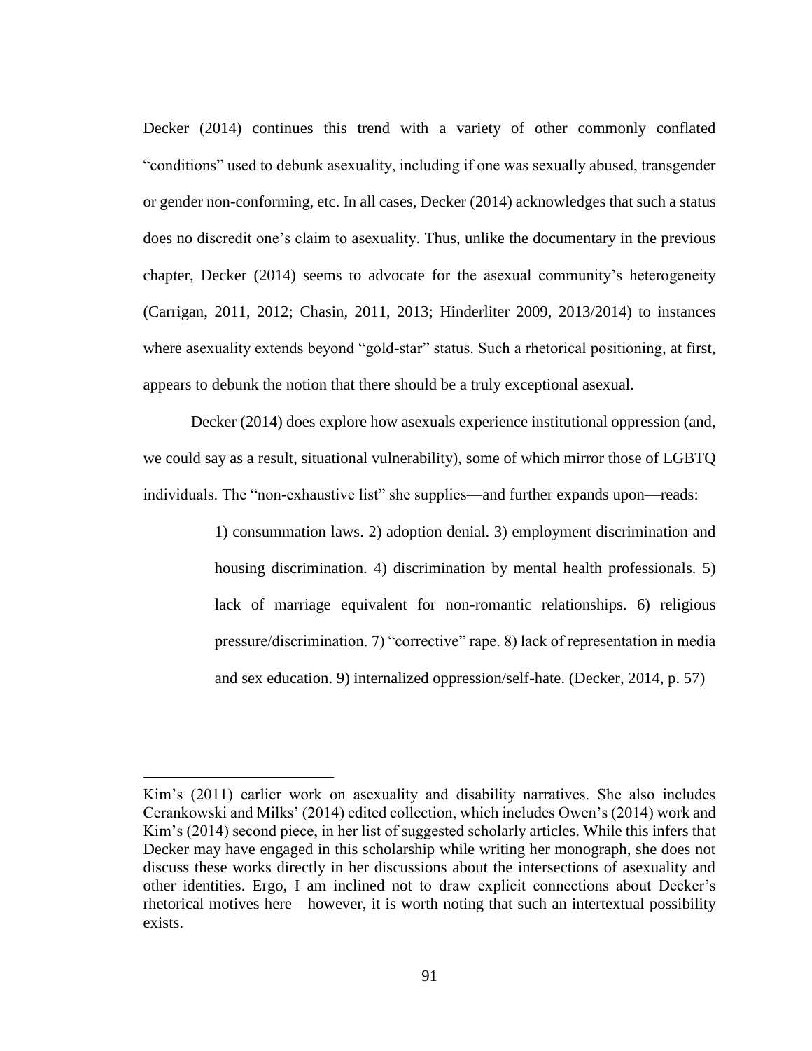Decker (2014) continues this trend with a variety of other commonly conflated "conditions" used to debunk asexuality, including if one was sexually abused, transgender or gender non-conforming, etc. In all cases, Decker (2014) acknowledges that such a status does no discredit one's claim to asexuality. Thus, unlike the documentary in the previous chapter, Decker (2014) seems to advocate for the asexual community's heterogeneity (Carrigan, 2011, 2012; Chasin, 2011, 2013; Hinderliter 2009, 2013/2014) to instances where asexuality extends beyond "gold-star" status. Such a rhetorical positioning, at first, appears to debunk the notion that there should be a truly exceptional asexual.

Decker (2014) does explore how asexuals experience institutional oppression (and, we could say as a result, situational vulnerability), some of which mirror those of LGBTQ individuals. The "non-exhaustive list" she supplies—and further expands upon—reads:

> 1) consummation laws. 2) adoption denial. 3) employment discrimination and housing discrimination. 4) discrimination by mental health professionals. 5) lack of marriage equivalent for non-romantic relationships. 6) religious pressure/discrimination. 7) "corrective" rape. 8) lack of representation in media and sex education. 9) internalized oppression/self-hate. (Decker, 2014, p. 57)

---

Kim's (2011) earlier work on asexuality and disability narratives. She also includes Cerankowski and Milks' (2014) edited collection, which includes Owen's (2014) work and Kim's (2014) second piece, in her list of suggested scholarly articles. While this infers that Decker may have engaged in this scholarship while writing her monograph, she does not discuss these works directly in her discussions about the intersections of asexuality and other identities. Ergo, I am inclined not to draw explicit connections about Decker's rhetorical motives here—however, it is worth noting that such an intertextual possibility exists.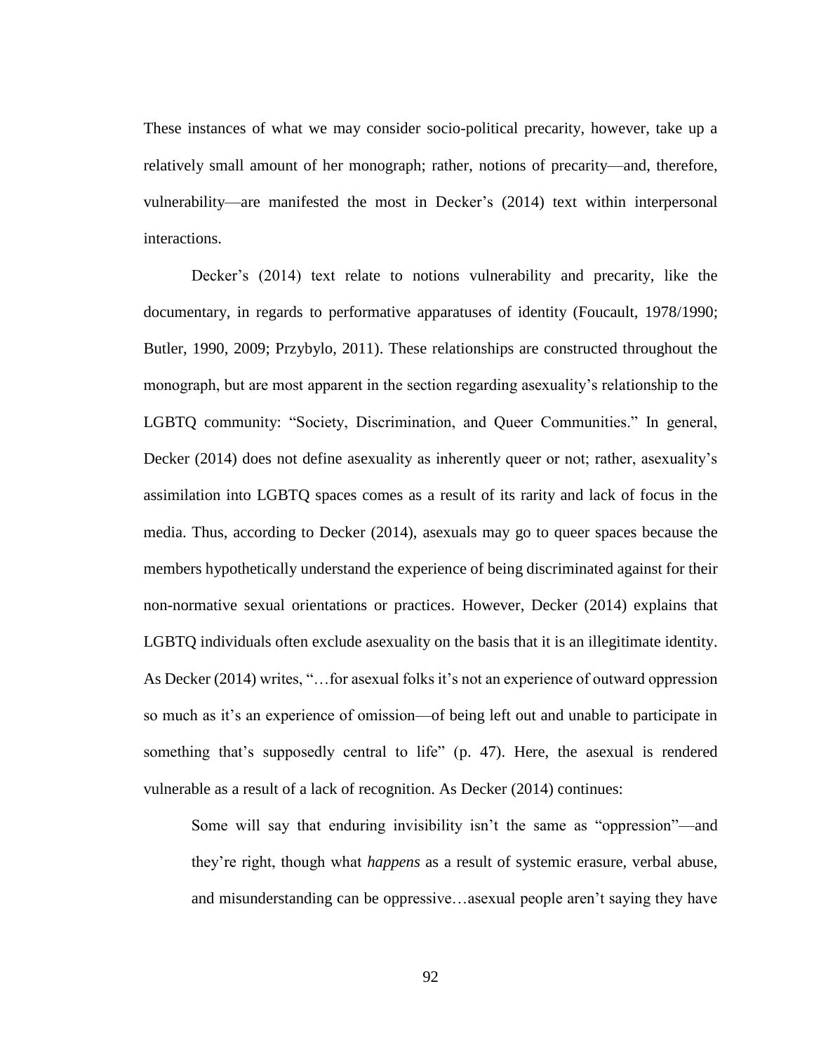These instances of what we may consider socio-political precarity, however, take up a relatively small amount of her monograph; rather, notions of precarity—and, therefore, vulnerability—are manifested the most in Decker's (2014) text within interpersonal interactions.

Decker's (2014) text relate to notions vulnerability and precarity, like the documentary, in regards to performative apparatuses of identity (Foucault, 1978/1990; Butler, 1990, 2009; Przybylo, 2011). These relationships are constructed throughout the monograph, but are most apparent in the section regarding asexuality's relationship to the LGBTQ community: "Society, Discrimination, and Queer Communities." In general, Decker (2014) does not define asexuality as inherently queer or not; rather, asexuality's assimilation into LGBTQ spaces comes as a result of its rarity and lack of focus in the media. Thus, according to Decker (2014), asexuals may go to queer spaces because the members hypothetically understand the experience of being discriminated against for their non-normative sexual orientations or practices. However, Decker (2014) explains that LGBTQ individuals often exclude asexuality on the basis that it is an illegitimate identity. As Decker (2014) writes, "…for asexual folks it's not an experience of outward oppression so much as it's an experience of omission—of being left out and unable to participate in something that's supposedly central to life" (p. 47). Here, the asexual is rendered vulnerable as a result of a lack of recognition. As Decker (2014) continues:

> Some will say that enduring invisibility isn't the same as "oppression"—and they're right, though what *happens* as a result of systemic erasure, verbal abuse, and misunderstanding can be oppressive…asexual people aren't saying they have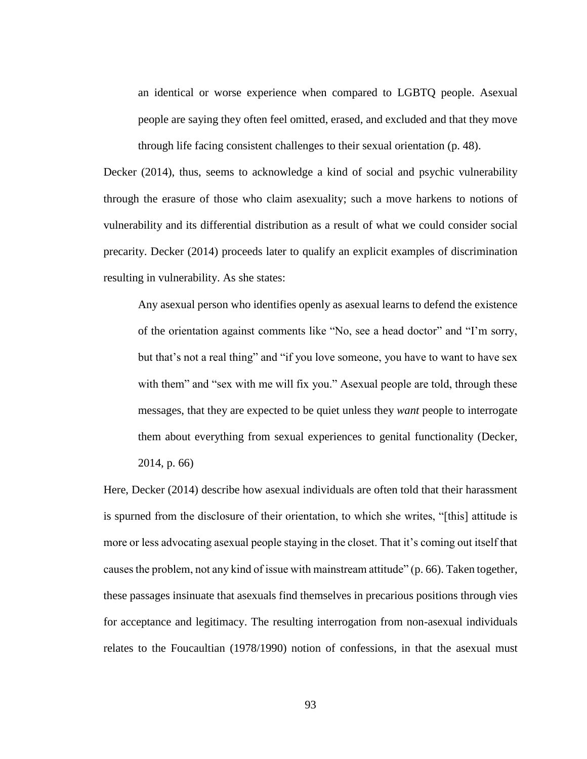> an identical or worse experience when compared to LGBTQ people. Asexual people are saying they often feel omitted, erased, and excluded and that they move through life facing consistent challenges to their sexual orientation (p. 48).

Decker (2014), thus, seems to acknowledge a kind of social and psychic vulnerability through the erasure of those who claim asexuality; such a move harkens to notions of vulnerability and its differential distribution as a result of what we could consider social precarity. Decker (2014) proceeds later to qualify an explicit examples of discrimination resulting in vulnerability. As she states:

> Any asexual person who identifies openly as asexual learns to defend the existence of the orientation against comments like "No, see a head doctor" and "I'm sorry, but that's not a real thing" and "if you love someone, you have to want to have sex with them" and "sex with me will fix you." Asexual people are told, through these messages, that they are expected to be quiet unless they *want* people to interrogate them about everything from sexual experiences to genital functionality (Decker, 2014, p. 66)

Here, Decker (2014) describe how asexual individuals are often told that their harassment is spurned from the disclosure of their orientation, to which she writes, "[this] attitude is more or less advocating asexual people staying in the closet. That it's coming out itself that causes the problem, not any kind of issue with mainstream attitude" (p. 66). Taken together, these passages insinuate that asexuals find themselves in precarious positions through vies for acceptance and legitimacy. The resulting interrogation from non-asexual individuals relates to the Foucaultian (1978/1990) notion of confessions, in that the asexual must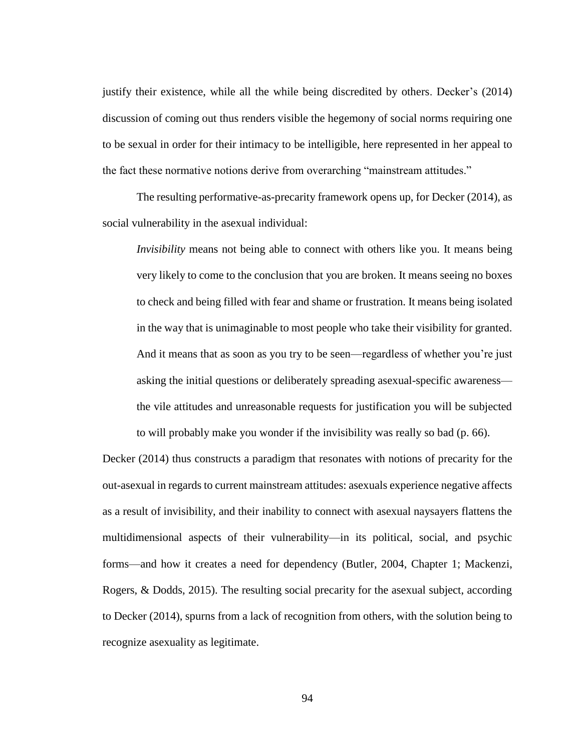justify their existence, while all the while being discredited by others. Decker's (2014) discussion of coming out thus renders visible the hegemony of social norms requiring one to be sexual in order for their intimacy to be intelligible, here represented in her appeal to the fact these normative notions derive from overarching "mainstream attitudes."

The resulting performative-as-precarity framework opens up, for Decker (2014), as social vulnerability in the asexual individual:

> *Invisibility* means not being able to connect with others like you. It means being very likely to come to the conclusion that you are broken. It means seeing no boxes to check and being filled with fear and shame or frustration. It means being isolated in the way that is unimaginable to most people who take their visibility for granted. And it means that as soon as you try to be seen—regardless of whether you're just asking the initial questions or deliberately spreading asexual-specific awareness—the vile attitudes and unreasonable requests for justification you will be subjected to will probably make you wonder if the invisibility was really so bad (p. 66).

Decker (2014) thus constructs a paradigm that resonates with notions of precarity for the out-asexual in regards to current mainstream attitudes: asexuals experience negative affects as a result of invisibility, and their inability to connect with asexual naysayers flattens the multidimensional aspects of their vulnerability—in its political, social, and psychic forms—and how it creates a need for dependency (Butler, 2004, Chapter 1; Mackenzi, Rogers, & Dodds, 2015). The resulting social precarity for the asexual subject, according to Decker (2014), spurns from a lack of recognition from others, with the solution being to recognize asexuality as legitimate.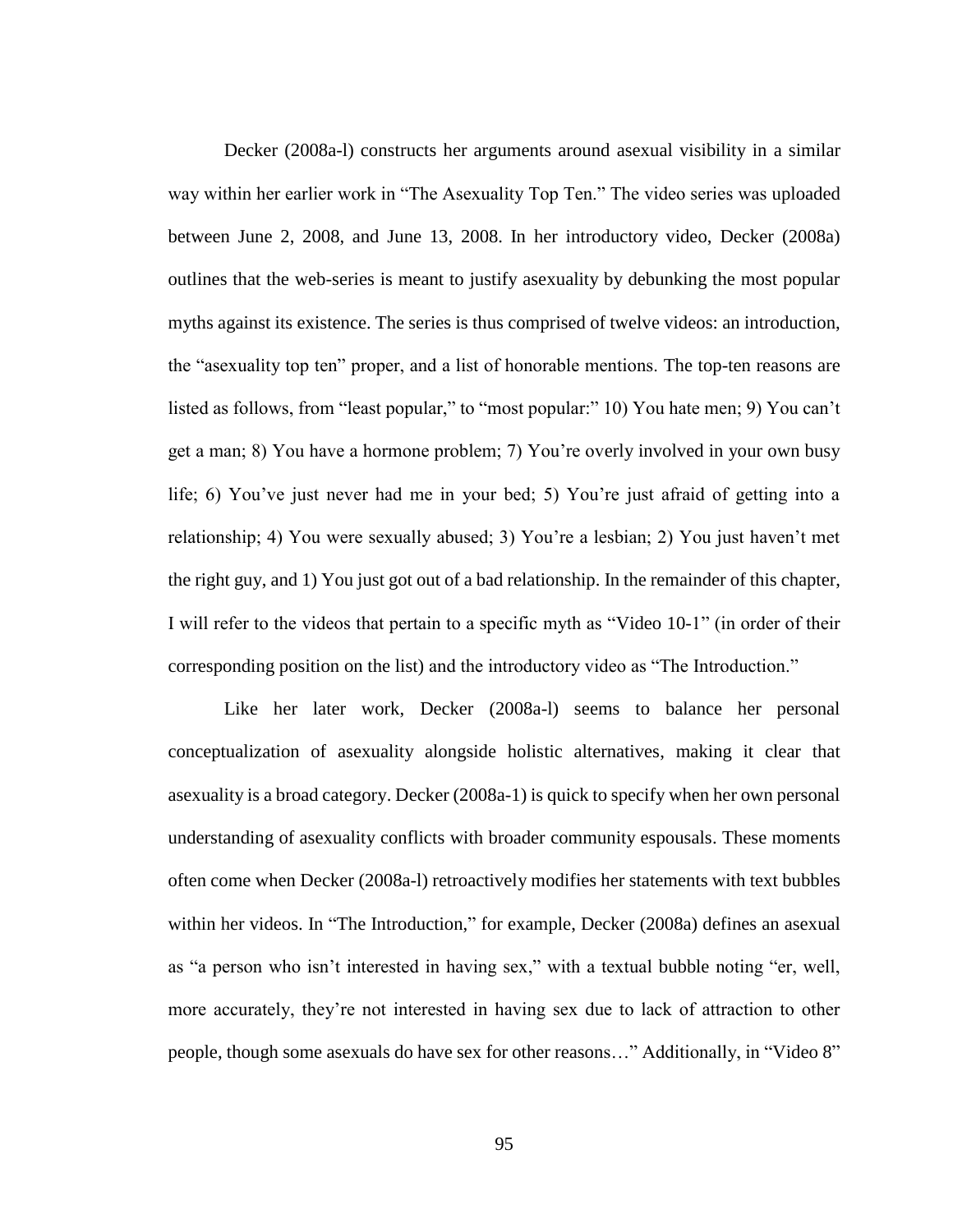Decker (2008a-l) constructs her arguments around asexual visibility in a similar way within her earlier work in "The Asexuality Top Ten." The video series was uploaded between June 2, 2008, and June 13, 2008. In her introductory video, Decker (2008a) outlines that the web-series is meant to justify asexuality by debunking the most popular myths against its existence. The series is thus comprised of twelve videos: an introduction, the "asexuality top ten" proper, and a list of honorable mentions. The top-ten reasons are listed as follows, from "least popular," to "most popular:" 10) You hate men; 9) You can't get a man; 8) You have a hormone problem; 7) You're overly involved in your own busy life; 6) You've just never had me in your bed; 5) You're just afraid of getting into a relationship; 4) You were sexually abused; 3) You're a lesbian; 2) You just haven't met the right guy, and 1) You just got out of a bad relationship. In the remainder of this chapter, I will refer to the videos that pertain to a specific myth as "Video 10-1" (in order of their corresponding position on the list) and the introductory video as "The Introduction."

Like her later work, Decker (2008a-l) seems to balance her personal conceptualization of asexuality alongside holistic alternatives, making it clear that asexuality is a broad category. Decker (2008a-1) is quick to specify when her own personal understanding of asexuality conflicts with broader community espousals. These moments often come when Decker (2008a-l) retroactively modifies her statements with text bubbles within her videos. In "The Introduction," for example, Decker (2008a) defines an asexual as "a person who isn't interested in having sex," with a textual bubble noting "er, well, more accurately, they're not interested in having sex due to lack of attraction to other people, though some asexuals do have sex for other reasons…" Additionally, in "Video 8"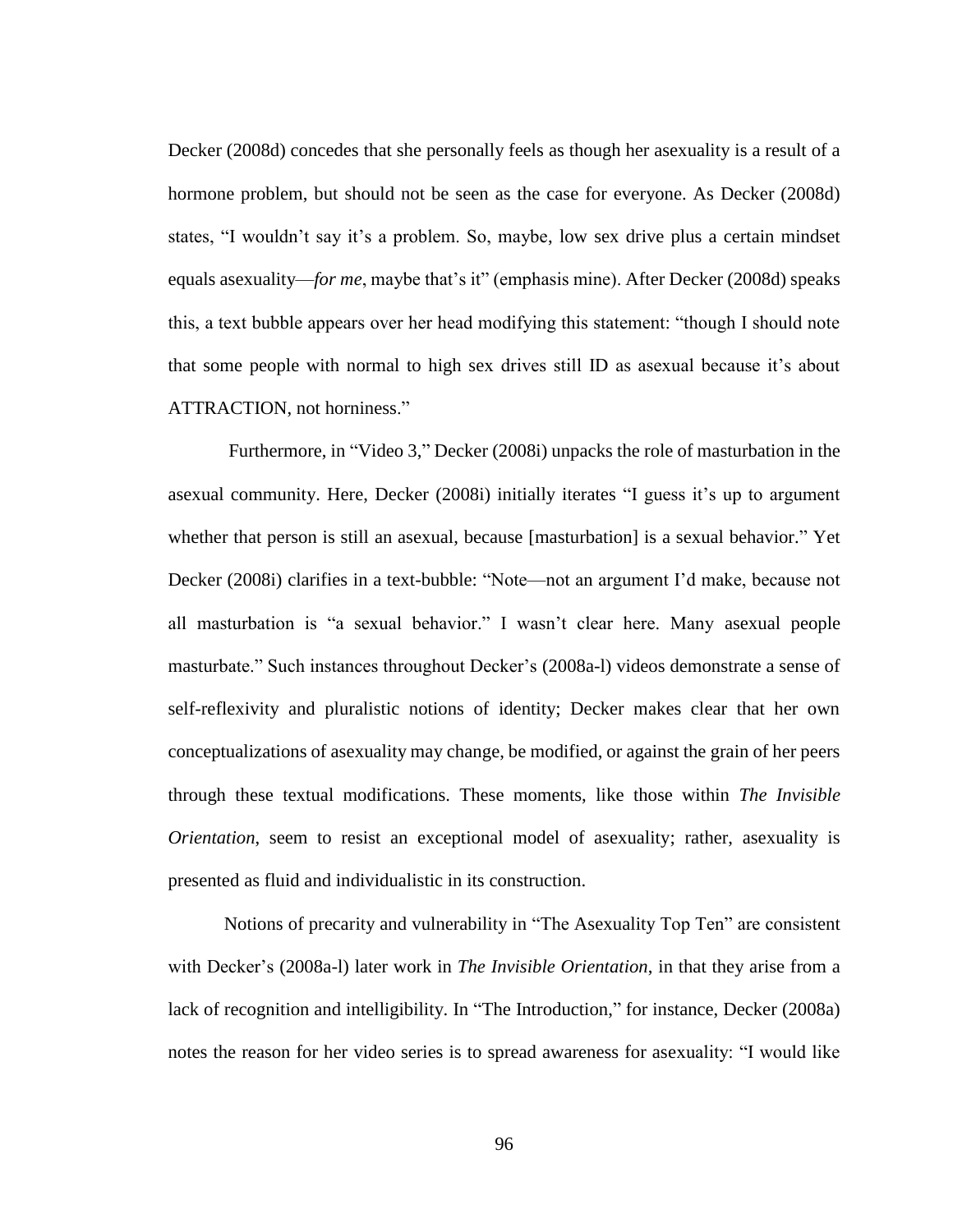Decker (2008d) concedes that she personally feels as though her asexuality is a result of a hormone problem, but should not be seen as the case for everyone. As Decker (2008d) states, "I wouldn't say it's a problem. So, maybe, low sex drive plus a certain mindset equals asexuality—*for me*, maybe that's it" (emphasis mine). After Decker (2008d) speaks this, a text bubble appears over her head modifying this statement: "though I should note that some people with normal to high sex drives still ID as asexual because it's about ATTRACTION, not horniness."

Furthermore, in "Video 3," Decker (2008i) unpacks the role of masturbation in the asexual community. Here, Decker (2008i) initially iterates "I guess it's up to argument whether that person is still an asexual, because [masturbation] is a sexual behavior." Yet Decker (2008i) clarifies in a text-bubble: "Note—not an argument I'd make, because not all masturbation is "a sexual behavior." I wasn't clear here. Many asexual people masturbate." Such instances throughout Decker's (2008a-l) videos demonstrate a sense of self-reflexivity and pluralistic notions of identity; Decker makes clear that her own conceptualizations of asexuality may change, be modified, or against the grain of her peers through these textual modifications. These moments, like those within *The Invisible Orientation*, seem to resist an exceptional model of asexuality; rather, asexuality is presented as fluid and individualistic in its construction.

Notions of precarity and vulnerability in "The Asexuality Top Ten" are consistent with Decker's (2008a-l) later work in *The Invisible Orientation*, in that they arise from a lack of recognition and intelligibility. In "The Introduction," for instance, Decker (2008a) notes the reason for her video series is to spread awareness for asexuality: "I would like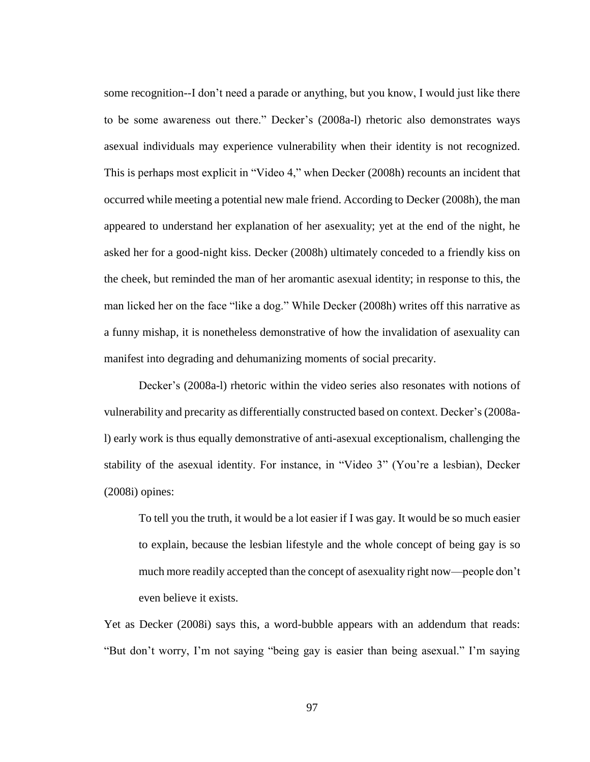some recognition--I don't need a parade or anything, but you know, I would just like there to be some awareness out there." Decker's (2008a-l) rhetoric also demonstrates ways asexual individuals may experience vulnerability when their identity is not recognized. This is perhaps most explicit in "Video 4," when Decker (2008h) recounts an incident that occurred while meeting a potential new male friend. According to Decker (2008h), the man appeared to understand her explanation of her asexuality; yet at the end of the night, he asked her for a good-night kiss. Decker (2008h) ultimately conceded to a friendly kiss on the cheek, but reminded the man of her aromantic asexual identity; in response to this, the man licked her on the face "like a dog." While Decker (2008h) writes off this narrative as a funny mishap, it is nonetheless demonstrative of how the invalidation of asexuality can manifest into degrading and dehumanizing moments of social precarity.

Decker's (2008a-l) rhetoric within the video series also resonates with notions of vulnerability and precarity as differentially constructed based on context. Decker's (2008a-l) early work is thus equally demonstrative of anti-asexual exceptionalism, challenging the stability of the asexual identity. For instance, in "Video 3" (You're a lesbian), Decker (2008i) opines:

> To tell you the truth, it would be a lot easier if I was gay. It would be so much easier to explain, because the lesbian lifestyle and the whole concept of being gay is so much more readily accepted than the concept of asexuality right now—people don't even believe it exists.

Yet as Decker (2008i) says this, a word-bubble appears with an addendum that reads: "But don't worry, I'm not saying "being gay is easier than being asexual." I'm saying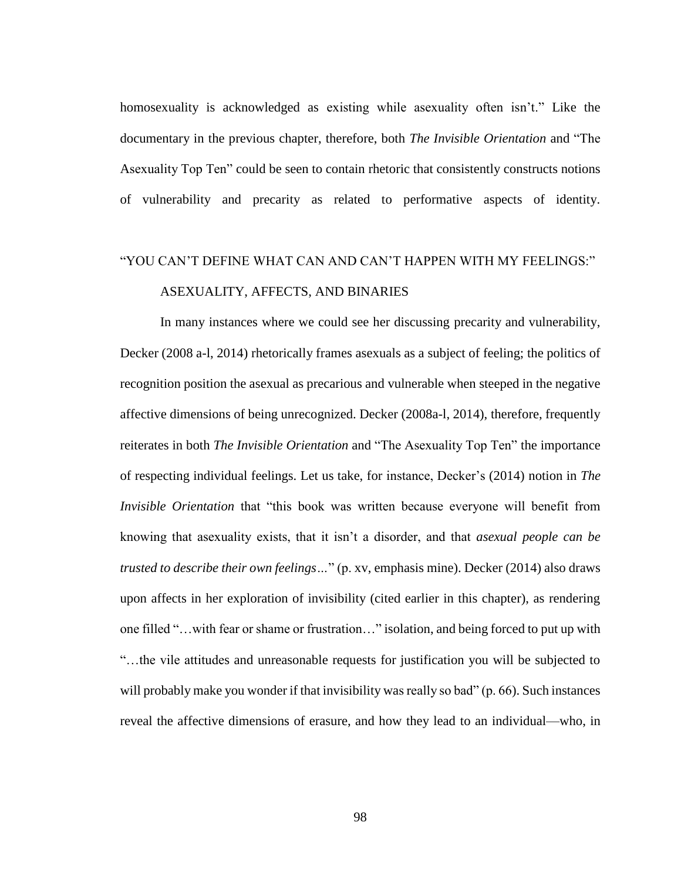homosexuality is acknowledged as existing while asexuality often isn't." Like the documentary in the previous chapter, therefore, both *The Invisible Orientation* and "The Asexuality Top Ten" could be seen to contain rhetoric that consistently constructs notions of vulnerability and precarity as related to performative aspects of identity.

## "YOU CAN'T DEFINE WHAT CAN AND CAN'T HAPPEN WITH MY FEELINGS:" ASEXUALITY, AFFECTS, AND BINARIES

In many instances where we could see her discussing precarity and vulnerability, Decker (2008 a-l, 2014) rhetorically frames asexuals as a subject of feeling; the politics of recognition position the asexual as precarious and vulnerable when steeped in the negative affective dimensions of being unrecognized. Decker (2008a-l, 2014), therefore, frequently reiterates in both *The Invisible Orientation* and "The Asexuality Top Ten" the importance of respecting individual feelings. Let us take, for instance, Decker's (2014) notion in *The Invisible Orientation* that "this book was written because everyone will benefit from knowing that asexuality exists, that it isn't a disorder, and that *asexual people can be trusted to describe their own feelings…*" (p. xv, emphasis mine). Decker (2014) also draws upon affects in her exploration of invisibility (cited earlier in this chapter), as rendering one filled "…with fear or shame or frustration…" isolation, and being forced to put up with "…the vile attitudes and unreasonable requests for justification you will be subjected to will probably make you wonder if that invisibility was really so bad" (p. 66). Such instances reveal the affective dimensions of erasure, and how they lead to an individual—who, in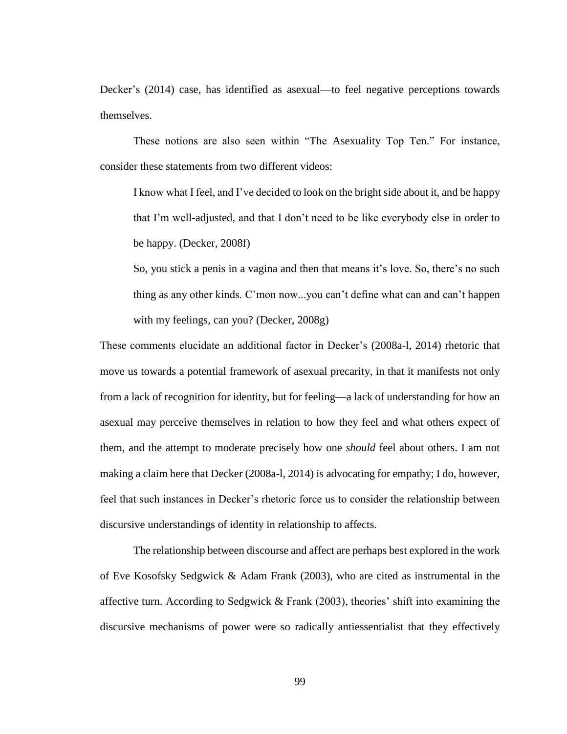Decker's (2014) case, has identified as asexual—to feel negative perceptions towards themselves.

These notions are also seen within "The Asexuality Top Ten." For instance, consider these statements from two different videos:

> I know what I feel, and I've decided to look on the bright side about it, and be happy that I'm well-adjusted, and that I don't need to be like everybody else in order to be happy. (Decker, 2008f)
>
> So, you stick a penis in a vagina and then that means it's love. So, there's no such thing as any other kinds. C'mon now...you can't define what can and can't happen with my feelings, can you? (Decker, 2008g)

These comments elucidate an additional factor in Decker's (2008a-l, 2014) rhetoric that move us towards a potential framework of asexual precarity, in that it manifests not only from a lack of recognition for identity, but for feeling—a lack of understanding for how an asexual may perceive themselves in relation to how they feel and what others expect of them, and the attempt to moderate precisely how one *should* feel about others. I am not making a claim here that Decker (2008a-l, 2014) is advocating for empathy; I do, however, feel that such instances in Decker's rhetoric force us to consider the relationship between discursive understandings of identity in relationship to affects.

The relationship between discourse and affect are perhaps best explored in the work of Eve Kosofsky Sedgwick & Adam Frank (2003), who are cited as instrumental in the affective turn. According to Sedgwick & Frank (2003), theories' shift into examining the discursive mechanisms of power were so radically antiessentialist that they effectively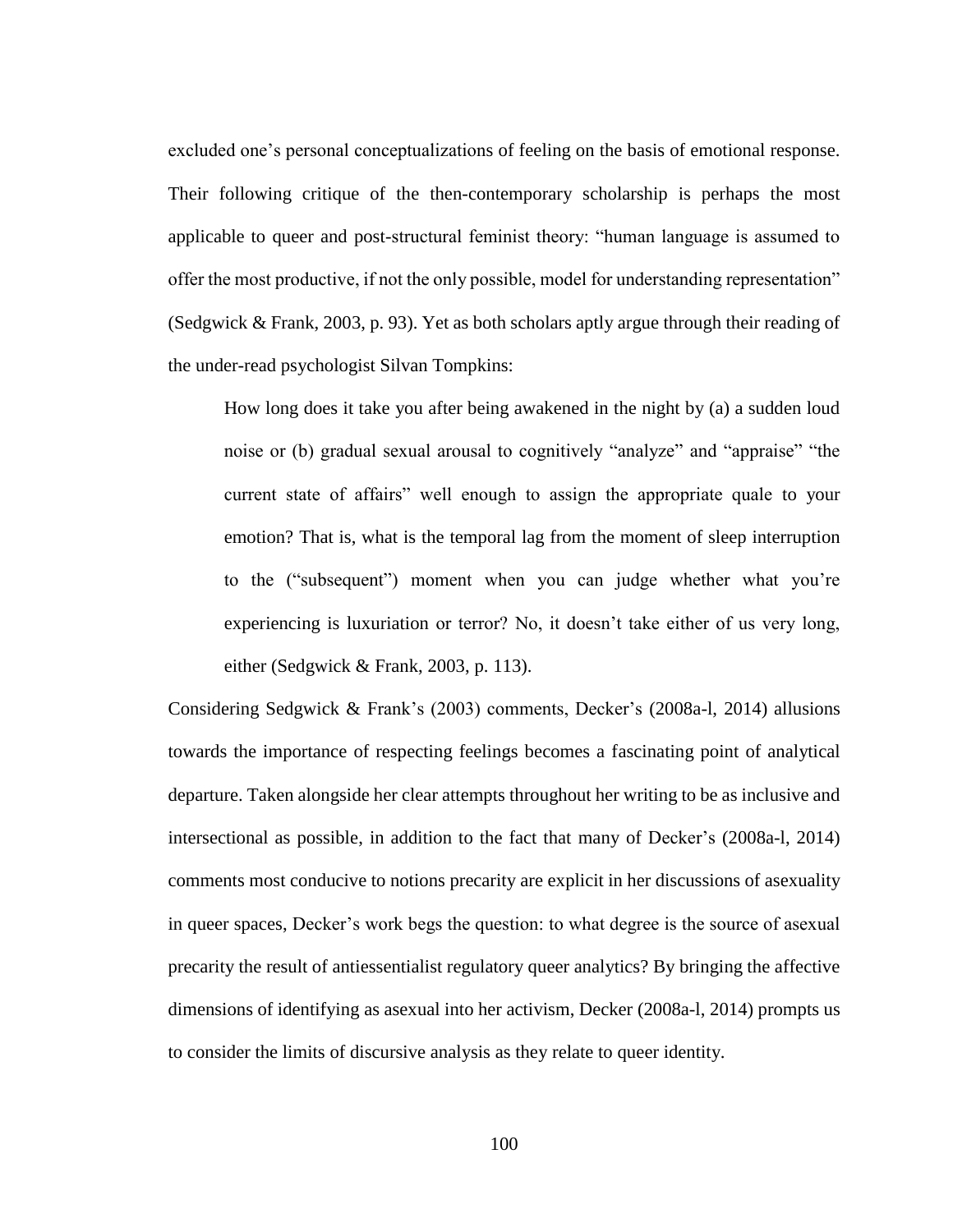excluded one's personal conceptualizations of feeling on the basis of emotional response. Their following critique of the then-contemporary scholarship is perhaps the most applicable to queer and post-structural feminist theory: "human language is assumed to offer the most productive, if not the only possible, model for understanding representation" (Sedgwick & Frank, 2003, p. 93). Yet as both scholars aptly argue through their reading of the under-read psychologist Silvan Tompkins:

> How long does it take you after being awakened in the night by (a) a sudden loud noise or (b) gradual sexual arousal to cognitively "analyze" and "appraise" "the current state of affairs" well enough to assign the appropriate quale to your emotion? That is, what is the temporal lag from the moment of sleep interruption to the ("subsequent") moment when you can judge whether what you're experiencing is luxuriation or terror? No, it doesn't take either of us very long, either (Sedgwick & Frank, 2003, p. 113).

Considering Sedgwick & Frank's (2003) comments, Decker's (2008a-l, 2014) allusions towards the importance of respecting feelings becomes a fascinating point of analytical departure. Taken alongside her clear attempts throughout her writing to be as inclusive and intersectional as possible, in addition to the fact that many of Decker's (2008a-l, 2014) comments most conducive to notions precarity are explicit in her discussions of asexuality in queer spaces, Decker's work begs the question: to what degree is the source of asexual precarity the result of antiessentialist regulatory queer analytics? By bringing the affective dimensions of identifying as asexual into her activism, Decker (2008a-l, 2014) prompts us to consider the limits of discursive analysis as they relate to queer identity.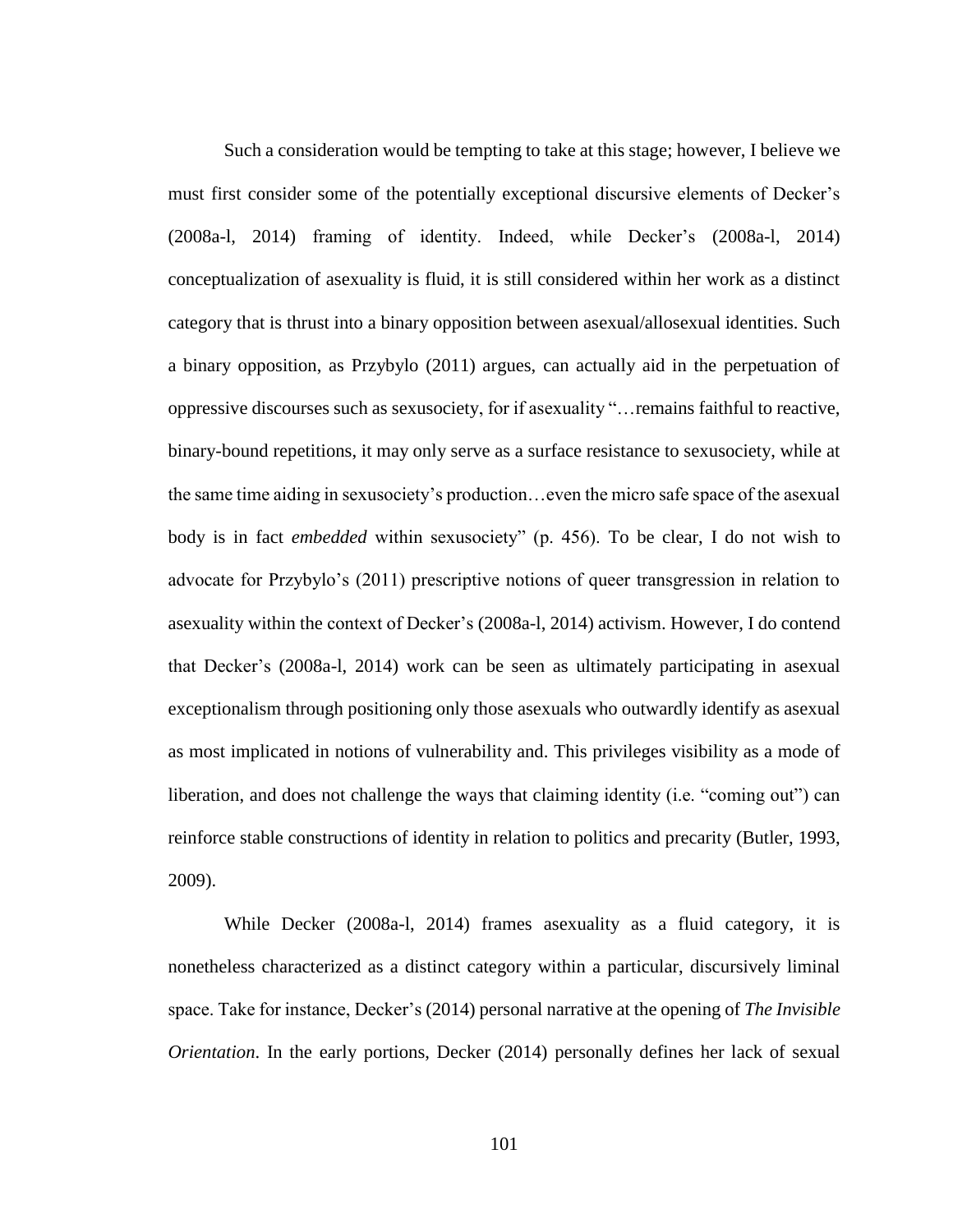Such a consideration would be tempting to take at this stage; however, I believe we must first consider some of the potentially exceptional discursive elements of Decker's (2008a-l, 2014) framing of identity. Indeed, while Decker's (2008a-l, 2014) conceptualization of asexuality is fluid, it is still considered within her work as a distinct category that is thrust into a binary opposition between asexual/allosexual identities. Such a binary opposition, as Przybylo (2011) argues, can actually aid in the perpetuation of oppressive discourses such as sexusociety, for if asexuality "…remains faithful to reactive, binary-bound repetitions, it may only serve as a surface resistance to sexusociety, while at the same time aiding in sexusociety's production…even the micro safe space of the asexual body is in fact *embedded* within sexusociety" (p. 456). To be clear, I do not wish to advocate for Przybylo's (2011) prescriptive notions of queer transgression in relation to asexuality within the context of Decker's (2008a-l, 2014) activism. However, I do contend that Decker's (2008a-l, 2014) work can be seen as ultimately participating in asexual exceptionalism through positioning only those asexuals who outwardly identify as asexual as most implicated in notions of vulnerability and. This privileges visibility as a mode of liberation, and does not challenge the ways that claiming identity (i.e. "coming out") can reinforce stable constructions of identity in relation to politics and precarity (Butler, 1993, 2009).

While Decker (2008a-l, 2014) frames asexuality as a fluid category, it is nonetheless characterized as a distinct category within a particular, discursively liminal space. Take for instance, Decker's (2014) personal narrative at the opening of *The Invisible Orientation*. In the early portions, Decker (2014) personally defines her lack of sexual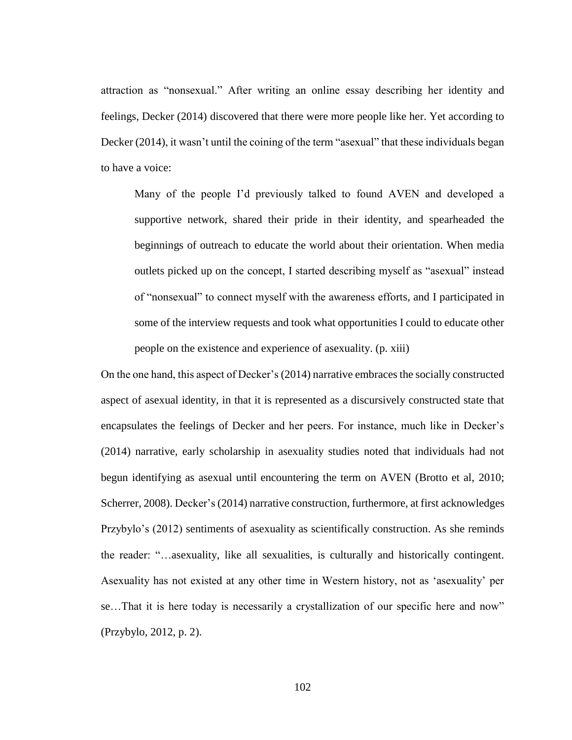attraction as "nonsexual." After writing an online essay describing her identity and feelings, Decker (2014) discovered that there were more people like her. Yet according to Decker (2014), it wasn't until the coining of the term "asexual" that these individuals began to have a voice:

> Many of the people I'd previously talked to found AVEN and developed a supportive network, shared their pride in their identity, and spearheaded the beginnings of outreach to educate the world about their orientation. When media outlets picked up on the concept, I started describing myself as "asexual" instead of "nonsexual" to connect myself with the awareness efforts, and I participated in some of the interview requests and took what opportunities I could to educate other people on the existence and experience of asexuality. (p. xiii)

On the one hand, this aspect of Decker's (2014) narrative embraces the socially constructed aspect of asexual identity, in that it is represented as a discursively constructed state that encapsulates the feelings of Decker and her peers. For instance, much like in Decker's (2014) narrative, early scholarship in asexuality studies noted that individuals had not begun identifying as asexual until encountering the term on AVEN (Brotto et al, 2010; Scherrer, 2008). Decker's (2014) narrative construction, furthermore, at first acknowledges Przybylo's (2012) sentiments of asexuality as scientifically construction. As she reminds the reader: "…asexuality, like all sexualities, is culturally and historically contingent. Asexuality has not existed at any other time in Western history, not as 'asexuality' per se…That it is here today is necessarily a crystallization of our specific here and now" (Przybylo, 2012, p. 2).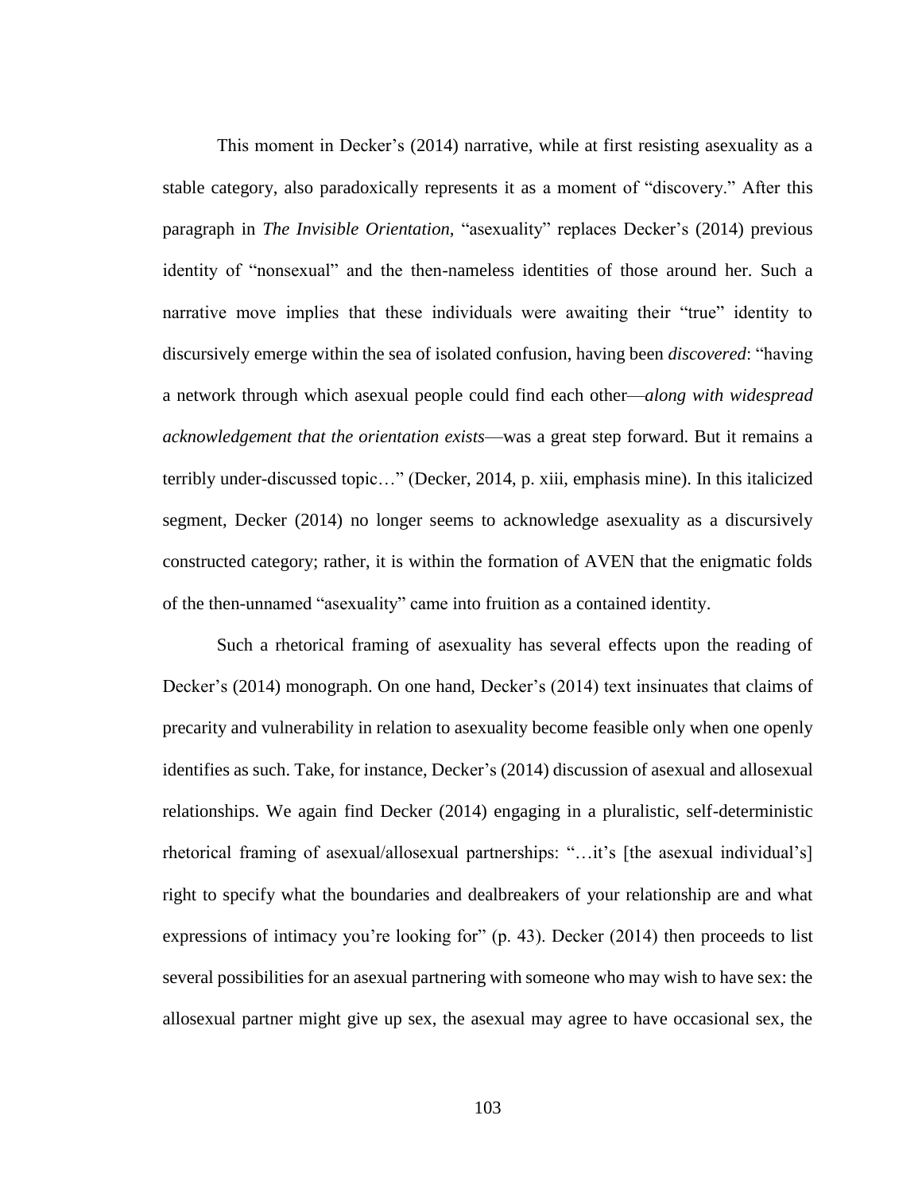This moment in Decker's (2014) narrative, while at first resisting asexuality as a stable category, also paradoxically represents it as a moment of "discovery." After this paragraph in *The Invisible Orientation,* "asexuality" replaces Decker's (2014) previous identity of "nonsexual" and the then-nameless identities of those around her. Such a narrative move implies that these individuals were awaiting their "true" identity to discursively emerge within the sea of isolated confusion, having been *discovered*: "having a network through which asexual people could find each other—*along with widespread acknowledgement that the orientation exists*—was a great step forward. But it remains a terribly under-discussed topic…" (Decker, 2014, p. xiii, emphasis mine). In this italicized segment, Decker (2014) no longer seems to acknowledge asexuality as a discursively constructed category; rather, it is within the formation of AVEN that the enigmatic folds of the then-unnamed "asexuality" came into fruition as a contained identity.

Such a rhetorical framing of asexuality has several effects upon the reading of Decker's (2014) monograph. On one hand, Decker's (2014) text insinuates that claims of precarity and vulnerability in relation to asexuality become feasible only when one openly identifies as such. Take, for instance, Decker's (2014) discussion of asexual and allosexual relationships. We again find Decker (2014) engaging in a pluralistic, self-deterministic rhetorical framing of asexual/allosexual partnerships: "…it's [the asexual individual's] right to specify what the boundaries and dealbreakers of your relationship are and what expressions of intimacy you're looking for" (p. 43). Decker (2014) then proceeds to list several possibilities for an asexual partnering with someone who may wish to have sex: the allosexual partner might give up sex, the asexual may agree to have occasional sex, the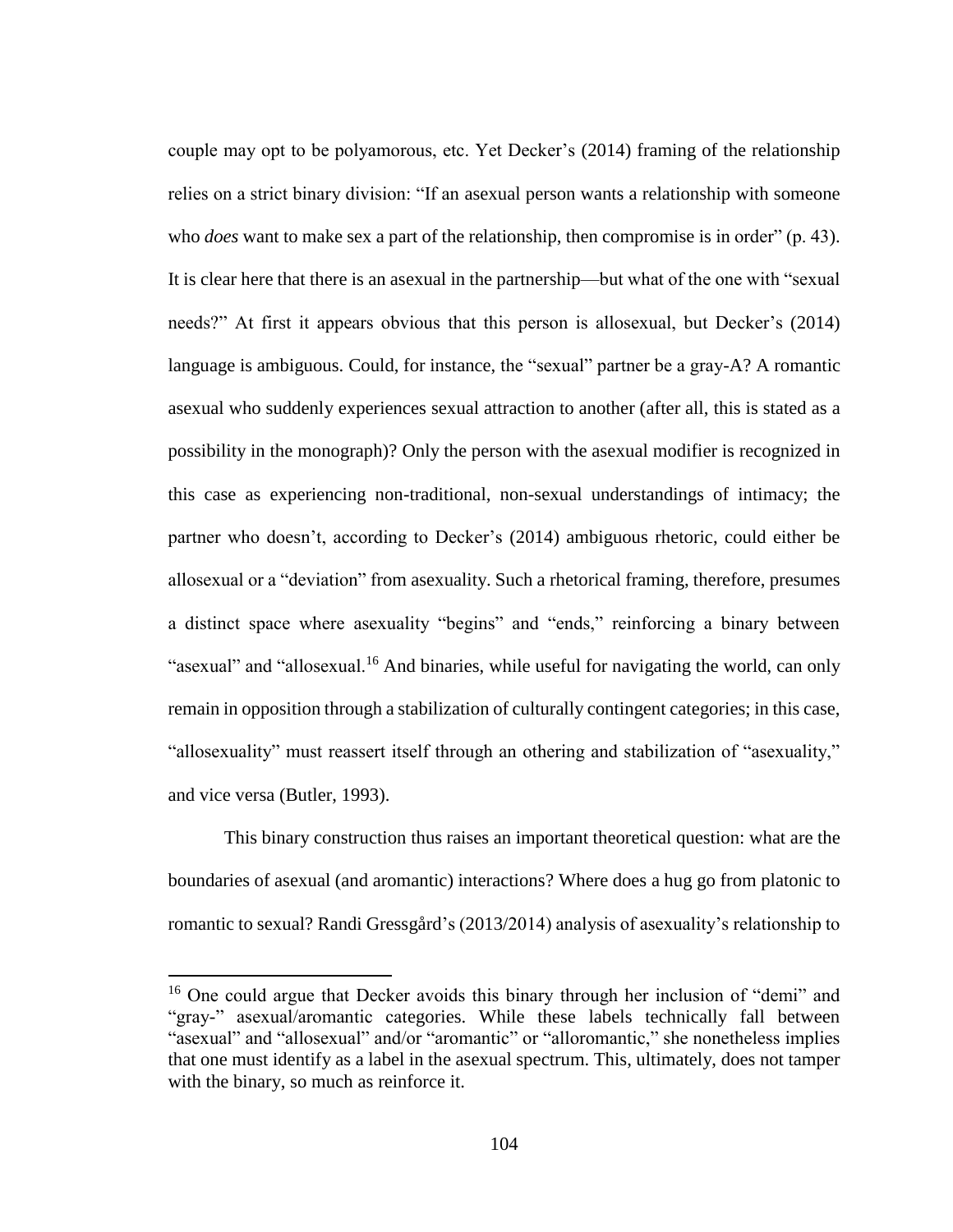couple may opt to be polyamorous, etc. Yet Decker's (2014) framing of the relationship relies on a strict binary division: "If an asexual person wants a relationship with someone who *does* want to make sex a part of the relationship, then compromise is in order" (p. 43). It is clear here that there is an asexual in the partnership—but what of the one with "sexual needs?" At first it appears obvious that this person is allosexual, but Decker's (2014) language is ambiguous. Could, for instance, the "sexual" partner be a gray-A? A romantic asexual who suddenly experiences sexual attraction to another (after all, this is stated as a possibility in the monograph)? Only the person with the asexual modifier is recognized in this case as experiencing non-traditional, non-sexual understandings of intimacy; the partner who doesn't, according to Decker's (2014) ambiguous rhetoric, could either be allosexual or a "deviation" from asexuality. Such a rhetorical framing, therefore, presumes a distinct space where asexuality "begins" and "ends," reinforcing a binary between "asexual" and "allosexual.[16] And binaries, while useful for navigating the world, can only remain in opposition through a stabilization of culturally contingent categories; in this case, "allosexuality" must reassert itself through an othering and stabilization of "asexuality," and vice versa (Butler, 1993).

This binary construction thus raises an important theoretical question: what are the boundaries of asexual (and aromantic) interactions? Where does a hug go from platonic to romantic to sexual? Randi Gressgård's (2013/2014) analysis of asexuality's relationship to

[16] One could argue that Decker avoids this binary through her inclusion of "demi" and "gray-" asexual/aromantic categories. While these labels technically fall between "asexual" and "allosexual" and/or "aromantic" or "alloromantic," she nonetheless implies that one must identify as a label in the asexual spectrum. This, ultimately, does not tamper with the binary, so much as reinforce it.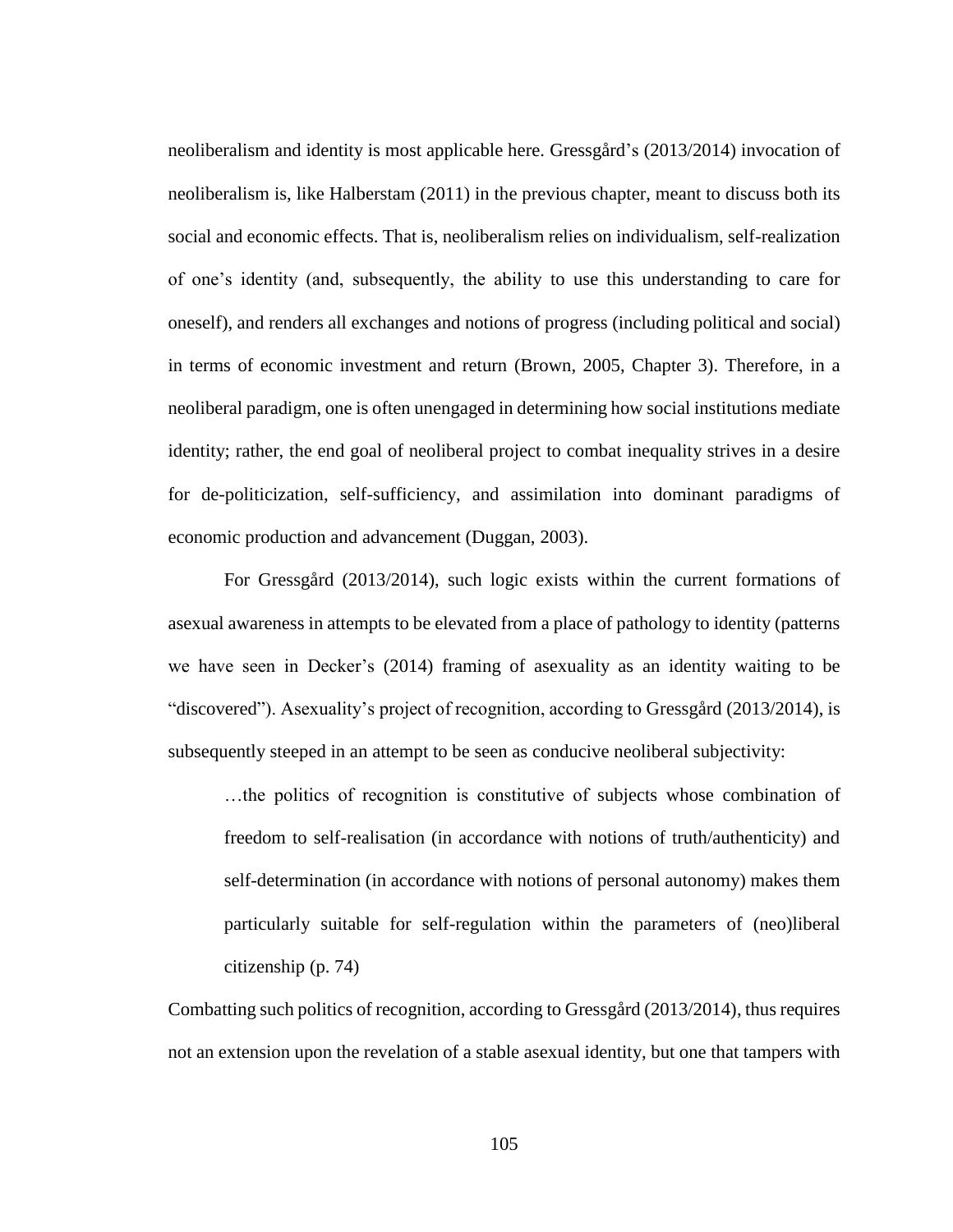neoliberalism and identity is most applicable here. Gressgård's (2013/2014) invocation of neoliberalism is, like Halberstam (2011) in the previous chapter, meant to discuss both its social and economic effects. That is, neoliberalism relies on individualism, self-realization of one's identity (and, subsequently, the ability to use this understanding to care for oneself), and renders all exchanges and notions of progress (including political and social) in terms of economic investment and return (Brown, 2005, Chapter 3). Therefore, in a neoliberal paradigm, one is often unengaged in determining how social institutions mediate identity; rather, the end goal of neoliberal project to combat inequality strives in a desire for de-politicization, self-sufficiency, and assimilation into dominant paradigms of economic production and advancement (Duggan, 2003).

For Gressgård (2013/2014), such logic exists within the current formations of asexual awareness in attempts to be elevated from a place of pathology to identity (patterns we have seen in Decker's (2014) framing of asexuality as an identity waiting to be "discovered"). Asexuality's project of recognition, according to Gressgård (2013/2014), is subsequently steeped in an attempt to be seen as conducive neoliberal subjectivity:

> …the politics of recognition is constitutive of subjects whose combination of freedom to self-realisation (in accordance with notions of truth/authenticity) and self-determination (in accordance with notions of personal autonomy) makes them particularly suitable for self-regulation within the parameters of (neo)liberal citizenship (p. 74)

Combatting such politics of recognition, according to Gressgård (2013/2014), thus requires not an extension upon the revelation of a stable asexual identity, but one that tampers with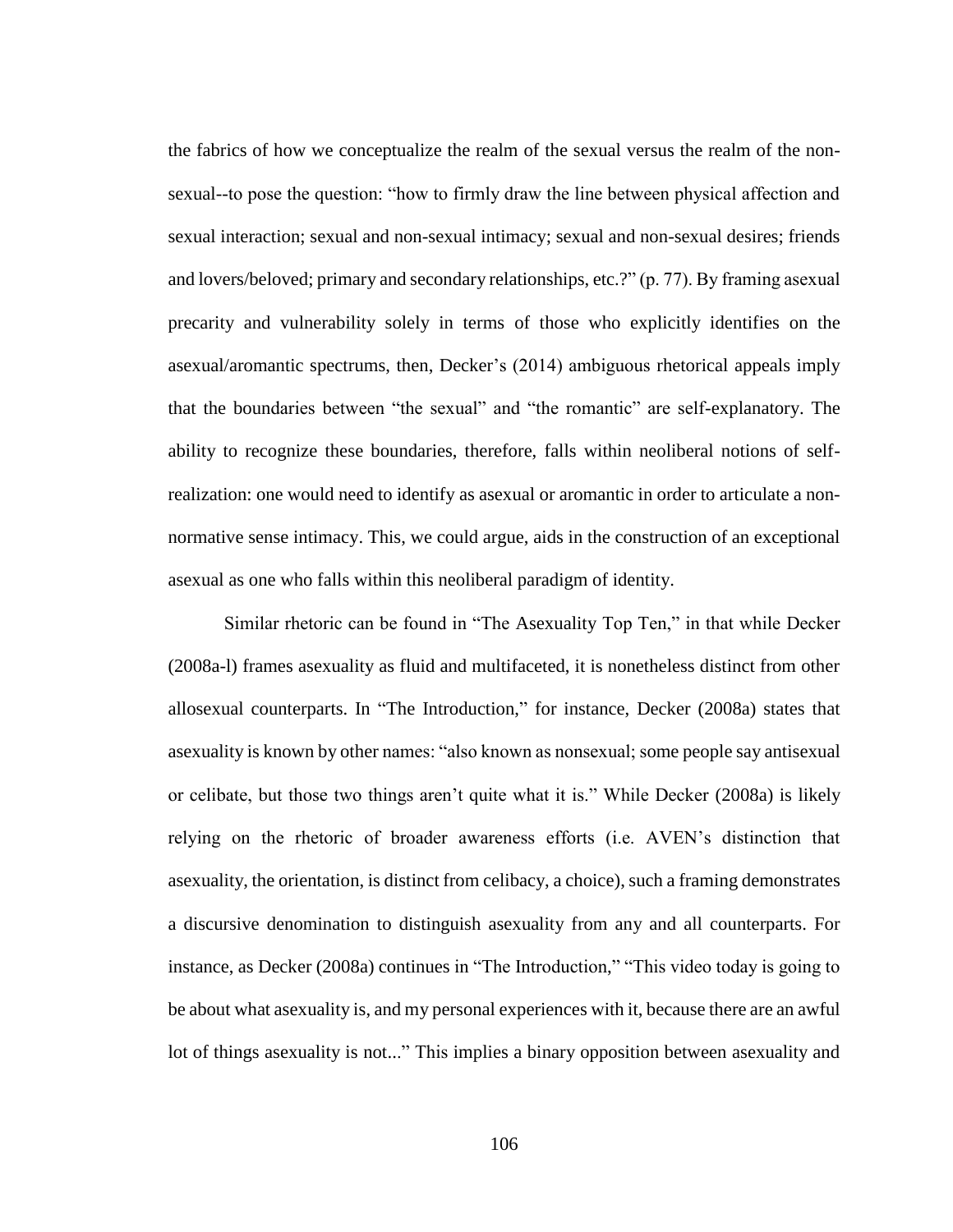the fabrics of how we conceptualize the realm of the sexual versus the realm of the non-sexual--to pose the question: "how to firmly draw the line between physical affection and sexual interaction; sexual and non-sexual intimacy; sexual and non-sexual desires; friends and lovers/beloved; primary and secondary relationships, etc.?" (p. 77). By framing asexual precarity and vulnerability solely in terms of those who explicitly identifies on the asexual/aromantic spectrums, then, Decker's (2014) ambiguous rhetorical appeals imply that the boundaries between "the sexual" and "the romantic" are self-explanatory. The ability to recognize these boundaries, therefore, falls within neoliberal notions of self-realization: one would need to identify as asexual or aromantic in order to articulate a non-normative sense intimacy. This, we could argue, aids in the construction of an exceptional asexual as one who falls within this neoliberal paradigm of identity.

Similar rhetoric can be found in "The Asexuality Top Ten," in that while Decker (2008a-l) frames asexuality as fluid and multifaceted, it is nonetheless distinct from other allosexual counterparts. In "The Introduction," for instance, Decker (2008a) states that asexuality is known by other names: "also known as nonsexual; some people say antisexual or celibate, but those two things aren't quite what it is." While Decker (2008a) is likely relying on the rhetoric of broader awareness efforts (i.e. AVEN's distinction that asexuality, the orientation, is distinct from celibacy, a choice), such a framing demonstrates a discursive denomination to distinguish asexuality from any and all counterparts. For instance, as Decker (2008a) continues in "The Introduction," "This video today is going to be about what asexuality is, and my personal experiences with it, because there are an awful lot of things asexuality is not..." This implies a binary opposition between asexuality and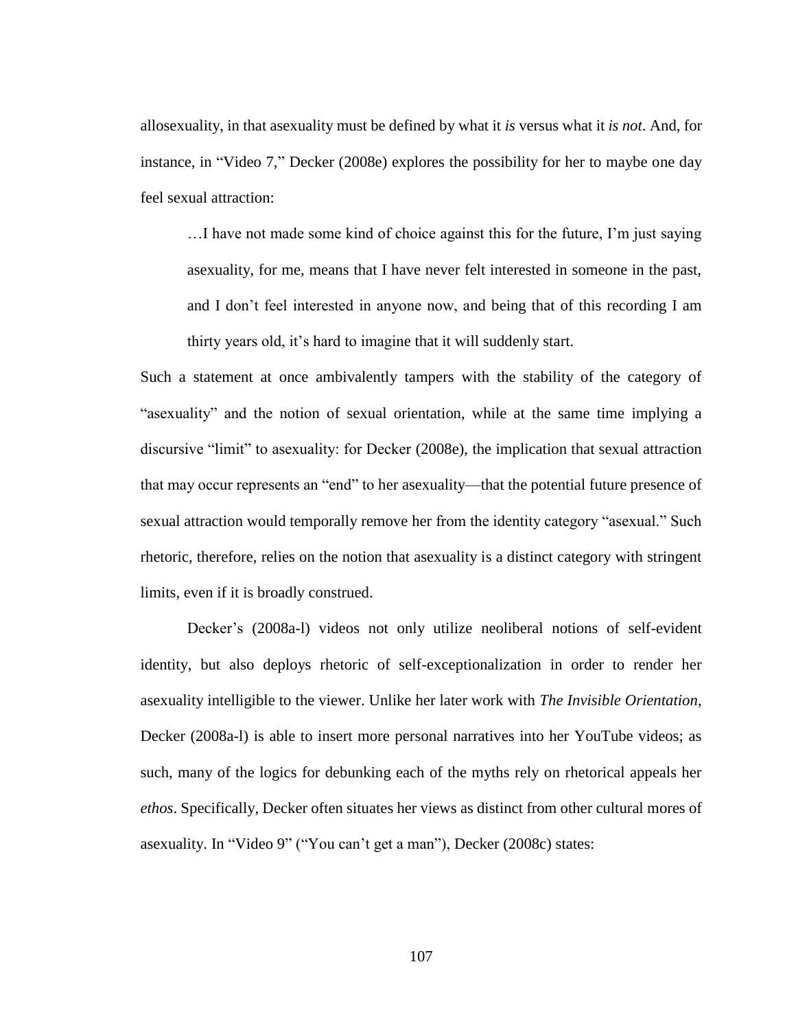allosexuality, in that asexuality must be defined by what it *is* versus what it *is not*. And, for instance, in "Video 7," Decker (2008e) explores the possibility for her to maybe one day feel sexual attraction:

> …I have not made some kind of choice against this for the future, I'm just saying asexuality, for me, means that I have never felt interested in someone in the past, and I don't feel interested in anyone now, and being that of this recording I am thirty years old, it's hard to imagine that it will suddenly start.

Such a statement at once ambivalently tampers with the stability of the category of "asexuality" and the notion of sexual orientation, while at the same time implying a discursive "limit" to asexuality: for Decker (2008e), the implication that sexual attraction that may occur represents an "end" to her asexuality—that the potential future presence of sexual attraction would temporally remove her from the identity category "asexual." Such rhetoric, therefore, relies on the notion that asexuality is a distinct category with stringent limits, even if it is broadly construed.

Decker's (2008a-l) videos not only utilize neoliberal notions of self-evident identity, but also deploys rhetoric of self-exceptionalization in order to render her asexuality intelligible to the viewer. Unlike her later work with *The Invisible Orientation*, Decker (2008a-l) is able to insert more personal narratives into her YouTube videos; as such, many of the logics for debunking each of the myths rely on rhetorical appeals her *ethos*. Specifically, Decker often situates her views as distinct from other cultural mores of asexuality. In "Video 9" ("You can't get a man"), Decker (2008c) states: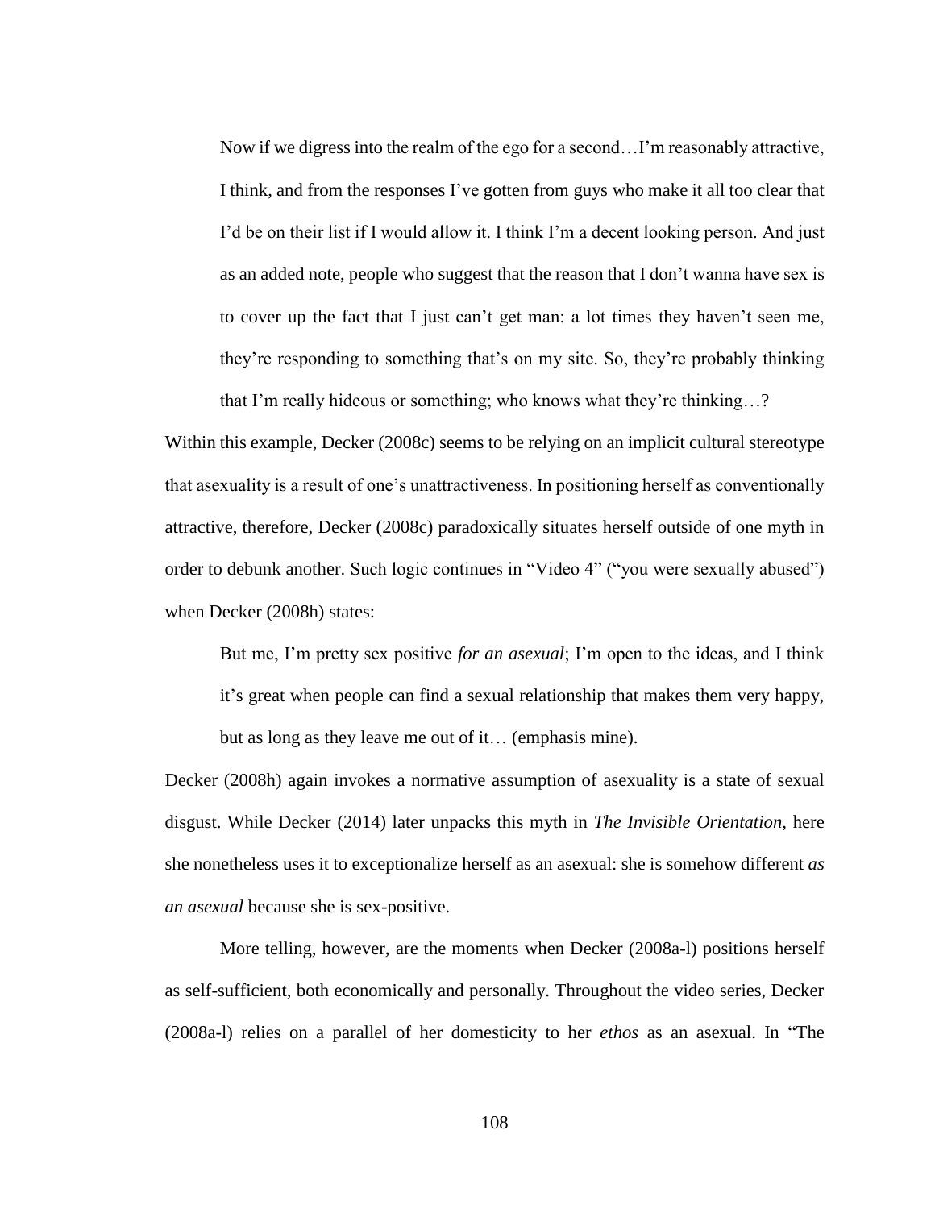> Now if we digress into the realm of the ego for a second…I'm reasonably attractive, I think, and from the responses I've gotten from guys who make it all too clear that I'd be on their list if I would allow it. I think I'm a decent looking person. And just as an added note, people who suggest that the reason that I don't wanna have sex is to cover up the fact that I just can't get man: a lot times they haven't seen me, they're responding to something that's on my site. So, they're probably thinking that I'm really hideous or something; who knows what they're thinking…?

Within this example, Decker (2008c) seems to be relying on an implicit cultural stereotype that asexuality is a result of one's unattractiveness. In positioning herself as conventionally attractive, therefore, Decker (2008c) paradoxically situates herself outside of one myth in order to debunk another. Such logic continues in "Video 4" ("you were sexually abused") when Decker (2008h) states:

> But me, I'm pretty sex positive *for an asexual*; I'm open to the ideas, and I think it's great when people can find a sexual relationship that makes them very happy, but as long as they leave me out of it… (emphasis mine).

Decker (2008h) again invokes a normative assumption of asexuality is a state of sexual disgust. While Decker (2014) later unpacks this myth in *The Invisible Orientation,* here she nonetheless uses it to exceptionalize herself as an asexual: she is somehow different *as an asexual* because she is sex-positive.

More telling, however, are the moments when Decker (2008a-l) positions herself as self-sufficient, both economically and personally. Throughout the video series, Decker (2008a-l) relies on a parallel of her domesticity to her *ethos* as an asexual. In "The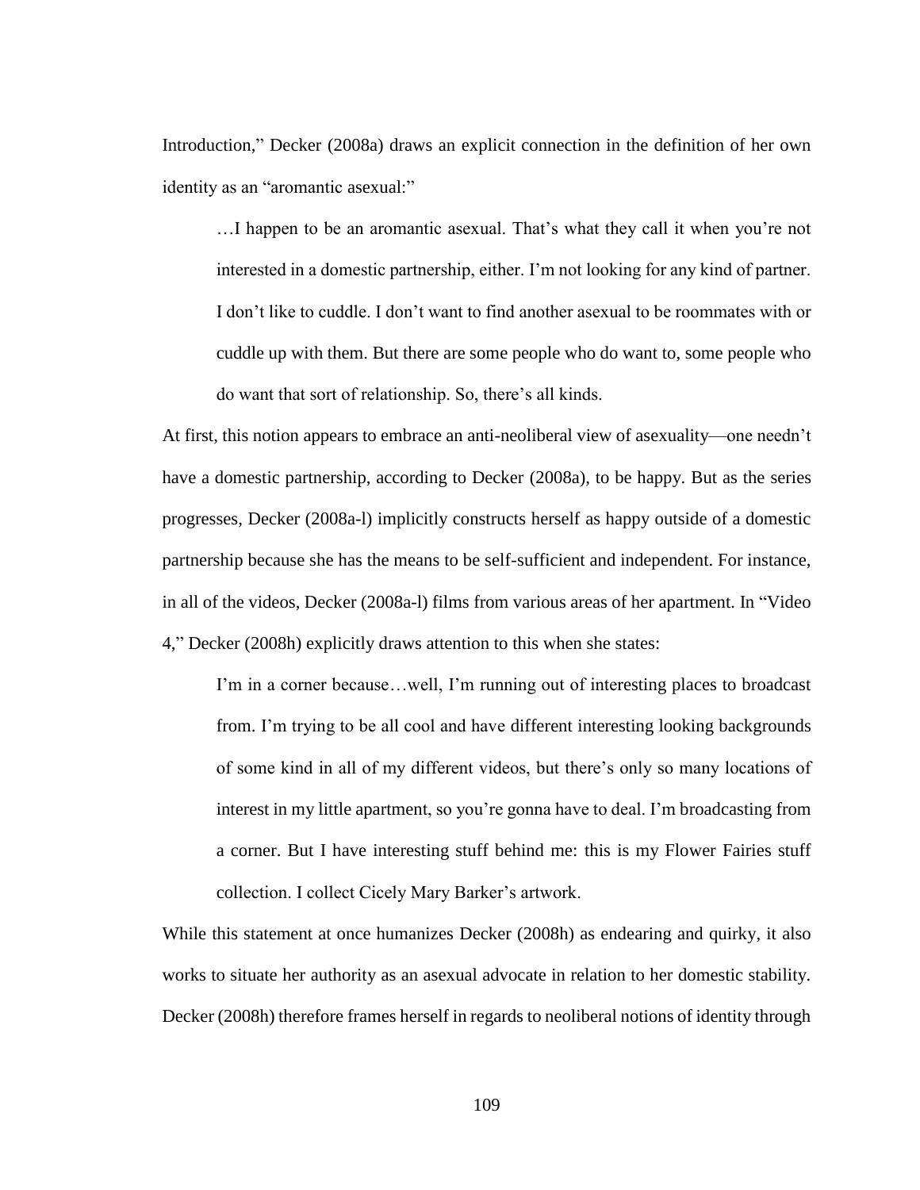Introduction," Decker (2008a) draws an explicit connection in the definition of her own identity as an "aromantic asexual:"

> …I happen to be an aromantic asexual. That's what they call it when you're not interested in a domestic partnership, either. I'm not looking for any kind of partner. I don't like to cuddle. I don't want to find another asexual to be roommates with or cuddle up with them. But there are some people who do want to, some people who do want that sort of relationship. So, there's all kinds.

At first, this notion appears to embrace an anti-neoliberal view of asexuality—one needn't have a domestic partnership, according to Decker (2008a), to be happy. But as the series progresses, Decker (2008a-l) implicitly constructs herself as happy outside of a domestic partnership because she has the means to be self-sufficient and independent. For instance, in all of the videos, Decker (2008a-l) films from various areas of her apartment. In "Video 4," Decker (2008h) explicitly draws attention to this when she states:

> I'm in a corner because…well, I'm running out of interesting places to broadcast from. I'm trying to be all cool and have different interesting looking backgrounds of some kind in all of my different videos, but there's only so many locations of interest in my little apartment, so you're gonna have to deal. I'm broadcasting from a corner. But I have interesting stuff behind me: this is my Flower Fairies stuff collection. I collect Cicely Mary Barker's artwork.

While this statement at once humanizes Decker (2008h) as endearing and quirky, it also works to situate her authority as an asexual advocate in relation to her domestic stability. Decker (2008h) therefore frames herself in regards to neoliberal notions of identity through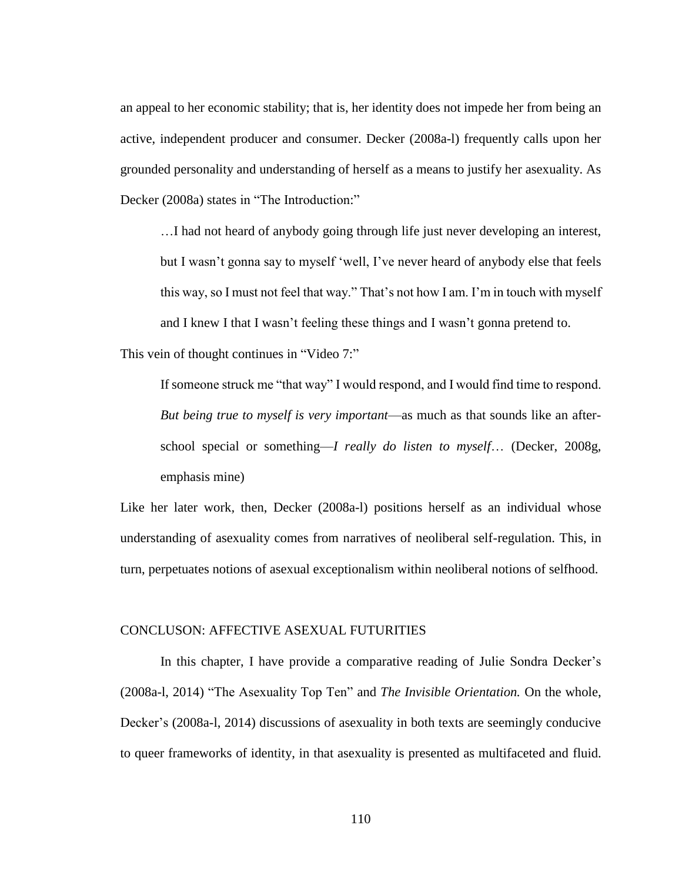an appeal to her economic stability; that is, her identity does not impede her from being an active, independent producer and consumer. Decker (2008a-l) frequently calls upon her grounded personality and understanding of herself as a means to justify her asexuality. As Decker (2008a) states in "The Introduction:"

> …I had not heard of anybody going through life just never developing an interest, but I wasn't gonna say to myself 'well, I've never heard of anybody else that feels this way, so I must not feel that way." That's not how I am. I'm in touch with myself and I knew I that I wasn't feeling these things and I wasn't gonna pretend to.

This vein of thought continues in "Video 7:"

> If someone struck me "that way" I would respond, and I would find time to respond. *But being true to myself is very important*—as much as that sounds like an after-school special or something—*I really do listen to myself*… (Decker, 2008g, emphasis mine)

Like her later work, then, Decker (2008a-l) positions herself as an individual whose understanding of asexuality comes from narratives of neoliberal self-regulation. This, in turn, perpetuates notions of asexual exceptionalism within neoliberal notions of selfhood.

## CONCLUSON: AFFECTIVE ASEXUAL FUTURITIES

In this chapter, I have provide a comparative reading of Julie Sondra Decker's (2008a-l, 2014) "The Asexuality Top Ten" and *The Invisible Orientation.* On the whole, Decker's (2008a-l, 2014) discussions of asexuality in both texts are seemingly conducive to queer frameworks of identity, in that asexuality is presented as multifaceted and fluid.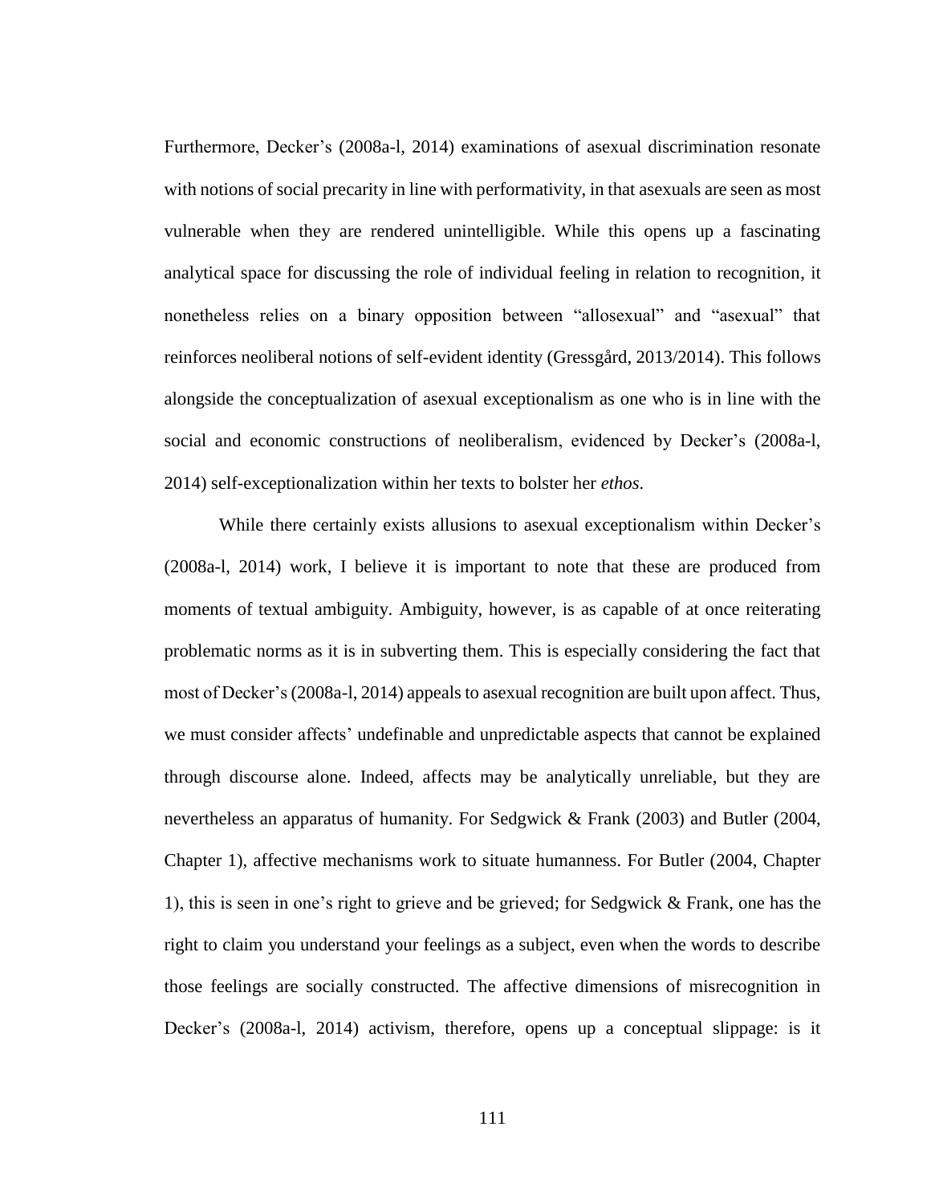Furthermore, Decker's (2008a-l, 2014) examinations of asexual discrimination resonate with notions of social precarity in line with performativity, in that asexuals are seen as most vulnerable when they are rendered unintelligible. While this opens up a fascinating analytical space for discussing the role of individual feeling in relation to recognition, it nonetheless relies on a binary opposition between "allosexual" and "asexual" that reinforces neoliberal notions of self-evident identity (Gressgård, 2013/2014). This follows alongside the conceptualization of asexual exceptionalism as one who is in line with the social and economic constructions of neoliberalism, evidenced by Decker's (2008a-l, 2014) self-exceptionalization within her texts to bolster her *ethos*.

While there certainly exists allusions to asexual exceptionalism within Decker's (2008a-l, 2014) work, I believe it is important to note that these are produced from moments of textual ambiguity. Ambiguity, however, is as capable of at once reiterating problematic norms as it is in subverting them. This is especially considering the fact that most of Decker's (2008a-l, 2014) appeals to asexual recognition are built upon affect. Thus, we must consider affects' undefinable and unpredictable aspects that cannot be explained through discourse alone. Indeed, affects may be analytically unreliable, but they are nevertheless an apparatus of humanity. For Sedgwick & Frank (2003) and Butler (2004, Chapter 1), affective mechanisms work to situate humanness. For Butler (2004, Chapter 1), this is seen in one's right to grieve and be grieved; for Sedgwick & Frank, one has the right to claim you understand your feelings as a subject, even when the words to describe those feelings are socially constructed. The affective dimensions of misrecognition in Decker's (2008a-l, 2014) activism, therefore, opens up a conceptual slippage: is it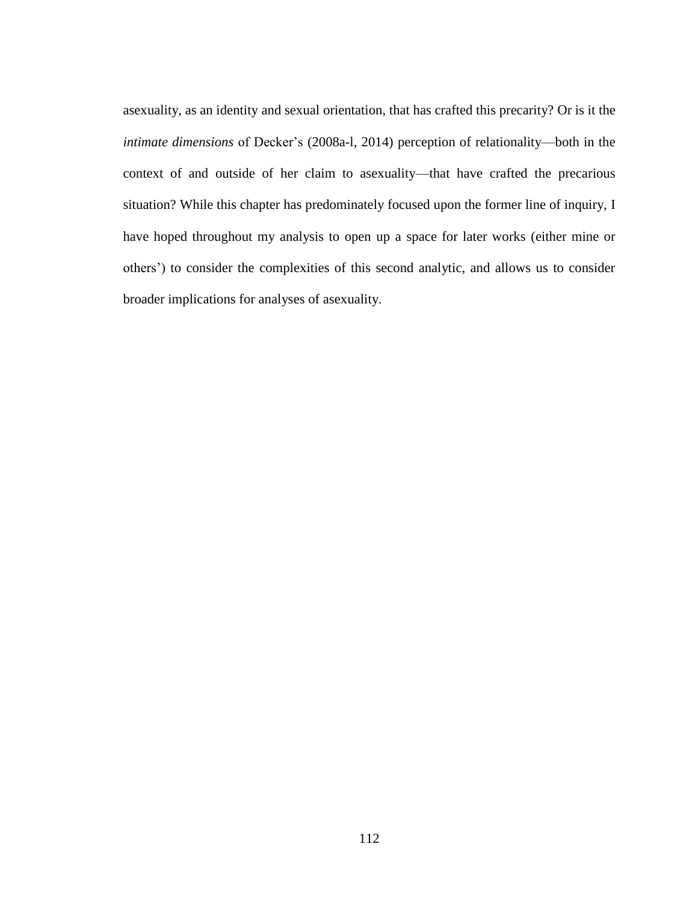asexuality, as an identity and sexual orientation, that has crafted this precarity? Or is it the *intimate dimensions* of Decker's (2008a-l, 2014) perception of relationality—both in the context of and outside of her claim to asexuality—that have crafted the precarious situation? While this chapter has predominately focused upon the former line of inquiry, I have hoped throughout my analysis to open up a space for later works (either mine or others') to consider the complexities of this second analytic, and allows us to consider broader implications for analyses of asexuality.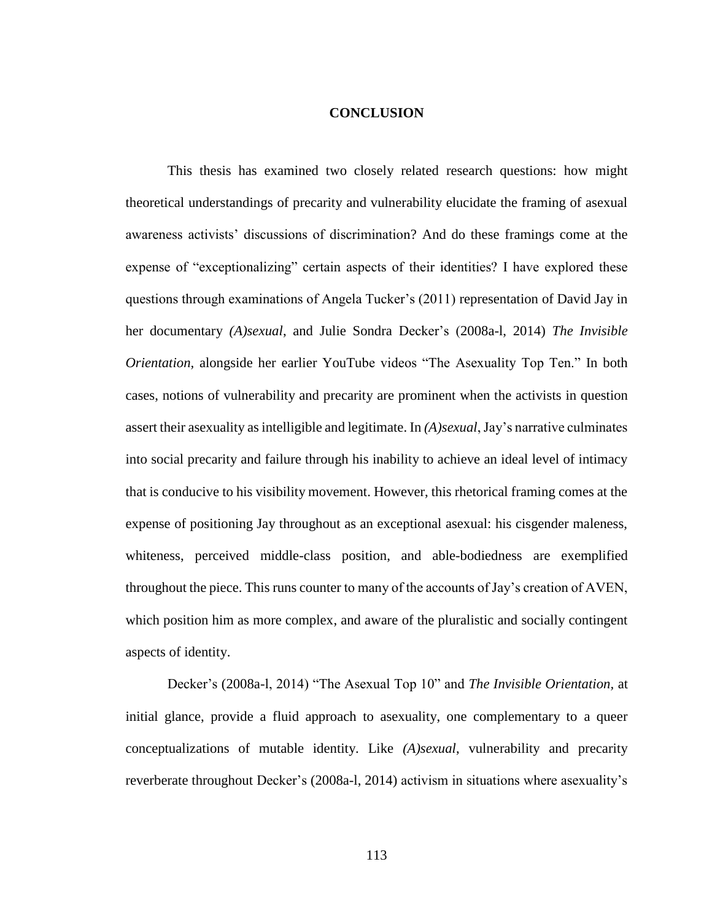# CONCLUSION

This thesis has examined two closely related research questions: how might theoretical understandings of precarity and vulnerability elucidate the framing of asexual awareness activists' discussions of discrimination? And do these framings come at the expense of "exceptionalizing" certain aspects of their identities? I have explored these questions through examinations of Angela Tucker's (2011) representation of David Jay in her documentary *(A)sexual*, and Julie Sondra Decker's (2008a-l, 2014) *The Invisible Orientation*, alongside her earlier YouTube videos "The Asexuality Top Ten." In both cases, notions of vulnerability and precarity are prominent when the activists in question assert their asexuality as intelligible and legitimate. In *(A)sexual*, Jay's narrative culminates into social precarity and failure through his inability to achieve an ideal level of intimacy that is conducive to his visibility movement. However, this rhetorical framing comes at the expense of positioning Jay throughout as an exceptional asexual: his cisgender maleness, whiteness, perceived middle-class position, and able-bodiedness are exemplified throughout the piece. This runs counter to many of the accounts of Jay's creation of AVEN, which position him as more complex, and aware of the pluralistic and socially contingent aspects of identity.

Decker's (2008a-l, 2014) "The Asexual Top 10" and *The Invisible Orientation*, at initial glance, provide a fluid approach to asexuality, one complementary to a queer conceptualizations of mutable identity. Like *(A)sexual*, vulnerability and precarity reverberate throughout Decker's (2008a-l, 2014) activism in situations where asexuality's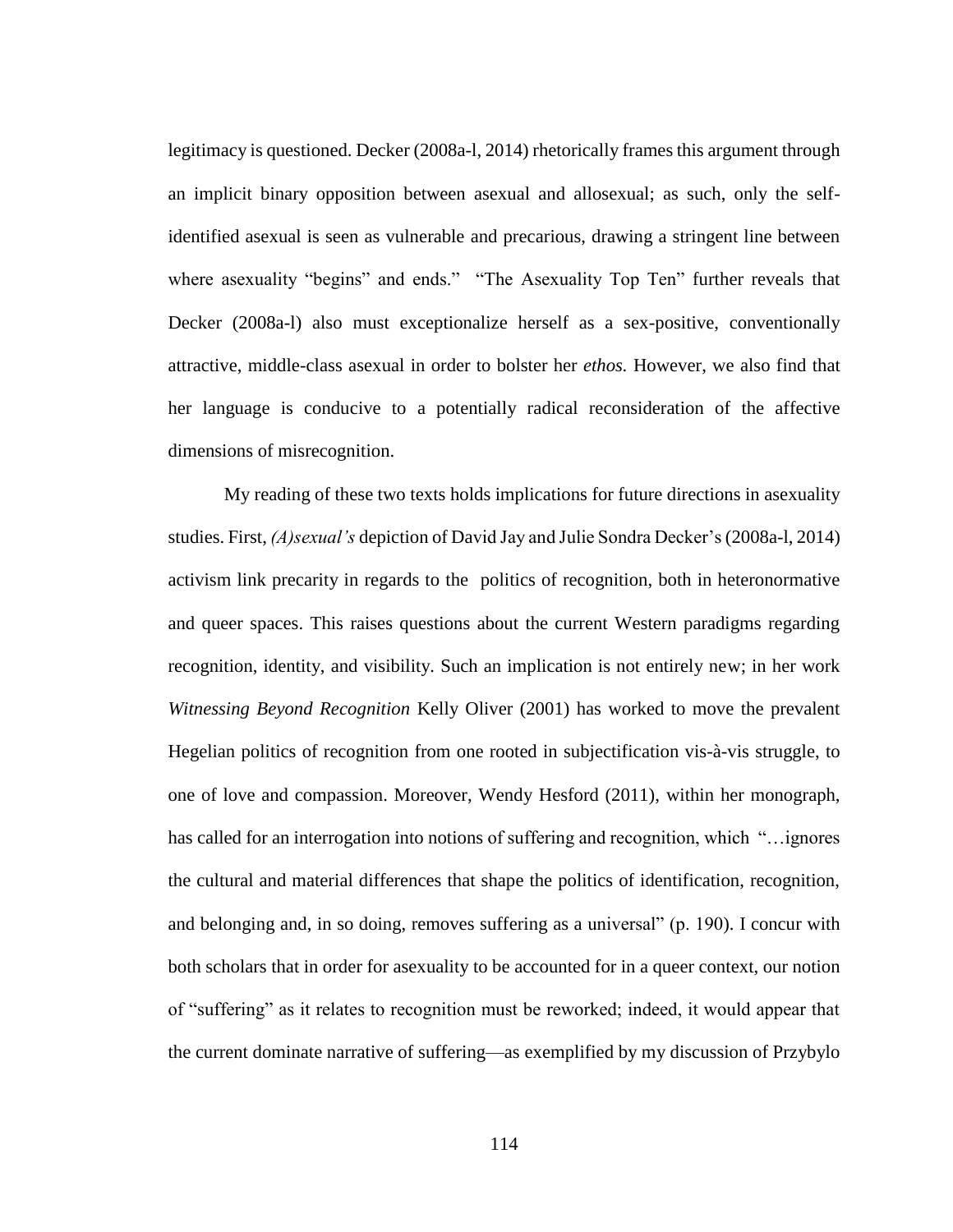legitimacy is questioned. Decker (2008a-l, 2014) rhetorically frames this argument through an implicit binary opposition between asexual and allosexual; as such, only the self-identified asexual is seen as vulnerable and precarious, drawing a stringent line between where asexuality "begins" and ends." "The Asexuality Top Ten" further reveals that Decker (2008a-l) also must exceptionalize herself as a sex-positive, conventionally attractive, middle-class asexual in order to bolster her *ethos.* However, we also find that her language is conducive to a potentially radical reconsideration of the affective dimensions of misrecognition.

My reading of these two texts holds implications for future directions in asexuality studies. First, *(A)sexual's* depiction of David Jay and Julie Sondra Decker's (2008a-l, 2014) activism link precarity in regards to the politics of recognition, both in heteronormative and queer spaces. This raises questions about the current Western paradigms regarding recognition, identity, and visibility. Such an implication is not entirely new; in her work *Witnessing Beyond Recognition* Kelly Oliver (2001) has worked to move the prevalent Hegelian politics of recognition from one rooted in subjectification vis-à-vis struggle, to one of love and compassion. Moreover, Wendy Hesford (2011), within her monograph, has called for an interrogation into notions of suffering and recognition, which "…ignores the cultural and material differences that shape the politics of identification, recognition, and belonging and, in so doing, removes suffering as a universal" (p. 190). I concur with both scholars that in order for asexuality to be accounted for in a queer context, our notion of "suffering" as it relates to recognition must be reworked; indeed, it would appear that the current dominate narrative of suffering—as exemplified by my discussion of Przybylo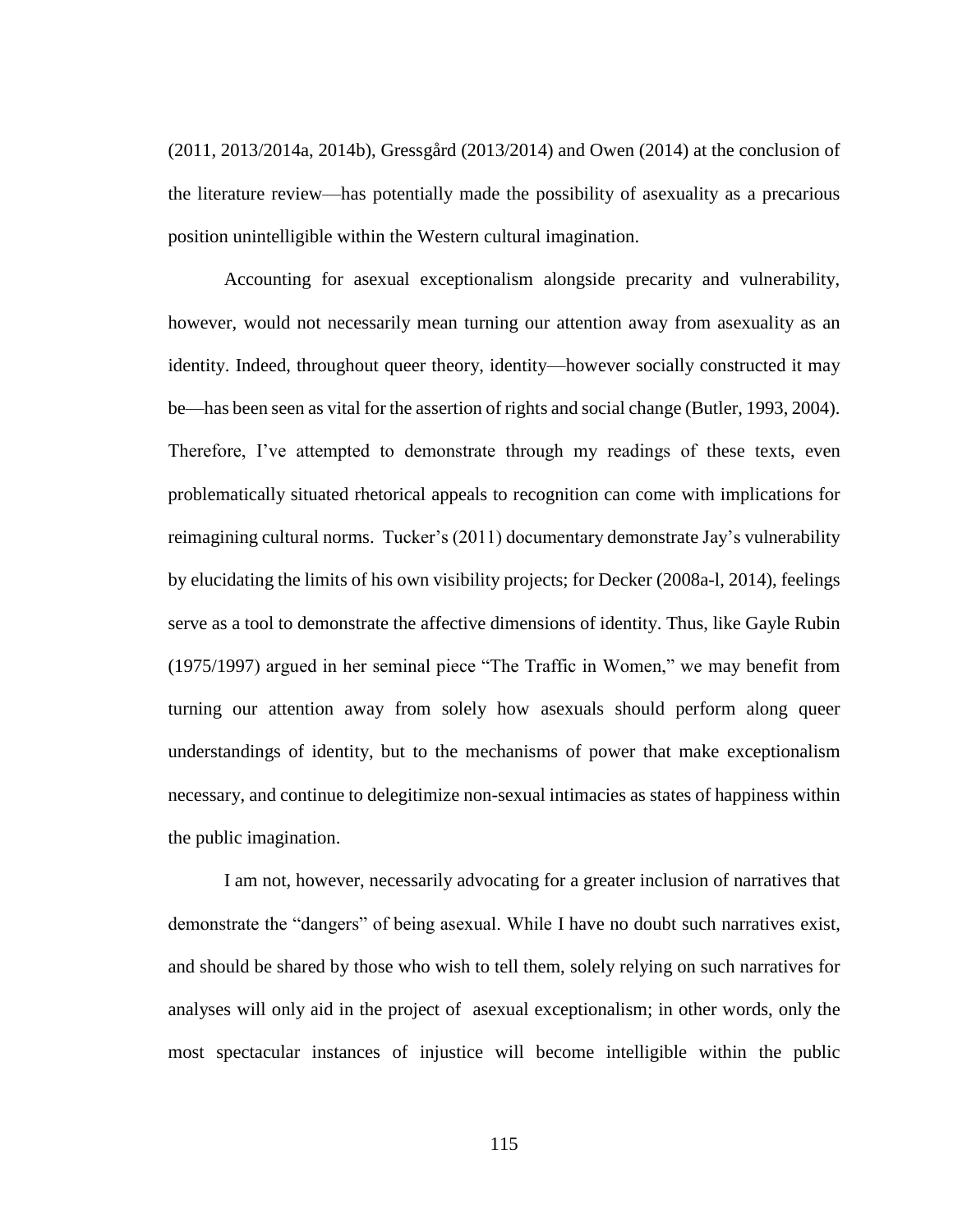(2011, 2013/2014a, 2014b), Gressgård (2013/2014) and Owen (2014) at the conclusion of the literature review—has potentially made the possibility of asexuality as a precarious position unintelligible within the Western cultural imagination.

Accounting for asexual exceptionalism alongside precarity and vulnerability, however, would not necessarily mean turning our attention away from asexuality as an identity. Indeed, throughout queer theory, identity—however socially constructed it may be—has been seen as vital for the assertion of rights and social change (Butler, 1993, 2004). Therefore, I've attempted to demonstrate through my readings of these texts, even problematically situated rhetorical appeals to recognition can come with implications for reimagining cultural norms. Tucker's (2011) documentary demonstrate Jay's vulnerability by elucidating the limits of his own visibility projects; for Decker (2008a-l, 2014), feelings serve as a tool to demonstrate the affective dimensions of identity. Thus, like Gayle Rubin (1975/1997) argued in her seminal piece "The Traffic in Women," we may benefit from turning our attention away from solely how asexuals should perform along queer understandings of identity, but to the mechanisms of power that make exceptionalism necessary, and continue to delegitimize non-sexual intimacies as states of happiness within the public imagination.

I am not, however, necessarily advocating for a greater inclusion of narratives that demonstrate the "dangers" of being asexual. While I have no doubt such narratives exist, and should be shared by those who wish to tell them, solely relying on such narratives for analyses will only aid in the project of asexual exceptionalism; in other words, only the most spectacular instances of injustice will become intelligible within the public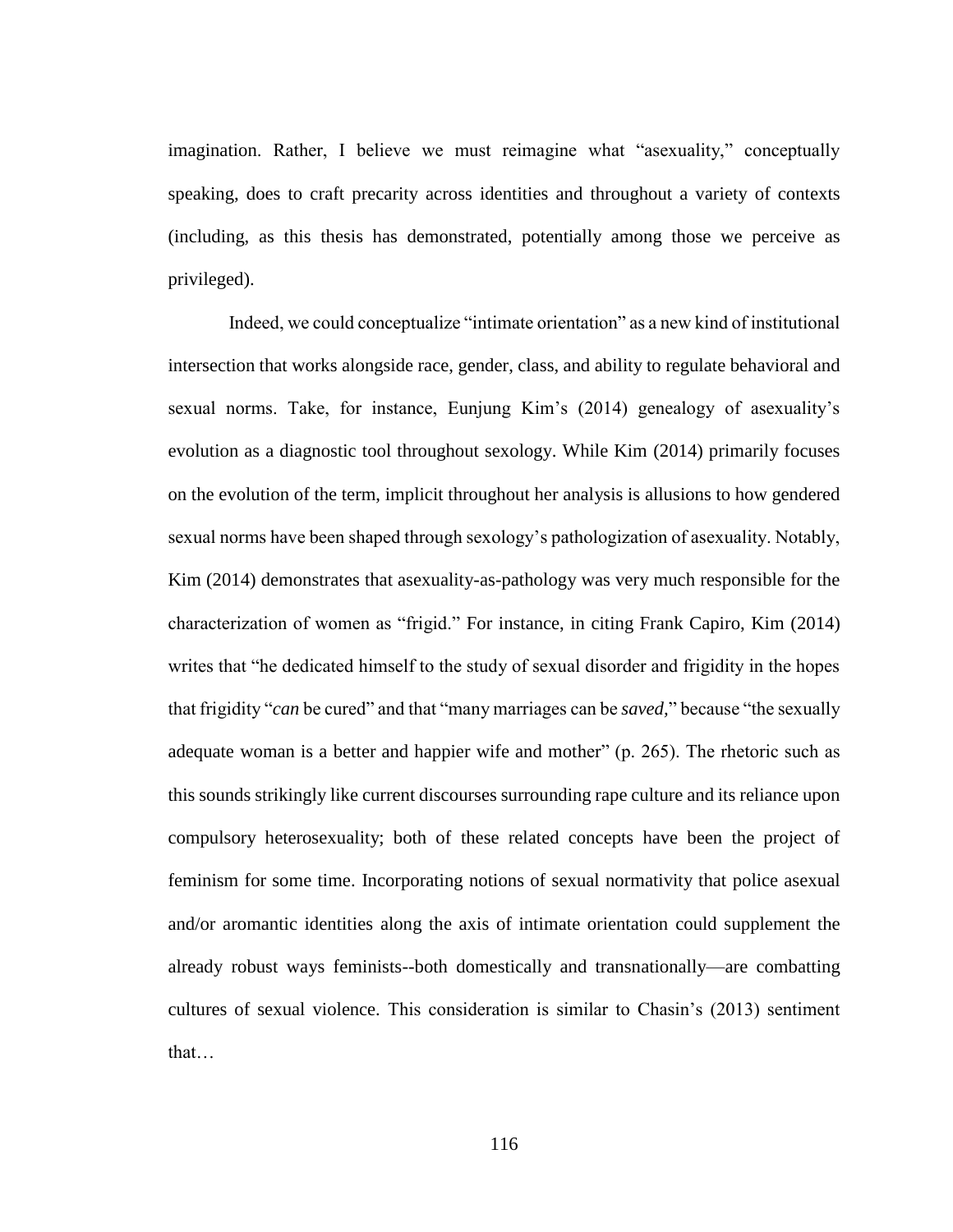imagination. Rather, I believe we must reimagine what "asexuality," conceptually speaking, does to craft precarity across identities and throughout a variety of contexts (including, as this thesis has demonstrated, potentially among those we perceive as privileged).

Indeed, we could conceptualize "intimate orientation" as a new kind of institutional intersection that works alongside race, gender, class, and ability to regulate behavioral and sexual norms. Take, for instance, Eunjung Kim's (2014) genealogy of asexuality's evolution as a diagnostic tool throughout sexology. While Kim (2014) primarily focuses on the evolution of the term, implicit throughout her analysis is allusions to how gendered sexual norms have been shaped through sexology's pathologization of asexuality. Notably, Kim (2014) demonstrates that asexuality-as-pathology was very much responsible for the characterization of women as "frigid." For instance, in citing Frank Capiro, Kim (2014) writes that "he dedicated himself to the study of sexual disorder and frigidity in the hopes that frigidity "*can* be cured" and that "many marriages can be *saved,*" because "the sexually adequate woman is a better and happier wife and mother" (p. 265). The rhetoric such as this sounds strikingly like current discourses surrounding rape culture and its reliance upon compulsory heterosexuality; both of these related concepts have been the project of feminism for some time. Incorporating notions of sexual normativity that police asexual and/or aromantic identities along the axis of intimate orientation could supplement the already robust ways feminists--both domestically and transnationally—are combatting cultures of sexual violence. This consideration is similar to Chasin's (2013) sentiment that…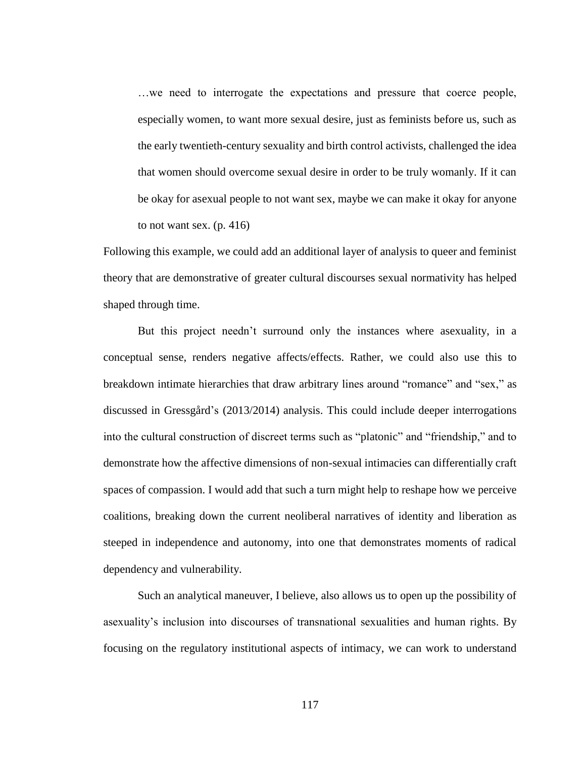> …we need to interrogate the expectations and pressure that coerce people, especially women, to want more sexual desire, just as feminists before us, such as the early twentieth-century sexuality and birth control activists, challenged the idea that women should overcome sexual desire in order to be truly womanly. If it can be okay for asexual people to not want sex, maybe we can make it okay for anyone to not want sex. (p. 416)

Following this example, we could add an additional layer of analysis to queer and feminist theory that are demonstrative of greater cultural discourses sexual normativity has helped shaped through time.

But this project needn't surround only the instances where asexuality, in a conceptual sense, renders negative affects/effects. Rather, we could also use this to breakdown intimate hierarchies that draw arbitrary lines around "romance" and "sex," as discussed in Gressgård's (2013/2014) analysis. This could include deeper interrogations into the cultural construction of discreet terms such as "platonic" and "friendship," and to demonstrate how the affective dimensions of non-sexual intimacies can differentially craft spaces of compassion. I would add that such a turn might help to reshape how we perceive coalitions, breaking down the current neoliberal narratives of identity and liberation as steeped in independence and autonomy, into one that demonstrates moments of radical dependency and vulnerability.

Such an analytical maneuver, I believe, also allows us to open up the possibility of asexuality's inclusion into discourses of transnational sexualities and human rights. By focusing on the regulatory institutional aspects of intimacy, we can work to understand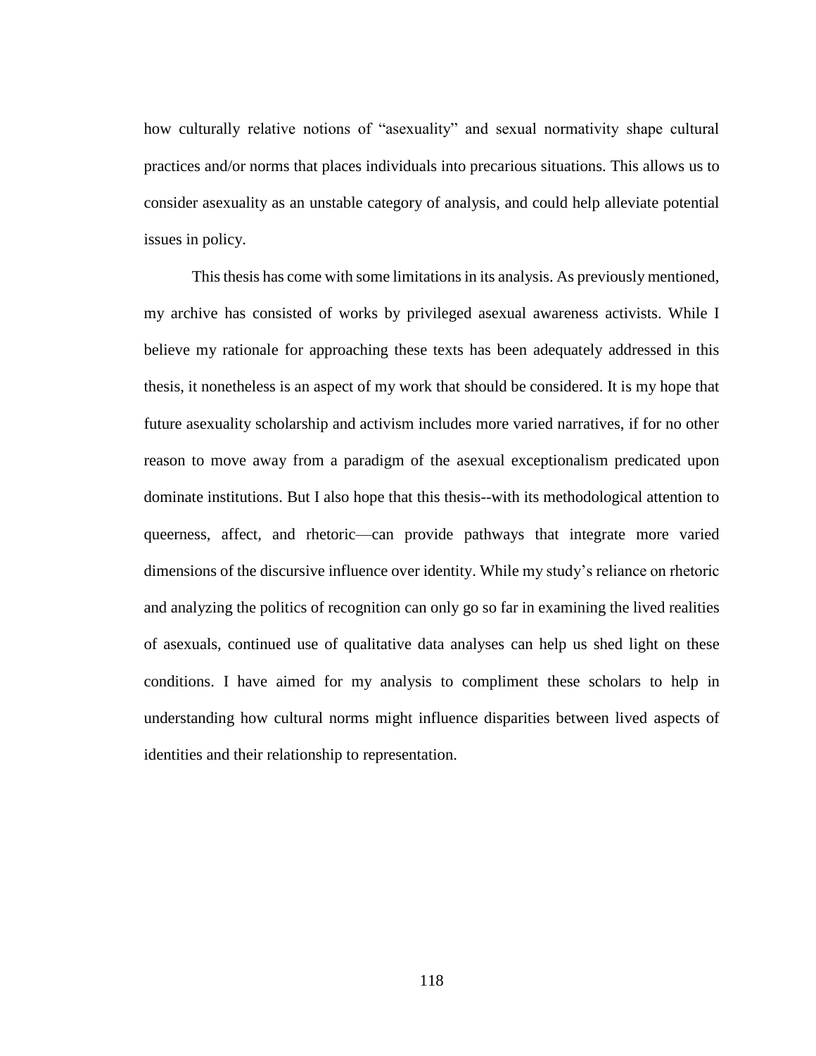how culturally relative notions of "asexuality" and sexual normativity shape cultural practices and/or norms that places individuals into precarious situations. This allows us to consider asexuality as an unstable category of analysis, and could help alleviate potential issues in policy.

This thesis has come with some limitations in its analysis. As previously mentioned, my archive has consisted of works by privileged asexual awareness activists. While I believe my rationale for approaching these texts has been adequately addressed in this thesis, it nonetheless is an aspect of my work that should be considered. It is my hope that future asexuality scholarship and activism includes more varied narratives, if for no other reason to move away from a paradigm of the asexual exceptionalism predicated upon dominate institutions. But I also hope that this thesis--with its methodological attention to queerness, affect, and rhetoric—can provide pathways that integrate more varied dimensions of the discursive influence over identity. While my study's reliance on rhetoric and analyzing the politics of recognition can only go so far in examining the lived realities of asexuals, continued use of qualitative data analyses can help us shed light on these conditions. I have aimed for my analysis to compliment these scholars to help in understanding how cultural norms might influence disparities between lived aspects of identities and their relationship to representation.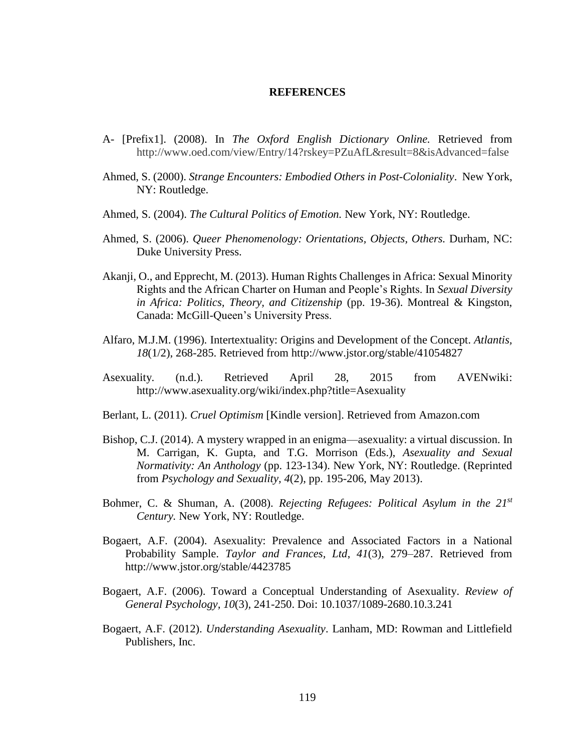# REFERENCES

A- [Prefix1]. (2008). In *The Oxford English Dictionary Online.* Retrieved from http://www.oed.com/view/Entry/14?rskey=PZuAfL&result=8&isAdvanced=false

Ahmed, S. (2000). *Strange Encounters: Embodied Others in Post-Coloniality*. New York, NY: Routledge.

Ahmed, S. (2004). *The Cultural Politics of Emotion.* New York, NY: Routledge.

Ahmed, S. (2006). *Queer Phenomenology: Orientations, Objects, Others.* Durham, NC: Duke University Press.

Akanji, O., and Epprecht, M. (2013). Human Rights Challenges in Africa: Sexual Minority Rights and the African Charter on Human and People's Rights. In *Sexual Diversity in Africa: Politics, Theory, and Citizenship* (pp. 19-36). Montreal & Kingston, Canada: McGill-Queen's University Press.

Alfaro, M.J.M. (1996). Intertextuality: Origins and Development of the Concept. *Atlantis, 18*(1/2), 268-285. Retrieved from http://www.jstor.org/stable/41054827

Asexuality. (n.d.). Retrieved April 28, 2015 from AVENwiki: http://www.asexuality.org/wiki/index.php?title=Asexuality

Berlant, L. (2011). *Cruel Optimism* [Kindle version]. Retrieved from Amazon.com

Bishop, C.J. (2014). A mystery wrapped in an enigma—asexuality: a virtual discussion. In M. Carrigan, K. Gupta, and T.G. Morrison (Eds.), *Asexuality and Sexual Normativity: An Anthology* (pp. 123-134). New York, NY: Routledge. (Reprinted from *Psychology and Sexuality, 4*(2), pp. 195-206, May 2013).

Bohmer, C. & Shuman, A. (2008). *Rejecting Refugees: Political Asylum in the 21st Century.* New York, NY: Routledge.

Bogaert, A.F. (2004). Asexuality: Prevalence and Associated Factors in a National Probability Sample. *Taylor and Frances, Ltd*, *41*(3), 279–287. Retrieved from http://www.jstor.org/stable/4423785

Bogaert, A.F. (2006). Toward a Conceptual Understanding of Asexuality. *Review of General Psychology, 10*(3), 241-250. Doi: 10.1037/1089-2680.10.3.241

Bogaert, A.F. (2012). *Understanding Asexuality*. Lanham, MD: Rowman and Littlefield Publishers, Inc.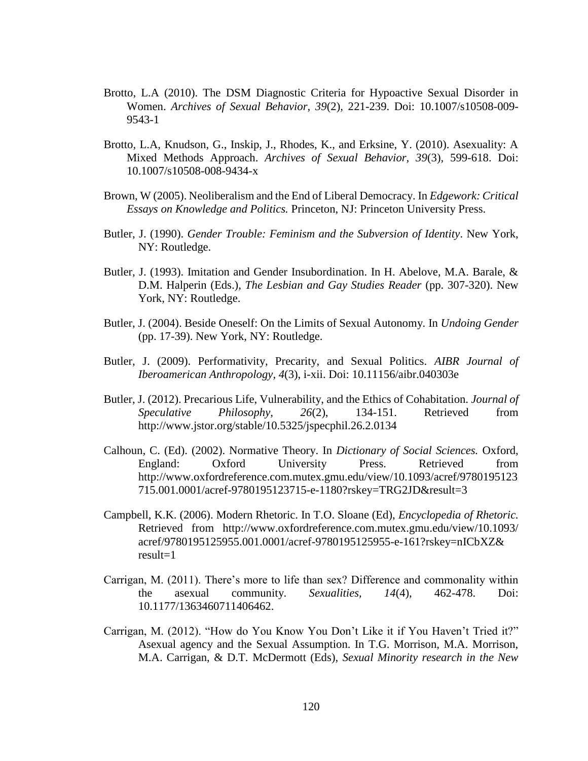Brotto, L.A (2010). The DSM Diagnostic Criteria for Hypoactive Sexual Disorder in Women. *Archives of Sexual Behavior, 39*(2), 221-239. Doi: 10.1007/s10508-009-9543-1

Brotto, L.A, Knudson, G., Inskip, J., Rhodes, K., and Erksine, Y. (2010). Asexuality: A Mixed Methods Approach. *Archives of Sexual Behavior, 39*(3), 599-618. Doi: 10.1007/s10508-008-9434-x

Brown, W (2005). Neoliberalism and the End of Liberal Democracy. In *Edgework: Critical Essays on Knowledge and Politics.* Princeton, NJ: Princeton University Press.

Butler, J. (1990). *Gender Trouble: Feminism and the Subversion of Identity*. New York, NY: Routledge.

Butler, J. (1993). Imitation and Gender Insubordination. In H. Abelove, M.A. Barale, & D.M. Halperin (Eds.), *The Lesbian and Gay Studies Reader* (pp. 307-320). New York, NY: Routledge.

Butler, J. (2004). Beside Oneself: On the Limits of Sexual Autonomy. In *Undoing Gender* (pp. 17-39). New York, NY: Routledge.

Butler, J. (2009). Performativity, Precarity, and Sexual Politics. *AIBR Journal of Iberoamerican Anthropology, 4*(3), i-xii. Doi: 10.11156/aibr.040303e

Butler, J. (2012). Precarious Life, Vulnerability, and the Ethics of Cohabitation. *Journal of Speculative Philosophy, 26*(2), 134-151. Retrieved from http://www.jstor.org/stable/10.5325/jspecphil.26.2.0134

Calhoun, C. (Ed). (2002). Normative Theory. In *Dictionary of Social Sciences.* Oxford, England: Oxford University Press. Retrieved from http://www.oxfordreference.com.mutex.gmu.edu/view/10.1093/acref/9780195123715.001.0001/acref-9780195123715-e-1180?rskey=TRG2JD&result=3

Campbell, K.K. (2006). Modern Rhetoric. In T.O. Sloane (Ed), *Encyclopedia of Rhetoric.* Retrieved from http://www.oxfordreference.com.mutex.gmu.edu/view/10.1093/acref/9780195125955.001.0001/acref-9780195125955-e-161?rskey=nICbXZ&result=1

Carrigan, M. (2011). There's more to life than sex? Difference and commonality within the asexual community. *Sexualities, 14*(4), 462-478. Doi: 10.1177/1363460711406462.

Carrigan, M. (2012). "How do You Know You Don't Like it if You Haven't Tried it?" Asexual agency and the Sexual Assumption. In T.G. Morrison, M.A. Morrison, M.A. Carrigan, & D.T. McDermott (Eds), *Sexual Minority research in the New*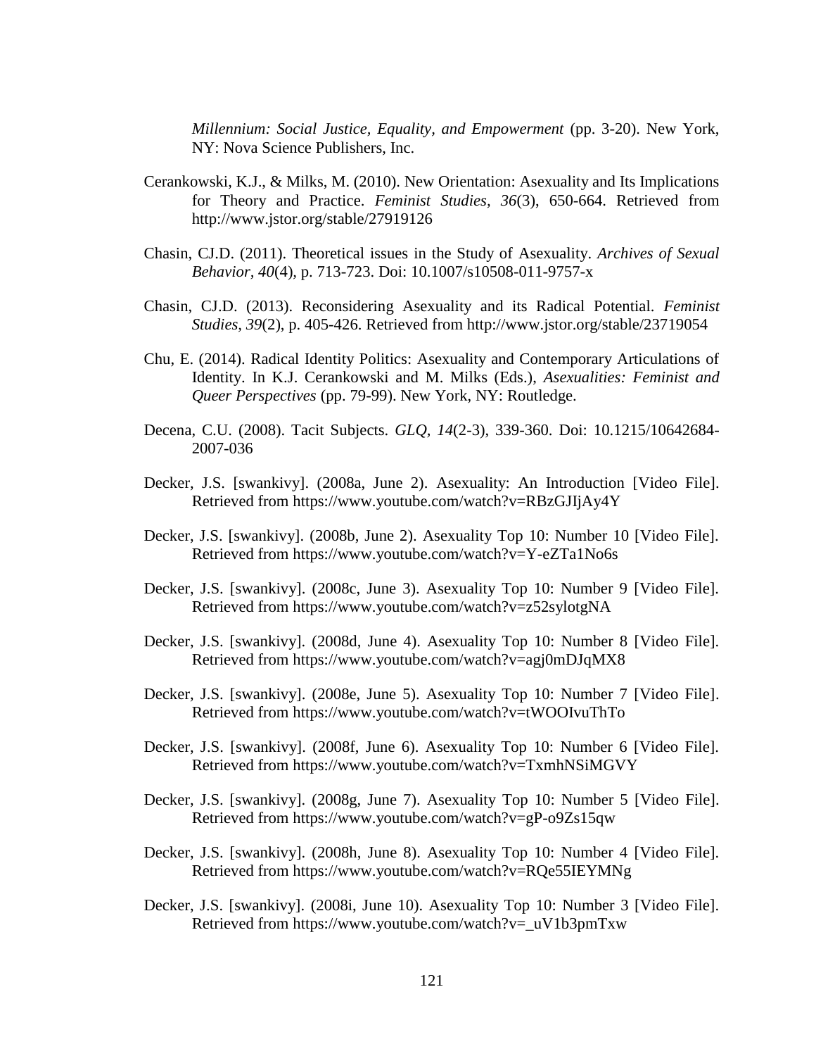*Millennium: Social Justice, Equality, and Empowerment* (pp. 3-20). New York, NY: Nova Science Publishers, Inc.

Cerankowski, K.J., & Milks, M. (2010). New Orientation: Asexuality and Its Implications for Theory and Practice. *Feminist Studies, 36*(3), 650-664. Retrieved from http://www.jstor.org/stable/27919126

Chasin, CJ.D. (2011). Theoretical issues in the Study of Asexuality. *Archives of Sexual Behavior, 40*(4), p. 713-723. Doi: 10.1007/s10508-011-9757-x

Chasin, CJ.D. (2013). Reconsidering Asexuality and its Radical Potential. *Feminist Studies, 39*(2), p. 405-426. Retrieved from http://www.jstor.org/stable/23719054

Chu, E. (2014). Radical Identity Politics: Asexuality and Contemporary Articulations of Identity. In K.J. Cerankowski and M. Milks (Eds.), *Asexualities: Feminist and Queer Perspectives* (pp. 79-99). New York, NY: Routledge.

Decena, C.U. (2008). Tacit Subjects. *GLQ, 14*(2-3), 339-360. Doi: 10.1215/10642684-2007-036

Decker, J.S. [swankivy]. (2008a, June 2). Asexuality: An Introduction [Video File]. Retrieved from https://www.youtube.com/watch?v=RBzGJIjAy4Y

Decker, J.S. [swankivy]. (2008b, June 2). Asexuality Top 10: Number 10 [Video File]. Retrieved from https://www.youtube.com/watch?v=Y-eZTa1No6s

Decker, J.S. [swankivy]. (2008c, June 3). Asexuality Top 10: Number 9 [Video File]. Retrieved from https://www.youtube.com/watch?v=z52sylotgNA

Decker, J.S. [swankivy]. (2008d, June 4). Asexuality Top 10: Number 8 [Video File]. Retrieved from https://www.youtube.com/watch?v=agj0mDJqMX8

Decker, J.S. [swankivy]. (2008e, June 5). Asexuality Top 10: Number 7 [Video File]. Retrieved from https://www.youtube.com/watch?v=tWOOIvuThTo

Decker, J.S. [swankivy]. (2008f, June 6). Asexuality Top 10: Number 6 [Video File]. Retrieved from https://www.youtube.com/watch?v=TxmhNSiMGVY

Decker, J.S. [swankivy]. (2008g, June 7). Asexuality Top 10: Number 5 [Video File]. Retrieved from https://www.youtube.com/watch?v=gP-o9Zs15qw

Decker, J.S. [swankivy]. (2008h, June 8). Asexuality Top 10: Number 4 [Video File]. Retrieved from https://www.youtube.com/watch?v=RQe55IEYMNg

Decker, J.S. [swankivy]. (2008i, June 10). Asexuality Top 10: Number 3 [Video File]. Retrieved from https://www.youtube.com/watch?v=_uV1b3pmTxw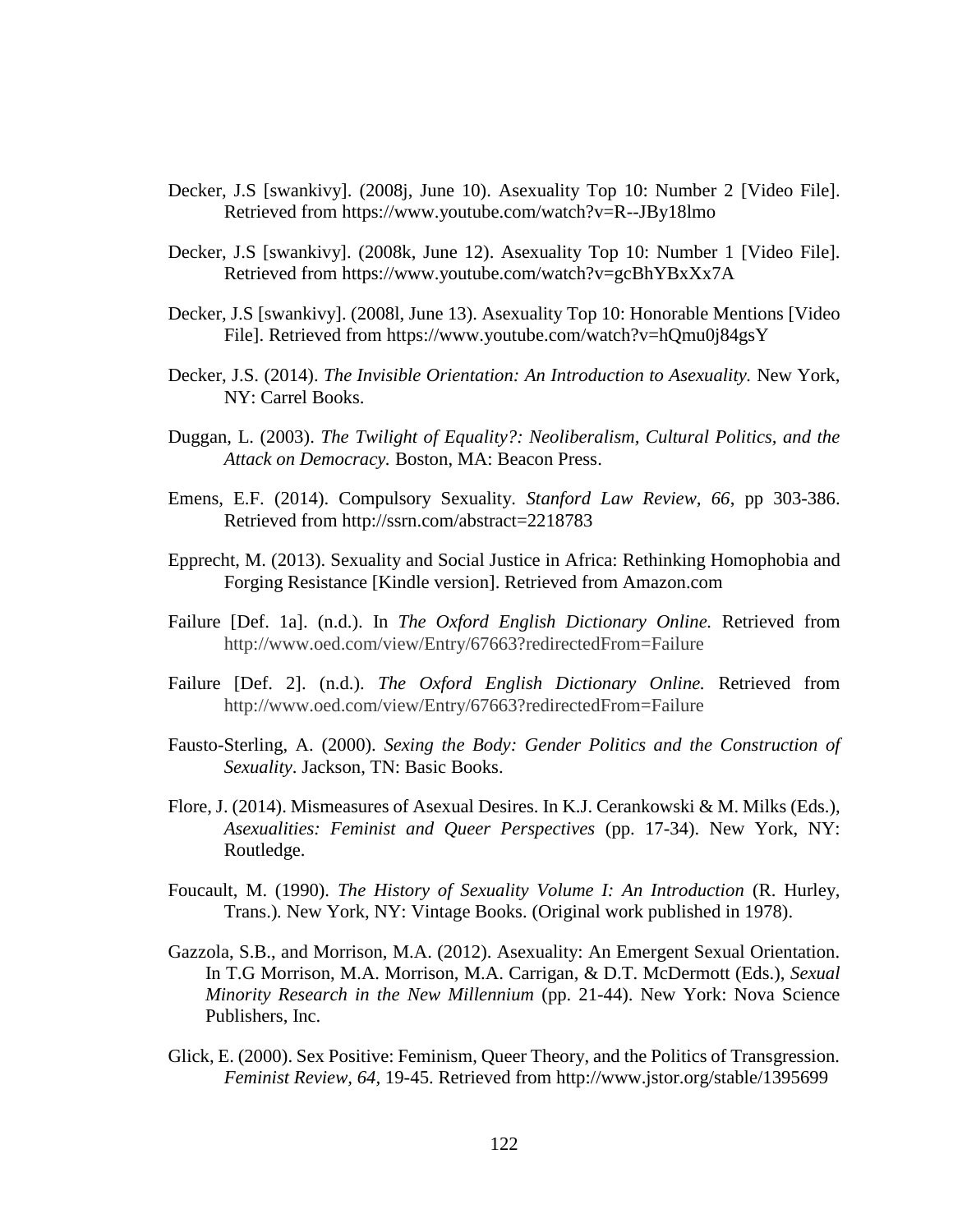Decker, J.S [swankivy]. (2008j, June 10). Asexuality Top 10: Number 2 [Video File]. Retrieved from https://www.youtube.com/watch?v=R--JBy18lmo

Decker, J.S [swankivy]. (2008k, June 12). Asexuality Top 10: Number 1 [Video File]. Retrieved from https://www.youtube.com/watch?v=gcBhYBxXx7A

Decker, J.S [swankivy]. (2008l, June 13). Asexuality Top 10: Honorable Mentions [Video File]. Retrieved from https://www.youtube.com/watch?v=hQmu0j84gsY

Decker, J.S. (2014). *The Invisible Orientation: An Introduction to Asexuality.* New York, NY: Carrel Books.

Duggan, L. (2003). *The Twilight of Equality?: Neoliberalism, Cultural Politics, and the Attack on Democracy.* Boston, MA: Beacon Press.

Emens, E.F. (2014). Compulsory Sexuality. *Stanford Law Review, 66*, pp 303-386. Retrieved from http://ssrn.com/abstract=2218783

Epprecht, M. (2013). Sexuality and Social Justice in Africa: Rethinking Homophobia and Forging Resistance [Kindle version]. Retrieved from Amazon.com

Failure [Def. 1a]. (n.d.). In *The Oxford English Dictionary Online.* Retrieved from http://www.oed.com/view/Entry/67663?redirectedFrom=Failure

Failure [Def. 2]. (n.d.). *The Oxford English Dictionary Online.* Retrieved from http://www.oed.com/view/Entry/67663?redirectedFrom=Failure

Fausto-Sterling, A. (2000). *Sexing the Body: Gender Politics and the Construction of Sexuality*. Jackson, TN: Basic Books.

Flore, J. (2014). Mismeasures of Asexual Desires. In K.J. Cerankowski & M. Milks (Eds.), *Asexualities: Feminist and Queer Perspectives* (pp. 17-34). New York, NY: Routledge.

Foucault, M. (1990). *The History of Sexuality Volume I: An Introduction* (R. Hurley, Trans.). New York, NY: Vintage Books. (Original work published in 1978).

Gazzola, S.B., and Morrison, M.A. (2012). Asexuality: An Emergent Sexual Orientation. In T.G Morrison, M.A. Morrison, M.A. Carrigan, & D.T. McDermott (Eds.), *Sexual Minority Research in the New Millennium* (pp. 21-44). New York: Nova Science Publishers, Inc.

Glick, E. (2000). Sex Positive: Feminism, Queer Theory, and the Politics of Transgression. *Feminist Review, 64,* 19-45. Retrieved from http://www.jstor.org/stable/1395699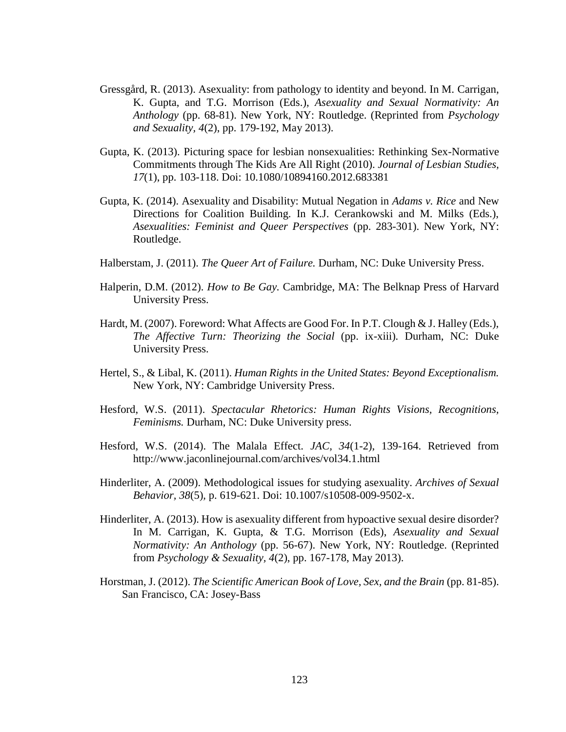Gressgård, R. (2013). Asexuality: from pathology to identity and beyond. In M. Carrigan, K. Gupta, and T.G. Morrison (Eds.), *Asexuality and Sexual Normativity: An Anthology* (pp. 68-81). New York, NY: Routledge. (Reprinted from *Psychology and Sexuality, 4*(2), pp. 179-192, May 2013).

Gupta, K. (2013). Picturing space for lesbian nonsexualities: Rethinking Sex-Normative Commitments through The Kids Are All Right (2010). *Journal of Lesbian Studies, 17*(1), pp. 103-118. Doi: 10.1080/10894160.2012.683381

Gupta, K. (2014). Asexuality and Disability: Mutual Negation in *Adams v. Rice* and New Directions for Coalition Building. In K.J. Cerankowski and M. Milks (Eds.), *Asexualities: Feminist and Queer Perspectives* (pp. 283-301). New York, NY: Routledge.

Halberstam, J. (2011). *The Queer Art of Failure.* Durham, NC: Duke University Press.

Halperin, D.M. (2012). *How to Be Gay.* Cambridge, MA: The Belknap Press of Harvard University Press.

Hardt, M. (2007). Foreword: What Affects are Good For. In P.T. Clough & J. Halley (Eds.), *The Affective Turn: Theorizing the Social* (pp. ix-xiii). Durham, NC: Duke University Press.

Hertel, S., & Libal, K. (2011). *Human Rights in the United States: Beyond Exceptionalism.* New York, NY: Cambridge University Press.

Hesford, W.S. (2011). *Spectacular Rhetorics: Human Rights Visions, Recognitions, Feminisms.* Durham, NC: Duke University press.

Hesford, W.S. (2014). The Malala Effect. *JAC, 34*(1-2), 139-164. Retrieved from http://www.jaconlinejournal.com/archives/vol34.1.html

Hinderliter, A. (2009). Methodological issues for studying asexuality. *Archives of Sexual Behavior, 38*(5), p. 619-621. Doi: 10.1007/s10508-009-9502-x.

Hinderliter, A. (2013). How is asexuality different from hypoactive sexual desire disorder? In M. Carrigan, K. Gupta, & T.G. Morrison (Eds), *Asexuality and Sexual Normativity: An Anthology* (pp. 56-67). New York, NY: Routledge. (Reprinted from *Psychology & Sexuality, 4*(2), pp. 167-178, May 2013).

Horstman, J. (2012). *The Scientific American Book of Love, Sex, and the Brain* (pp. 81-85). San Francisco, CA: Josey-Bass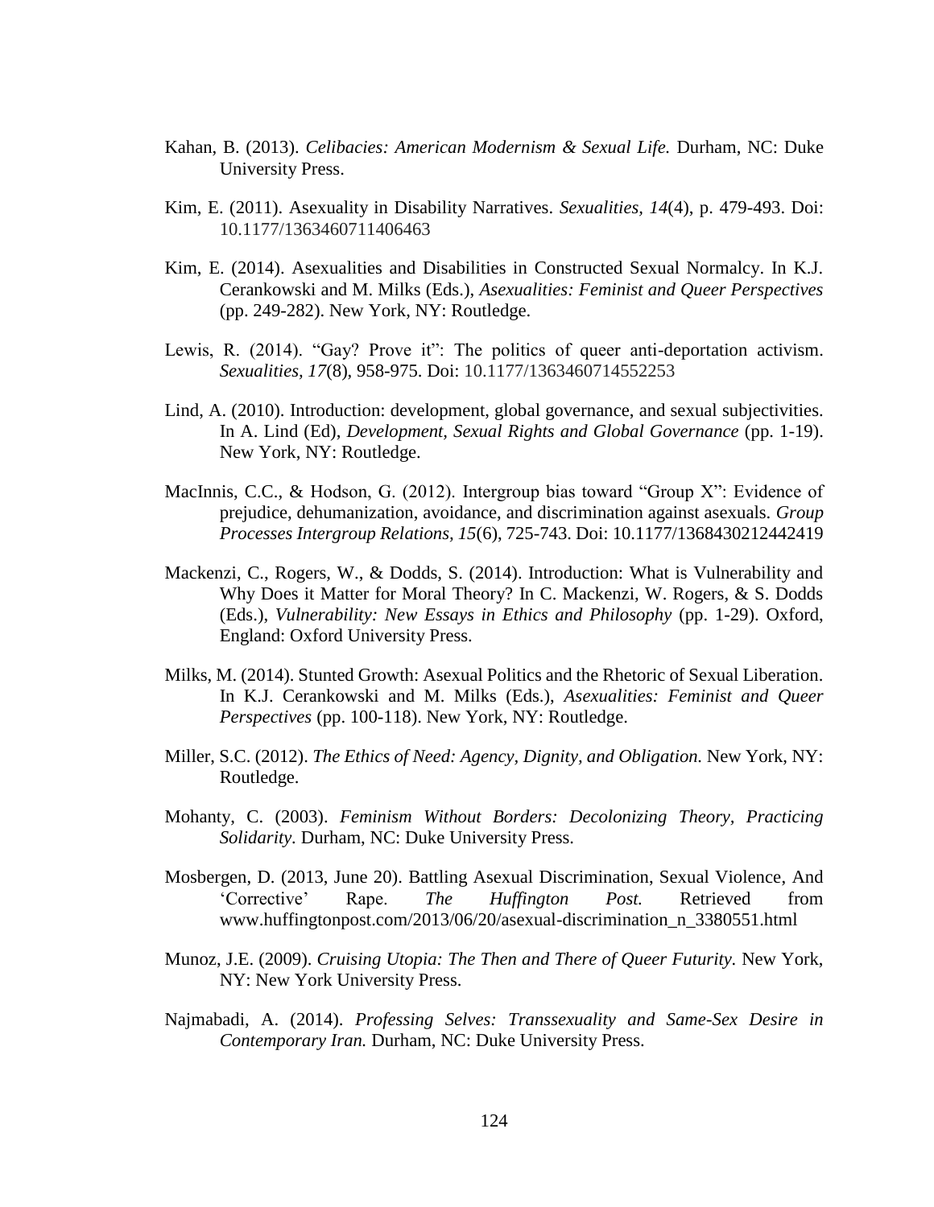Kahan, B. (2013). *Celibacies: American Modernism & Sexual Life.* Durham, NC: Duke University Press.

Kim, E. (2011). Asexuality in Disability Narratives. *Sexualities, 14*(4), p. 479-493. Doi: 10.1177/1363460711406463

Kim, E. (2014). Asexualities and Disabilities in Constructed Sexual Normalcy. In K.J. Cerankowski and M. Milks (Eds.), *Asexualities: Feminist and Queer Perspectives* (pp. 249-282). New York, NY: Routledge.

Lewis, R. (2014). "Gay? Prove it": The politics of queer anti-deportation activism. *Sexualities, 17*(8), 958-975. Doi: 10.1177/1363460714552253

Lind, A. (2010). Introduction: development, global governance, and sexual subjectivities. In A. Lind (Ed), *Development, Sexual Rights and Global Governance* (pp. 1-19). New York, NY: Routledge.

MacInnis, C.C., & Hodson, G. (2012). Intergroup bias toward "Group X": Evidence of prejudice, dehumanization, avoidance, and discrimination against asexuals. *Group Processes Intergroup Relations, 15*(6), 725-743. Doi: 10.1177/1368430212442419

Mackenzi, C., Rogers, W., & Dodds, S. (2014). Introduction: What is Vulnerability and Why Does it Matter for Moral Theory? In C. Mackenzi, W. Rogers, & S. Dodds (Eds.), *Vulnerability: New Essays in Ethics and Philosophy* (pp. 1-29). Oxford, England: Oxford University Press.

Milks, M. (2014). Stunted Growth: Asexual Politics and the Rhetoric of Sexual Liberation. In K.J. Cerankowski and M. Milks (Eds.), *Asexualities: Feminist and Queer Perspectives* (pp. 100-118). New York, NY: Routledge.

Miller, S.C. (2012). *The Ethics of Need: Agency, Dignity, and Obligation.* New York, NY: Routledge.

Mohanty, C. (2003). *Feminism Without Borders: Decolonizing Theory, Practicing Solidarity.* Durham, NC: Duke University Press.

Mosbergen, D. (2013, June 20). Battling Asexual Discrimination, Sexual Violence, And 'Corrective' Rape. *The Huffington Post.* Retrieved from www.huffingtonpost.com/2013/06/20/asexual-discrimination_n_3380551.html

Munoz, J.E. (2009). *Cruising Utopia: The Then and There of Queer Futurity.* New York, NY: New York University Press.

Najmabadi, A. (2014). *Professing Selves: Transsexuality and Same-Sex Desire in Contemporary Iran.* Durham, NC: Duke University Press.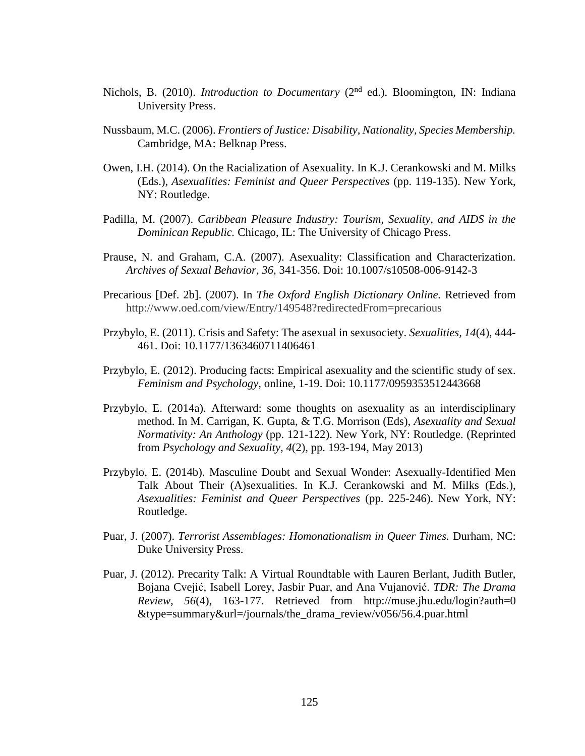Nichols, B. (2010). *Introduction to Documentary* (2nd ed.). Bloomington, IN: Indiana University Press.

Nussbaum, M.C. (2006). *Frontiers of Justice: Disability, Nationality, Species Membership.* Cambridge, MA: Belknap Press.

Owen, I.H. (2014). On the Racialization of Asexuality. In K.J. Cerankowski and M. Milks (Eds.), *Asexualities: Feminist and Queer Perspectives* (pp. 119-135). New York, NY: Routledge.

Padilla, M. (2007). *Caribbean Pleasure Industry: Tourism, Sexuality, and AIDS in the Dominican Republic.* Chicago, IL: The University of Chicago Press.

Prause, N. and Graham, C.A. (2007). Asexuality: Classification and Characterization. *Archives of Sexual Behavior, 36,* 341-356. Doi: 10.1007/s10508-006-9142-3

Precarious [Def. 2b]. (2007). In *The Oxford English Dictionary Online*. Retrieved from http://www.oed.com/view/Entry/149548?redirectedFrom=precarious

Przybylo, E. (2011). Crisis and Safety: The asexual in sexusociety. *Sexualities, 14*(4), 444-461. Doi: 10.1177/1363460711406461

Przybylo, E. (2012). Producing facts: Empirical asexuality and the scientific study of sex. *Feminism and Psychology,* online, 1-19. Doi: 10.1177/0959353512443668

Przybylo, E. (2014a). Afterward: some thoughts on asexuality as an interdisciplinary method. In M. Carrigan, K. Gupta, & T.G. Morrison (Eds), *Asexuality and Sexual Normativity: An Anthology* (pp. 121-122). New York, NY: Routledge. (Reprinted from *Psychology and Sexuality, 4*(2), pp. 193-194, May 2013)

Przybylo, E. (2014b). Masculine Doubt and Sexual Wonder: Asexually-Identified Men Talk About Their (A)sexualities. In K.J. Cerankowski and M. Milks (Eds.), *Asexualities: Feminist and Queer Perspectives* (pp. 225-246). New York, NY: Routledge.

Puar, J. (2007). *Terrorist Assemblages: Homonationalism in Queer Times.* Durham, NC: Duke University Press.

Puar, J. (2012). Precarity Talk: A Virtual Roundtable with Lauren Berlant, Judith Butler, Bojana Cvejić, Isabell Lorey, Jasbir Puar, and Ana Vujanović. *TDR: The Drama Review, 56*(4), 163-177. Retrieved from http://muse.jhu.edu/login?auth=0 &type=summary&url=/journals/the_drama_review/v056/56.4.puar.html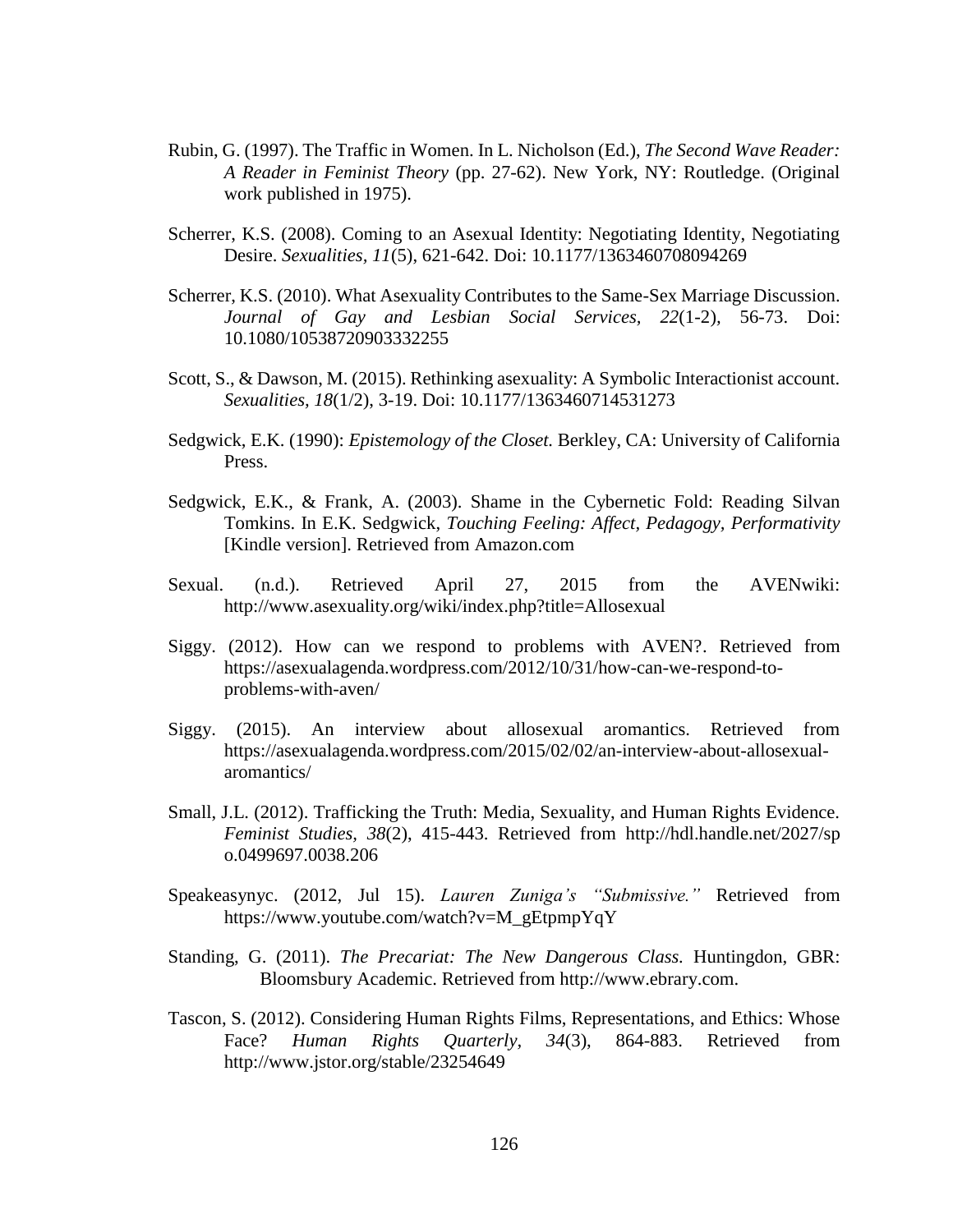Rubin, G. (1997). The Traffic in Women. In L. Nicholson (Ed.), *The Second Wave Reader: A Reader in Feminist Theory* (pp. 27-62). New York, NY: Routledge. (Original work published in 1975).

Scherrer, K.S. (2008). Coming to an Asexual Identity: Negotiating Identity, Negotiating Desire. *Sexualities, 11*(5), 621-642. Doi: 10.1177/1363460708094269

Scherrer, K.S. (2010). What Asexuality Contributes to the Same-Sex Marriage Discussion. *Journal of Gay and Lesbian Social Services, 22*(1-2), 56-73. Doi: 10.1080/10538720903332255

Scott, S., & Dawson, M. (2015). Rethinking asexuality: A Symbolic Interactionist account. *Sexualities, 18*(1/2), 3-19. Doi: 10.1177/1363460714531273

Sedgwick, E.K. (1990): *Epistemology of the Closet.* Berkley, CA: University of California Press.

Sedgwick, E.K., & Frank, A. (2003). Shame in the Cybernetic Fold: Reading Silvan Tomkins. In E.K. Sedgwick, *Touching Feeling: Affect, Pedagogy, Performativity* [Kindle version]. Retrieved from Amazon.com

Sexual. (n.d.). Retrieved April 27, 2015 from the AVENwiki: http://www.asexuality.org/wiki/index.php?title=Allosexual

Siggy. (2012). How can we respond to problems with AVEN?. Retrieved from https://asexualagenda.wordpress.com/2012/10/31/how-can-we-respond-to-problems-with-aven/

Siggy. (2015). An interview about allosexual aromantics. Retrieved from https://asexualagenda.wordpress.com/2015/02/02/an-interview-about-allosexual-aromantics/

Small, J.L. (2012). Trafficking the Truth: Media, Sexuality, and Human Rights Evidence. *Feminist Studies*, *38*(2), 415-443. Retrieved from http://hdl.handle.net/2027/spo.0499697.0038.206

Speakeasynyc. (2012, Jul 15). *Lauren Zuniga's "Submissive."* Retrieved from https://www.youtube.com/watch?v=M_gEtpmpYqY

Standing, G. (2011). *The Precariat: The New Dangerous Class.* Huntingdon, GBR: Bloomsbury Academic. Retrieved from http://www.ebrary.com.

Tascon, S. (2012). Considering Human Rights Films, Representations, and Ethics: Whose Face? *Human Rights Quarterly*, *34*(3), 864-883. Retrieved from http://www.jstor.org/stable/23254649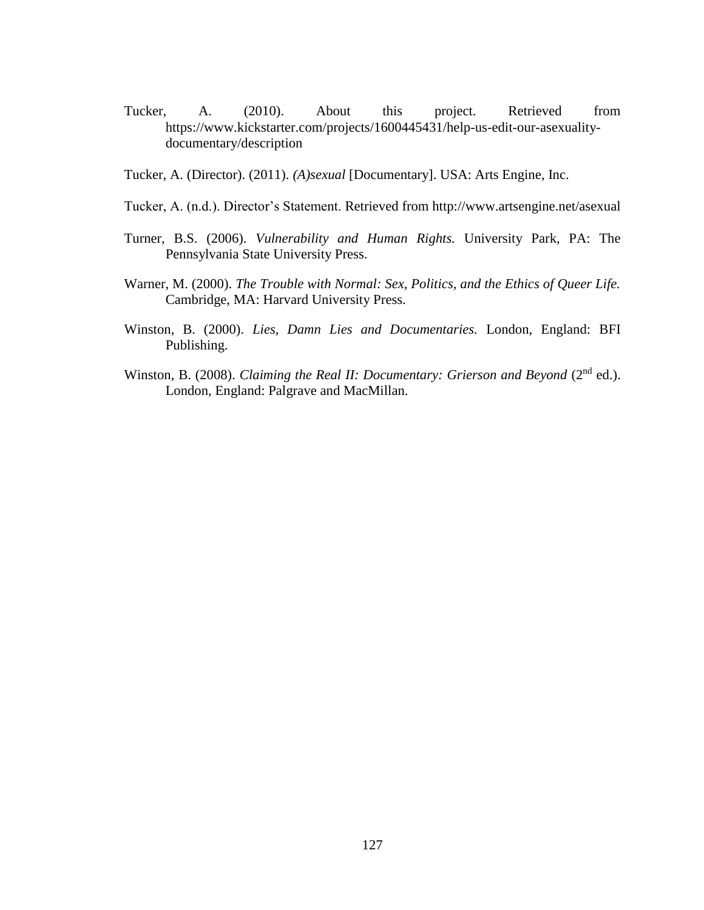Tucker, A. (2010). About this project. Retrieved from https://www.kickstarter.com/projects/1600445431/help-us-edit-our-asexuality-documentary/description

Tucker, A. (Director). (2011). *(A)sexual* [Documentary]. USA: Arts Engine, Inc.

Tucker, A. (n.d.). Director's Statement. Retrieved from http://www.artsengine.net/asexual

Turner, B.S. (2006). *Vulnerability and Human Rights.* University Park, PA: The Pennsylvania State University Press.

Warner, M. (2000). *The Trouble with Normal: Sex, Politics, and the Ethics of Queer Life.* Cambridge, MA: Harvard University Press.

Winston, B. (2000). *Lies, Damn Lies and Documentaries.* London, England: BFI Publishing.

Winston, B. (2008). *Claiming the Real II: Documentary: Grierson and Beyond* (2nd ed.). London, England: Palgrave and MacMillan.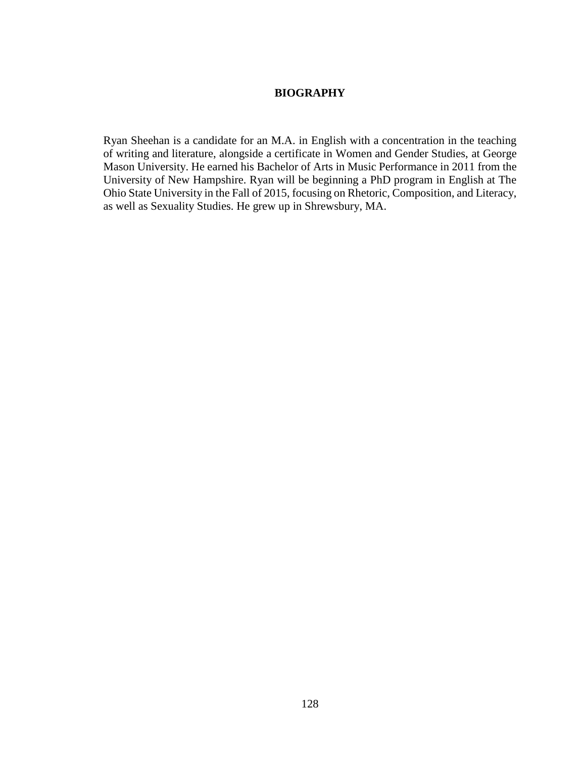# BIOGRAPHY

Ryan Sheehan is a candidate for an M.A. in English with a concentration in the teaching of writing and literature, alongside a certificate in Women and Gender Studies, at George Mason University. He earned his Bachelor of Arts in Music Performance in 2011 from the University of New Hampshire. Ryan will be beginning a PhD program in English at The Ohio State University in the Fall of 2015, focusing on Rhetoric, Composition, and Literacy, as well as Sexuality Studies. He grew up in Shrewsbury, MA.